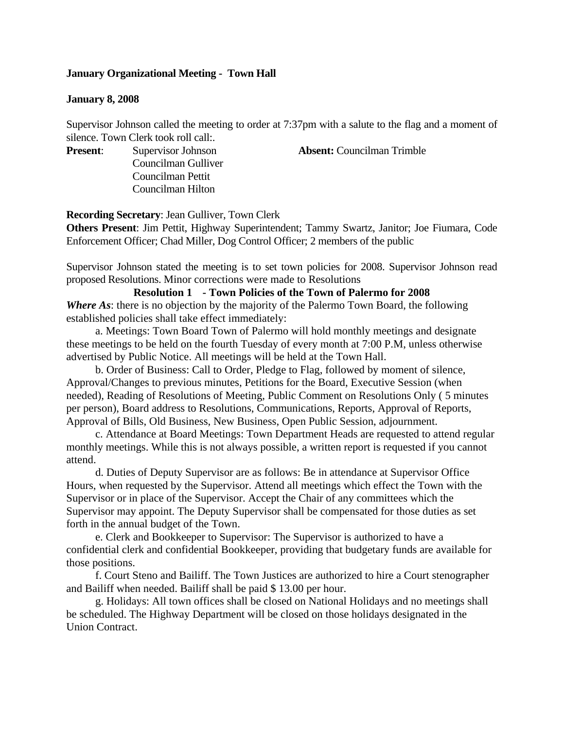**January Organizational Meeting - Town Hall**

**January 8, 2008**

Supervisor Johnson called the meeting to order at 7:37pm with a salute to the flag and a moment of silence. Town Clerk took roll call:.

**Present**: Supervisor Johnson
Councilman Gulliver
Councilman Pettit
Councilman Hilton

**Absent:** Councilman Trimble

**Recording Secretary**: Jean Gulliver, Town Clerk

**Others Present**: Jim Pettit, Highway Superintendent; Tammy Swartz, Janitor; Joe Fiumara, Code Enforcement Officer; Chad Miller, Dog Control Officer; 2 members of the public

Supervisor Johnson stated the meeting is to set town policies for 2008. Supervisor Johnson read proposed Resolutions. Minor corrections were made to Resolutions

**Resolution 1 - Town Policies of the Town of Palermo for 2008**

***Where As***: there is no objection by the majority of the Palermo Town Board, the following established policies shall take effect immediately:

a. Meetings: Town Board Town of Palermo will hold monthly meetings and designate these meetings to be held on the fourth Tuesday of every month at 7:00 P.M, unless otherwise advertised by Public Notice. All meetings will be held at the Town Hall.

b. Order of Business: Call to Order, Pledge to Flag, followed by moment of silence, Approval/Changes to previous minutes, Petitions for the Board, Executive Session (when needed), Reading of Resolutions of Meeting, Public Comment on Resolutions Only ( 5 minutes per person), Board address to Resolutions, Communications, Reports, Approval of Reports, Approval of Bills, Old Business, New Business, Open Public Session, adjournment.

c. Attendance at Board Meetings: Town Department Heads are requested to attend regular monthly meetings. While this is not always possible, a written report is requested if you cannot attend.

d. Duties of Deputy Supervisor are as follows: Be in attendance at Supervisor Office Hours, when requested by the Supervisor. Attend all meetings which effect the Town with the Supervisor or in place of the Supervisor. Accept the Chair of any committees which the Supervisor may appoint. The Deputy Supervisor shall be compensated for those duties as set forth in the annual budget of the Town.

e. Clerk and Bookkeeper to Supervisor: The Supervisor is authorized to have a confidential clerk and confidential Bookkeeper, providing that budgetary funds are available for those positions.

f. Court Steno and Bailiff. The Town Justices are authorized to hire a Court stenographer and Bailiff when needed. Bailiff shall be paid $ 13.00 per hour.

g. Holidays: All town offices shall be closed on National Holidays and no meetings shall be scheduled. The Highway Department will be closed on those holidays designated in the Union Contract.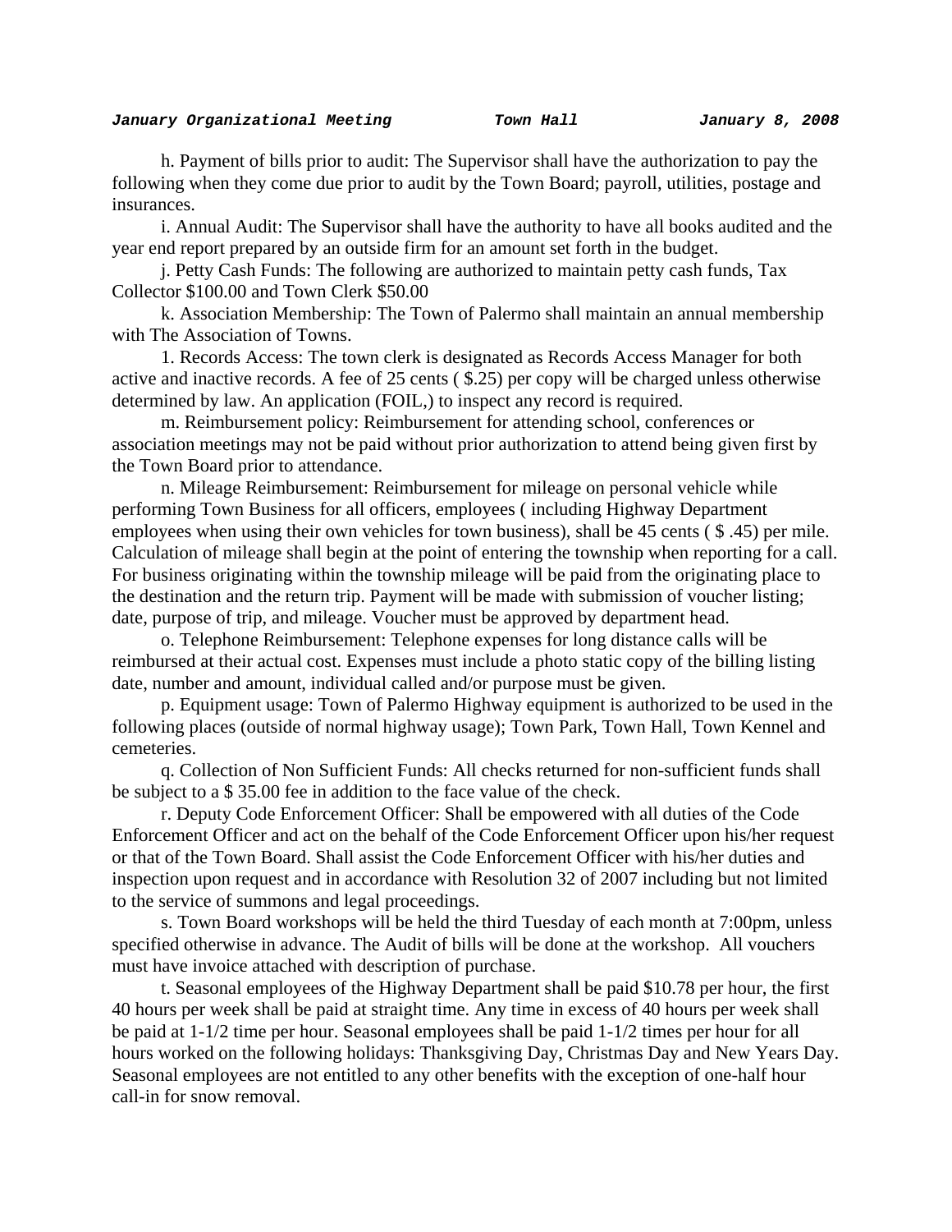h. Payment of bills prior to audit: The Supervisor shall have the authorization to pay the following when they come due prior to audit by the Town Board; payroll, utilities, postage and insurances.

i. Annual Audit: The Supervisor shall have the authority to have all books audited and the year end report prepared by an outside firm for an amount set forth in the budget.

j. Petty Cash Funds: The following are authorized to maintain petty cash funds, Tax Collector $100.00 and Town Clerk $50.00

k. Association Membership: The Town of Palermo shall maintain an annual membership with The Association of Towns.

1. Records Access: The town clerk is designated as Records Access Manager for both active and inactive records. A fee of 25 cents ( $.25) per copy will be charged unless otherwise determined by law. An application (FOIL,) to inspect any record is required.

m. Reimbursement policy: Reimbursement for attending school, conferences or association meetings may not be paid without prior authorization to attend being given first by the Town Board prior to attendance.

n. Mileage Reimbursement: Reimbursement for mileage on personal vehicle while performing Town Business for all officers, employees ( including Highway Department employees when using their own vehicles for town business), shall be 45 cents ( $ .45) per mile. Calculation of mileage shall begin at the point of entering the township when reporting for a call. For business originating within the township mileage will be paid from the originating place to the destination and the return trip. Payment will be made with submission of voucher listing; date, purpose of trip, and mileage. Voucher must be approved by department head.

o. Telephone Reimbursement: Telephone expenses for long distance calls will be reimbursed at their actual cost. Expenses must include a photo static copy of the billing listing date, number and amount, individual called and/or purpose must be given.

p. Equipment usage: Town of Palermo Highway equipment is authorized to be used in the following places (outside of normal highway usage); Town Park, Town Hall, Town Kennel and cemeteries.

q. Collection of Non Sufficient Funds: All checks returned for non-sufficient funds shall be subject to a $ 35.00 fee in addition to the face value of the check.

r. Deputy Code Enforcement Officer: Shall be empowered with all duties of the Code Enforcement Officer and act on the behalf of the Code Enforcement Officer upon his/her request or that of the Town Board. Shall assist the Code Enforcement Officer with his/her duties and inspection upon request and in accordance with Resolution 32 of 2007 including but not limited to the service of summons and legal proceedings.

s. Town Board workshops will be held the third Tuesday of each month at 7:00pm, unless specified otherwise in advance. The Audit of bills will be done at the workshop. All vouchers must have invoice attached with description of purchase.

t. Seasonal employees of the Highway Department shall be paid $10.78 per hour, the first 40 hours per week shall be paid at straight time. Any time in excess of 40 hours per week shall be paid at 1-1/2 time per hour. Seasonal employees shall be paid 1-1/2 times per hour for all hours worked on the following holidays: Thanksgiving Day, Christmas Day and New Years Day. Seasonal employees are not entitled to any other benefits with the exception of one-half hour call-in for snow removal.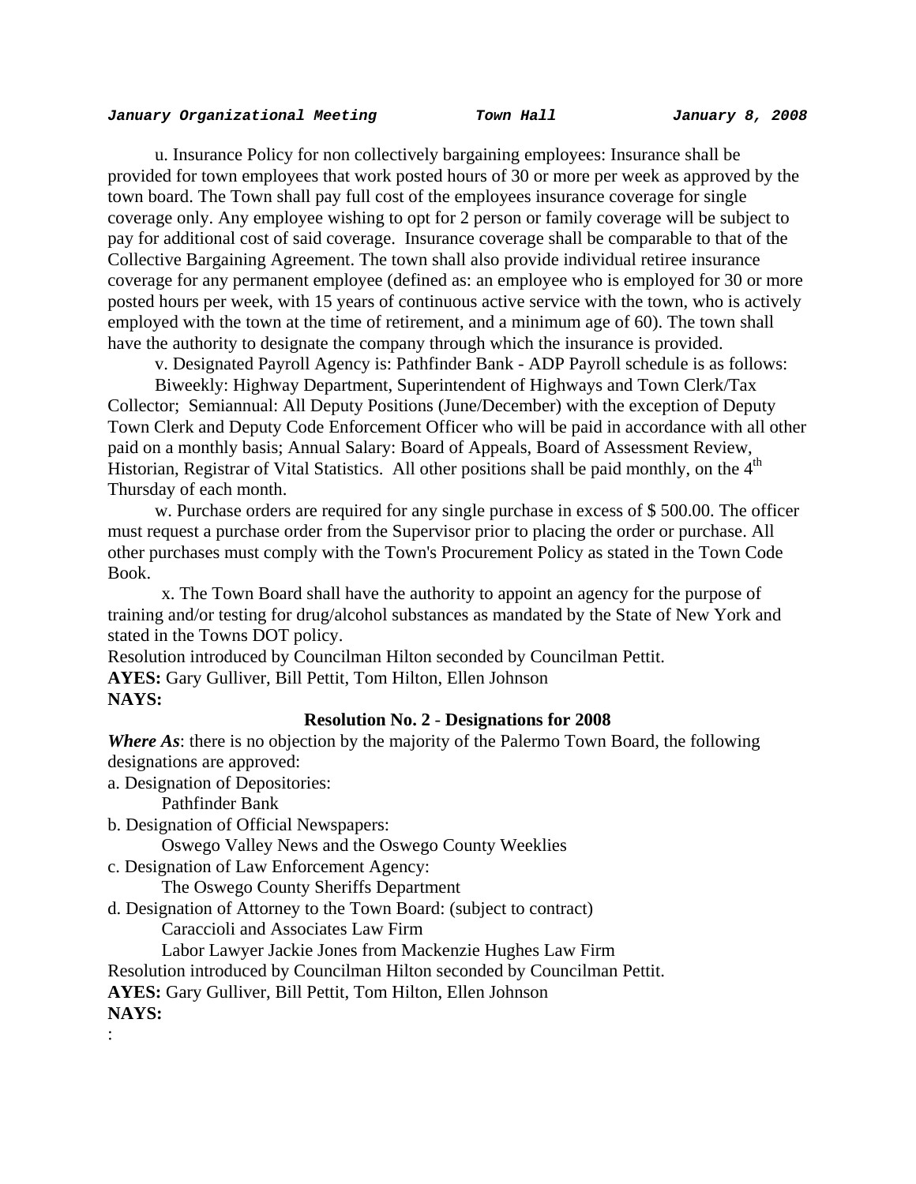u. Insurance Policy for non collectively bargaining employees: Insurance shall be provided for town employees that work posted hours of 30 or more per week as approved by the town board. The Town shall pay full cost of the employees insurance coverage for single coverage only. Any employee wishing to opt for 2 person or family coverage will be subject to pay for additional cost of said coverage. Insurance coverage shall be comparable to that of the Collective Bargaining Agreement. The town shall also provide individual retiree insurance coverage for any permanent employee (defined as: an employee who is employed for 30 or more posted hours per week, with 15 years of continuous active service with the town, who is actively employed with the town at the time of retirement, and a minimum age of 60). The town shall have the authority to designate the company through which the insurance is provided.

v. Designated Payroll Agency is: Pathfinder Bank - ADP Payroll schedule is as follows:

Biweekly: Highway Department, Superintendent of Highways and Town Clerk/Tax Collector; Semiannual: All Deputy Positions (June/December) with the exception of Deputy Town Clerk and Deputy Code Enforcement Officer who will be paid in accordance with all other paid on a monthly basis; Annual Salary: Board of Appeals, Board of Assessment Review, Historian, Registrar of Vital Statistics. All other positions shall be paid monthly, on the 4th Thursday of each month.

w. Purchase orders are required for any single purchase in excess of $ 500.00. The officer must request a purchase order from the Supervisor prior to placing the order or purchase. All other purchases must comply with the Town's Procurement Policy as stated in the Town Code Book.

x. The Town Board shall have the authority to appoint an agency for the purpose of training and/or testing for drug/alcohol substances as mandated by the State of New York and stated in the Towns DOT policy.

Resolution introduced by Councilman Hilton seconded by Councilman Pettit.

**AYES:** Gary Gulliver, Bill Pettit, Tom Hilton, Ellen Johnson

**NAYS:**

**Resolution No. 2 - Designations for 2008**

***Where As***: there is no objection by the majority of the Palermo Town Board, the following designations are approved:

a. Designation of Depositories:

Pathfinder Bank

b. Designation of Official Newspapers:

Oswego Valley News and the Oswego County Weeklies

c. Designation of Law Enforcement Agency:

The Oswego County Sheriffs Department

d. Designation of Attorney to the Town Board: (subject to contract)

Caraccioli and Associates Law Firm

Labor Lawyer Jackie Jones from Mackenzie Hughes Law Firm

Resolution introduced by Councilman Hilton seconded by Councilman Pettit.

**AYES:** Gary Gulliver, Bill Pettit, Tom Hilton, Ellen Johnson

**NAYS:**

: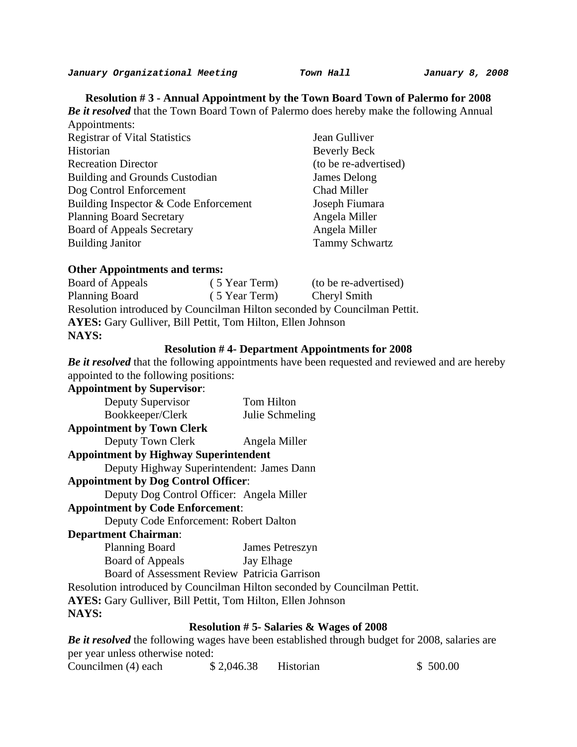**Resolution # 3 - Annual Appointment by the Town Board Town of Palermo for 2008**

***Be it resolved*** that the Town Board Town of Palermo does hereby make the following Annual Appointments:

| | |
|---|---|
| Registrar of Vital Statistics | Jean Gulliver |
| Historian | Beverly Beck |
| Recreation Director | (to be re-advertised) |
| Building and Grounds Custodian | James Delong |
| Dog Control Enforcement | Chad Miller |
| Building Inspector & Code Enforcement | Joseph Fiumara |
| Planning Board Secretary | Angela Miller |
| Board of Appeals Secretary | Angela Miller |
| Building Janitor | Tammy Schwartz |

**Other Appointments and terms:**

| | | |
|---|---|---|
| Board of Appeals | ( 5 Year Term) | (to be re-advertised) |
| Planning Board | ( 5 Year Term) | Cheryl Smith |

Resolution introduced by Councilman Hilton seconded by Councilman Pettit.
**AYES:** Gary Gulliver, Bill Pettit, Tom Hilton, Ellen Johnson
**NAYS:**

**Resolution # 4- Department Appointments for 2008**

***Be it resolved*** that the following appointments have been requested and reviewed and are hereby appointed to the following positions:

**Appointment by Supervisor**:
- Deputy Supervisor — Tom Hilton
- Bookkeeper/Clerk — Julie Schmeling

**Appointment by Town Clerk**
- Deputy Town Clerk — Angela Miller

**Appointment by Highway Superintendent**
- Deputy Highway Superintendent: James Dann

**Appointment by Dog Control Officer**:
- Deputy Dog Control Officer: Angela Miller

**Appointment by Code Enforcement**:
- Deputy Code Enforcement: Robert Dalton

**Department Chairman**:
- Planning Board — James Petreszyn
- Board of Appeals — Jay Elhage
- Board of Assessment Review Patricia Garrison

Resolution introduced by Councilman Hilton seconded by Councilman Pettit.
**AYES:** Gary Gulliver, Bill Pettit, Tom Hilton, Ellen Johnson
**NAYS:**

**Resolution # 5- Salaries & Wages of 2008**

***Be it resolved*** the following wages have been established through budget for 2008, salaries are per year unless otherwise noted:

| | | | |
|---|---|---|---|
| Councilmen (4) each | $ 2,046.38 | Historian | $ 500.00 |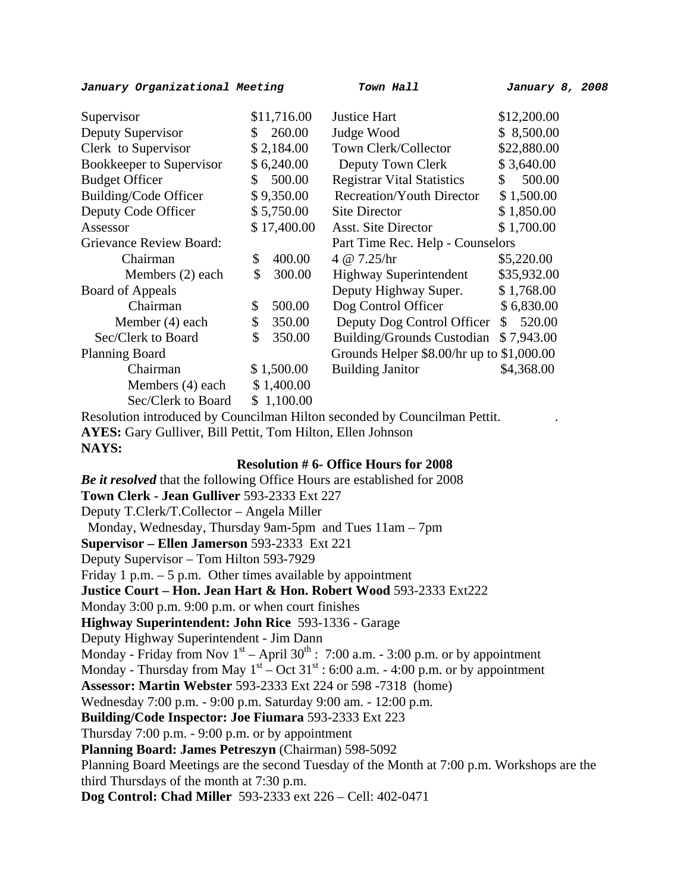| | | | |
|---|---|---|---|
| Supervisor | $11,716.00 | Justice Hart | $12,200.00 |
| Deputy Supervisor | $ 260.00 | Judge Wood | $ 8,500.00 |
| Clerk to Supervisor | $ 2,184.00 | Town Clerk/Collector | $22,880.00 |
| Bookkeeper to Supervisor | $ 6,240.00 | Deputy Town Clerk | $ 3,640.00 |
| Budget Officer | $ 500.00 | Registrar Vital Statistics | $ 500.00 |
| Building/Code Officer | $ 9,350.00 | Recreation/Youth Director | $ 1,500.00 |
| Deputy Code Officer | $ 5,750.00 | Site Director | $ 1,850.00 |
| Assessor | $ 17,400.00 | Asst. Site Director | $ 1,700.00 |
| Grievance Review Board: | | Part Time Rec. Help - Counselors | |
| Chairman | $ 400.00 | 4 @ 7.25/hr | $5,220.00 |
| Members (2) each | $ 300.00 | Highway Superintendent | $35,932.00 |
| Board of Appeals | | Deputy Highway Super. | $ 1,768.00 |
| Chairman | $ 500.00 | Dog Control Officer | $ 6,830.00 |
| Member (4) each | $ 350.00 | Deputy Dog Control Officer | $ 520.00 |
| Sec/Clerk to Board | $ 350.00 | Building/Grounds Custodian | $ 7,943.00 |
| Planning Board | | Grounds Helper $8.00/hr up to | $1,000.00 |
| Chairman | $ 1,500.00 | Building Janitor | $4,368.00 |
| Members (4) each | $ 1,400.00 | | |
| Sec/Clerk to Board | $ 1,100.00 | | |

Resolution introduced by Councilman Hilton seconded by Councilman Pettit.

**AYES:** Gary Gulliver, Bill Pettit, Tom Hilton, Ellen Johnson

**NAYS:**

**Resolution # 6- Office Hours for 2008**

***Be it resolved*** that the following Office Hours are established for 2008

**Town Clerk - Jean Gulliver** 593-2333 Ext 227

Deputy T.Clerk/T.Collector – Angela Miller

Monday, Wednesday, Thursday 9am-5pm and Tues 11am – 7pm

**Supervisor – Ellen Jamerson** 593-2333 Ext 221

Deputy Supervisor – Tom Hilton 593-7929

Friday 1 p.m. – 5 p.m. Other times available by appointment

**Justice Court – Hon. Jean Hart & Hon. Robert Wood** 593-2333 Ext222

Monday 3:00 p.m. 9:00 p.m. or when court finishes

**Highway Superintendent: John Rice** 593-1336 - Garage

Deputy Highway Superintendent - Jim Dann

Monday - Friday from Nov 1st – April 30th : 7:00 a.m. - 3:00 p.m. or by appointment

Monday - Thursday from May 1st – Oct 31st : 6:00 a.m. - 4:00 p.m. or by appointment

**Assessor: Martin Webster** 593-2333 Ext 224 or 598 -7318 (home)

Wednesday 7:00 p.m. - 9:00 p.m. Saturday 9:00 am. - 12:00 p.m.

**Building/Code Inspector: Joe Fiumara** 593-2333 Ext 223

Thursday 7:00 p.m. - 9:00 p.m. or by appointment

**Planning Board: James Petreszyn** (Chairman) 598-5092

Planning Board Meetings are the second Tuesday of the Month at 7:00 p.m. Workshops are the third Thursdays of the month at 7:30 p.m.

**Dog Control: Chad Miller** 593-2333 ext 226 – Cell: 402-0471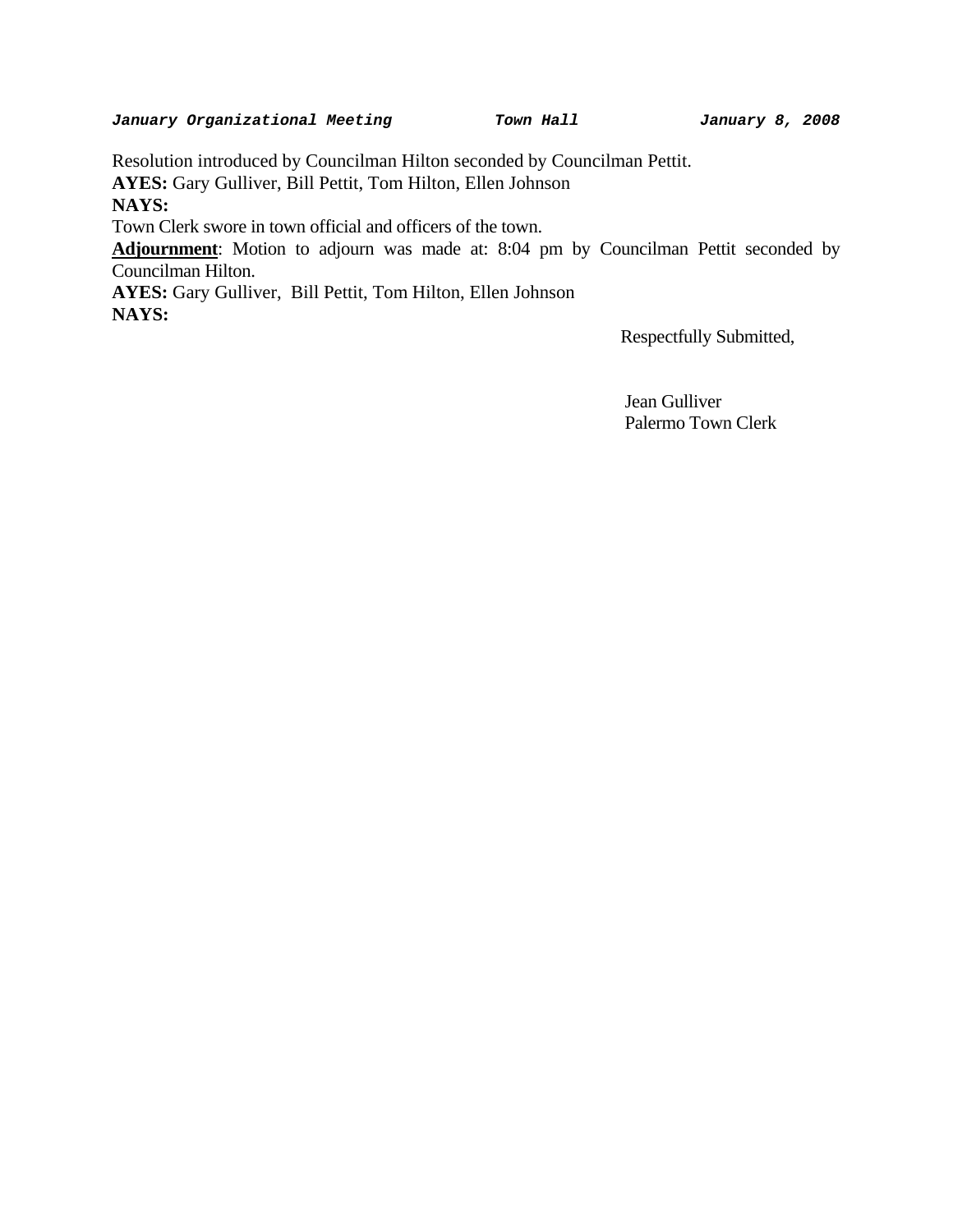Resolution introduced by Councilman Hilton seconded by Councilman Pettit.
**AYES:** Gary Gulliver, Bill Pettit, Tom Hilton, Ellen Johnson
**NAYS:**
Town Clerk swore in town official and officers of the town.
**Adjournment**: Motion to adjourn was made at: 8:04 pm by Councilman Pettit seconded by Councilman Hilton.
**AYES:** Gary Gulliver, Bill Pettit, Tom Hilton, Ellen Johnson
**NAYS:**

Respectfully Submitted,

Jean Gulliver
Palermo Town Clerk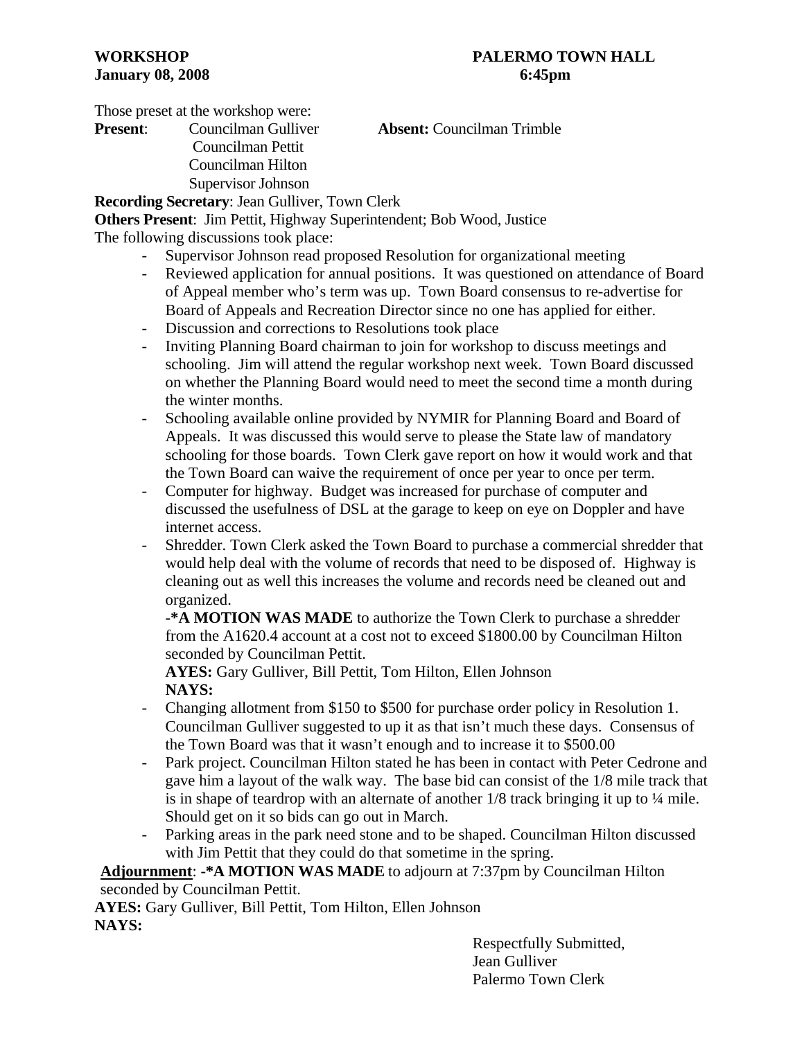**WORKSHOP** **PALERMO TOWN HALL**
**January 08, 2008** **6:45pm**

Those preset at the workshop were:

**Present**: Councilman Gulliver **Absent:** Councilman Trimble
Councilman Pettit
Councilman Hilton
Supervisor Johnson

**Recording Secretary**: Jean Gulliver, Town Clerk

**Others Present**: Jim Pettit, Highway Superintendent; Bob Wood, Justice

The following discussions took place:

- Supervisor Johnson read proposed Resolution for organizational meeting
- Reviewed application for annual positions. It was questioned on attendance of Board of Appeal member who's term was up. Town Board consensus to re-advertise for Board of Appeals and Recreation Director since no one has applied for either.
- Discussion and corrections to Resolutions took place
- Inviting Planning Board chairman to join for workshop to discuss meetings and schooling. Jim will attend the regular workshop next week. Town Board discussed on whether the Planning Board would need to meet the second time a month during the winter months.
- Schooling available online provided by NYMIR for Planning Board and Board of Appeals. It was discussed this would serve to please the State law of mandatory schooling for those boards. Town Clerk gave report on how it would work and that the Town Board can waive the requirement of once per year to once per term.
- Computer for highway. Budget was increased for purchase of computer and discussed the usefulness of DSL at the garage to keep on eye on Doppler and have internet access.
- Shredder. Town Clerk asked the Town Board to purchase a commercial shredder that would help deal with the volume of records that need to be disposed of. Highway is cleaning out as well this increases the volume and records need be cleaned out and organized.

  **-*A MOTION WAS MADE** to authorize the Town Clerk to purchase a shredder from the A1620.4 account at a cost not to exceed $1800.00 by Councilman Hilton seconded by Councilman Pettit.

  **AYES:** Gary Gulliver, Bill Pettit, Tom Hilton, Ellen Johnson
  **NAYS:**
- Changing allotment from $150 to $500 for purchase order policy in Resolution 1. Councilman Gulliver suggested to up it as that isn't much these days. Consensus of the Town Board was that it wasn't enough and to increase it to $500.00
- Park project. Councilman Hilton stated he has been in contact with Peter Cedrone and gave him a layout of the walk way. The base bid can consist of the 1/8 mile track that is in shape of teardrop with an alternate of another 1/8 track bringing it up to ¼ mile. Should get on it so bids can go out in March.
- Parking areas in the park need stone and to be shaped. Councilman Hilton discussed with Jim Pettit that they could do that sometime in the spring.

**Adjournment**: **-*A MOTION WAS MADE** to adjourn at 7:37pm by Councilman Hilton seconded by Councilman Pettit.

**AYES:** Gary Gulliver, Bill Pettit, Tom Hilton, Ellen Johnson
**NAYS:**

Respectfully Submitted,
Jean Gulliver
Palermo Town Clerk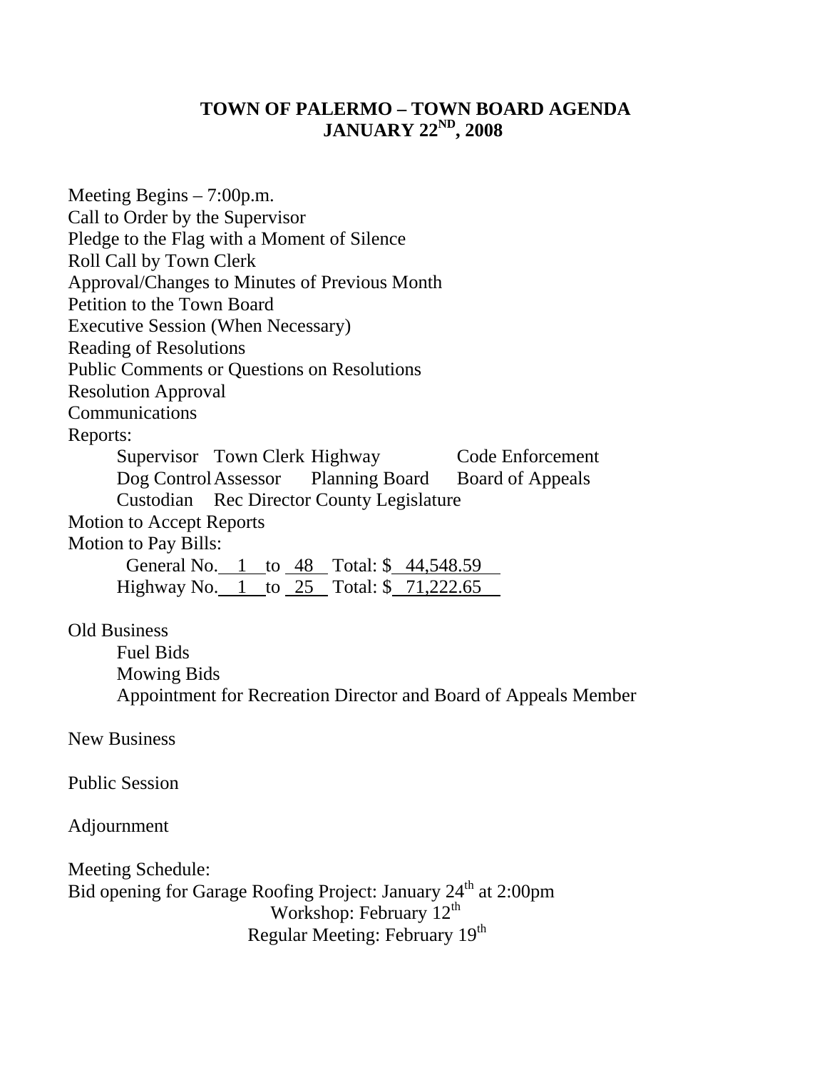# TOWN OF PALERMO – TOWN BOARD AGENDA
## JANUARY 22ND, 2008

Meeting Begins – 7:00p.m.
Call to Order by the Supervisor
Pledge to the Flag with a Moment of Silence
Roll Call by Town Clerk
Approval/Changes to Minutes of Previous Month
Petition to the Town Board
Executive Session (When Necessary)
Reading of Resolutions
Public Comments or Questions on Resolutions
Resolution Approval
Communications
Reports:

- Supervisor
- Town Clerk
- Highway
- Code Enforcement
- Dog Control
- Assessor
- Planning Board
- Board of Appeals
- Custodian
- Rec Director
- County Legislature

Motion to Accept Reports
Motion to Pay Bills:

General No. 1 to 48 Total: $ 44,548.59
Highway No. 1 to 25 Total: $ 71,222.65

Old Business

- Fuel Bids
- Mowing Bids
- Appointment for Recreation Director and Board of Appeals Member

New Business

Public Session

Adjournment

Meeting Schedule:
Bid opening for Garage Roofing Project: January 24th at 2:00pm
Workshop: February 12th
Regular Meeting: February 19th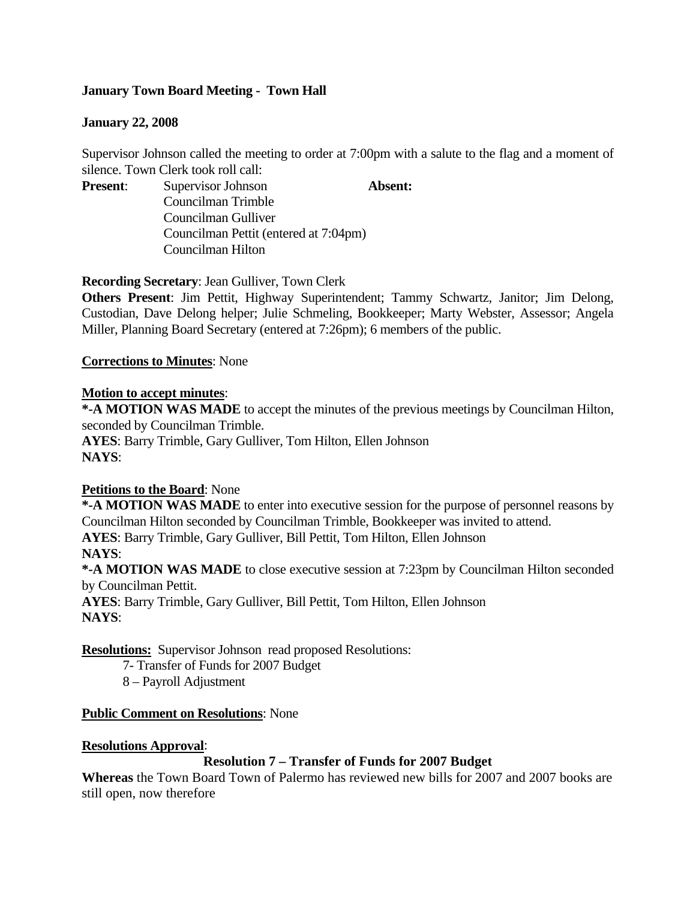**January Town Board Meeting - Town Hall**

**January 22, 2008**

Supervisor Johnson called the meeting to order at 7:00pm with a salute to the flag and a moment of silence. Town Clerk took roll call:

**Present**: Supervisor Johnson
Councilman Trimble
Councilman Gulliver
Councilman Pettit (entered at 7:04pm)
Councilman Hilton

**Absent:**

**Recording Secretary**: Jean Gulliver, Town Clerk

**Others Present**: Jim Pettit, Highway Superintendent; Tammy Schwartz, Janitor; Jim Delong, Custodian, Dave Delong helper; Julie Schmeling, Bookkeeper; Marty Webster, Assessor; Angela Miller, Planning Board Secretary (entered at 7:26pm); 6 members of the public.

**Corrections to Minutes**: None

**Motion to accept minutes**:

**\*-A MOTION WAS MADE** to accept the minutes of the previous meetings by Councilman Hilton, seconded by Councilman Trimble.

**AYES**: Barry Trimble, Gary Gulliver, Tom Hilton, Ellen Johnson

**NAYS**:

**Petitions to the Board**: None

**\*-A MOTION WAS MADE** to enter into executive session for the purpose of personnel reasons by Councilman Hilton seconded by Councilman Trimble, Bookkeeper was invited to attend.

**AYES**: Barry Trimble, Gary Gulliver, Bill Pettit, Tom Hilton, Ellen Johnson

**NAYS**:

**\*-A MOTION WAS MADE** to close executive session at 7:23pm by Councilman Hilton seconded by Councilman Pettit.

**AYES**: Barry Trimble, Gary Gulliver, Bill Pettit, Tom Hilton, Ellen Johnson

**NAYS**:

**Resolutions:** Supervisor Johnson read proposed Resolutions:

7- Transfer of Funds for 2007 Budget

8 – Payroll Adjustment

**Public Comment on Resolutions**: None

**Resolutions Approval**:

**Resolution 7 – Transfer of Funds for 2007 Budget**

**Whereas** the Town Board Town of Palermo has reviewed new bills for 2007 and 2007 books are still open, now therefore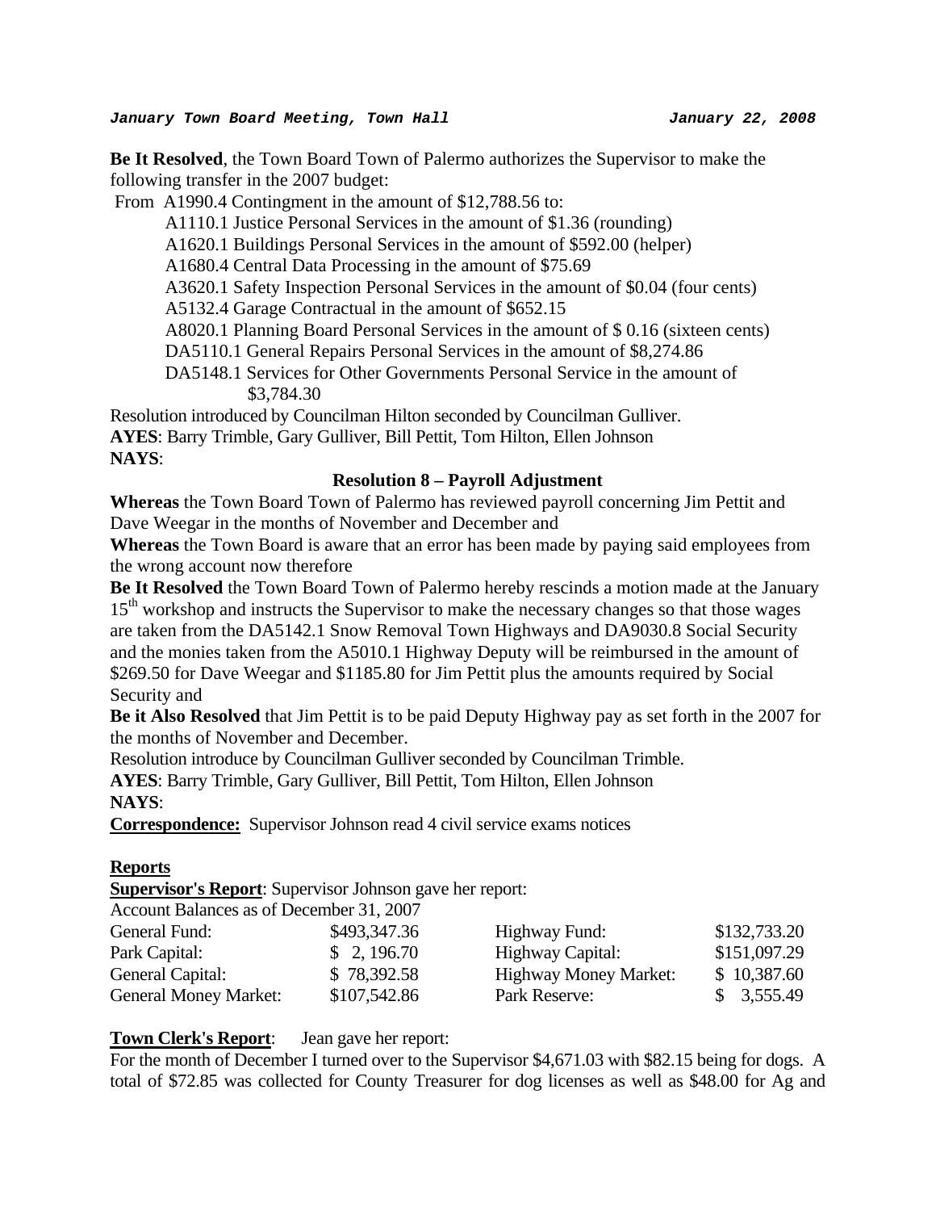**Be It Resolved**, the Town Board Town of Palermo authorizes the Supervisor to make the following transfer in the 2007 budget:

From A1990.4 Contingment in the amount of $12,788.56 to:

- A1110.1 Justice Personal Services in the amount of $1.36 (rounding)
- A1620.1 Buildings Personal Services in the amount of $592.00 (helper)
- A1680.4 Central Data Processing in the amount of $75.69
- A3620.1 Safety Inspection Personal Services in the amount of $0.04 (four cents)
- A5132.4 Garage Contractual in the amount of $652.15
- A8020.1 Planning Board Personal Services in the amount of $ 0.16 (sixteen cents)
- DA5110.1 General Repairs Personal Services in the amount of $8,274.86
- DA5148.1 Services for Other Governments Personal Service in the amount of $3,784.30

Resolution introduced by Councilman Hilton seconded by Councilman Gulliver.

**AYES**: Barry Trimble, Gary Gulliver, Bill Pettit, Tom Hilton, Ellen Johnson

**NAYS**:

### Resolution 8 – Payroll Adjustment

**Whereas** the Town Board Town of Palermo has reviewed payroll concerning Jim Pettit and Dave Weegar in the months of November and December and

**Whereas** the Town Board is aware that an error has been made by paying said employees from the wrong account now therefore

**Be It Resolved** the Town Board Town of Palermo hereby rescinds a motion made at the January 15th workshop and instructs the Supervisor to make the necessary changes so that those wages are taken from the DA5142.1 Snow Removal Town Highways and DA9030.8 Social Security and the monies taken from the A5010.1 Highway Deputy will be reimbursed in the amount of $269.50 for Dave Weegar and $1185.80 for Jim Pettit plus the amounts required by Social Security and

**Be it Also Resolved** that Jim Pettit is to be paid Deputy Highway pay as set forth in the 2007 for the months of November and December.

Resolution introduce by Councilman Gulliver seconded by Councilman Trimble.

**AYES**: Barry Trimble, Gary Gulliver, Bill Pettit, Tom Hilton, Ellen Johnson

**NAYS**:

**Correspondence:** Supervisor Johnson read 4 civil service exams notices

## Reports

**Supervisor's Report**: Supervisor Johnson gave her report:

Account Balances as of December 31, 2007

| | | | |
|---|---|---|---|
| General Fund: | $493,347.36 | Highway Fund: | $132,733.20 |
| Park Capital: | $ 2, 196.70 | Highway Capital: | $151,097.29 |
| General Capital: | $ 78,392.58 | Highway Money Market: | $ 10,387.60 |
| General Money Market: | $107,542.86 | Park Reserve: | $ 3,555.49 |

**Town Clerk's Report**: Jean gave her report:

For the month of December I turned over to the Supervisor $4,671.03 with $82.15 being for dogs. A total of $72.85 was collected for County Treasurer for dog licenses as well as $48.00 for Ag and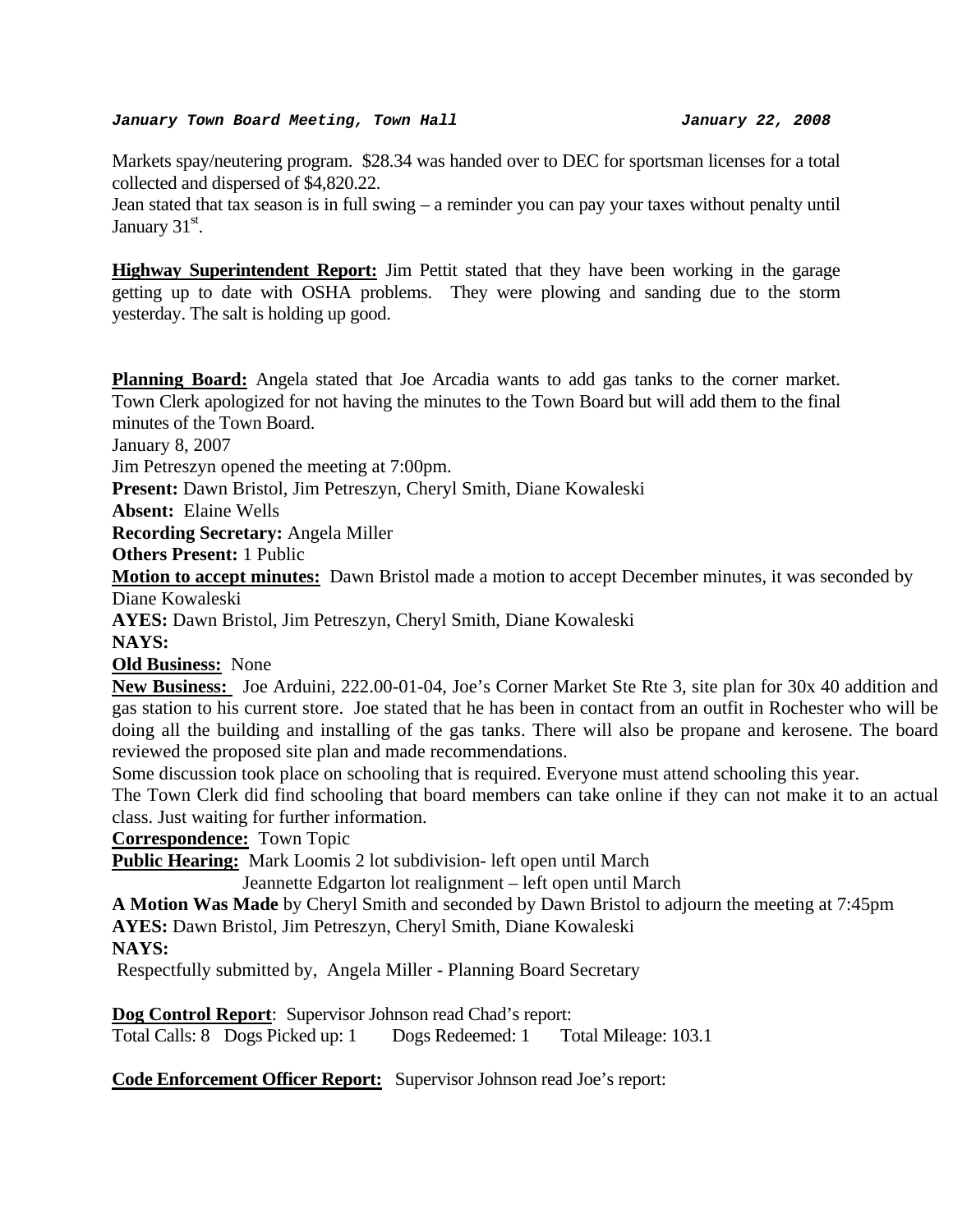Markets spay/neutering program. $28.34 was handed over to DEC for sportsman licenses for a total collected and dispersed of $4,820.22.

Jean stated that tax season is in full swing – a reminder you can pay your taxes without penalty until January 31st.

**Highway Superintendent Report:** Jim Pettit stated that they have been working in the garage getting up to date with OSHA problems. They were plowing and sanding due to the storm yesterday. The salt is holding up good.

**Planning Board:** Angela stated that Joe Arcadia wants to add gas tanks to the corner market. Town Clerk apologized for not having the minutes to the Town Board but will add them to the final minutes of the Town Board.

January 8, 2007

Jim Petreszyn opened the meeting at 7:00pm.

**Present:** Dawn Bristol, Jim Petreszyn, Cheryl Smith, Diane Kowaleski

**Absent:** Elaine Wells

**Recording Secretary:** Angela Miller

**Others Present:** 1 Public

**Motion to accept minutes:** Dawn Bristol made a motion to accept December minutes, it was seconded by Diane Kowaleski

**AYES:** Dawn Bristol, Jim Petreszyn, Cheryl Smith, Diane Kowaleski

**NAYS:**

**Old Business:** None

**New Business:** Joe Arduini, 222.00-01-04, Joe's Corner Market Ste Rte 3, site plan for 30x 40 addition and gas station to his current store. Joe stated that he has been in contact from an outfit in Rochester who will be doing all the building and installing of the gas tanks. There will also be propane and kerosene. The board reviewed the proposed site plan and made recommendations.

Some discussion took place on schooling that is required. Everyone must attend schooling this year.

The Town Clerk did find schooling that board members can take online if they can not make it to an actual class. Just waiting for further information.

**Correspondence:** Town Topic

**Public Hearing:** Mark Loomis 2 lot subdivision- left open until March
Jeannette Edgarton lot realignment – left open until March

**A Motion Was Made** by Cheryl Smith and seconded by Dawn Bristol to adjourn the meeting at 7:45pm

**AYES:** Dawn Bristol, Jim Petreszyn, Cheryl Smith, Diane Kowaleski

**NAYS:**

Respectfully submitted by, Angela Miller - Planning Board Secretary

**Dog Control Report**: Supervisor Johnson read Chad's report:
Total Calls: 8 Dogs Picked up: 1 Dogs Redeemed: 1 Total Mileage: 103.1

**Code Enforcement Officer Report:** Supervisor Johnson read Joe's report: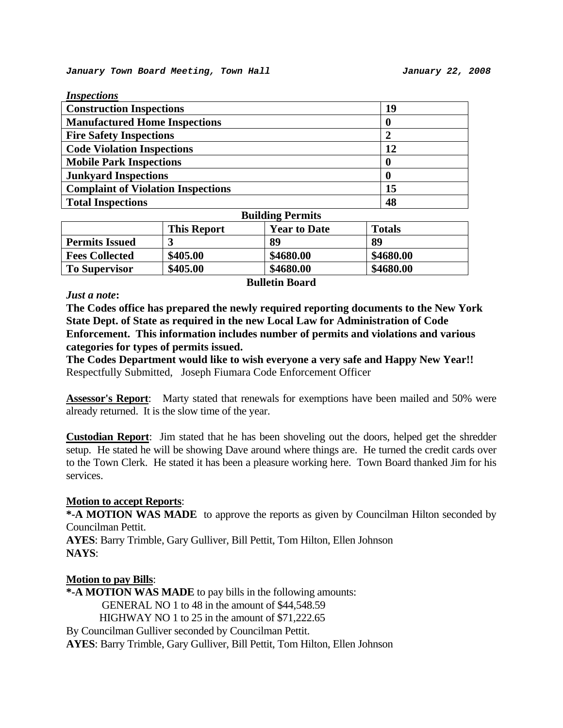*Inspections*

| Construction Inspections | 19 |
|---|---|
| **Manufactured Home Inspections** | **0** |
| **Fire Safety Inspections** | **2** |
| **Code Violation Inspections** | **12** |
| **Mobile Park Inspections** | **0** |
| **Junkyard Inspections** | **0** |
| **Complaint of Violation Inspections** | **15** |
| **Total Inspections** | **48** |

**Building Permits**

| | This Report | Year to Date | Totals |
|---|---|---|---|
| **Permits Issued** | **3** | **89** | **89** |
| **Fees Collected** | **$405.00** | **$4680.00** | **$4680.00** |
| **To Supervisor** | **$405.00** | **$4680.00** | **$4680.00** |

**Bulletin Board**

***Just a note*:**

**The Codes office has prepared the newly required reporting documents to the New York State Dept. of State as required in the new Local Law for Administration of Code Enforcement. This information includes number of permits and violations and various categories for types of permits issued.**

**The Codes Department would like to wish everyone a very safe and Happy New Year!!**

Respectfully Submitted, Joseph Fiumara Code Enforcement Officer

**Assessor's Report**: Marty stated that renewals for exemptions have been mailed and 50% were already returned. It is the slow time of the year.

**Custodian Report**: Jim stated that he has been shoveling out the doors, helped get the shredder setup. He stated he will be showing Dave around where things are. He turned the credit cards over to the Town Clerk. He stated it has been a pleasure working here. Town Board thanked Jim for his services.

**Motion to accept Reports**:

**\*-A MOTION WAS MADE** to approve the reports as given by Councilman Hilton seconded by Councilman Pettit.

**AYES**: Barry Trimble, Gary Gulliver, Bill Pettit, Tom Hilton, Ellen Johnson

**NAYS**:

**Motion to pay Bills**:

**\*-A MOTION WAS MADE** to pay bills in the following amounts:

GENERAL NO 1 to 48 in the amount of $44,548.59

HIGHWAY NO 1 to 25 in the amount of $71,222.65

By Councilman Gulliver seconded by Councilman Pettit.

**AYES**: Barry Trimble, Gary Gulliver, Bill Pettit, Tom Hilton, Ellen Johnson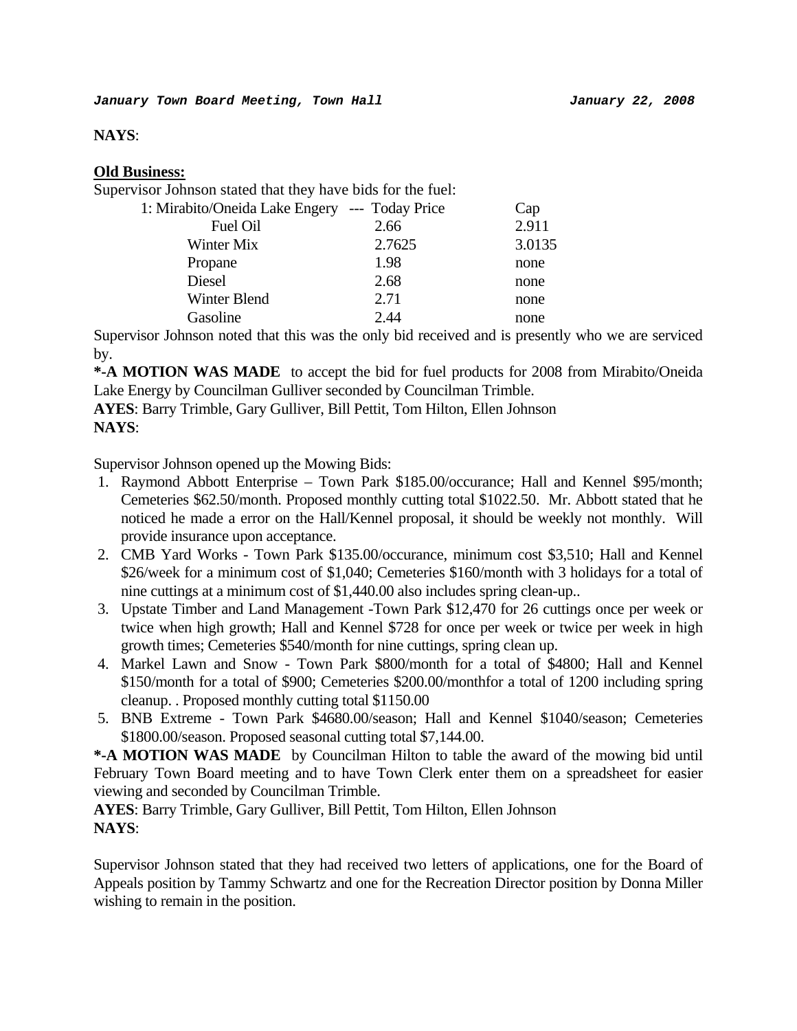**NAYS**:

**Old Business:**

Supervisor Johnson stated that they have bids for the fuel:

| 1: Mirabito/Oneida Lake Engery --- | Today Price | Cap |
|---|---|---|
| Fuel Oil | 2.66 | 2.911 |
| Winter Mix | 2.7625 | 3.0135 |
| Propane | 1.98 | none |
| Diesel | 2.68 | none |
| Winter Blend | 2.71 | none |
| Gasoline | 2.44 | none |

Supervisor Johnson noted that this was the only bid received and is presently who we are serviced by.

**\*-A MOTION WAS MADE** to accept the bid for fuel products for 2008 from Mirabito/Oneida Lake Energy by Councilman Gulliver seconded by Councilman Trimble.

**AYES**: Barry Trimble, Gary Gulliver, Bill Pettit, Tom Hilton, Ellen Johnson

**NAYS**:

Supervisor Johnson opened up the Mowing Bids:

1. Raymond Abbott Enterprise – Town Park $185.00/occurance; Hall and Kennel $95/month; Cemeteries $62.50/month. Proposed monthly cutting total $1022.50. Mr. Abbott stated that he noticed he made a error on the Hall/Kennel proposal, it should be weekly not monthly. Will provide insurance upon acceptance.
2. CMB Yard Works - Town Park $135.00/occurance, minimum cost $3,510; Hall and Kennel $26/week for a minimum cost of $1,040; Cemeteries $160/month with 3 holidays for a total of nine cuttings at a minimum cost of $1,440.00 also includes spring clean-up..
3. Upstate Timber and Land Management -Town Park $12,470 for 26 cuttings once per week or twice when high growth; Hall and Kennel $728 for once per week or twice per week in high growth times; Cemeteries $540/month for nine cuttings, spring clean up.
4. Markel Lawn and Snow - Town Park $800/month for a total of $4800; Hall and Kennel $150/month for a total of $900; Cemeteries $200.00/monthfor a total of 1200 including spring cleanup. . Proposed monthly cutting total $1150.00
5. BNB Extreme - Town Park $4680.00/season; Hall and Kennel $1040/season; Cemeteries $1800.00/season. Proposed seasonal cutting total $7,144.00.

**\*-A MOTION WAS MADE** by Councilman Hilton to table the award of the mowing bid until February Town Board meeting and to have Town Clerk enter them on a spreadsheet for easier viewing and seconded by Councilman Trimble.

**AYES**: Barry Trimble, Gary Gulliver, Bill Pettit, Tom Hilton, Ellen Johnson

**NAYS**:

Supervisor Johnson stated that they had received two letters of applications, one for the Board of Appeals position by Tammy Schwartz and one for the Recreation Director position by Donna Miller wishing to remain in the position.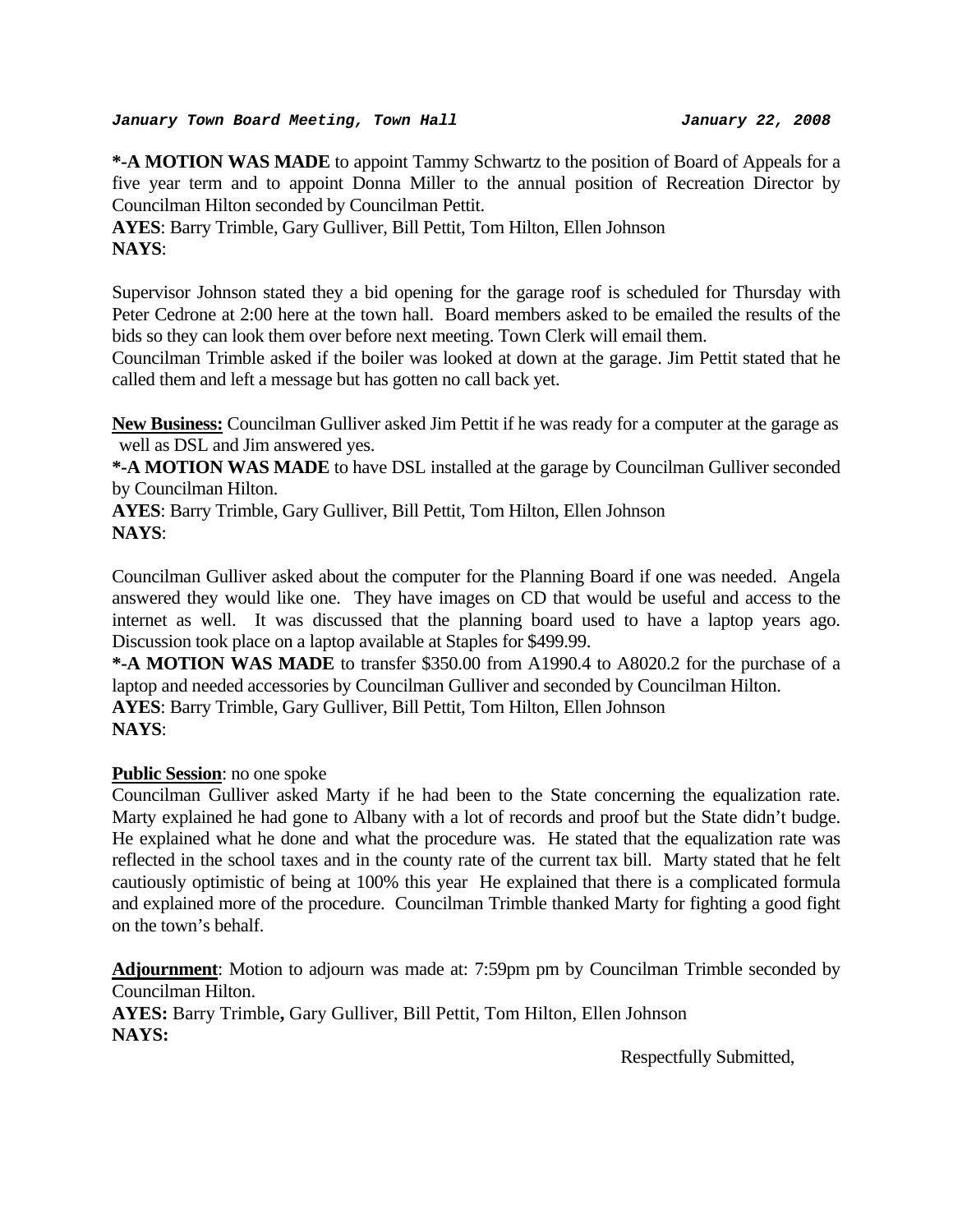**\*-A MOTION WAS MADE** to appoint Tammy Schwartz to the position of Board of Appeals for a five year term and to appoint Donna Miller to the annual position of Recreation Director by Councilman Hilton seconded by Councilman Pettit.
**AYES**: Barry Trimble, Gary Gulliver, Bill Pettit, Tom Hilton, Ellen Johnson
**NAYS**:

Supervisor Johnson stated they a bid opening for the garage roof is scheduled for Thursday with Peter Cedrone at 2:00 here at the town hall. Board members asked to be emailed the results of the bids so they can look them over before next meeting. Town Clerk will email them.
Councilman Trimble asked if the boiler was looked at down at the garage. Jim Pettit stated that he called them and left a message but has gotten no call back yet.

**New Business:** Councilman Gulliver asked Jim Pettit if he was ready for a computer at the garage as well as DSL and Jim answered yes.
**\*-A MOTION WAS MADE** to have DSL installed at the garage by Councilman Gulliver seconded by Councilman Hilton.
**AYES**: Barry Trimble, Gary Gulliver, Bill Pettit, Tom Hilton, Ellen Johnson
**NAYS**:

Councilman Gulliver asked about the computer for the Planning Board if one was needed. Angela answered they would like one. They have images on CD that would be useful and access to the internet as well. It was discussed that the planning board used to have a laptop years ago. Discussion took place on a laptop available at Staples for $499.99.
**\*-A MOTION WAS MADE** to transfer $350.00 from A1990.4 to A8020.2 for the purchase of a laptop and needed accessories by Councilman Gulliver and seconded by Councilman Hilton.
**AYES**: Barry Trimble, Gary Gulliver, Bill Pettit, Tom Hilton, Ellen Johnson
**NAYS**:

**Public Session**: no one spoke
Councilman Gulliver asked Marty if he had been to the State concerning the equalization rate. Marty explained he had gone to Albany with a lot of records and proof but the State didn't budge. He explained what he done and what the procedure was. He stated that the equalization rate was reflected in the school taxes and in the county rate of the current tax bill. Marty stated that he felt cautiously optimistic of being at 100% this year He explained that there is a complicated formula and explained more of the procedure. Councilman Trimble thanked Marty for fighting a good fight on the town's behalf.

**Adjournment**: Motion to adjourn was made at: 7:59pm pm by Councilman Trimble seconded by Councilman Hilton.
**AYES:** Barry Trimble**,** Gary Gulliver, Bill Pettit, Tom Hilton, Ellen Johnson
**NAYS:**

Respectfully Submitted,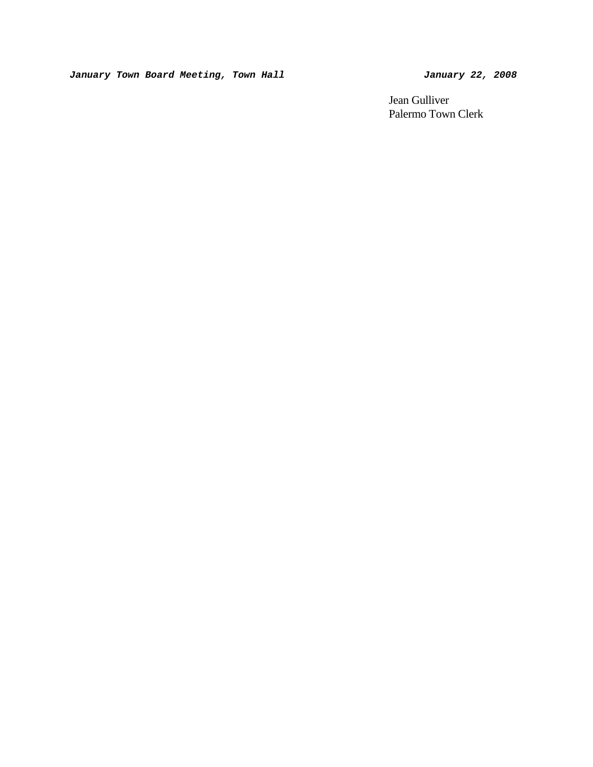Jean Gulliver
Palermo Town Clerk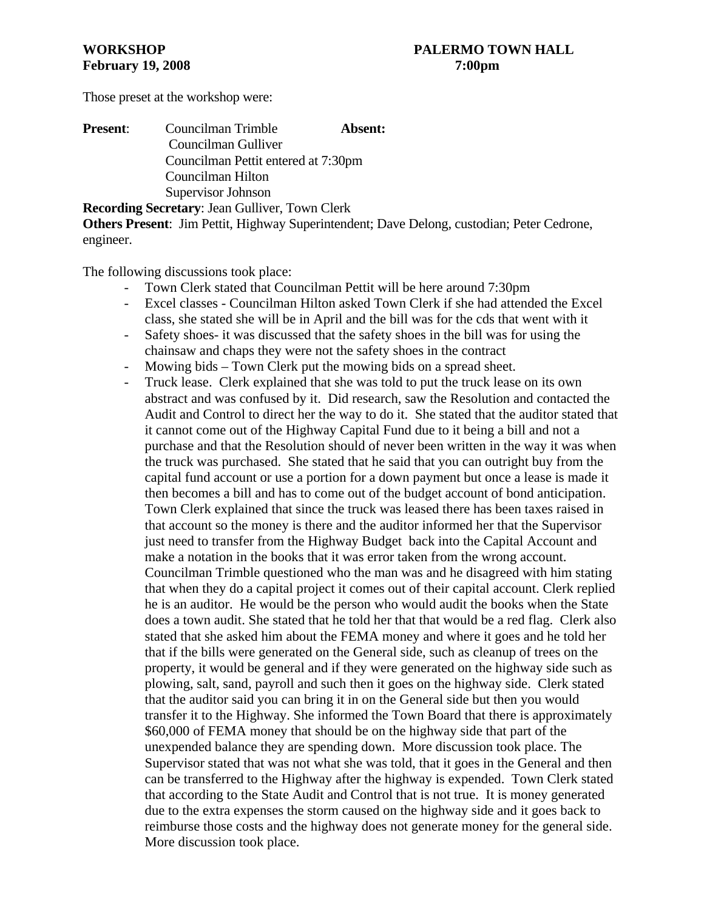**WORKSHOP** **PALERMO TOWN HALL**
**February 19, 2008** **7:00pm**

Those preset at the workshop were:

**Present**: Councilman Trimble **Absent:**
Councilman Gulliver
Councilman Pettit entered at 7:30pm
Councilman Hilton
Supervisor Johnson

**Recording Secretary**: Jean Gulliver, Town Clerk
**Others Present**: Jim Pettit, Highway Superintendent; Dave Delong, custodian; Peter Cedrone, engineer.

The following discussions took place:

- Town Clerk stated that Councilman Pettit will be here around 7:30pm
- Excel classes - Councilman Hilton asked Town Clerk if she had attended the Excel class, she stated she will be in April and the bill was for the cds that went with it
- Safety shoes- it was discussed that the safety shoes in the bill was for using the chainsaw and chaps they were not the safety shoes in the contract
- Mowing bids – Town Clerk put the mowing bids on a spread sheet.
- Truck lease. Clerk explained that she was told to put the truck lease on its own abstract and was confused by it. Did research, saw the Resolution and contacted the Audit and Control to direct her the way to do it. She stated that the auditor stated that it cannot come out of the Highway Capital Fund due to it being a bill and not a purchase and that the Resolution should of never been written in the way it was when the truck was purchased. She stated that he said that you can outright buy from the capital fund account or use a portion for a down payment but once a lease is made it then becomes a bill and has to come out of the budget account of bond anticipation. Town Clerk explained that since the truck was leased there has been taxes raised in that account so the money is there and the auditor informed her that the Supervisor just need to transfer from the Highway Budget back into the Capital Account and make a notation in the books that it was error taken from the wrong account. Councilman Trimble questioned who the man was and he disagreed with him stating that when they do a capital project it comes out of their capital account. Clerk replied he is an auditor. He would be the person who would audit the books when the State does a town audit. She stated that he told her that that would be a red flag. Clerk also stated that she asked him about the FEMA money and where it goes and he told her that if the bills were generated on the General side, such as cleanup of trees on the property, it would be general and if they were generated on the highway side such as plowing, salt, sand, payroll and such then it goes on the highway side. Clerk stated that the auditor said you can bring it in on the General side but then you would transfer it to the Highway. She informed the Town Board that there is approximately $60,000 of FEMA money that should be on the highway side that part of the unexpended balance they are spending down. More discussion took place. The Supervisor stated that was not what she was told, that it goes in the General and then can be transferred to the Highway after the highway is expended. Town Clerk stated that according to the State Audit and Control that is not true. It is money generated due to the extra expenses the storm caused on the highway side and it goes back to reimburse those costs and the highway does not generate money for the general side. More discussion took place.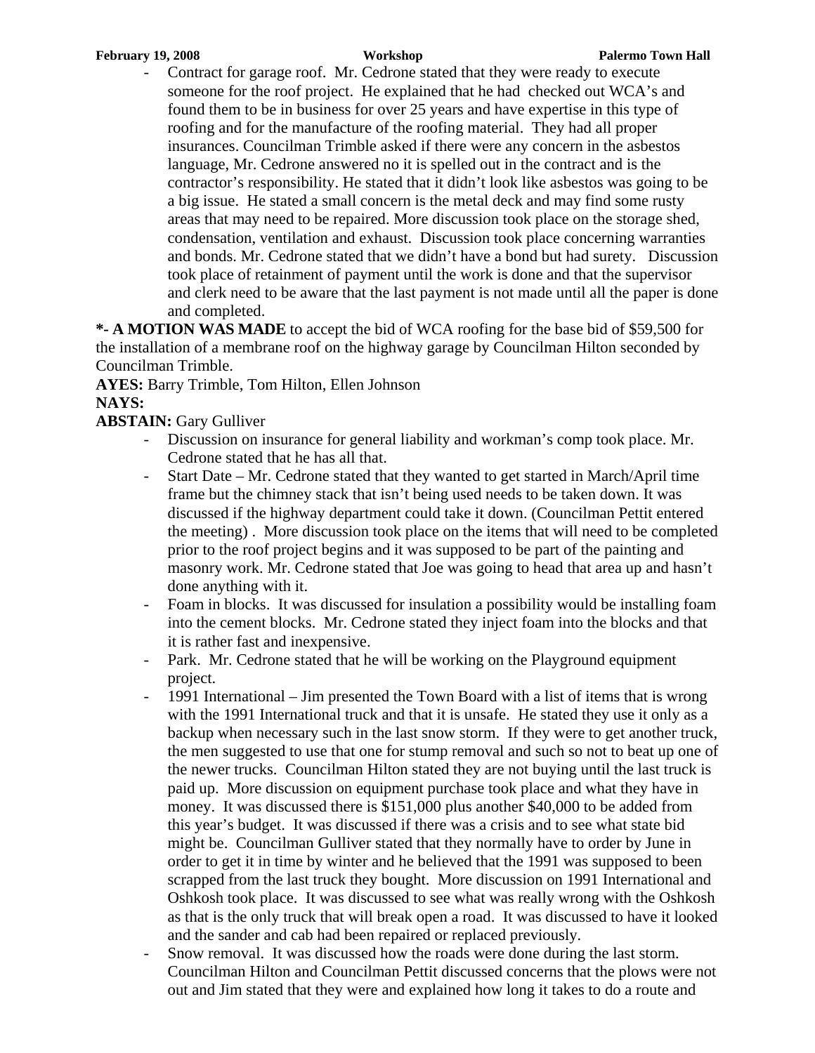- Contract for garage roof. Mr. Cedrone stated that they were ready to execute someone for the roof project. He explained that he had checked out WCA's and found them to be in business for over 25 years and have expertise in this type of roofing and for the manufacture of the roofing material. They had all proper insurances. Councilman Trimble asked if there were any concern in the asbestos language, Mr. Cedrone answered no it is spelled out in the contract and is the contractor's responsibility. He stated that it didn't look like asbestos was going to be a big issue. He stated a small concern is the metal deck and may find some rusty areas that may need to be repaired. More discussion took place on the storage shed, condensation, ventilation and exhaust. Discussion took place concerning warranties and bonds. Mr. Cedrone stated that we didn't have a bond but had surety. Discussion took place of retainment of payment until the work is done and that the supervisor and clerk need to be aware that the last payment is not made until all the paper is done and completed.

***- A MOTION WAS MADE** to accept the bid of WCA roofing for the base bid of $59,500 for the installation of a membrane roof on the highway garage by Councilman Hilton seconded by Councilman Trimble.

**AYES:** Barry Trimble, Tom Hilton, Ellen Johnson

**NAYS:**

**ABSTAIN:** Gary Gulliver

- Discussion on insurance for general liability and workman's comp took place. Mr. Cedrone stated that he has all that.
- Start Date – Mr. Cedrone stated that they wanted to get started in March/April time frame but the chimney stack that isn't being used needs to be taken down. It was discussed if the highway department could take it down. (Councilman Pettit entered the meeting) . More discussion took place on the items that will need to be completed prior to the roof project begins and it was supposed to be part of the painting and masonry work. Mr. Cedrone stated that Joe was going to head that area up and hasn't done anything with it.
- Foam in blocks. It was discussed for insulation a possibility would be installing foam into the cement blocks. Mr. Cedrone stated they inject foam into the blocks and that it is rather fast and inexpensive.
- Park. Mr. Cedrone stated that he will be working on the Playground equipment project.
- 1991 International – Jim presented the Town Board with a list of items that is wrong with the 1991 International truck and that it is unsafe. He stated they use it only as a backup when necessary such in the last snow storm. If they were to get another truck, the men suggested to use that one for stump removal and such so not to beat up one of the newer trucks. Councilman Hilton stated they are not buying until the last truck is paid up. More discussion on equipment purchase took place and what they have in money. It was discussed there is $151,000 plus another $40,000 to be added from this year's budget. It was discussed if there was a crisis and to see what state bid might be. Councilman Gulliver stated that they normally have to order by June in order to get it in time by winter and he believed that the 1991 was supposed to been scrapped from the last truck they bought. More discussion on 1991 International and Oshkosh took place. It was discussed to see what was really wrong with the Oshkosh as that is the only truck that will break open a road. It was discussed to have it looked and the sander and cab had been repaired or replaced previously.
- Snow removal. It was discussed how the roads were done during the last storm. Councilman Hilton and Councilman Pettit discussed concerns that the plows were not out and Jim stated that they were and explained how long it takes to do a route and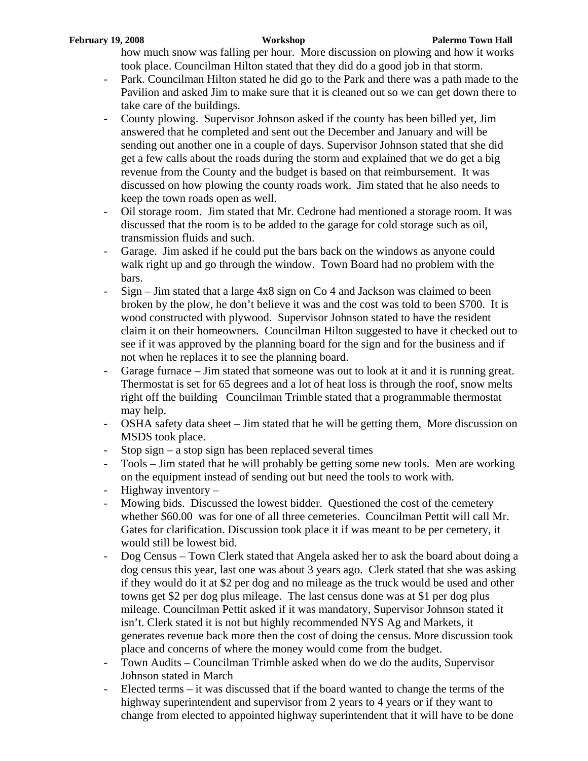how much snow was falling per hour. More discussion on plowing and how it works took place. Councilman Hilton stated that they did do a good job in that storm.

- Park. Councilman Hilton stated he did go to the Park and there was a path made to the Pavilion and asked Jim to make sure that it is cleaned out so we can get down there to take care of the buildings.
- County plowing. Supervisor Johnson asked if the county has been billed yet, Jim answered that he completed and sent out the December and January and will be sending out another one in a couple of days. Supervisor Johnson stated that she did get a few calls about the roads during the storm and explained that we do get a big revenue from the County and the budget is based on that reimbursement. It was discussed on how plowing the county roads work. Jim stated that he also needs to keep the town roads open as well.
- Oil storage room. Jim stated that Mr. Cedrone had mentioned a storage room. It was discussed that the room is to be added to the garage for cold storage such as oil, transmission fluids and such.
- Garage. Jim asked if he could put the bars back on the windows as anyone could walk right up and go through the window. Town Board had no problem with the bars.
- Sign – Jim stated that a large 4x8 sign on Co 4 and Jackson was claimed to been broken by the plow, he don't believe it was and the cost was told to been $700. It is wood constructed with plywood. Supervisor Johnson stated to have the resident claim it on their homeowners. Councilman Hilton suggested to have it checked out to see if it was approved by the planning board for the sign and for the business and if not when he replaces it to see the planning board.
- Garage furnace – Jim stated that someone was out to look at it and it is running great. Thermostat is set for 65 degrees and a lot of heat loss is through the roof, snow melts right off the building Councilman Trimble stated that a programmable thermostat may help.
- OSHA safety data sheet – Jim stated that he will be getting them, More discussion on MSDS took place.
- Stop sign – a stop sign has been replaced several times
- Tools – Jim stated that he will probably be getting some new tools. Men are working on the equipment instead of sending out but need the tools to work with.
- Highway inventory –
- Mowing bids. Discussed the lowest bidder. Questioned the cost of the cemetery whether $60.00 was for one of all three cemeteries. Councilman Pettit will call Mr. Gates for clarification. Discussion took place it if was meant to be per cemetery, it would still be lowest bid.
- Dog Census – Town Clerk stated that Angela asked her to ask the board about doing a dog census this year, last one was about 3 years ago. Clerk stated that she was asking if they would do it at $2 per dog and no mileage as the truck would be used and other towns get $2 per dog plus mileage. The last census done was at $1 per dog plus mileage. Councilman Pettit asked if it was mandatory, Supervisor Johnson stated it isn't. Clerk stated it is not but highly recommended NYS Ag and Markets, it generates revenue back more then the cost of doing the census. More discussion took place and concerns of where the money would come from the budget.
- Town Audits – Councilman Trimble asked when do we do the audits, Supervisor Johnson stated in March
- Elected terms – it was discussed that if the board wanted to change the terms of the highway superintendent and supervisor from 2 years to 4 years or if they want to change from elected to appointed highway superintendent that it will have to be done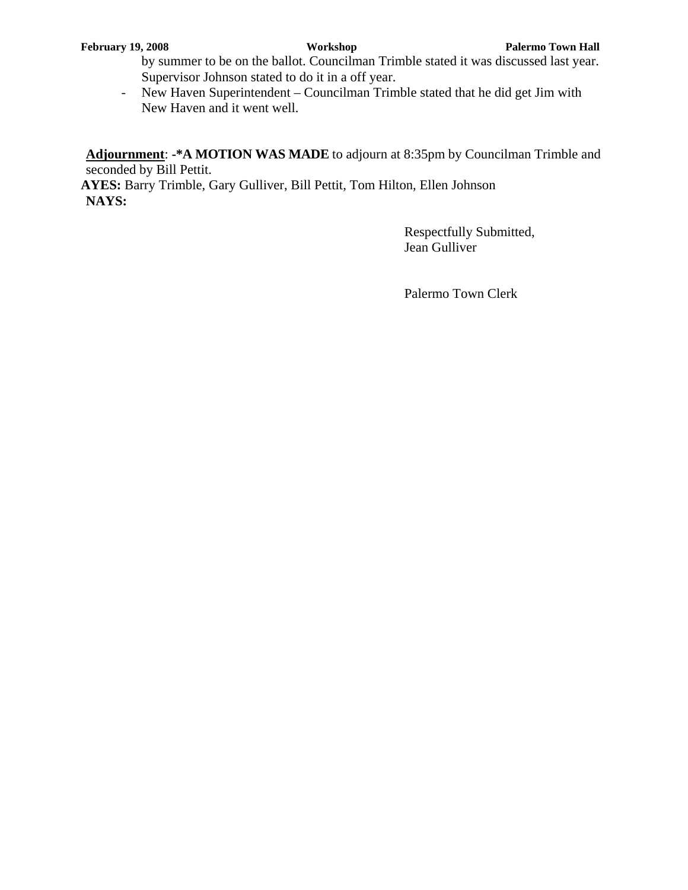by summer to be on the ballot. Councilman Trimble stated it was discussed last year. Supervisor Johnson stated to do it in a off year.

- New Haven Superintendent – Councilman Trimble stated that he did get Jim with New Haven and it went well.

**Adjournment**: **-*A MOTION WAS MADE** to adjourn at 8:35pm by Councilman Trimble and seconded by Bill Pettit.

**AYES:** Barry Trimble, Gary Gulliver, Bill Pettit, Tom Hilton, Ellen Johnson

**NAYS:**

Respectfully Submitted,
Jean Gulliver

Palermo Town Clerk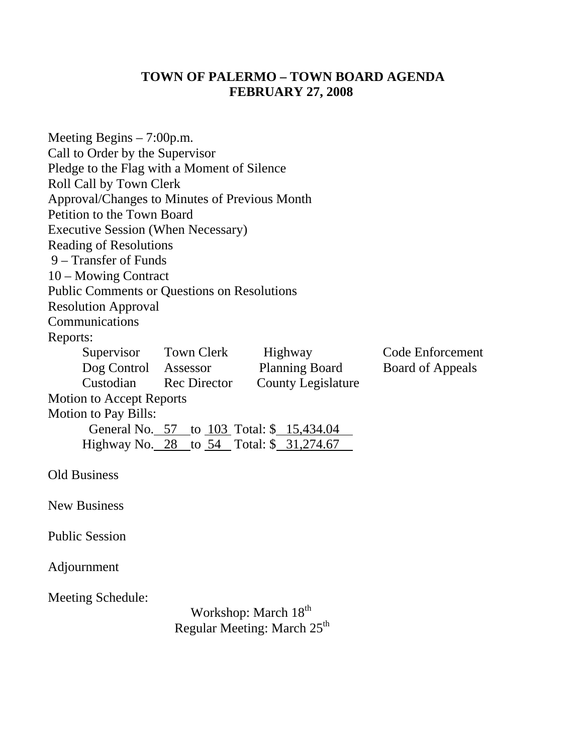# TOWN OF PALERMO – TOWN BOARD AGENDA
# FEBRUARY 27, 2008

Meeting Begins – 7:00p.m.
Call to Order by the Supervisor
Pledge to the Flag with a Moment of Silence
Roll Call by Town Clerk
Approval/Changes to Minutes of Previous Month
Petition to the Town Board
Executive Session (When Necessary)
Reading of Resolutions
9 – Transfer of Funds
10 – Mowing Contract
Public Comments or Questions on Resolutions
Resolution Approval
Communications
Reports:

| | | | |
|---|---|---|---|
| Supervisor | Town Clerk | Highway | Code Enforcement |
| Dog Control | Assessor | Planning Board | Board of Appeals |
| Custodian | Rec Director | County Legislature | |

Motion to Accept Reports
Motion to Pay Bills:

General No. 57 to 103 Total: $ 15,434.04
Highway No. 28 to 54 Total: $ 31,274.67

Old Business

New Business

Public Session

Adjournment

Meeting Schedule:

Workshop: March 18th
Regular Meeting: March 25th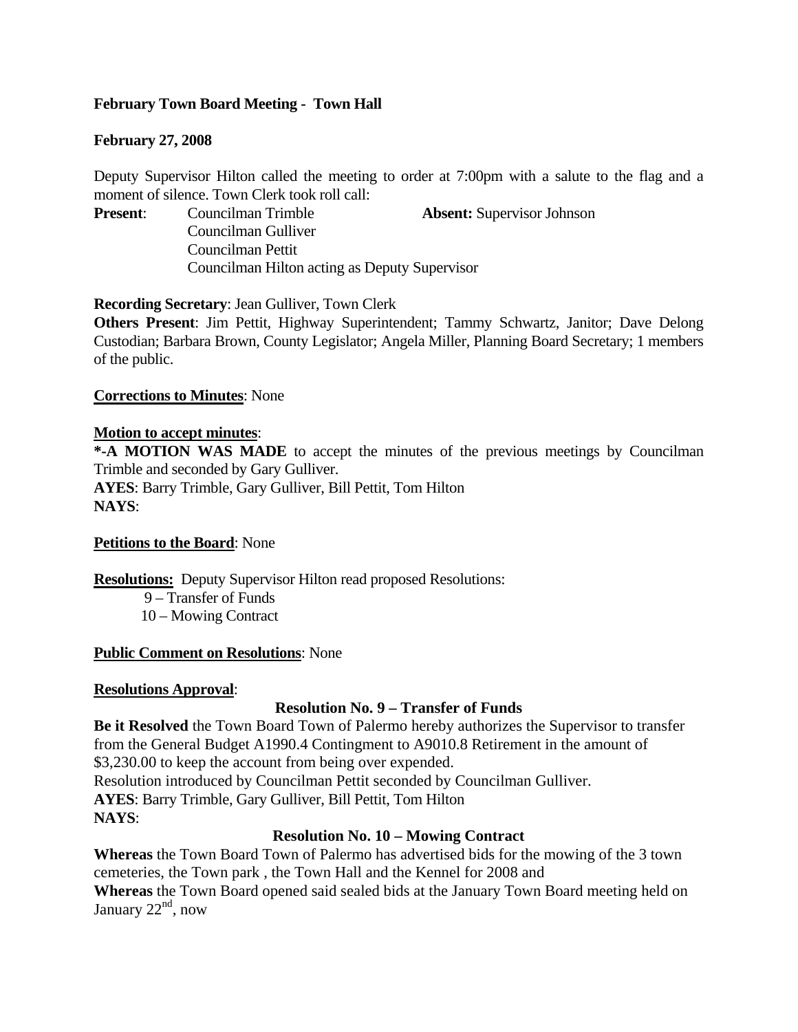**February Town Board Meeting - Town Hall**

**February 27, 2008**

Deputy Supervisor Hilton called the meeting to order at 7:00pm with a salute to the flag and a moment of silence. Town Clerk took roll call:

**Present**: Councilman Trimble
Councilman Gulliver
Councilman Pettit
Councilman Hilton acting as Deputy Supervisor

**Absent:** Supervisor Johnson

**Recording Secretary**: Jean Gulliver, Town Clerk

**Others Present**: Jim Pettit, Highway Superintendent; Tammy Schwartz, Janitor; Dave Delong Custodian; Barbara Brown, County Legislator; Angela Miller, Planning Board Secretary; 1 members of the public.

**Corrections to Minutes**: None

**Motion to accept minutes**:

***-A MOTION WAS MADE** to accept the minutes of the previous meetings by Councilman Trimble and seconded by Gary Gulliver.
**AYES**: Barry Trimble, Gary Gulliver, Bill Pettit, Tom Hilton
**NAYS**:

**Petitions to the Board**: None

**Resolutions:** Deputy Supervisor Hilton read proposed Resolutions:

9 – Transfer of Funds
10 – Mowing Contract

**Public Comment on Resolutions**: None

**Resolutions Approval**:

**Resolution No. 9 – Transfer of Funds**

**Be it Resolved** the Town Board Town of Palermo hereby authorizes the Supervisor to transfer from the General Budget A1990.4 Contingment to A9010.8 Retirement in the amount of $3,230.00 to keep the account from being over expended.
Resolution introduced by Councilman Pettit seconded by Councilman Gulliver.
**AYES**: Barry Trimble, Gary Gulliver, Bill Pettit, Tom Hilton
**NAYS**:

**Resolution No. 10 – Mowing Contract**

**Whereas** the Town Board Town of Palermo has advertised bids for the mowing of the 3 town cemeteries, the Town park , the Town Hall and the Kennel for 2008 and
**Whereas** the Town Board opened said sealed bids at the January Town Board meeting held on January 22nd, now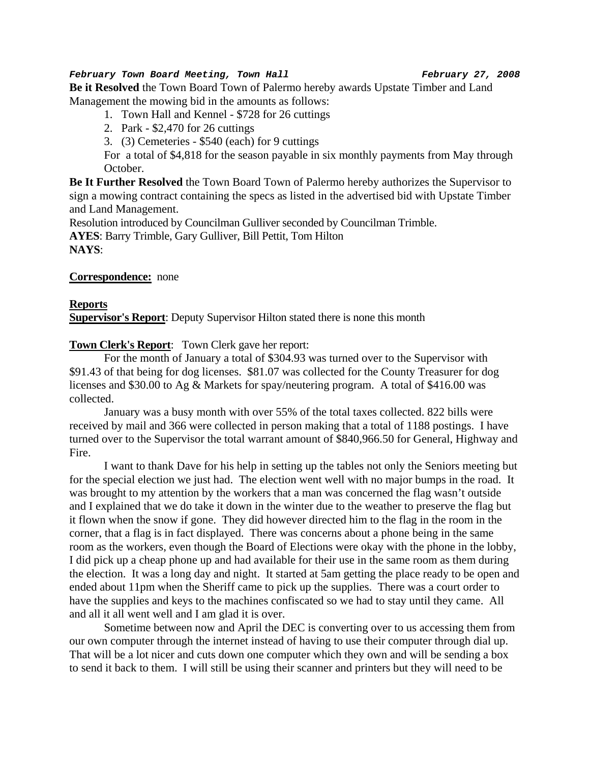***February Town Board Meeting, Town Hall*** ***February 27, 2008***

**Be it Resolved** the Town Board Town of Palermo hereby awards Upstate Timber and Land Management the mowing bid in the amounts as follows:

1. Town Hall and Kennel - $728 for 26 cuttings
2. Park - $2,470 for 26 cuttings
3. (3) Cemeteries - $540 (each) for 9 cuttings

For a total of $4,818 for the season payable in six monthly payments from May through October.

**Be It Further Resolved** the Town Board Town of Palermo hereby authorizes the Supervisor to sign a mowing contract containing the specs as listed in the advertised bid with Upstate Timber and Land Management.

Resolution introduced by Councilman Gulliver seconded by Councilman Trimble.

**AYES**: Barry Trimble, Gary Gulliver, Bill Pettit, Tom Hilton

**NAYS**:

**Correspondence:** none

**Reports**

**Supervisor's Report**: Deputy Supervisor Hilton stated there is none this month

**Town Clerk's Report**: Town Clerk gave her report:

For the month of January a total of $304.93 was turned over to the Supervisor with $91.43 of that being for dog licenses. $81.07 was collected for the County Treasurer for dog licenses and $30.00 to Ag & Markets for spay/neutering program. A total of $416.00 was collected.

January was a busy month with over 55% of the total taxes collected. 822 bills were received by mail and 366 were collected in person making that a total of 1188 postings. I have turned over to the Supervisor the total warrant amount of $840,966.50 for General, Highway and Fire.

I want to thank Dave for his help in setting up the tables not only the Seniors meeting but for the special election we just had. The election went well with no major bumps in the road. It was brought to my attention by the workers that a man was concerned the flag wasn't outside and I explained that we do take it down in the winter due to the weather to preserve the flag but it flown when the snow if gone. They did however directed him to the flag in the room in the corner, that a flag is in fact displayed. There was concerns about a phone being in the same room as the workers, even though the Board of Elections were okay with the phone in the lobby, I did pick up a cheap phone up and had available for their use in the same room as them during the election. It was a long day and night. It started at 5am getting the place ready to be open and ended about 11pm when the Sheriff came to pick up the supplies. There was a court order to have the supplies and keys to the machines confiscated so we had to stay until they came. All and all it all went well and I am glad it is over.

Sometime between now and April the DEC is converting over to us accessing them from our own computer through the internet instead of having to use their computer through dial up. That will be a lot nicer and cuts down one computer which they own and will be sending a box to send it back to them. I will still be using their scanner and printers but they will need to be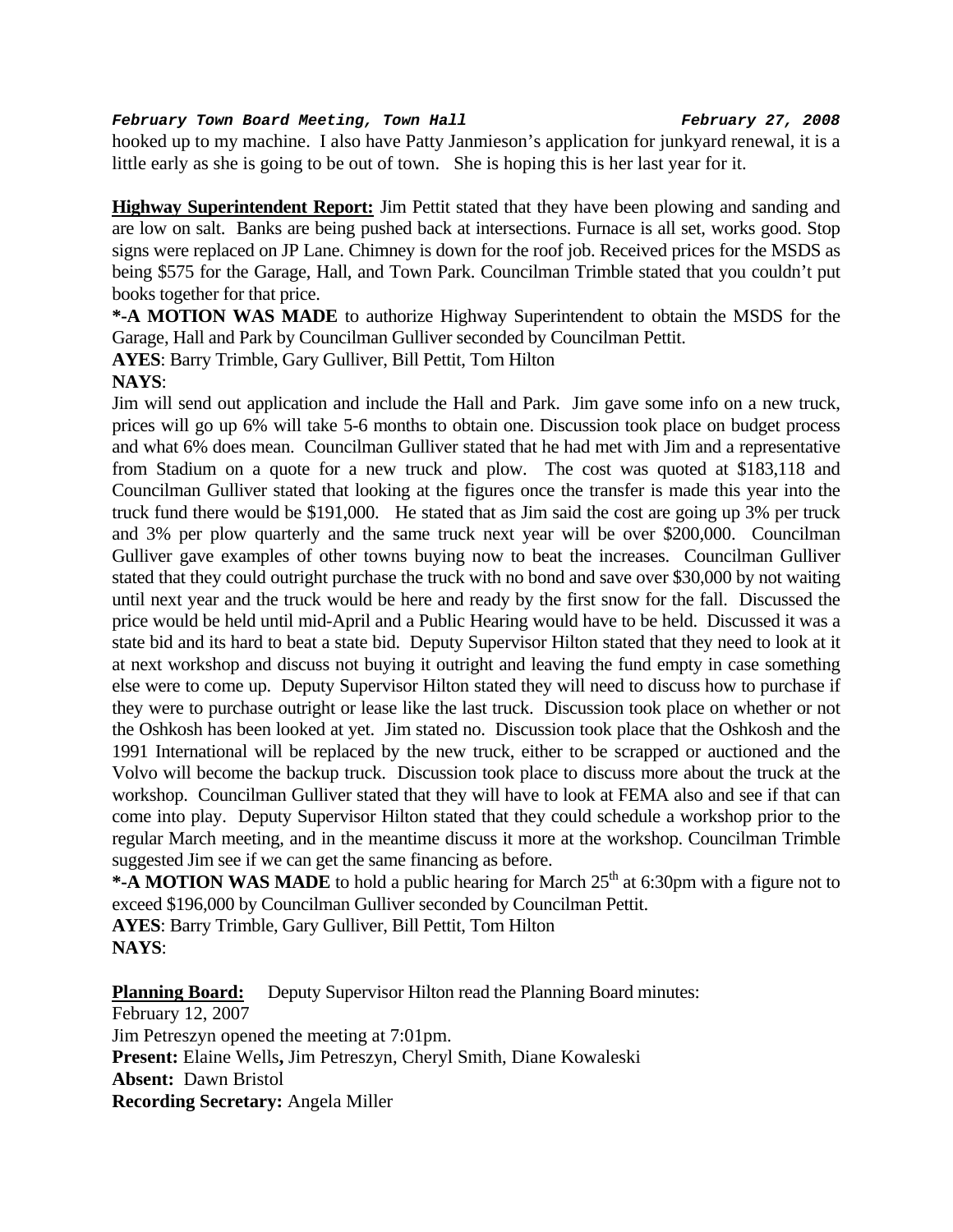hooked up to my machine. I also have Patty Janmieson's application for junkyard renewal, it is a little early as she is going to be out of town. She is hoping this is her last year for it.

**Highway Superintendent Report:** Jim Pettit stated that they have been plowing and sanding and are low on salt. Banks are being pushed back at intersections. Furnace is all set, works good. Stop signs were replaced on JP Lane. Chimney is down for the roof job. Received prices for the MSDS as being $575 for the Garage, Hall, and Town Park. Councilman Trimble stated that you couldn't put books together for that price.

***-A MOTION WAS MADE** to authorize Highway Superintendent to obtain the MSDS for the Garage, Hall and Park by Councilman Gulliver seconded by Councilman Pettit.

**AYES**: Barry Trimble, Gary Gulliver, Bill Pettit, Tom Hilton

**NAYS**:

Jim will send out application and include the Hall and Park. Jim gave some info on a new truck, prices will go up 6% will take 5-6 months to obtain one. Discussion took place on budget process and what 6% does mean. Councilman Gulliver stated that he had met with Jim and a representative from Stadium on a quote for a new truck and plow. The cost was quoted at $183,118 and Councilman Gulliver stated that looking at the figures once the transfer is made this year into the truck fund there would be $191,000. He stated that as Jim said the cost are going up 3% per truck and 3% per plow quarterly and the same truck next year will be over $200,000. Councilman Gulliver gave examples of other towns buying now to beat the increases. Councilman Gulliver stated that they could outright purchase the truck with no bond and save over $30,000 by not waiting until next year and the truck would be here and ready by the first snow for the fall. Discussed the price would be held until mid-April and a Public Hearing would have to be held. Discussed it was a state bid and its hard to beat a state bid. Deputy Supervisor Hilton stated that they need to look at it at next workshop and discuss not buying it outright and leaving the fund empty in case something else were to come up. Deputy Supervisor Hilton stated they will need to discuss how to purchase if they were to purchase outright or lease like the last truck. Discussion took place on whether or not the Oshkosh has been looked at yet. Jim stated no. Discussion took place that the Oshkosh and the 1991 International will be replaced by the new truck, either to be scrapped or auctioned and the Volvo will become the backup truck. Discussion took place to discuss more about the truck at the workshop. Councilman Gulliver stated that they will have to look at FEMA also and see if that can come into play. Deputy Supervisor Hilton stated that they could schedule a workshop prior to the regular March meeting, and in the meantime discuss it more at the workshop. Councilman Trimble suggested Jim see if we can get the same financing as before.

***-A MOTION WAS MADE** to hold a public hearing for March 25th at 6:30pm with a figure not to exceed $196,000 by Councilman Gulliver seconded by Councilman Pettit.

**AYES**: Barry Trimble, Gary Gulliver, Bill Pettit, Tom Hilton

**NAYS**:

**Planning Board:** Deputy Supervisor Hilton read the Planning Board minutes:

February 12, 2007

Jim Petreszyn opened the meeting at 7:01pm.

**Present:** Elaine Wells**,** Jim Petreszyn, Cheryl Smith, Diane Kowaleski

**Absent:** Dawn Bristol

**Recording Secretary:** Angela Miller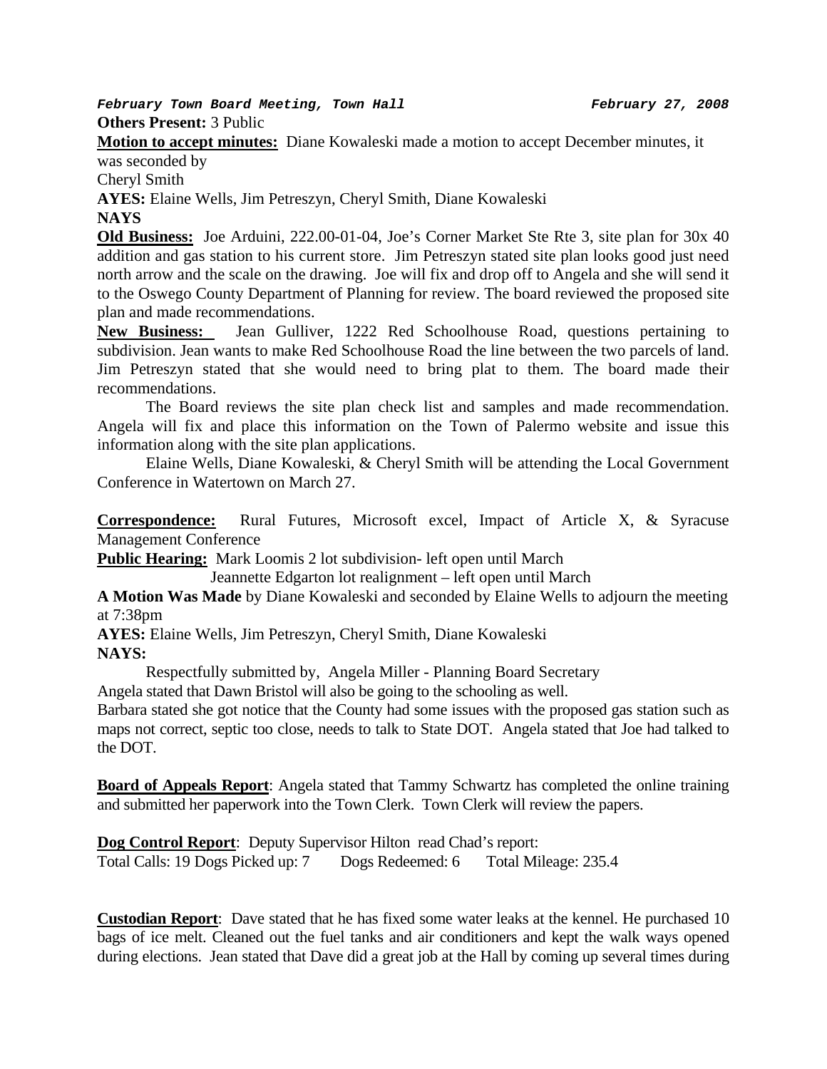*February Town Board Meeting, Town Hall* *February 27, 2008*

**Others Present:** 3 Public

**Motion to accept minutes:** Diane Kowaleski made a motion to accept December minutes, it was seconded by

Cheryl Smith

**AYES:** Elaine Wells, Jim Petreszyn, Cheryl Smith, Diane Kowaleski

**NAYS**

**Old Business:** Joe Arduini, 222.00-01-04, Joe's Corner Market Ste Rte 3, site plan for 30x 40 addition and gas station to his current store. Jim Petreszyn stated site plan looks good just need north arrow and the scale on the drawing. Joe will fix and drop off to Angela and she will send it to the Oswego County Department of Planning for review. The board reviewed the proposed site plan and made recommendations.

**New Business:** Jean Gulliver, 1222 Red Schoolhouse Road, questions pertaining to subdivision. Jean wants to make Red Schoolhouse Road the line between the two parcels of land. Jim Petreszyn stated that she would need to bring plat to them. The board made their recommendations.

The Board reviews the site plan check list and samples and made recommendation. Angela will fix and place this information on the Town of Palermo website and issue this information along with the site plan applications.

Elaine Wells, Diane Kowaleski, & Cheryl Smith will be attending the Local Government Conference in Watertown on March 27.

**Correspondence:** Rural Futures, Microsoft excel, Impact of Article X, & Syracuse Management Conference

**Public Hearing:** Mark Loomis 2 lot subdivision- left open until March

Jeannette Edgarton lot realignment – left open until March

**A Motion Was Made** by Diane Kowaleski and seconded by Elaine Wells to adjourn the meeting at 7:38pm

**AYES:** Elaine Wells, Jim Petreszyn, Cheryl Smith, Diane Kowaleski

**NAYS:**

Respectfully submitted by, Angela Miller - Planning Board Secretary

Angela stated that Dawn Bristol will also be going to the schooling as well.

Barbara stated she got notice that the County had some issues with the proposed gas station such as maps not correct, septic too close, needs to talk to State DOT. Angela stated that Joe had talked to the DOT.

**Board of Appeals Report**: Angela stated that Tammy Schwartz has completed the online training and submitted her paperwork into the Town Clerk. Town Clerk will review the papers.

**Dog Control Report**: Deputy Supervisor Hilton read Chad's report:

Total Calls: 19 Dogs Picked up: 7 Dogs Redeemed: 6 Total Mileage: 235.4

**Custodian Report**: Dave stated that he has fixed some water leaks at the kennel. He purchased 10 bags of ice melt. Cleaned out the fuel tanks and air conditioners and kept the walk ways opened during elections. Jean stated that Dave did a great job at the Hall by coming up several times during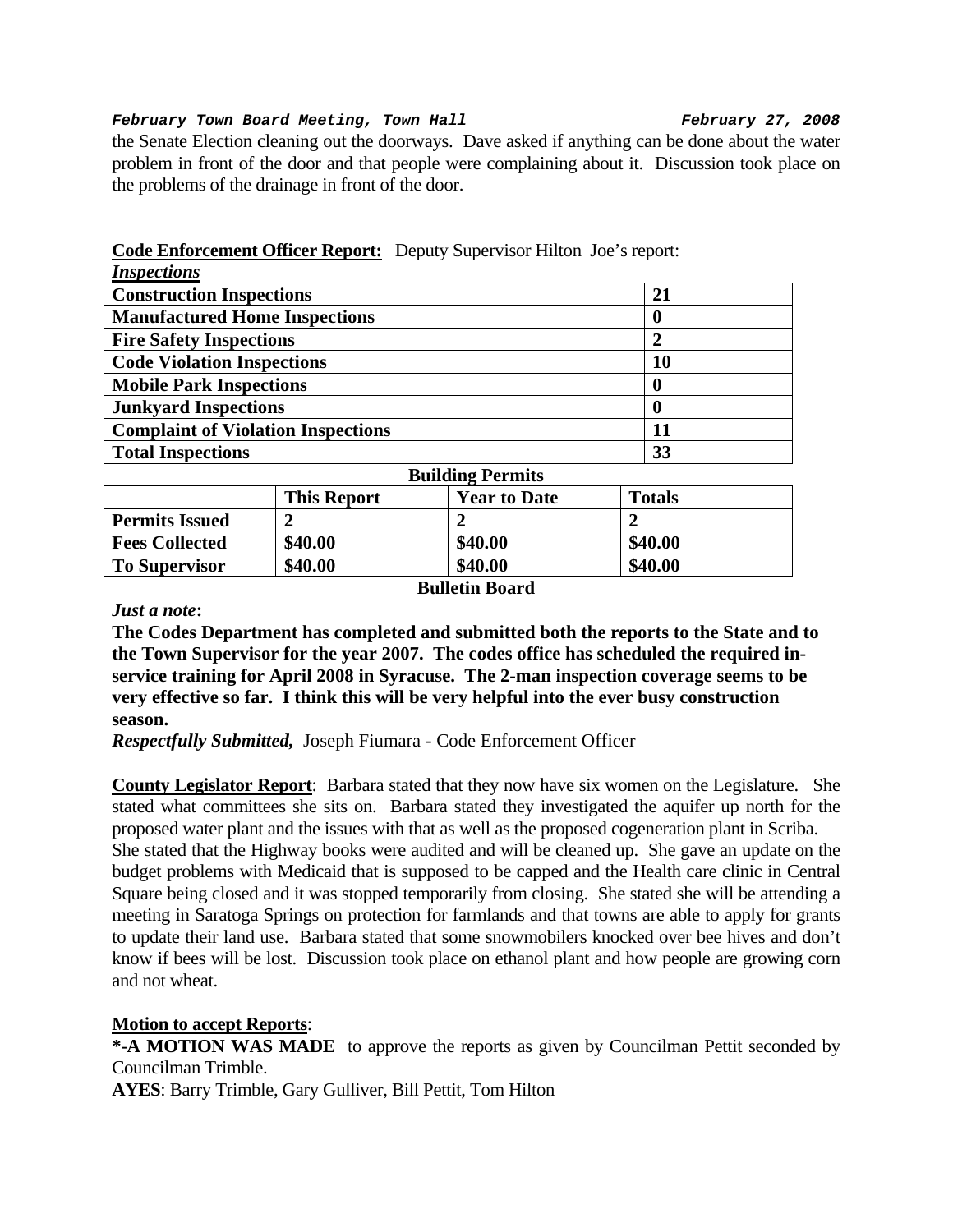the Senate Election cleaning out the doorways. Dave asked if anything can be done about the water problem in front of the door and that people were complaining about it. Discussion took place on the problems of the drainage in front of the door.

**Code Enforcement Officer Report:** Deputy Supervisor Hilton Joe's report:

***Inspections***

| | |
|---|---|
| **Construction Inspections** | **21** |
| **Manufactured Home Inspections** | **0** |
| **Fire Safety Inspections** | **2** |
| **Code Violation Inspections** | **10** |
| **Mobile Park Inspections** | **0** |
| **Junkyard Inspections** | **0** |
| **Complaint of Violation Inspections** | **11** |
| **Total Inspections** | **33** |

**Building Permits**

| | **This Report** | **Year to Date** | **Totals** |
|---|---|---|---|
| **Permits Issued** | **2** | **2** | **2** |
| **Fees Collected** | **$40.00** | **$40.00** | **$40.00** |
| **To Supervisor** | **$40.00** | **$40.00** | **$40.00** |

**Bulletin Board**

***Just a note*:**

**The Codes Department has completed and submitted both the reports to the State and to the Town Supervisor for the year 2007. The codes office has scheduled the required in-service training for April 2008 in Syracuse. The 2-man inspection coverage seems to be very effective so far. I think this will be very helpful into the ever busy construction season.**

***Respectfully Submitted,*** Joseph Fiumara - Code Enforcement Officer

**County Legislator Report**: Barbara stated that they now have six women on the Legislature. She stated what committees she sits on. Barbara stated they investigated the aquifer up north for the proposed water plant and the issues with that as well as the proposed cogeneration plant in Scriba. She stated that the Highway books were audited and will be cleaned up. She gave an update on the budget problems with Medicaid that is supposed to be capped and the Health care clinic in Central Square being closed and it was stopped temporarily from closing. She stated she will be attending a meeting in Saratoga Springs on protection for farmlands and that towns are able to apply for grants to update their land use. Barbara stated that some snowmobilers knocked over bee hives and don't know if bees will be lost. Discussion took place on ethanol plant and how people are growing corn and not wheat.

**Motion to accept Reports**:

**\*-A MOTION WAS MADE** to approve the reports as given by Councilman Pettit seconded by Councilman Trimble.

**AYES**: Barry Trimble, Gary Gulliver, Bill Pettit, Tom Hilton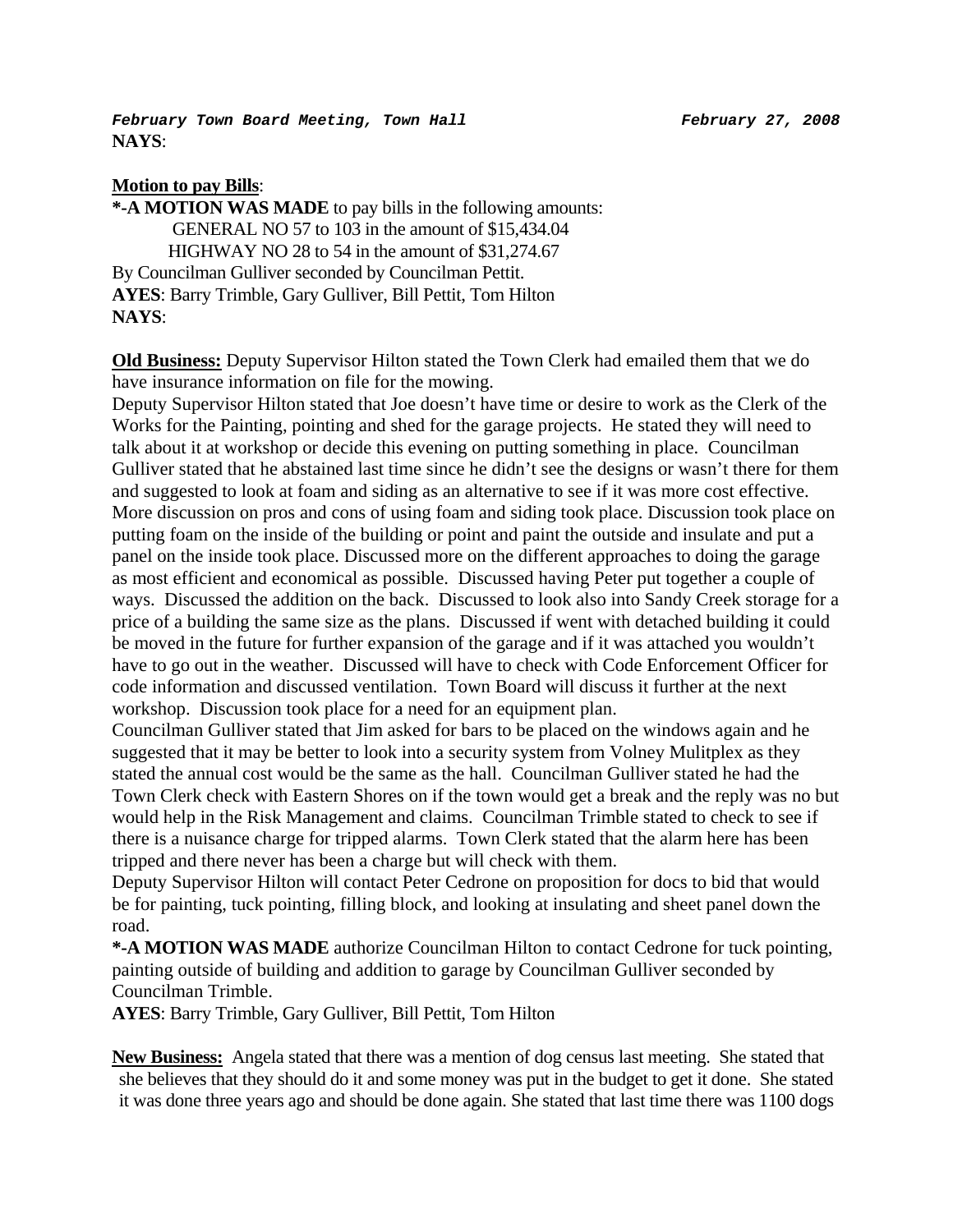**NAYS**:

**Motion to pay Bills**:

***-A MOTION WAS MADE** to pay bills in the following amounts:

GENERAL NO 57 to 103 in the amount of $15,434.04

HIGHWAY NO 28 to 54 in the amount of $31,274.67

By Councilman Gulliver seconded by Councilman Pettit.

**AYES**: Barry Trimble, Gary Gulliver, Bill Pettit, Tom Hilton

**NAYS**:

**Old Business:** Deputy Supervisor Hilton stated the Town Clerk had emailed them that we do have insurance information on file for the mowing.

Deputy Supervisor Hilton stated that Joe doesn't have time or desire to work as the Clerk of the Works for the Painting, pointing and shed for the garage projects. He stated they will need to talk about it at workshop or decide this evening on putting something in place. Councilman Gulliver stated that he abstained last time since he didn't see the designs or wasn't there for them and suggested to look at foam and siding as an alternative to see if it was more cost effective. More discussion on pros and cons of using foam and siding took place. Discussion took place on putting foam on the inside of the building or point and paint the outside and insulate and put a panel on the inside took place. Discussed more on the different approaches to doing the garage as most efficient and economical as possible. Discussed having Peter put together a couple of ways. Discussed the addition on the back. Discussed to look also into Sandy Creek storage for a price of a building the same size as the plans. Discussed if went with detached building it could be moved in the future for further expansion of the garage and if it was attached you wouldn't have to go out in the weather. Discussed will have to check with Code Enforcement Officer for code information and discussed ventilation. Town Board will discuss it further at the next workshop. Discussion took place for a need for an equipment plan.

Councilman Gulliver stated that Jim asked for bars to be placed on the windows again and he suggested that it may be better to look into a security system from Volney Mulitplex as they stated the annual cost would be the same as the hall. Councilman Gulliver stated he had the Town Clerk check with Eastern Shores on if the town would get a break and the reply was no but would help in the Risk Management and claims. Councilman Trimble stated to check to see if there is a nuisance charge for tripped alarms. Town Clerk stated that the alarm here has been tripped and there never has been a charge but will check with them.

Deputy Supervisor Hilton will contact Peter Cedrone on proposition for docs to bid that would be for painting, tuck pointing, filling block, and looking at insulating and sheet panel down the road.

***-A MOTION WAS MADE** authorize Councilman Hilton to contact Cedrone for tuck pointing, painting outside of building and addition to garage by Councilman Gulliver seconded by Councilman Trimble.

**AYES**: Barry Trimble, Gary Gulliver, Bill Pettit, Tom Hilton

**New Business:** Angela stated that there was a mention of dog census last meeting. She stated that she believes that they should do it and some money was put in the budget to get it done. She stated it was done three years ago and should be done again. She stated that last time there was 1100 dogs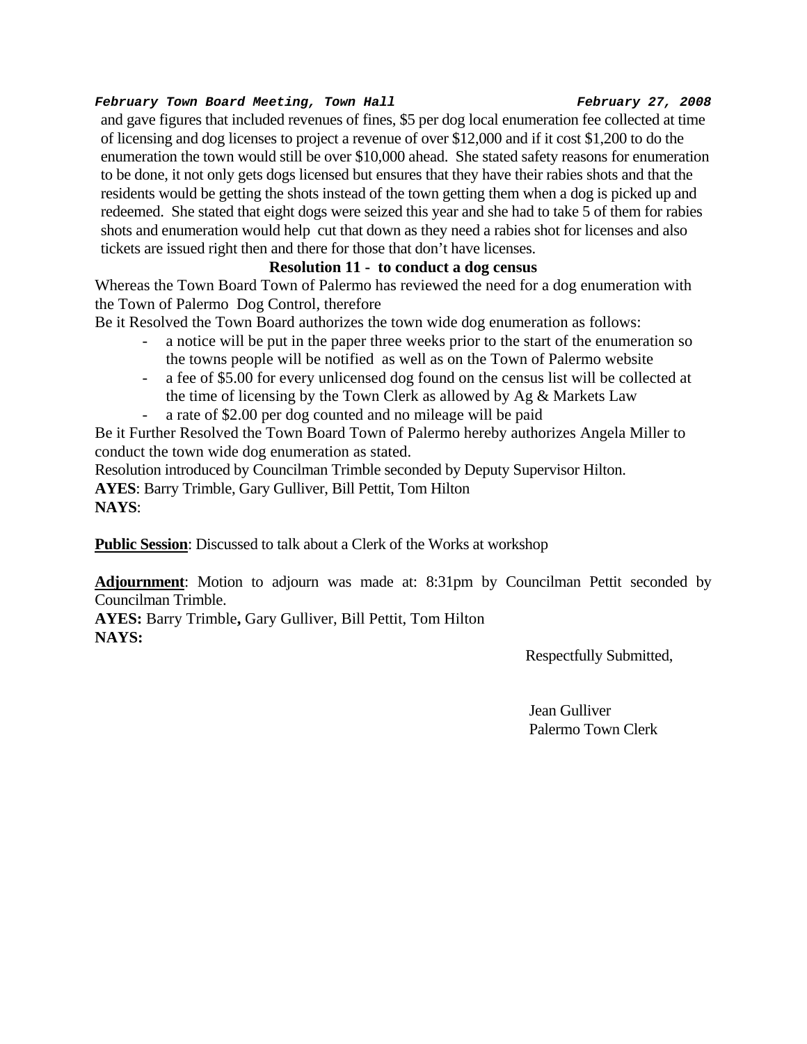and gave figures that included revenues of fines, $5 per dog local enumeration fee collected at time of licensing and dog licenses to project a revenue of over $12,000 and if it cost $1,200 to do the enumeration the town would still be over $10,000 ahead. She stated safety reasons for enumeration to be done, it not only gets dogs licensed but ensures that they have their rabies shots and that the residents would be getting the shots instead of the town getting them when a dog is picked up and redeemed. She stated that eight dogs were seized this year and she had to take 5 of them for rabies shots and enumeration would help cut that down as they need a rabies shot for licenses and also tickets are issued right then and there for those that don't have licenses.

**Resolution 11 - to conduct a dog census**

Whereas the Town Board Town of Palermo has reviewed the need for a dog enumeration with the Town of Palermo Dog Control, therefore

Be it Resolved the Town Board authorizes the town wide dog enumeration as follows:

- a notice will be put in the paper three weeks prior to the start of the enumeration so the towns people will be notified as well as on the Town of Palermo website
- a fee of $5.00 for every unlicensed dog found on the census list will be collected at the time of licensing by the Town Clerk as allowed by Ag & Markets Law
- a rate of $2.00 per dog counted and no mileage will be paid

Be it Further Resolved the Town Board Town of Palermo hereby authorizes Angela Miller to conduct the town wide dog enumeration as stated.

Resolution introduced by Councilman Trimble seconded by Deputy Supervisor Hilton.

**AYES**: Barry Trimble, Gary Gulliver, Bill Pettit, Tom Hilton

**NAYS**:

**Public Session**: Discussed to talk about a Clerk of the Works at workshop

**Adjournment**: Motion to adjourn was made at: 8:31pm by Councilman Pettit seconded by Councilman Trimble.

**AYES:** Barry Trimble**,** Gary Gulliver, Bill Pettit, Tom Hilton

**NAYS:**

Respectfully Submitted,

Jean Gulliver
Palermo Town Clerk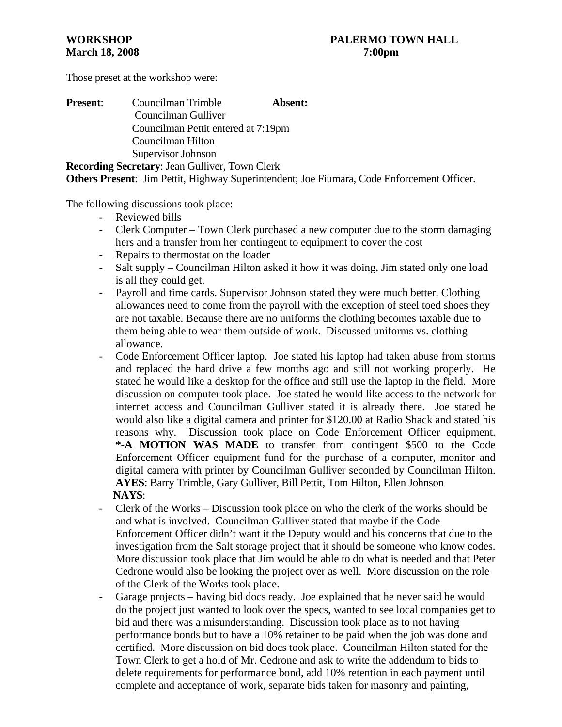**WORKSHOP** **PALERMO TOWN HALL**
**March 18, 2008** **7:00pm**

Those preset at the workshop were:

**Present**: Councilman Trimble **Absent:**
Councilman Gulliver
Councilman Pettit entered at 7:19pm
Councilman Hilton
Supervisor Johnson

**Recording Secretary**: Jean Gulliver, Town Clerk
**Others Present**: Jim Pettit, Highway Superintendent; Joe Fiumara, Code Enforcement Officer.

The following discussions took place:

- Reviewed bills
- Clerk Computer – Town Clerk purchased a new computer due to the storm damaging hers and a transfer from her contingent to equipment to cover the cost
- Repairs to thermostat on the loader
- Salt supply – Councilman Hilton asked it how it was doing, Jim stated only one load is all they could get.
- Payroll and time cards. Supervisor Johnson stated they were much better. Clothing allowances need to come from the payroll with the exception of steel toed shoes they are not taxable. Because there are no uniforms the clothing becomes taxable due to them being able to wear them outside of work. Discussed uniforms vs. clothing allowance.
- Code Enforcement Officer laptop. Joe stated his laptop had taken abuse from storms and replaced the hard drive a few months ago and still not working properly. He stated he would like a desktop for the office and still use the laptop in the field. More discussion on computer took place. Joe stated he would like access to the network for internet access and Councilman Gulliver stated it is already there. Joe stated he would also like a digital camera and printer for $120.00 at Radio Shack and stated his reasons why. Discussion took place on Code Enforcement Officer equipment. ***-A MOTION WAS MADE** to transfer from contingent $500 to the Code Enforcement Officer equipment fund for the purchase of a computer, monitor and digital camera with printer by Councilman Gulliver seconded by Councilman Hilton.
  **AYES**: Barry Trimble, Gary Gulliver, Bill Pettit, Tom Hilton, Ellen Johnson
  **NAYS**:
- Clerk of the Works – Discussion took place on who the clerk of the works should be and what is involved. Councilman Gulliver stated that maybe if the Code Enforcement Officer didn't want it the Deputy would and his concerns that due to the investigation from the Salt storage project that it should be someone who know codes. More discussion took place that Jim would be able to do what is needed and that Peter Cedrone would also be looking the project over as well. More discussion on the role of the Clerk of the Works took place.
- Garage projects – having bid docs ready. Joe explained that he never said he would do the project just wanted to look over the specs, wanted to see local companies get to bid and there was a misunderstanding. Discussion took place as to not having performance bonds but to have a 10% retainer to be paid when the job was done and certified. More discussion on bid docs took place. Councilman Hilton stated for the Town Clerk to get a hold of Mr. Cedrone and ask to write the addendum to bids to delete requirements for performance bond, add 10% retention in each payment until complete and acceptance of work, separate bids taken for masonry and painting,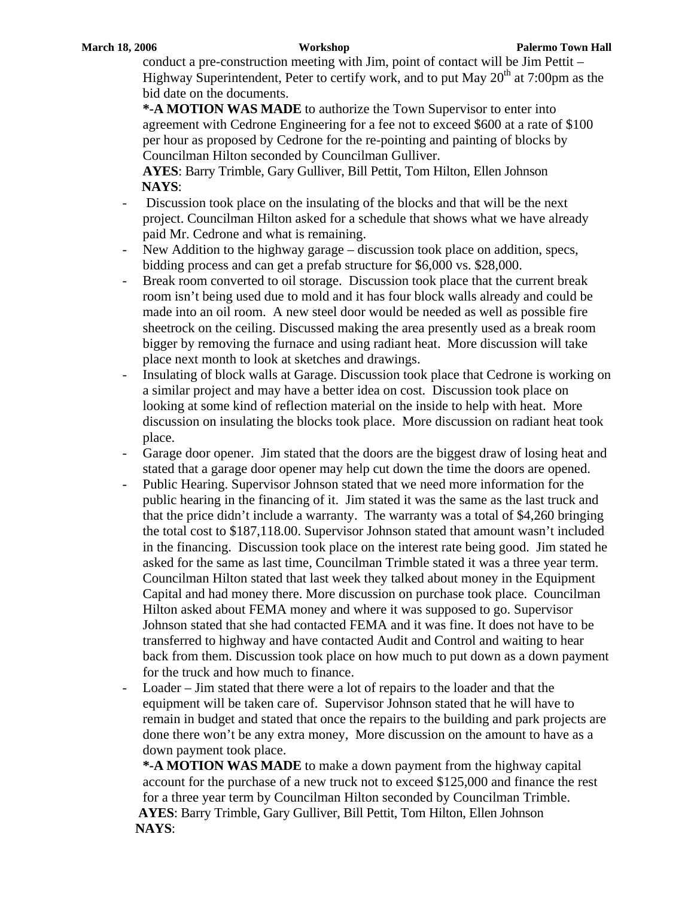conduct a pre-construction meeting with Jim, point of contact will be Jim Pettit – Highway Superintendent, Peter to certify work, and to put May 20th at 7:00pm as the bid date on the documents.

**\*-A MOTION WAS MADE** to authorize the Town Supervisor to enter into agreement with Cedrone Engineering for a fee not to exceed $600 at a rate of $100 per hour as proposed by Cedrone for the re-pointing and painting of blocks by Councilman Hilton seconded by Councilman Gulliver.

**AYES**: Barry Trimble, Gary Gulliver, Bill Pettit, Tom Hilton, Ellen Johnson
**NAYS**:

- Discussion took place on the insulating of the blocks and that will be the next project. Councilman Hilton asked for a schedule that shows what we have already paid Mr. Cedrone and what is remaining.
- New Addition to the highway garage – discussion took place on addition, specs, bidding process and can get a prefab structure for $6,000 vs. $28,000.
- Break room converted to oil storage. Discussion took place that the current break room isn't being used due to mold and it has four block walls already and could be made into an oil room. A new steel door would be needed as well as possible fire sheetrock on the ceiling. Discussed making the area presently used as a break room bigger by removing the furnace and using radiant heat. More discussion will take place next month to look at sketches and drawings.
- Insulating of block walls at Garage. Discussion took place that Cedrone is working on a similar project and may have a better idea on cost. Discussion took place on looking at some kind of reflection material on the inside to help with heat. More discussion on insulating the blocks took place. More discussion on radiant heat took place.
- Garage door opener. Jim stated that the doors are the biggest draw of losing heat and stated that a garage door opener may help cut down the time the doors are opened.
- Public Hearing. Supervisor Johnson stated that we need more information for the public hearing in the financing of it. Jim stated it was the same as the last truck and that the price didn't include a warranty. The warranty was a total of $4,260 bringing the total cost to $187,118.00. Supervisor Johnson stated that amount wasn't included in the financing. Discussion took place on the interest rate being good. Jim stated he asked for the same as last time, Councilman Trimble stated it was a three year term. Councilman Hilton stated that last week they talked about money in the Equipment Capital and had money there. More discussion on purchase took place. Councilman Hilton asked about FEMA money and where it was supposed to go. Supervisor Johnson stated that she had contacted FEMA and it was fine. It does not have to be transferred to highway and have contacted Audit and Control and waiting to hear back from them. Discussion took place on how much to put down as a down payment for the truck and how much to finance.
- Loader – Jim stated that there were a lot of repairs to the loader and that the equipment will be taken care of. Supervisor Johnson stated that he will have to remain in budget and stated that once the repairs to the building and park projects are done there won't be any extra money, More discussion on the amount to have as a down payment took place.

**\*-A MOTION WAS MADE** to make a down payment from the highway capital account for the purchase of a new truck not to exceed $125,000 and finance the rest for a three year term by Councilman Hilton seconded by Councilman Trimble.

**AYES**: Barry Trimble, Gary Gulliver, Bill Pettit, Tom Hilton, Ellen Johnson
**NAYS**: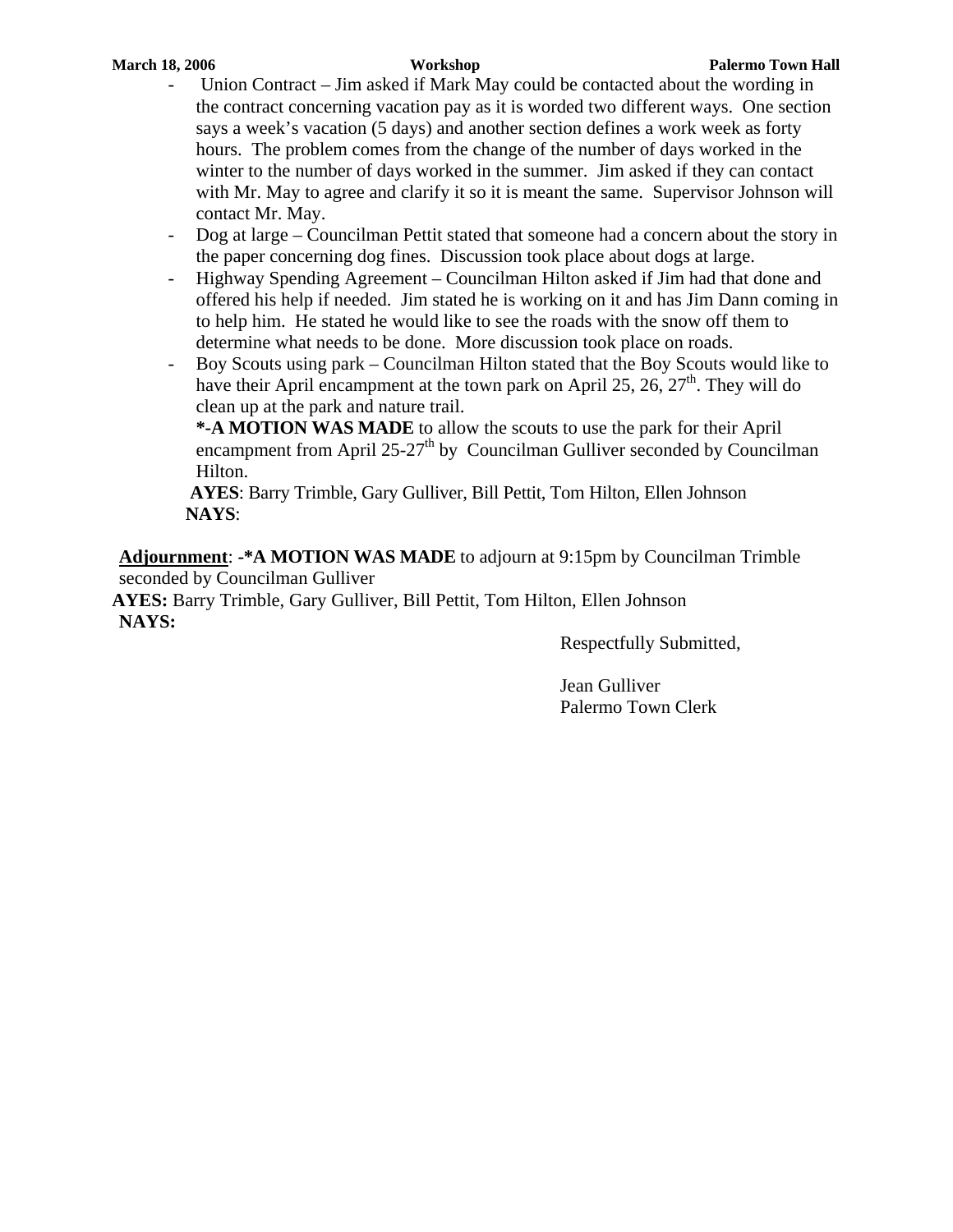- Union Contract – Jim asked if Mark May could be contacted about the wording in the contract concerning vacation pay as it is worded two different ways. One section says a week's vacation (5 days) and another section defines a work week as forty hours. The problem comes from the change of the number of days worked in the winter to the number of days worked in the summer. Jim asked if they can contact with Mr. May to agree and clarify it so it is meant the same. Supervisor Johnson will contact Mr. May.
- Dog at large – Councilman Pettit stated that someone had a concern about the story in the paper concerning dog fines. Discussion took place about dogs at large.
- Highway Spending Agreement – Councilman Hilton asked if Jim had that done and offered his help if needed. Jim stated he is working on it and has Jim Dann coming in to help him. He stated he would like to see the roads with the snow off them to determine what needs to be done. More discussion took place on roads.
- Boy Scouts using park – Councilman Hilton stated that the Boy Scouts would like to have their April encampment at the town park on April 25, 26, 27th. They will do clean up at the park and nature trail.

  ***-A MOTION WAS MADE** to allow the scouts to use the park for their April encampment from April 25-27th by Councilman Gulliver seconded by Councilman Hilton.

  **AYES**: Barry Trimble, Gary Gulliver, Bill Pettit, Tom Hilton, Ellen Johnson
  **NAYS**:

**Adjournment**: **-*A MOTION WAS MADE** to adjourn at 9:15pm by Councilman Trimble seconded by Councilman Gulliver

**AYES:** Barry Trimble, Gary Gulliver, Bill Pettit, Tom Hilton, Ellen Johnson
**NAYS:**

Respectfully Submitted,

Jean Gulliver
Palermo Town Clerk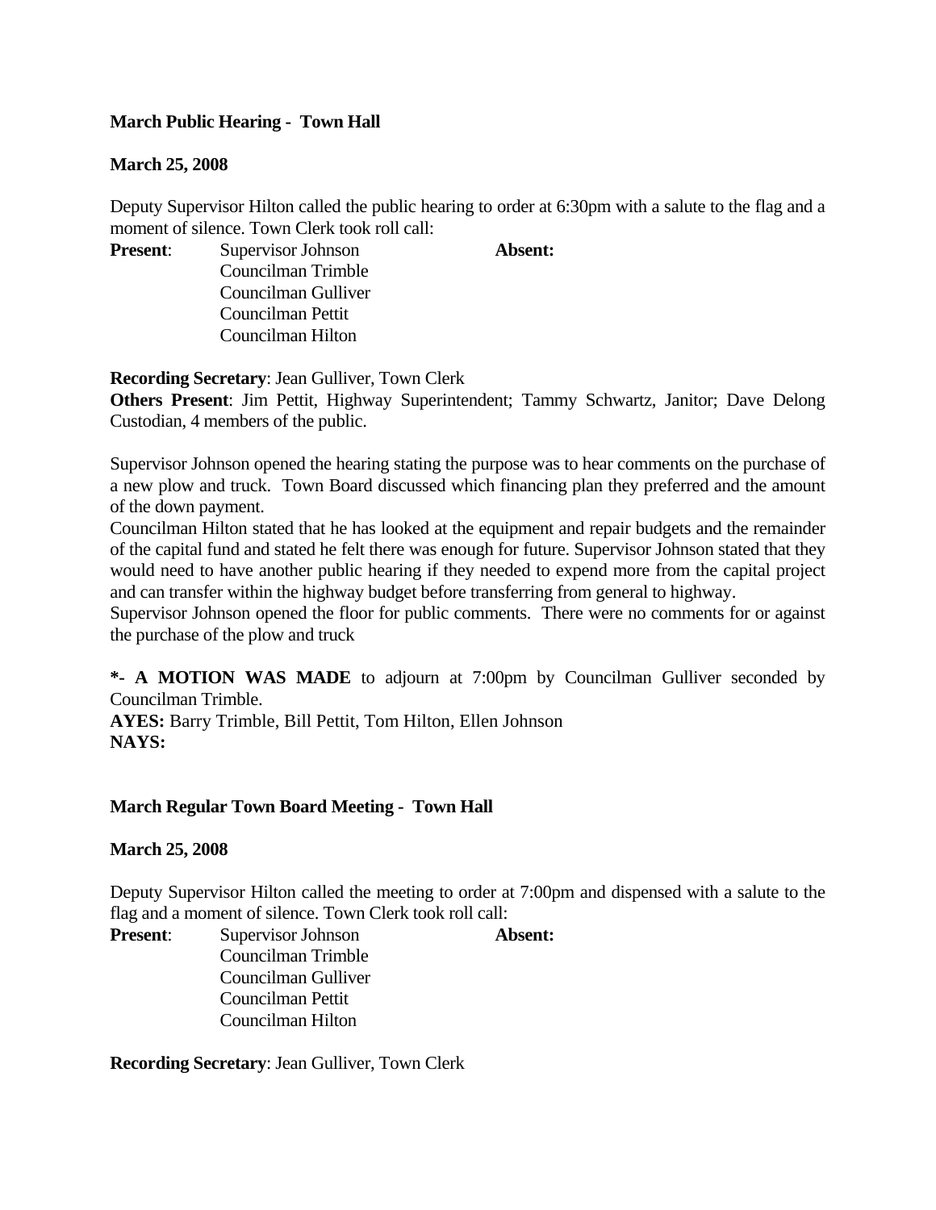**March Public Hearing - Town Hall**

**March 25, 2008**

Deputy Supervisor Hilton called the public hearing to order at 6:30pm with a salute to the flag and a moment of silence. Town Clerk took roll call:

**Present**: Supervisor Johnson
Councilman Trimble
Councilman Gulliver
Councilman Pettit
Councilman Hilton

**Absent:**

**Recording Secretary**: Jean Gulliver, Town Clerk
**Others Present**: Jim Pettit, Highway Superintendent; Tammy Schwartz, Janitor; Dave Delong Custodian, 4 members of the public.

Supervisor Johnson opened the hearing stating the purpose was to hear comments on the purchase of a new plow and truck. Town Board discussed which financing plan they preferred and the amount of the down payment.
Councilman Hilton stated that he has looked at the equipment and repair budgets and the remainder of the capital fund and stated he felt there was enough for future. Supervisor Johnson stated that they would need to have another public hearing if they needed to expend more from the capital project and can transfer within the highway budget before transferring from general to highway.
Supervisor Johnson opened the floor for public comments. There were no comments for or against the purchase of the plow and truck

**\*- A MOTION WAS MADE** to adjourn at 7:00pm by Councilman Gulliver seconded by Councilman Trimble.
**AYES:** Barry Trimble, Bill Pettit, Tom Hilton, Ellen Johnson
**NAYS:**

**March Regular Town Board Meeting - Town Hall**

**March 25, 2008**

Deputy Supervisor Hilton called the meeting to order at 7:00pm and dispensed with a salute to the flag and a moment of silence. Town Clerk took roll call:

**Present**: Supervisor Johnson
Councilman Trimble
Councilman Gulliver
Councilman Pettit
Councilman Hilton

**Absent:**

**Recording Secretary**: Jean Gulliver, Town Clerk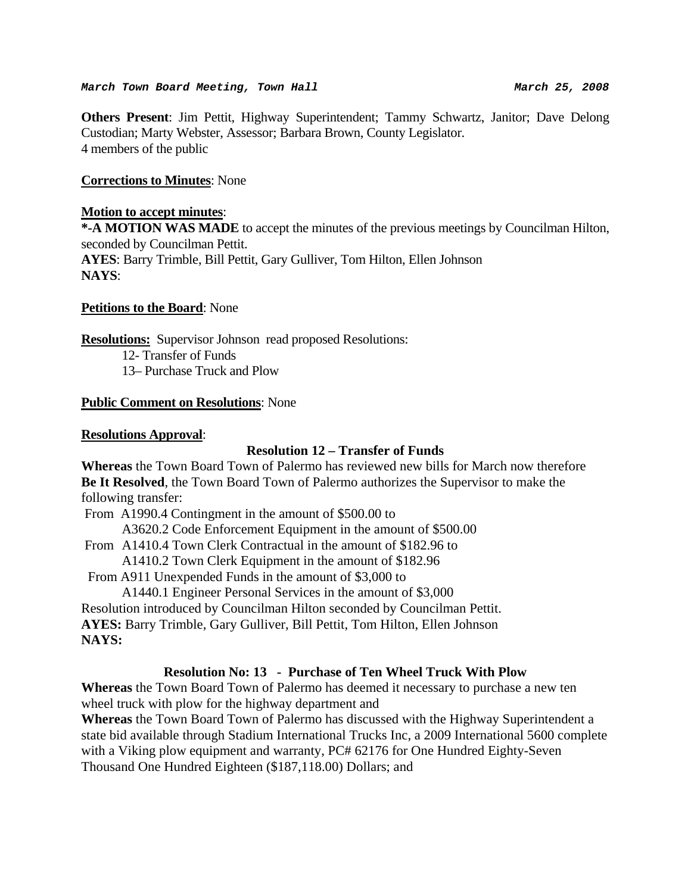*March Town Board Meeting, Town Hall* *March 25, 2008*

**Others Present**: Jim Pettit, Highway Superintendent; Tammy Schwartz, Janitor; Dave Delong Custodian; Marty Webster, Assessor; Barbara Brown, County Legislator.
4 members of the public

**Corrections to Minutes**: None

**Motion to accept minutes**:
**\*-A MOTION WAS MADE** to accept the minutes of the previous meetings by Councilman Hilton, seconded by Councilman Pettit.
**AYES**: Barry Trimble, Bill Pettit, Gary Gulliver, Tom Hilton, Ellen Johnson
**NAYS**:

**Petitions to the Board**: None

**Resolutions:** Supervisor Johnson read proposed Resolutions:

12- Transfer of Funds
13– Purchase Truck and Plow

**Public Comment on Resolutions**: None

**Resolutions Approval**:

**Resolution 12 – Transfer of Funds**

**Whereas** the Town Board Town of Palermo has reviewed new bills for March now therefore
**Be It Resolved**, the Town Board Town of Palermo authorizes the Supervisor to make the following transfer:

From A1990.4 Contingment in the amount of $500.00 to
A3620.2 Code Enforcement Equipment in the amount of $500.00
From A1410.4 Town Clerk Contractual in the amount of $182.96 to
A1410.2 Town Clerk Equipment in the amount of $182.96
From A911 Unexpended Funds in the amount of $3,000 to
A1440.1 Engineer Personal Services in the amount of $3,000

Resolution introduced by Councilman Hilton seconded by Councilman Pettit.
**AYES:** Barry Trimble, Gary Gulliver, Bill Pettit, Tom Hilton, Ellen Johnson
**NAYS:**

**Resolution No: 13 - Purchase of Ten Wheel Truck With Plow**

**Whereas** the Town Board Town of Palermo has deemed it necessary to purchase a new ten wheel truck with plow for the highway department and
**Whereas** the Town Board Town of Palermo has discussed with the Highway Superintendent a state bid available through Stadium International Trucks Inc, a 2009 International 5600 complete with a Viking plow equipment and warranty, PC# 62176 for One Hundred Eighty-Seven Thousand One Hundred Eighteen ($187,118.00) Dollars; and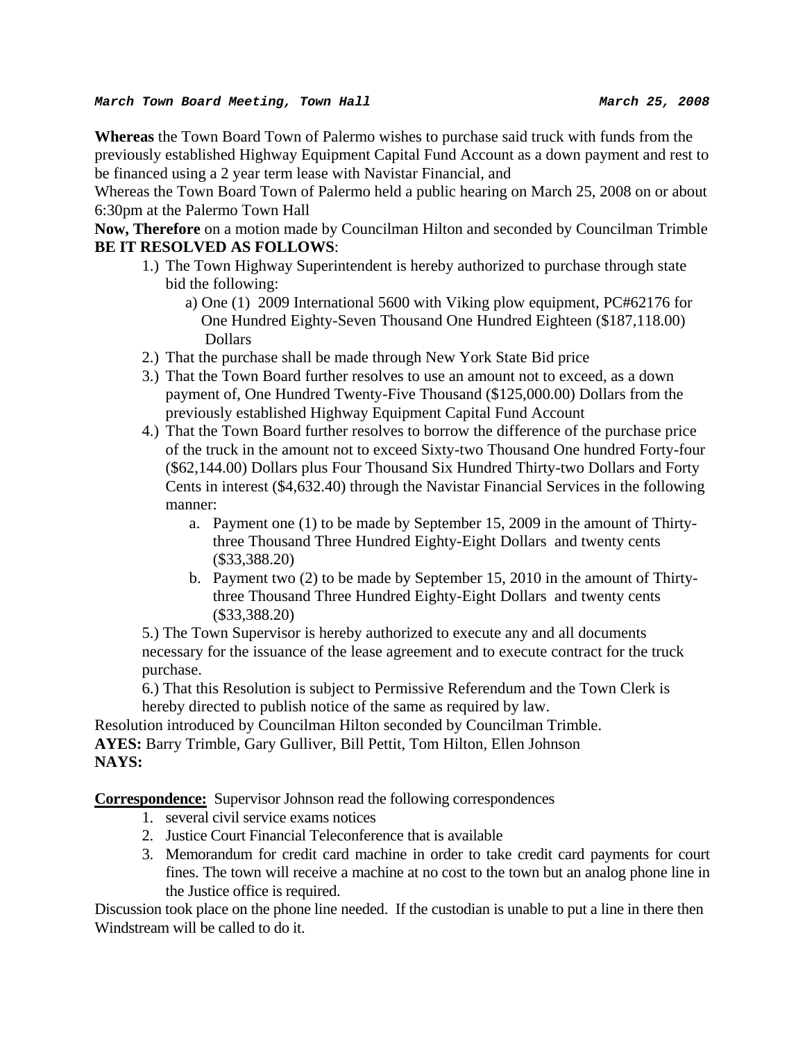**Whereas** the Town Board Town of Palermo wishes to purchase said truck with funds from the previously established Highway Equipment Capital Fund Account as a down payment and rest to be financed using a 2 year term lease with Navistar Financial, and

Whereas the Town Board Town of Palermo held a public hearing on March 25, 2008 on or about 6:30pm at the Palermo Town Hall

**Now, Therefore** on a motion made by Councilman Hilton and seconded by Councilman Trimble

**BE IT RESOLVED AS FOLLOWS**:

1.) The Town Highway Superintendent is hereby authorized to purchase through state bid the following:
   - a) One (1) 2009 International 5600 with Viking plow equipment, PC#62176 for One Hundred Eighty-Seven Thousand One Hundred Eighteen ($187,118.00) Dollars
2.) That the purchase shall be made through New York State Bid price
3.) That the Town Board further resolves to use an amount not to exceed, as a down payment of, One Hundred Twenty-Five Thousand ($125,000.00) Dollars from the previously established Highway Equipment Capital Fund Account
4.) That the Town Board further resolves to borrow the difference of the purchase price of the truck in the amount not to exceed Sixty-two Thousand One hundred Forty-four ($62,144.00) Dollars plus Four Thousand Six Hundred Thirty-two Dollars and Forty Cents in interest ($4,632.40) through the Navistar Financial Services in the following manner:
   - a. Payment one (1) to be made by September 15, 2009 in the amount of Thirty-three Thousand Three Hundred Eighty-Eight Dollars and twenty cents ($33,388.20)
   - b. Payment two (2) to be made by September 15, 2010 in the amount of Thirty-three Thousand Three Hundred Eighty-Eight Dollars and twenty cents ($33,388.20)

5.) The Town Supervisor is hereby authorized to execute any and all documents necessary for the issuance of the lease agreement and to execute contract for the truck purchase.

6.) That this Resolution is subject to Permissive Referendum and the Town Clerk is hereby directed to publish notice of the same as required by law.

Resolution introduced by Councilman Hilton seconded by Councilman Trimble.

**AYES:** Barry Trimble, Gary Gulliver, Bill Pettit, Tom Hilton, Ellen Johnson

**NAYS:**

**Correspondence:** Supervisor Johnson read the following correspondences

1. several civil service exams notices
2. Justice Court Financial Teleconference that is available
3. Memorandum for credit card machine in order to take credit card payments for court fines. The town will receive a machine at no cost to the town but an analog phone line in the Justice office is required.

Discussion took place on the phone line needed. If the custodian is unable to put a line in there then Windstream will be called to do it.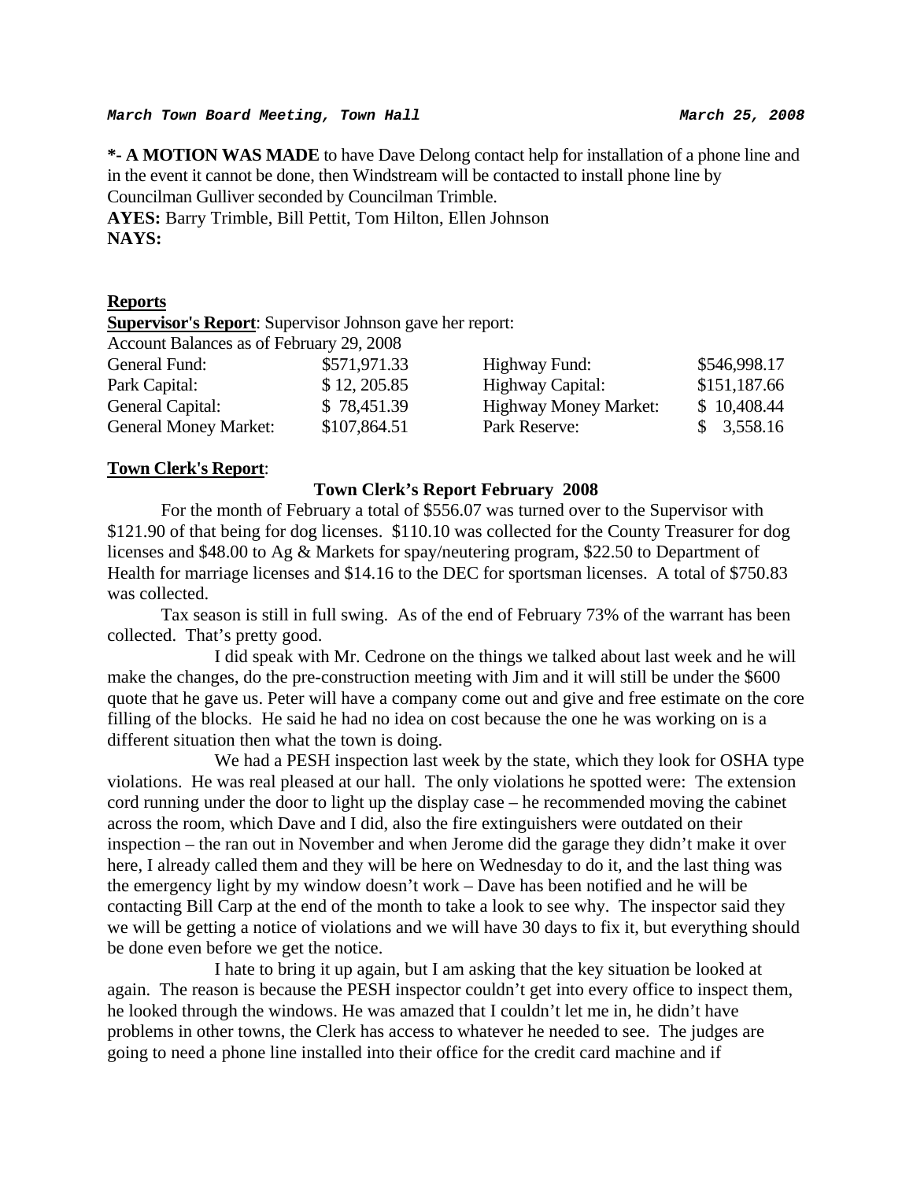*March Town Board Meeting, Town Hall* *March 25, 2008*

***- A MOTION WAS MADE** to have Dave Delong contact help for installation of a phone line and in the event it cannot be done, then Windstream will be contacted to install phone line by Councilman Gulliver seconded by Councilman Trimble.
**AYES:** Barry Trimble, Bill Pettit, Tom Hilton, Ellen Johnson
**NAYS:**

**Reports**

**Supervisor's Report**: Supervisor Johnson gave her report:

Account Balances as of February 29, 2008

| | | | |
|---|---|---|---|
| General Fund: | $571,971.33 | Highway Fund: | $546,998.17 |
| Park Capital: | $ 12, 205.85 | Highway Capital: | $151,187.66 |
| General Capital: | $ 78,451.39 | Highway Money Market: | $ 10,408.44 |
| General Money Market: | $107,864.51 | Park Reserve: | $ 3,558.16 |

**Town Clerk's Report**:

**Town Clerk's Report February 2008**

For the month of February a total of $556.07 was turned over to the Supervisor with $121.90 of that being for dog licenses. $110.10 was collected for the County Treasurer for dog licenses and $48.00 to Ag & Markets for spay/neutering program, $22.50 to Department of Health for marriage licenses and $14.16 to the DEC for sportsman licenses. A total of $750.83 was collected.

Tax season is still in full swing. As of the end of February 73% of the warrant has been collected. That's pretty good.

I did speak with Mr. Cedrone on the things we talked about last week and he will make the changes, do the pre-construction meeting with Jim and it will still be under the $600 quote that he gave us. Peter will have a company come out and give and free estimate on the core filling of the blocks. He said he had no idea on cost because the one he was working on is a different situation then what the town is doing.

We had a PESH inspection last week by the state, which they look for OSHA type violations. He was real pleased at our hall. The only violations he spotted were: The extension cord running under the door to light up the display case – he recommended moving the cabinet across the room, which Dave and I did, also the fire extinguishers were outdated on their inspection – the ran out in November and when Jerome did the garage they didn't make it over here, I already called them and they will be here on Wednesday to do it, and the last thing was the emergency light by my window doesn't work – Dave has been notified and he will be contacting Bill Carp at the end of the month to take a look to see why. The inspector said they we will be getting a notice of violations and we will have 30 days to fix it, but everything should be done even before we get the notice.

I hate to bring it up again, but I am asking that the key situation be looked at again. The reason is because the PESH inspector couldn't get into every office to inspect them, he looked through the windows. He was amazed that I couldn't let me in, he didn't have problems in other towns, the Clerk has access to whatever he needed to see. The judges are going to need a phone line installed into their office for the credit card machine and if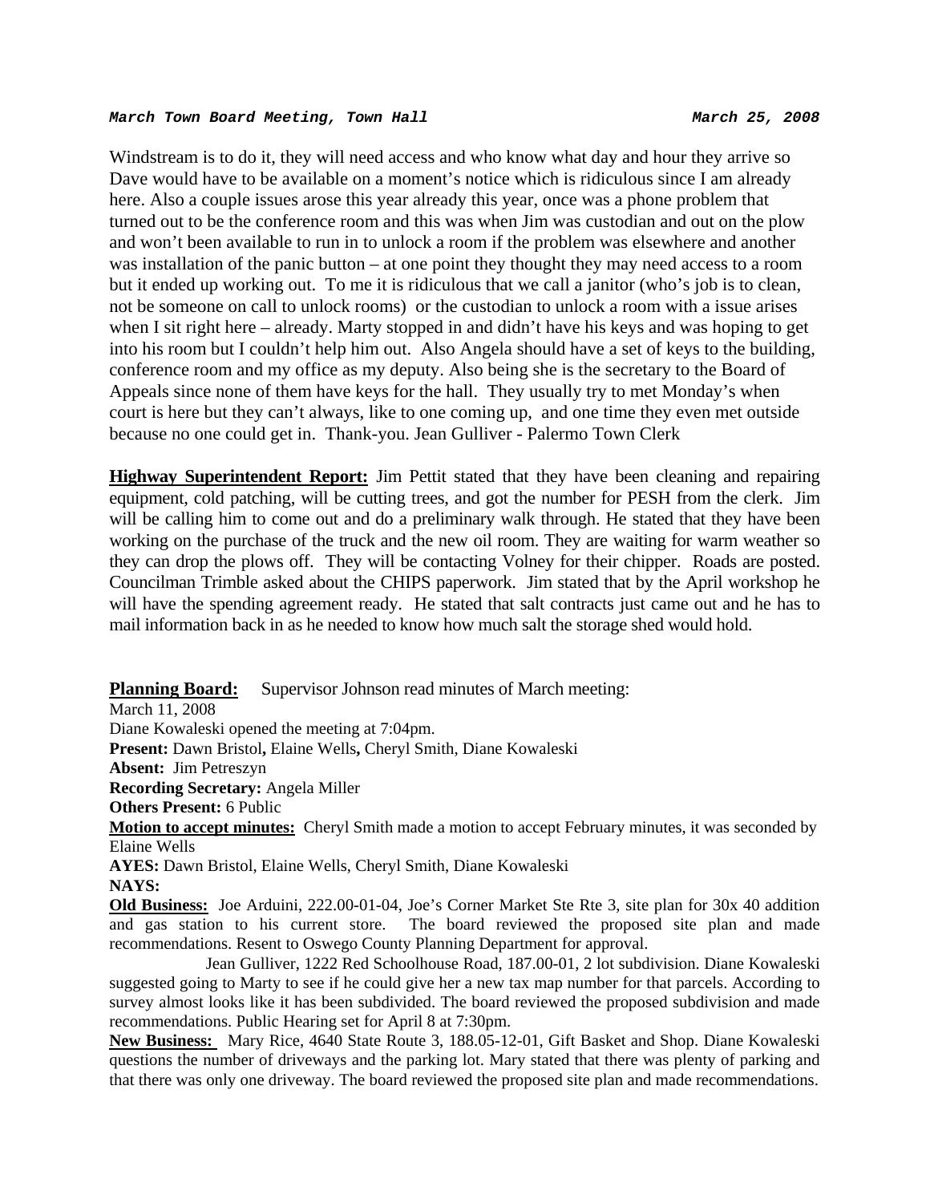Windstream is to do it, they will need access and who know what day and hour they arrive so Dave would have to be available on a moment's notice which is ridiculous since I am already here. Also a couple issues arose this year already this year, once was a phone problem that turned out to be the conference room and this was when Jim was custodian and out on the plow and won't been available to run in to unlock a room if the problem was elsewhere and another was installation of the panic button – at one point they thought they may need access to a room but it ended up working out. To me it is ridiculous that we call a janitor (who's job is to clean, not be someone on call to unlock rooms) or the custodian to unlock a room with a issue arises when I sit right here – already. Marty stopped in and didn't have his keys and was hoping to get into his room but I couldn't help him out. Also Angela should have a set of keys to the building, conference room and my office as my deputy. Also being she is the secretary to the Board of Appeals since none of them have keys for the hall. They usually try to met Monday's when court is here but they can't always, like to one coming up, and one time they even met outside because no one could get in. Thank-you. Jean Gulliver - Palermo Town Clerk

**Highway Superintendent Report:** Jim Pettit stated that they have been cleaning and repairing equipment, cold patching, will be cutting trees, and got the number for PESH from the clerk. Jim will be calling him to come out and do a preliminary walk through. He stated that they have been working on the purchase of the truck and the new oil room. They are waiting for warm weather so they can drop the plows off. They will be contacting Volney for their chipper. Roads are posted. Councilman Trimble asked about the CHIPS paperwork. Jim stated that by the April workshop he will have the spending agreement ready. He stated that salt contracts just came out and he has to mail information back in as he needed to know how much salt the storage shed would hold.

**Planning Board:** Supervisor Johnson read minutes of March meeting:

March 11, 2008

Diane Kowaleski opened the meeting at 7:04pm.

**Present:** Dawn Bristol**,** Elaine Wells**,** Cheryl Smith, Diane Kowaleski

**Absent:** Jim Petreszyn

**Recording Secretary:** Angela Miller

**Others Present:** 6 Public

**Motion to accept minutes:** Cheryl Smith made a motion to accept February minutes, it was seconded by Elaine Wells

**AYES:** Dawn Bristol, Elaine Wells, Cheryl Smith, Diane Kowaleski

**NAYS:**

**Old Business:** Joe Arduini, 222.00-01-04, Joe's Corner Market Ste Rte 3, site plan for 30x 40 addition and gas station to his current store. The board reviewed the proposed site plan and made recommendations. Resent to Oswego County Planning Department for approval.

Jean Gulliver, 1222 Red Schoolhouse Road, 187.00-01, 2 lot subdivision. Diane Kowaleski suggested going to Marty to see if he could give her a new tax map number for that parcels. According to survey almost looks like it has been subdivided. The board reviewed the proposed subdivision and made recommendations. Public Hearing set for April 8 at 7:30pm.

**New Business:** Mary Rice, 4640 State Route 3, 188.05-12-01, Gift Basket and Shop. Diane Kowaleski questions the number of driveways and the parking lot. Mary stated that there was plenty of parking and that there was only one driveway. The board reviewed the proposed site plan and made recommendations.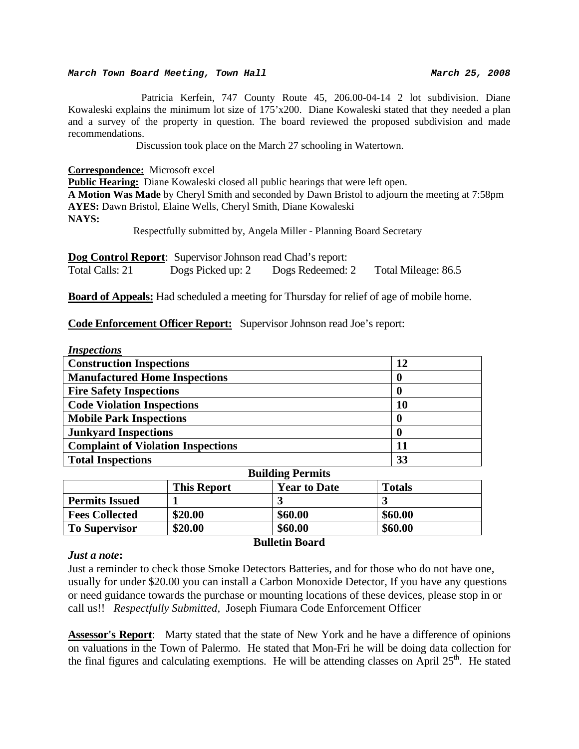Patricia Kerfein, 747 County Route 45, 206.00-04-14 2 lot subdivision. Diane Kowaleski explains the minimum lot size of 175'x200. Diane Kowaleski stated that they needed a plan and a survey of the property in question. The board reviewed the proposed subdivision and made recommendations.

Discussion took place on the March 27 schooling in Watertown.

**Correspondence:** Microsoft excel
**Public Hearing:** Diane Kowaleski closed all public hearings that were left open.
**A Motion Was Made** by Cheryl Smith and seconded by Dawn Bristol to adjourn the meeting at 7:58pm
**AYES:** Dawn Bristol, Elaine Wells, Cheryl Smith, Diane Kowaleski
**NAYS:**

Respectfully submitted by, Angela Miller - Planning Board Secretary

**Dog Control Report**: Supervisor Johnson read Chad's report:
Total Calls: 21 Dogs Picked up: 2 Dogs Redeemed: 2 Total Mileage: 86.5

**Board of Appeals:** Had scheduled a meeting for Thursday for relief of age of mobile home.

**Code Enforcement Officer Report:** Supervisor Johnson read Joe's report:

***Inspections***

| | |
|---|---|
| **Construction Inspections** | **12** |
| **Manufactured Home Inspections** | **0** |
| **Fire Safety Inspections** | **0** |
| **Code Violation Inspections** | **10** |
| **Mobile Park Inspections** | **0** |
| **Junkyard Inspections** | **0** |
| **Complaint of Violation Inspections** | **11** |
| **Total Inspections** | **33** |

**Building Permits**

| | **This Report** | **Year to Date** | **Totals** |
|---|---|---|---|
| **Permits Issued** | **1** | **3** | **3** |
| **Fees Collected** | **$20.00** | **$60.00** | **$60.00** |
| **To Supervisor** | **$20.00** | **$60.00** | **$60.00** |

**Bulletin Board**

***Just a note*:**
Just a reminder to check those Smoke Detectors Batteries, and for those who do not have one, usually for under $20.00 you can install a Carbon Monoxide Detector, If you have any questions or need guidance towards the purchase or mounting locations of these devices, please stop in or call us!! *Respectfully Submitted,* Joseph Fiumara Code Enforcement Officer

**Assessor's Report**: Marty stated that the state of New York and he have a difference of opinions on valuations in the Town of Palermo. He stated that Mon-Fri he will be doing data collection for the final figures and calculating exemptions. He will be attending classes on April 25th. He stated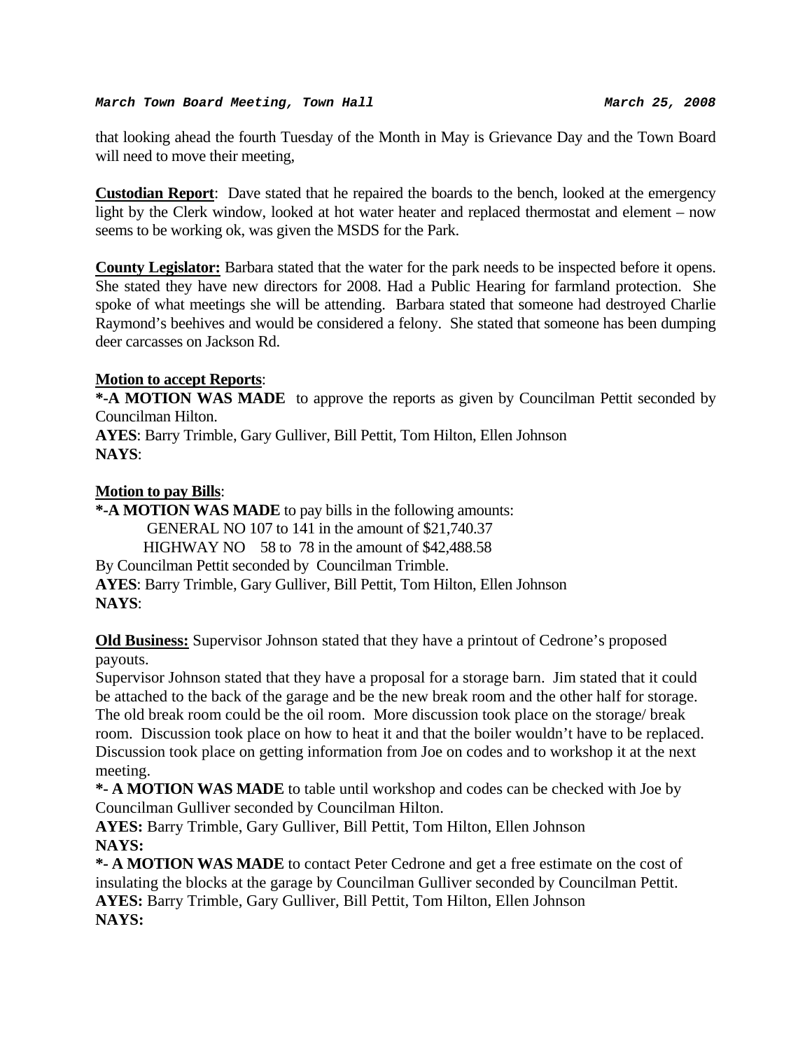that looking ahead the fourth Tuesday of the Month in May is Grievance Day and the Town Board will need to move their meeting,

**Custodian Report**: Dave stated that he repaired the boards to the bench, looked at the emergency light by the Clerk window, looked at hot water heater and replaced thermostat and element – now seems to be working ok, was given the MSDS for the Park.

**County Legislator:** Barbara stated that the water for the park needs to be inspected before it opens. She stated they have new directors for 2008. Had a Public Hearing for farmland protection. She spoke of what meetings she will be attending. Barbara stated that someone had destroyed Charlie Raymond's beehives and would be considered a felony. She stated that someone has been dumping deer carcasses on Jackson Rd.

**Motion to accept Reports**:

**\*-A MOTION WAS MADE** to approve the reports as given by Councilman Pettit seconded by Councilman Hilton.

**AYES**: Barry Trimble, Gary Gulliver, Bill Pettit, Tom Hilton, Ellen Johnson

**NAYS**:

**Motion to pay Bills**:

**\*-A MOTION WAS MADE** to pay bills in the following amounts:

GENERAL NO 107 to 141 in the amount of $21,740.37

HIGHWAY NO 58 to 78 in the amount of $42,488.58

By Councilman Pettit seconded by Councilman Trimble.

**AYES**: Barry Trimble, Gary Gulliver, Bill Pettit, Tom Hilton, Ellen Johnson

**NAYS**:

**Old Business:** Supervisor Johnson stated that they have a printout of Cedrone's proposed payouts.

Supervisor Johnson stated that they have a proposal for a storage barn. Jim stated that it could be attached to the back of the garage and be the new break room and the other half for storage. The old break room could be the oil room. More discussion took place on the storage/ break room. Discussion took place on how to heat it and that the boiler wouldn't have to be replaced. Discussion took place on getting information from Joe on codes and to workshop it at the next meeting.

**\*- A MOTION WAS MADE** to table until workshop and codes can be checked with Joe by Councilman Gulliver seconded by Councilman Hilton.

**AYES:** Barry Trimble, Gary Gulliver, Bill Pettit, Tom Hilton, Ellen Johnson

**NAYS:**

**\*- A MOTION WAS MADE** to contact Peter Cedrone and get a free estimate on the cost of insulating the blocks at the garage by Councilman Gulliver seconded by Councilman Pettit.

**AYES:** Barry Trimble, Gary Gulliver, Bill Pettit, Tom Hilton, Ellen Johnson

**NAYS:**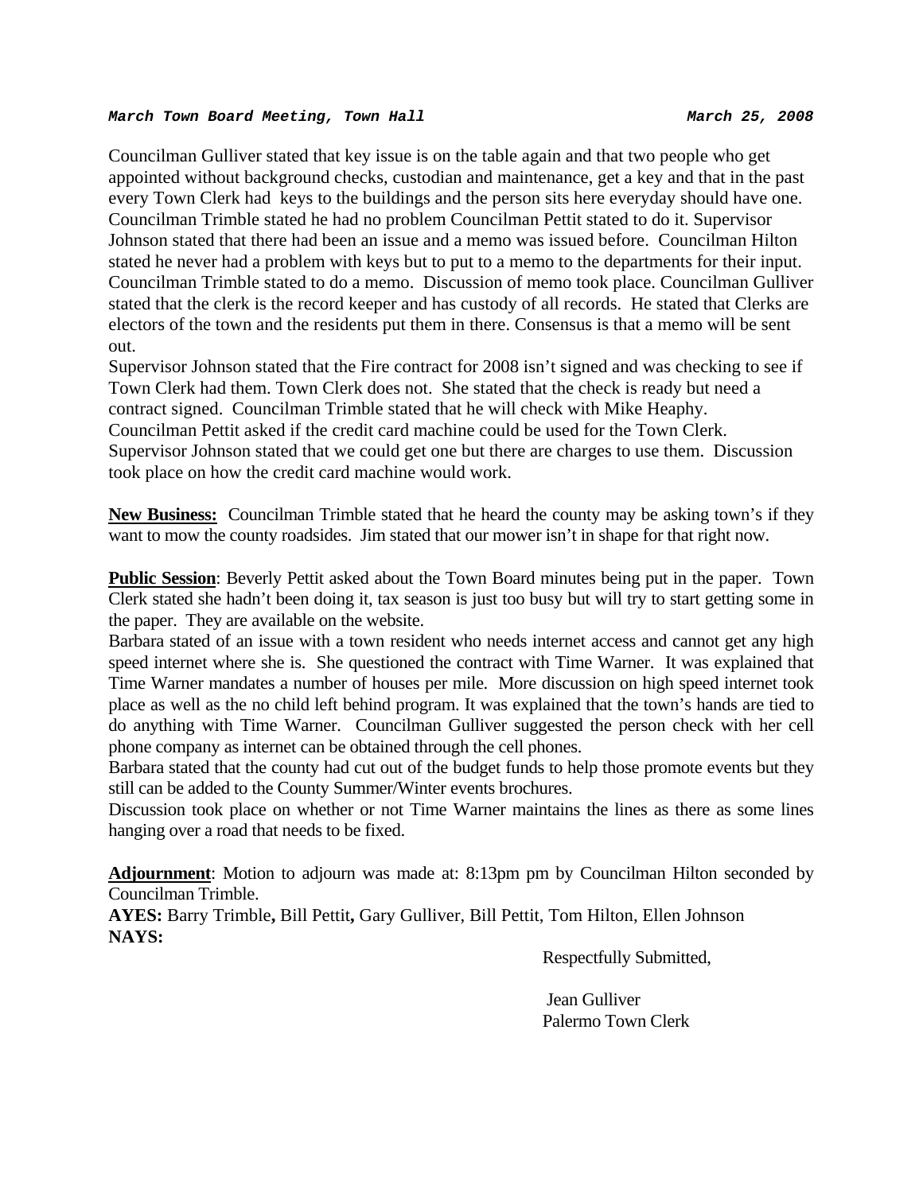Councilman Gulliver stated that key issue is on the table again and that two people who get appointed without background checks, custodian and maintenance, get a key and that in the past every Town Clerk had keys to the buildings and the person sits here everyday should have one. Councilman Trimble stated he had no problem Councilman Pettit stated to do it. Supervisor Johnson stated that there had been an issue and a memo was issued before. Councilman Hilton stated he never had a problem with keys but to put to a memo to the departments for their input. Councilman Trimble stated to do a memo. Discussion of memo took place. Councilman Gulliver stated that the clerk is the record keeper and has custody of all records. He stated that Clerks are electors of the town and the residents put them in there. Consensus is that a memo will be sent out.

Supervisor Johnson stated that the Fire contract for 2008 isn't signed and was checking to see if Town Clerk had them. Town Clerk does not. She stated that the check is ready but need a contract signed. Councilman Trimble stated that he will check with Mike Heaphy.

Councilman Pettit asked if the credit card machine could be used for the Town Clerk. Supervisor Johnson stated that we could get one but there are charges to use them. Discussion took place on how the credit card machine would work.

**New Business:** Councilman Trimble stated that he heard the county may be asking town's if they want to mow the county roadsides. Jim stated that our mower isn't in shape for that right now.

**Public Session**: Beverly Pettit asked about the Town Board minutes being put in the paper. Town Clerk stated she hadn't been doing it, tax season is just too busy but will try to start getting some in the paper. They are available on the website.

Barbara stated of an issue with a town resident who needs internet access and cannot get any high speed internet where she is. She questioned the contract with Time Warner. It was explained that Time Warner mandates a number of houses per mile. More discussion on high speed internet took place as well as the no child left behind program. It was explained that the town's hands are tied to do anything with Time Warner. Councilman Gulliver suggested the person check with her cell phone company as internet can be obtained through the cell phones.

Barbara stated that the county had cut out of the budget funds to help those promote events but they still can be added to the County Summer/Winter events brochures.

Discussion took place on whether or not Time Warner maintains the lines as there as some lines hanging over a road that needs to be fixed.

**Adjournment**: Motion to adjourn was made at: 8:13pm pm by Councilman Hilton seconded by Councilman Trimble.

**AYES:** Barry Trimble**,** Bill Pettit**,** Gary Gulliver, Bill Pettit, Tom Hilton, Ellen Johnson
**NAYS:**

Respectfully Submitted,

Jean Gulliver
Palermo Town Clerk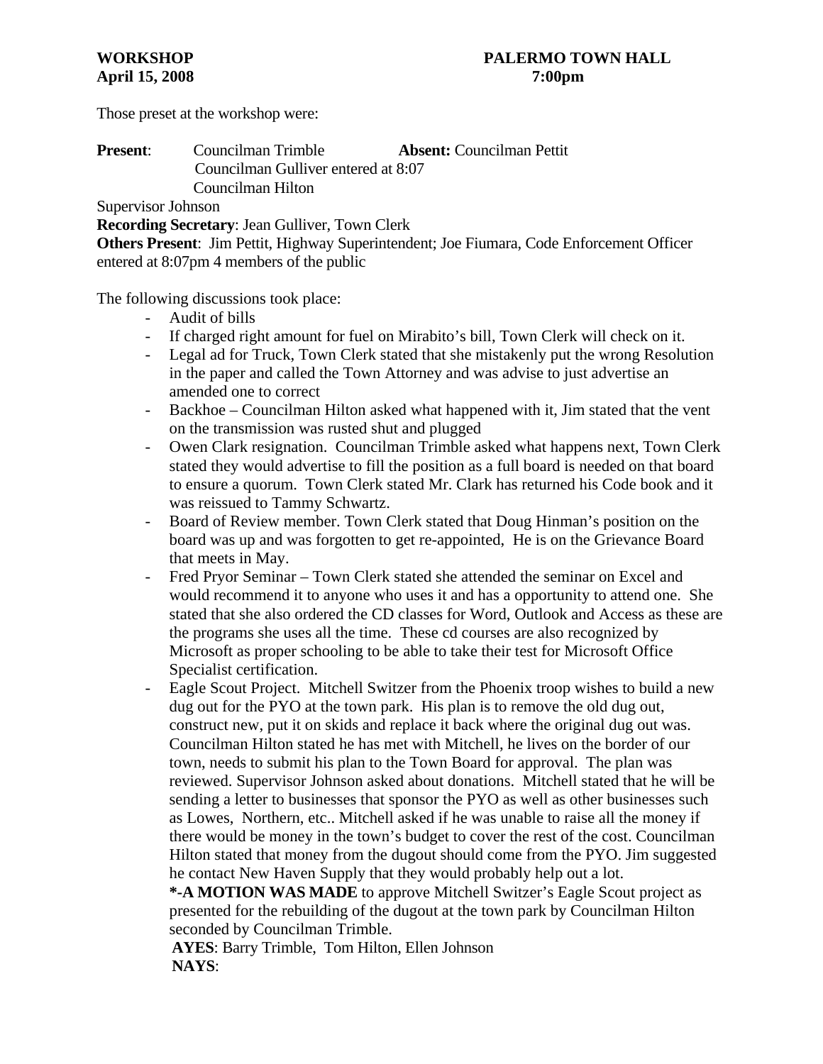**WORKSHOP** **PALERMO TOWN HALL**
**April 15, 2008** **7:00pm**

Those preset at the workshop were:

**Present**: Councilman Trimble **Absent:** Councilman Pettit
Councilman Gulliver entered at 8:07
Councilman Hilton
Supervisor Johnson
**Recording Secretary**: Jean Gulliver, Town Clerk
**Others Present**: Jim Pettit, Highway Superintendent; Joe Fiumara, Code Enforcement Officer entered at 8:07pm 4 members of the public

The following discussions took place:

- Audit of bills
- If charged right amount for fuel on Mirabito's bill, Town Clerk will check on it.
- Legal ad for Truck, Town Clerk stated that she mistakenly put the wrong Resolution in the paper and called the Town Attorney and was advise to just advertise an amended one to correct
- Backhoe – Councilman Hilton asked what happened with it, Jim stated that the vent on the transmission was rusted shut and plugged
- Owen Clark resignation. Councilman Trimble asked what happens next, Town Clerk stated they would advertise to fill the position as a full board is needed on that board to ensure a quorum. Town Clerk stated Mr. Clark has returned his Code book and it was reissued to Tammy Schwartz.
- Board of Review member. Town Clerk stated that Doug Hinman's position on the board was up and was forgotten to get re-appointed, He is on the Grievance Board that meets in May.
- Fred Pryor Seminar – Town Clerk stated she attended the seminar on Excel and would recommend it to anyone who uses it and has a opportunity to attend one. She stated that she also ordered the CD classes for Word, Outlook and Access as these are the programs she uses all the time. These cd courses are also recognized by Microsoft as proper schooling to be able to take their test for Microsoft Office Specialist certification.
- Eagle Scout Project. Mitchell Switzer from the Phoenix troop wishes to build a new dug out for the PYO at the town park. His plan is to remove the old dug out, construct new, put it on skids and replace it back where the original dug out was. Councilman Hilton stated he has met with Mitchell, he lives on the border of our town, needs to submit his plan to the Town Board for approval. The plan was reviewed. Supervisor Johnson asked about donations. Mitchell stated that he will be sending a letter to businesses that sponsor the PYO as well as other businesses such as Lowes, Northern, etc.. Mitchell asked if he was unable to raise all the money if there would be money in the town's budget to cover the rest of the cost. Councilman Hilton stated that money from the dugout should come from the PYO. Jim suggested he contact New Haven Supply that they would probably help out a lot.

  ***-A MOTION WAS MADE** to approve Mitchell Switzer's Eagle Scout project as presented for the rebuilding of the dugout at the town park by Councilman Hilton seconded by Councilman Trimble.
  **AYES**: Barry Trimble, Tom Hilton, Ellen Johnson
  **NAYS**: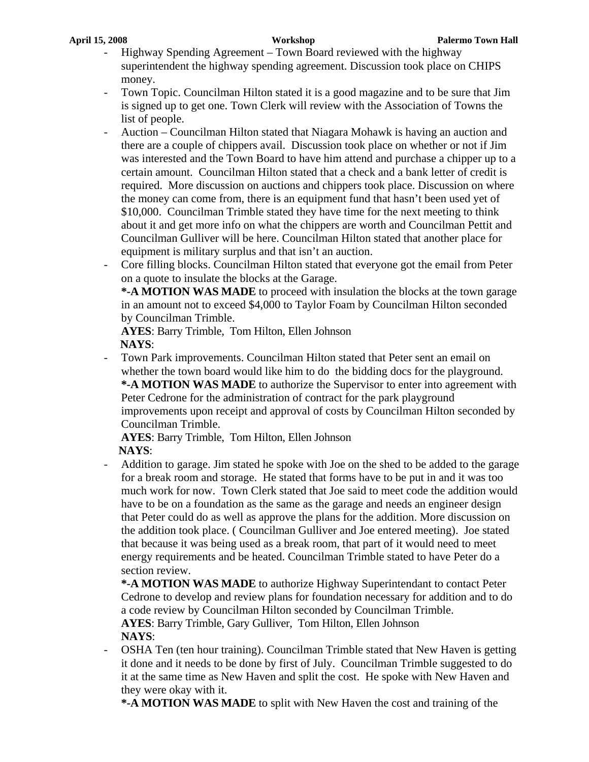- Highway Spending Agreement – Town Board reviewed with the highway superintendent the highway spending agreement. Discussion took place on CHIPS money.
- Town Topic. Councilman Hilton stated it is a good magazine and to be sure that Jim is signed up to get one. Town Clerk will review with the Association of Towns the list of people.
- Auction – Councilman Hilton stated that Niagara Mohawk is having an auction and there are a couple of chippers avail. Discussion took place on whether or not if Jim was interested and the Town Board to have him attend and purchase a chipper up to a certain amount. Councilman Hilton stated that a check and a bank letter of credit is required. More discussion on auctions and chippers took place. Discussion on where the money can come from, there is an equipment fund that hasn't been used yet of $10,000. Councilman Trimble stated they have time for the next meeting to think about it and get more info on what the chippers are worth and Councilman Pettit and Councilman Gulliver will be here. Councilman Hilton stated that another place for equipment is military surplus and that isn't an auction.
- Core filling blocks. Councilman Hilton stated that everyone got the email from Peter on a quote to insulate the blocks at the Garage.

  **\*-A MOTION WAS MADE** to proceed with insulation the blocks at the town garage in an amount not to exceed $4,000 to Taylor Foam by Councilman Hilton seconded by Councilman Trimble.

  **AYES**: Barry Trimble, Tom Hilton, Ellen Johnson
  **NAYS**:
- Town Park improvements. Councilman Hilton stated that Peter sent an email on whether the town board would like him to do the bidding docs for the playground.

  **\*-A MOTION WAS MADE** to authorize the Supervisor to enter into agreement with Peter Cedrone for the administration of contract for the park playground improvements upon receipt and approval of costs by Councilman Hilton seconded by Councilman Trimble.

  **AYES**: Barry Trimble, Tom Hilton, Ellen Johnson
  **NAYS**:
- Addition to garage. Jim stated he spoke with Joe on the shed to be added to the garage for a break room and storage. He stated that forms have to be put in and it was too much work for now. Town Clerk stated that Joe said to meet code the addition would have to be on a foundation as the same as the garage and needs an engineer design that Peter could do as well as approve the plans for the addition. More discussion on the addition took place. ( Councilman Gulliver and Joe entered meeting). Joe stated that because it was being used as a break room, that part of it would need to meet energy requirements and be heated. Councilman Trimble stated to have Peter do a section review.

  **\*-A MOTION WAS MADE** to authorize Highway Superintendant to contact Peter Cedrone to develop and review plans for foundation necessary for addition and to do a code review by Councilman Hilton seconded by Councilman Trimble.

  **AYES**: Barry Trimble, Gary Gulliver, Tom Hilton, Ellen Johnson
  **NAYS**:
- OSHA Ten (ten hour training). Councilman Trimble stated that New Haven is getting it done and it needs to be done by first of July. Councilman Trimble suggested to do it at the same time as New Haven and split the cost. He spoke with New Haven and they were okay with it.

  **\*-A MOTION WAS MADE** to split with New Haven the cost and training of the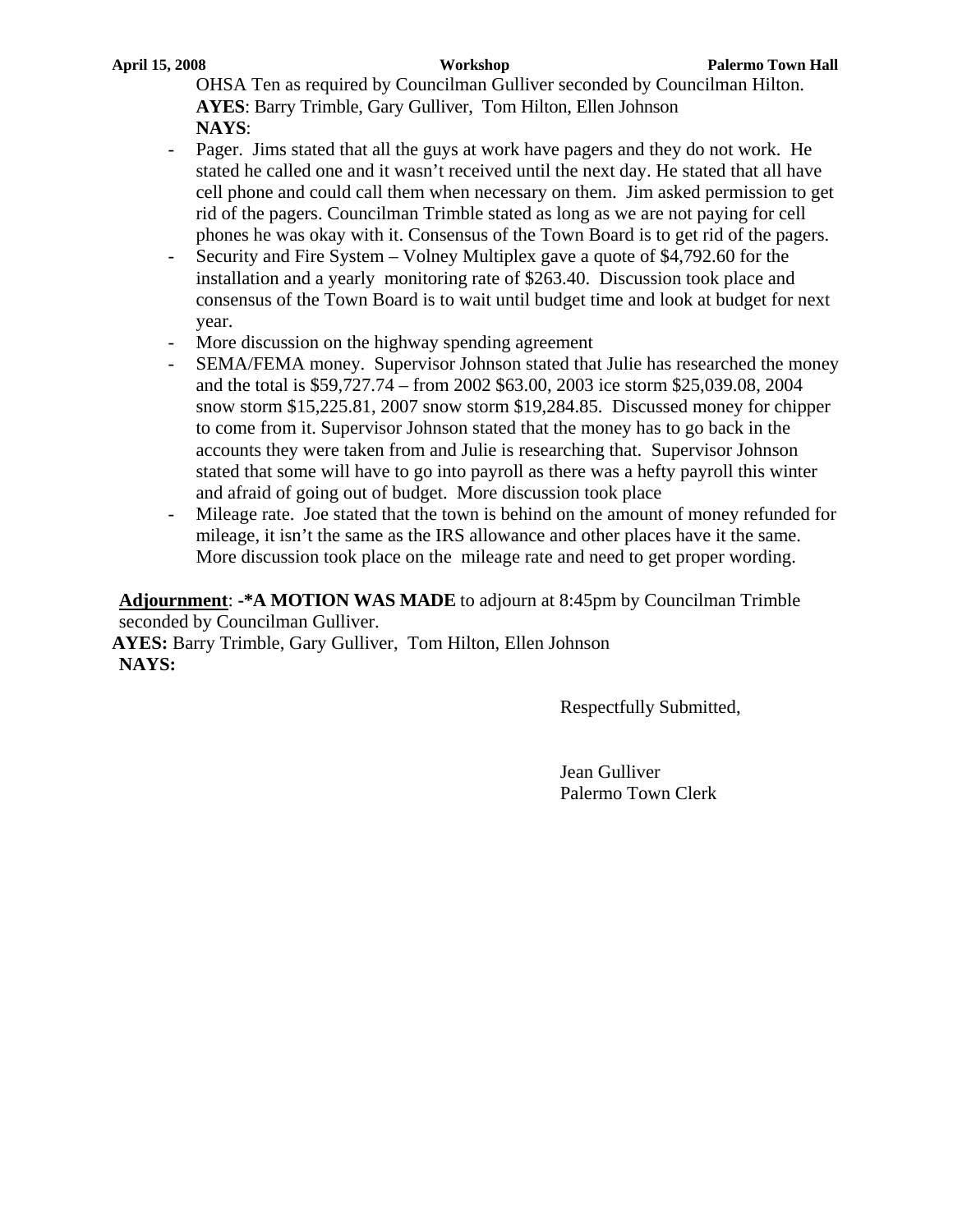OHSA Ten as required by Councilman Gulliver seconded by Councilman Hilton.
**AYES**: Barry Trimble, Gary Gulliver, Tom Hilton, Ellen Johnson
**NAYS**:

- Pager. Jims stated that all the guys at work have pagers and they do not work. He stated he called one and it wasn't received until the next day. He stated that all have cell phone and could call them when necessary on them. Jim asked permission to get rid of the pagers. Councilman Trimble stated as long as we are not paying for cell phones he was okay with it. Consensus of the Town Board is to get rid of the pagers.
- Security and Fire System – Volney Multiplex gave a quote of $4,792.60 for the installation and a yearly monitoring rate of $263.40. Discussion took place and consensus of the Town Board is to wait until budget time and look at budget for next year.
- More discussion on the highway spending agreement
- SEMA/FEMA money. Supervisor Johnson stated that Julie has researched the money and the total is $59,727.74 – from 2002 $63.00, 2003 ice storm $25,039.08, 2004 snow storm $15,225.81, 2007 snow storm $19,284.85. Discussed money for chipper to come from it. Supervisor Johnson stated that the money has to go back in the accounts they were taken from and Julie is researching that. Supervisor Johnson stated that some will have to go into payroll as there was a hefty payroll this winter and afraid of going out of budget. More discussion took place
- Mileage rate. Joe stated that the town is behind on the amount of money refunded for mileage, it isn't the same as the IRS allowance and other places have it the same. More discussion took place on the mileage rate and need to get proper wording.

**Adjournment**: **-*A MOTION WAS MADE** to adjourn at 8:45pm by Councilman Trimble seconded by Councilman Gulliver.
**AYES:** Barry Trimble, Gary Gulliver, Tom Hilton, Ellen Johnson
**NAYS:**

Respectfully Submitted,

Jean Gulliver
Palermo Town Clerk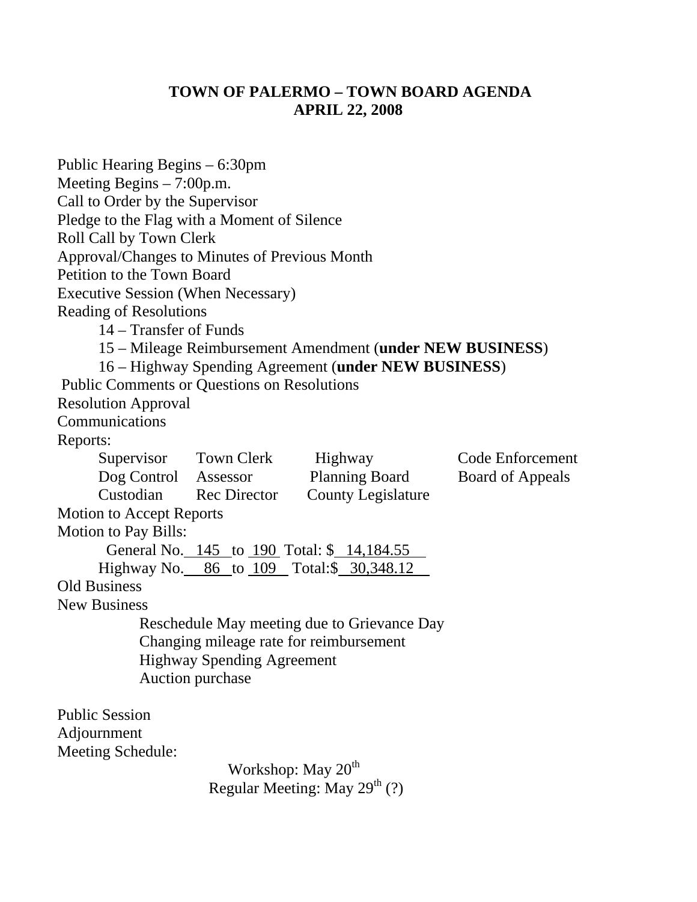# TOWN OF PALERMO – TOWN BOARD AGENDA
## APRIL 22, 2008

Public Hearing Begins – 6:30pm
Meeting Begins – 7:00p.m.
Call to Order by the Supervisor
Pledge to the Flag with a Moment of Silence
Roll Call by Town Clerk
Approval/Changes to Minutes of Previous Month
Petition to the Town Board
Executive Session (When Necessary)
Reading of Resolutions

- 14 – Transfer of Funds
- 15 – Mileage Reimbursement Amendment (**under NEW BUSINESS**)
- 16 – Highway Spending Agreement (**under NEW BUSINESS**)

Public Comments or Questions on Resolutions
Resolution Approval
Communications
Reports:

| | | | |
|---|---|---|---|
| Supervisor | Town Clerk | Highway | Code Enforcement |
| Dog Control | Assessor | Planning Board | Board of Appeals |
| Custodian | Rec Director | County Legislature | |

Motion to Accept Reports
Motion to Pay Bills:

- General No. 145 to 190 Total: $ 14,184.55
- Highway No. 86 to 109 Total:$ 30,348.12

Old Business
New Business

- Reschedule May meeting due to Grievance Day
- Changing mileage rate for reimbursement
- Highway Spending Agreement
- Auction purchase

Public Session
Adjournment
Meeting Schedule:

Workshop: May 20th
Regular Meeting: May 29th (?)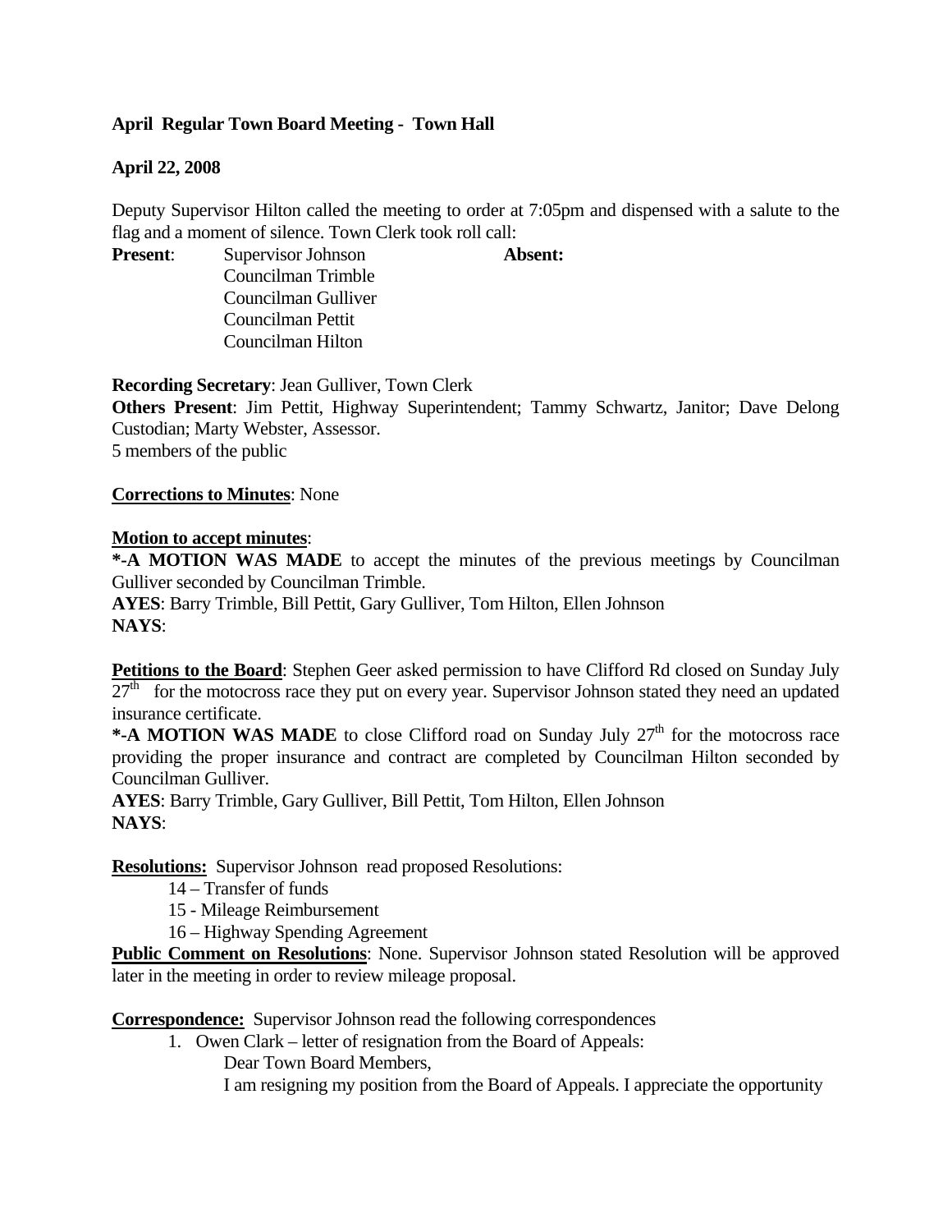**April Regular Town Board Meeting - Town Hall**

**April 22, 2008**

Deputy Supervisor Hilton called the meeting to order at 7:05pm and dispensed with a salute to the flag and a moment of silence. Town Clerk took roll call:

**Present**: Supervisor Johnson
Councilman Trimble
Councilman Gulliver
Councilman Pettit
Councilman Hilton

**Absent:**

**Recording Secretary**: Jean Gulliver, Town Clerk
**Others Present**: Jim Pettit, Highway Superintendent; Tammy Schwartz, Janitor; Dave Delong Custodian; Marty Webster, Assessor.
5 members of the public

**Corrections to Minutes**: None

**Motion to accept minutes**:
**\*-A MOTION WAS MADE** to accept the minutes of the previous meetings by Councilman Gulliver seconded by Councilman Trimble.
**AYES**: Barry Trimble, Bill Pettit, Gary Gulliver, Tom Hilton, Ellen Johnson
**NAYS**:

**Petitions to the Board**: Stephen Geer asked permission to have Clifford Rd closed on Sunday July 27th for the motocross race they put on every year. Supervisor Johnson stated they need an updated insurance certificate.
**\*-A MOTION WAS MADE** to close Clifford road on Sunday July 27th for the motocross race providing the proper insurance and contract are completed by Councilman Hilton seconded by Councilman Gulliver.
**AYES**: Barry Trimble, Gary Gulliver, Bill Pettit, Tom Hilton, Ellen Johnson
**NAYS**:

**Resolutions:** Supervisor Johnson read proposed Resolutions:

14 – Transfer of funds
15 - Mileage Reimbursement
16 – Highway Spending Agreement

**Public Comment on Resolutions**: None. Supervisor Johnson stated Resolution will be approved later in the meeting in order to review mileage proposal.

**Correspondence:** Supervisor Johnson read the following correspondences

1. Owen Clark – letter of resignation from the Board of Appeals:
   Dear Town Board Members,
   I am resigning my position from the Board of Appeals. I appreciate the opportunity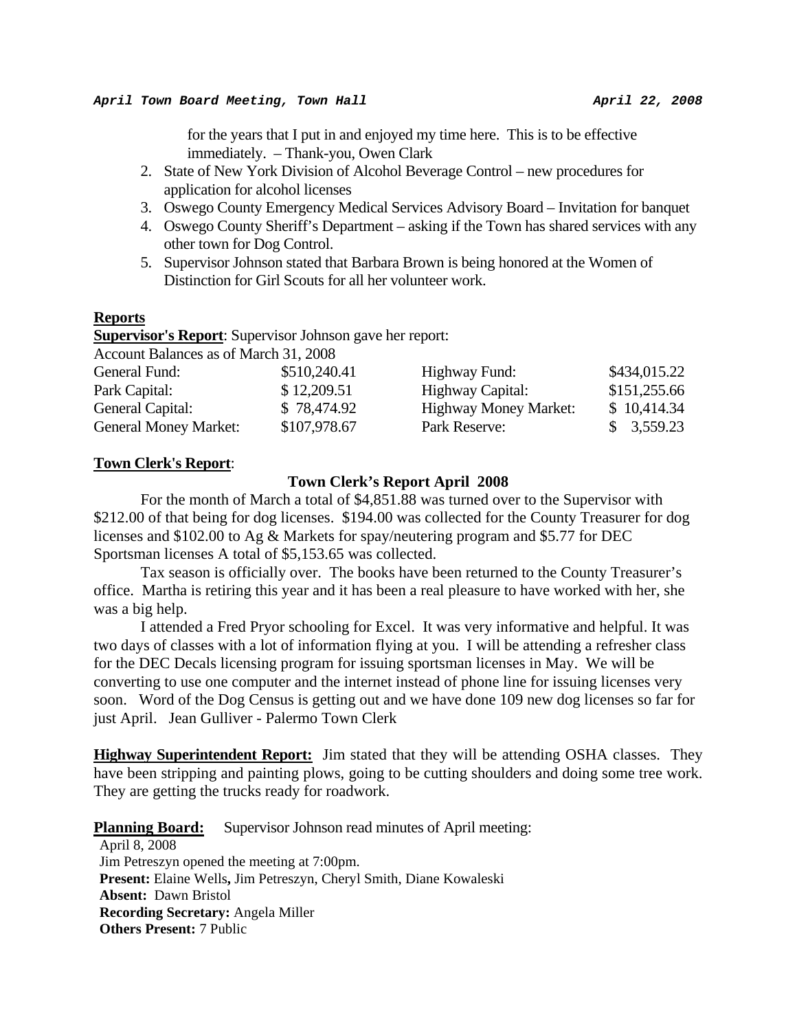for the years that I put in and enjoyed my time here. This is to be effective immediately. – Thank-you, Owen Clark

2. State of New York Division of Alcohol Beverage Control – new procedures for application for alcohol licenses
3. Oswego County Emergency Medical Services Advisory Board – Invitation for banquet
4. Oswego County Sheriff's Department – asking if the Town has shared services with any other town for Dog Control.
5. Supervisor Johnson stated that Barbara Brown is being honored at the Women of Distinction for Girl Scouts for all her volunteer work.

**Reports**

**Supervisor's Report**: Supervisor Johnson gave her report:

Account Balances as of March 31, 2008

| | | | |
|---|---|---|---|
| General Fund: | $510,240.41 | Highway Fund: | $434,015.22 |
| Park Capital: | $ 12,209.51 | Highway Capital: | $151,255.66 |
| General Capital: | $ 78,474.92 | Highway Money Market: | $ 10,414.34 |
| General Money Market: | $107,978.67 | Park Reserve: | $ 3,559.23 |

**Town Clerk's Report**:

**Town Clerk's Report April 2008**

For the month of March a total of $4,851.88 was turned over to the Supervisor with $212.00 of that being for dog licenses. $194.00 was collected for the County Treasurer for dog licenses and $102.00 to Ag & Markets for spay/neutering program and $5.77 for DEC Sportsman licenses A total of $5,153.65 was collected.

Tax season is officially over. The books have been returned to the County Treasurer's office. Martha is retiring this year and it has been a real pleasure to have worked with her, she was a big help.

I attended a Fred Pryor schooling for Excel. It was very informative and helpful. It was two days of classes with a lot of information flying at you. I will be attending a refresher class for the DEC Decals licensing program for issuing sportsman licenses in May. We will be converting to use one computer and the internet instead of phone line for issuing licenses very soon. Word of the Dog Census is getting out and we have done 109 new dog licenses so far for just April. Jean Gulliver - Palermo Town Clerk

**Highway Superintendent Report:** Jim stated that they will be attending OSHA classes. They have been stripping and painting plows, going to be cutting shoulders and doing some tree work. They are getting the trucks ready for roadwork.

**Planning Board:** Supervisor Johnson read minutes of April meeting:

April 8, 2008
Jim Petreszyn opened the meeting at 7:00pm.
**Present:** Elaine Wells**,** Jim Petreszyn, Cheryl Smith, Diane Kowaleski
**Absent:** Dawn Bristol
**Recording Secretary:** Angela Miller
**Others Present:** 7 Public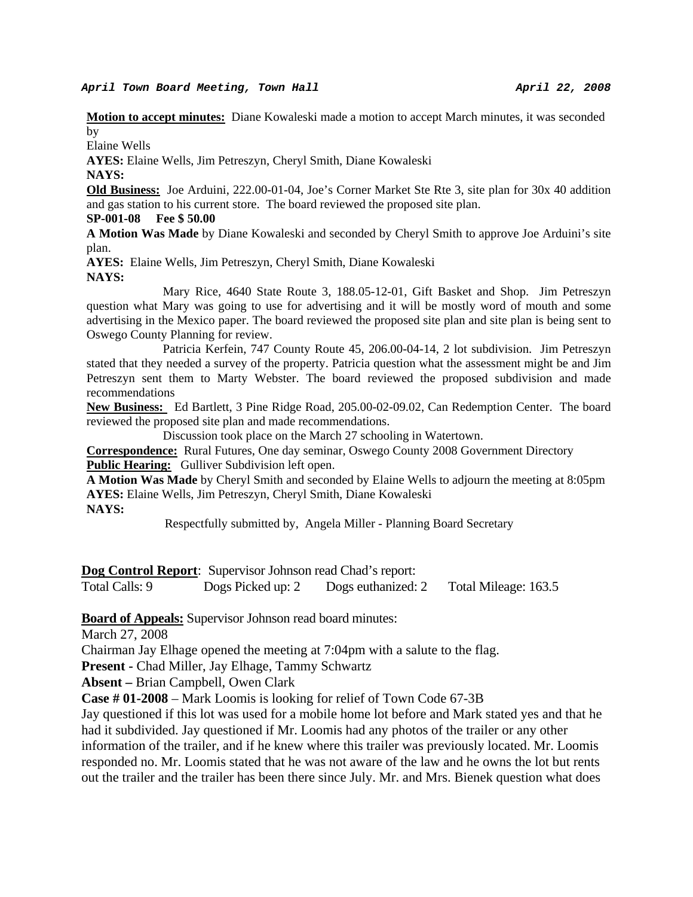***April Town Board Meeting, Town Hall*** ***April 22, 2008***

**Motion to accept minutes:** Diane Kowaleski made a motion to accept March minutes, it was seconded by
Elaine Wells

**AYES:** Elaine Wells, Jim Petreszyn, Cheryl Smith, Diane Kowaleski

**NAYS:**

**Old Business:** Joe Arduini, 222.00-01-04, Joe's Corner Market Ste Rte 3, site plan for 30x 40 addition and gas station to his current store. The board reviewed the proposed site plan.

**SP-001-08 Fee $ 50.00**

**A Motion Was Made** by Diane Kowaleski and seconded by Cheryl Smith to approve Joe Arduini's site plan.

**AYES:** Elaine Wells, Jim Petreszyn, Cheryl Smith, Diane Kowaleski

**NAYS:**

Mary Rice, 4640 State Route 3, 188.05-12-01, Gift Basket and Shop. Jim Petreszyn question what Mary was going to use for advertising and it will be mostly word of mouth and some advertising in the Mexico paper. The board reviewed the proposed site plan and site plan is being sent to Oswego County Planning for review.

Patricia Kerfein, 747 County Route 45, 206.00-04-14, 2 lot subdivision. Jim Petreszyn stated that they needed a survey of the property. Patricia question what the assessment might be and Jim Petreszyn sent them to Marty Webster. The board reviewed the proposed subdivision and made recommendations

**New Business:** Ed Bartlett, 3 Pine Ridge Road, 205.00-02-09.02, Can Redemption Center. The board reviewed the proposed site plan and made recommendations.

Discussion took place on the March 27 schooling in Watertown.

**Correspondence:** Rural Futures, One day seminar, Oswego County 2008 Government Directory

**Public Hearing:** Gulliver Subdivision left open.

**A Motion Was Made** by Cheryl Smith and seconded by Elaine Wells to adjourn the meeting at 8:05pm

**AYES:** Elaine Wells, Jim Petreszyn, Cheryl Smith, Diane Kowaleski

**NAYS:**

Respectfully submitted by, Angela Miller - Planning Board Secretary

**Dog Control Report**: Supervisor Johnson read Chad's report:

Total Calls: 9 Dogs Picked up: 2 Dogs euthanized: 2 Total Mileage: 163.5

**Board of Appeals:** Supervisor Johnson read board minutes:

March 27, 2008

Chairman Jay Elhage opened the meeting at 7:04pm with a salute to the flag.

**Present -** Chad Miller, Jay Elhage, Tammy Schwartz

**Absent –** Brian Campbell, Owen Clark

**Case # 01-2008** – Mark Loomis is looking for relief of Town Code 67-3B

Jay questioned if this lot was used for a mobile home lot before and Mark stated yes and that he had it subdivided. Jay questioned if Mr. Loomis had any photos of the trailer or any other information of the trailer, and if he knew where this trailer was previously located. Mr. Loomis responded no. Mr. Loomis stated that he was not aware of the law and he owns the lot but rents out the trailer and the trailer has been there since July. Mr. and Mrs. Bienek question what does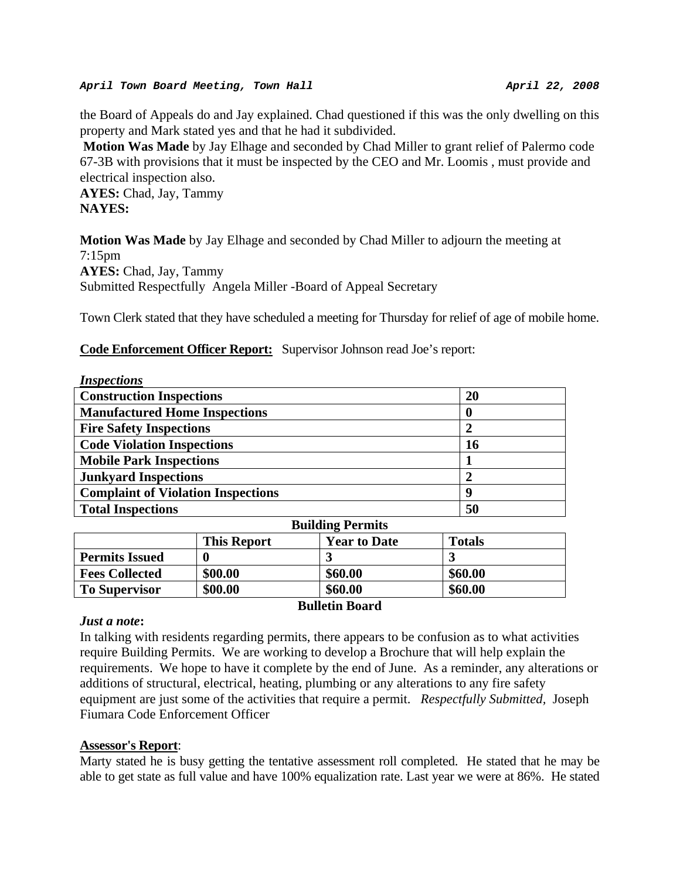the Board of Appeals do and Jay explained. Chad questioned if this was the only dwelling on this property and Mark stated yes and that he had it subdivided.

**Motion Was Made** by Jay Elhage and seconded by Chad Miller to grant relief of Palermo code 67-3B with provisions that it must be inspected by the CEO and Mr. Loomis , must provide and electrical inspection also.

**AYES:** Chad, Jay, Tammy
**NAYES:**

**Motion Was Made** by Jay Elhage and seconded by Chad Miller to adjourn the meeting at 7:15pm
**AYES:** Chad, Jay, Tammy
Submitted Respectfully Angela Miller -Board of Appeal Secretary

Town Clerk stated that they have scheduled a meeting for Thursday for relief of age of mobile home.

**Code Enforcement Officer Report:** Supervisor Johnson read Joe's report:

***Inspections***

| **Construction Inspections** | **20** |
|---|---|
| **Manufactured Home Inspections** | **0** |
| **Fire Safety Inspections** | **2** |
| **Code Violation Inspections** | **16** |
| **Mobile Park Inspections** | **1** |
| **Junkyard Inspections** | **2** |
| **Complaint of Violation Inspections** | **9** |
| **Total Inspections** | **50** |

**Building Permits**

| | **This Report** | **Year to Date** | **Totals** |
|---|---|---|---|
| **Permits Issued** | **0** | **3** | **3** |
| **Fees Collected** | **$00.00** | **$60.00** | **$60.00** |
| **To Supervisor** | **$00.00** | **$60.00** | **$60.00** |

**Bulletin Board**

***Just a note*:**
In talking with residents regarding permits, there appears to be confusion as to what activities require Building Permits. We are working to develop a Brochure that will help explain the requirements. We hope to have it complete by the end of June. As a reminder, any alterations or additions of structural, electrical, heating, plumbing or any alterations to any fire safety equipment are just some of the activities that require a permit. *Respectfully Submitted*, Joseph Fiumara Code Enforcement Officer

**Assessor's Report**:
Marty stated he is busy getting the tentative assessment roll completed. He stated that he may be able to get state as full value and have 100% equalization rate. Last year we were at 86%. He stated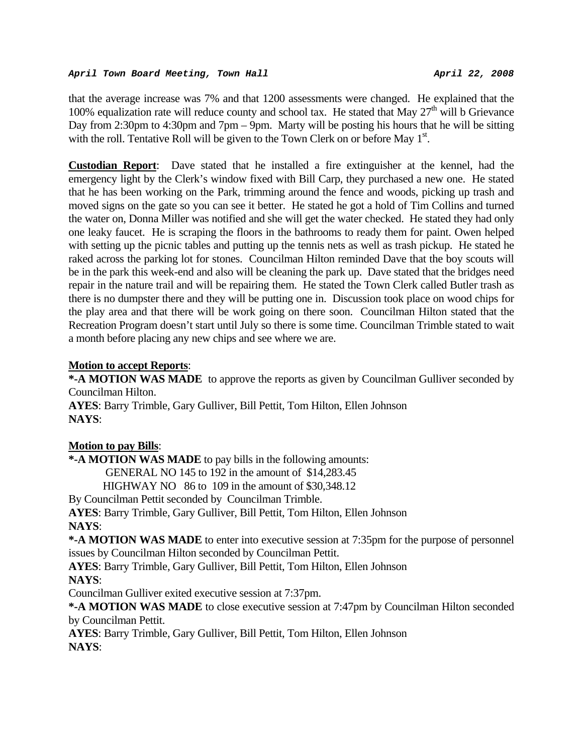that the average increase was 7% and that 1200 assessments were changed. He explained that the 100% equalization rate will reduce county and school tax. He stated that May 27th will b Grievance Day from 2:30pm to 4:30pm and 7pm – 9pm. Marty will be posting his hours that he will be sitting with the roll. Tentative Roll will be given to the Town Clerk on or before May 1st.

**Custodian Report**: Dave stated that he installed a fire extinguisher at the kennel, had the emergency light by the Clerk's window fixed with Bill Carp, they purchased a new one. He stated that he has been working on the Park, trimming around the fence and woods, picking up trash and moved signs on the gate so you can see it better. He stated he got a hold of Tim Collins and turned the water on, Donna Miller was notified and she will get the water checked. He stated they had only one leaky faucet. He is scraping the floors in the bathrooms to ready them for paint. Owen helped with setting up the picnic tables and putting up the tennis nets as well as trash pickup. He stated he raked across the parking lot for stones. Councilman Hilton reminded Dave that the boy scouts will be in the park this week-end and also will be cleaning the park up. Dave stated that the bridges need repair in the nature trail and will be repairing them. He stated the Town Clerk called Butler trash as there is no dumpster there and they will be putting one in. Discussion took place on wood chips for the play area and that there will be work going on there soon. Councilman Hilton stated that the Recreation Program doesn't start until July so there is some time. Councilman Trimble stated to wait a month before placing any new chips and see where we are.

**Motion to accept Reports**:

***-A MOTION WAS MADE** to approve the reports as given by Councilman Gulliver seconded by Councilman Hilton.

**AYES**: Barry Trimble, Gary Gulliver, Bill Pettit, Tom Hilton, Ellen Johnson

**NAYS**:

**Motion to pay Bills**:

***-A MOTION WAS MADE** to pay bills in the following amounts:

GENERAL NO 145 to 192 in the amount of $14,283.45

HIGHWAY NO 86 to 109 in the amount of $30,348.12

By Councilman Pettit seconded by Councilman Trimble.

**AYES**: Barry Trimble, Gary Gulliver, Bill Pettit, Tom Hilton, Ellen Johnson

**NAYS**:

***-A MOTION WAS MADE** to enter into executive session at 7:35pm for the purpose of personnel issues by Councilman Hilton seconded by Councilman Pettit.

**AYES**: Barry Trimble, Gary Gulliver, Bill Pettit, Tom Hilton, Ellen Johnson

**NAYS**:

Councilman Gulliver exited executive session at 7:37pm.

***-A MOTION WAS MADE** to close executive session at 7:47pm by Councilman Hilton seconded by Councilman Pettit.

**AYES**: Barry Trimble, Gary Gulliver, Bill Pettit, Tom Hilton, Ellen Johnson

**NAYS**: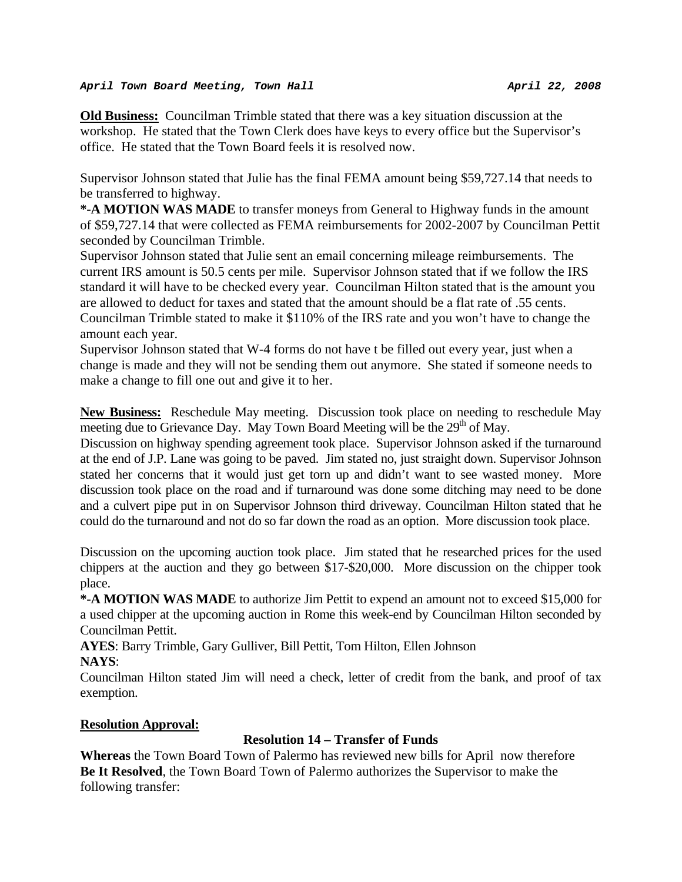**Old Business:** Councilman Trimble stated that there was a key situation discussion at the workshop. He stated that the Town Clerk does have keys to every office but the Supervisor's office. He stated that the Town Board feels it is resolved now.

Supervisor Johnson stated that Julie has the final FEMA amount being $59,727.14 that needs to be transferred to highway.

**\*-A MOTION WAS MADE** to transfer moneys from General to Highway funds in the amount of $59,727.14 that were collected as FEMA reimbursements for 2002-2007 by Councilman Pettit seconded by Councilman Trimble.

Supervisor Johnson stated that Julie sent an email concerning mileage reimbursements. The current IRS amount is 50.5 cents per mile. Supervisor Johnson stated that if we follow the IRS standard it will have to be checked every year. Councilman Hilton stated that is the amount you are allowed to deduct for taxes and stated that the amount should be a flat rate of .55 cents. Councilman Trimble stated to make it $110% of the IRS rate and you won't have to change the amount each year.

Supervisor Johnson stated that W-4 forms do not have t be filled out every year, just when a change is made and they will not be sending them out anymore. She stated if someone needs to make a change to fill one out and give it to her.

**New Business:** Reschedule May meeting. Discussion took place on needing to reschedule May meeting due to Grievance Day. May Town Board Meeting will be the 29th of May.

Discussion on highway spending agreement took place. Supervisor Johnson asked if the turnaround at the end of J.P. Lane was going to be paved. Jim stated no, just straight down. Supervisor Johnson stated her concerns that it would just get torn up and didn't want to see wasted money. More discussion took place on the road and if turnaround was done some ditching may need to be done and a culvert pipe put in on Supervisor Johnson third driveway. Councilman Hilton stated that he could do the turnaround and not do so far down the road as an option. More discussion took place.

Discussion on the upcoming auction took place. Jim stated that he researched prices for the used chippers at the auction and they go between $17-$20,000. More discussion on the chipper took place.

**\*-A MOTION WAS MADE** to authorize Jim Pettit to expend an amount not to exceed $15,000 for a used chipper at the upcoming auction in Rome this week-end by Councilman Hilton seconded by Councilman Pettit.

**AYES**: Barry Trimble, Gary Gulliver, Bill Pettit, Tom Hilton, Ellen Johnson

**NAYS**:

Councilman Hilton stated Jim will need a check, letter of credit from the bank, and proof of tax exemption.

**Resolution Approval:**

**Resolution 14 – Transfer of Funds**

**Whereas** the Town Board Town of Palermo has reviewed new bills for April now therefore

**Be It Resolved**, the Town Board Town of Palermo authorizes the Supervisor to make the following transfer: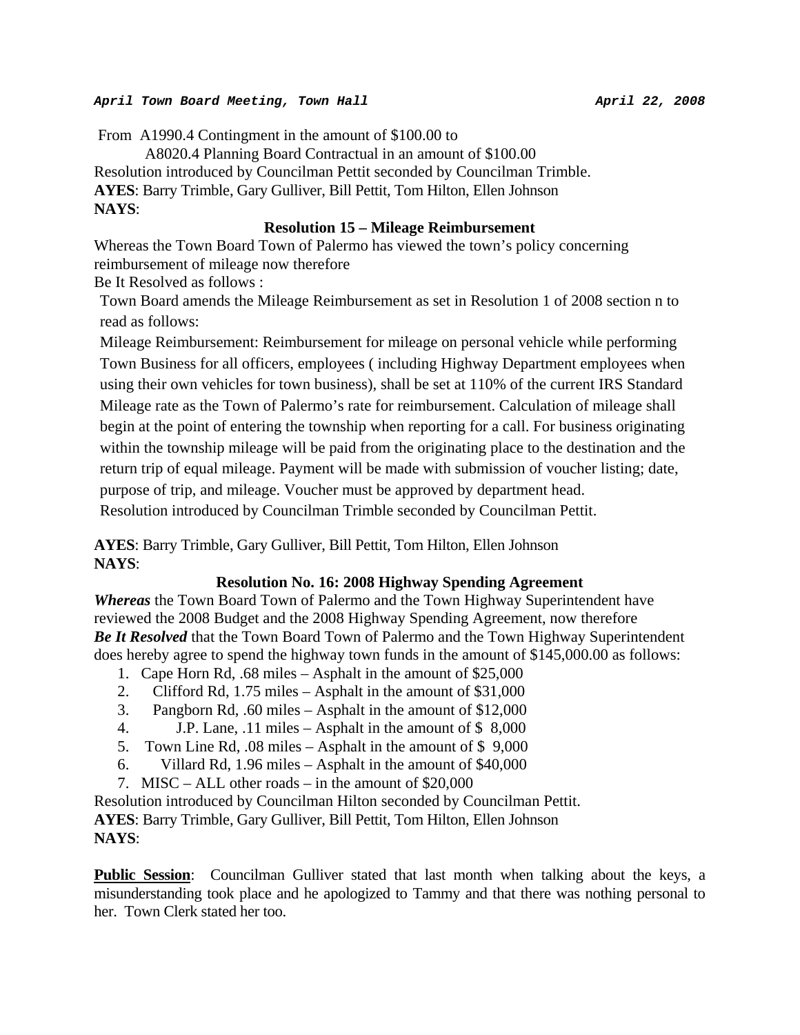From A1990.4 Contingment in the amount of $100.00 to

A8020.4 Planning Board Contractual in an amount of $100.00

Resolution introduced by Councilman Pettit seconded by Councilman Trimble.

**AYES**: Barry Trimble, Gary Gulliver, Bill Pettit, Tom Hilton, Ellen Johnson

**NAYS**:

**Resolution 15 – Mileage Reimbursement**

Whereas the Town Board Town of Palermo has viewed the town's policy concerning reimbursement of mileage now therefore

Be It Resolved as follows :

Town Board amends the Mileage Reimbursement as set in Resolution 1 of 2008 section n to read as follows:

Mileage Reimbursement: Reimbursement for mileage on personal vehicle while performing Town Business for all officers, employees ( including Highway Department employees when using their own vehicles for town business), shall be set at 110% of the current IRS Standard Mileage rate as the Town of Palermo's rate for reimbursement. Calculation of mileage shall begin at the point of entering the township when reporting for a call. For business originating within the township mileage will be paid from the originating place to the destination and the return trip of equal mileage. Payment will be made with submission of voucher listing; date, purpose of trip, and mileage. Voucher must be approved by department head.

Resolution introduced by Councilman Trimble seconded by Councilman Pettit.

**AYES**: Barry Trimble, Gary Gulliver, Bill Pettit, Tom Hilton, Ellen Johnson

**NAYS**:

**Resolution No. 16: 2008 Highway Spending Agreement**

***Whereas*** the Town Board Town of Palermo and the Town Highway Superintendent have reviewed the 2008 Budget and the 2008 Highway Spending Agreement, now therefore

***Be It Resolved*** that the Town Board Town of Palermo and the Town Highway Superintendent does hereby agree to spend the highway town funds in the amount of $145,000.00 as follows:

1. Cape Horn Rd, .68 miles – Asphalt in the amount of $25,000
2. Clifford Rd, 1.75 miles – Asphalt in the amount of $31,000
3. Pangborn Rd, .60 miles – Asphalt in the amount of $12,000
4. J.P. Lane, .11 miles – Asphalt in the amount of $ 8,000
5. Town Line Rd, .08 miles – Asphalt in the amount of $ 9,000
6. Villard Rd, 1.96 miles – Asphalt in the amount of $40,000
7. MISC – ALL other roads – in the amount of $20,000

Resolution introduced by Councilman Hilton seconded by Councilman Pettit.

**AYES**: Barry Trimble, Gary Gulliver, Bill Pettit, Tom Hilton, Ellen Johnson

**NAYS**:

**Public Session**: Councilman Gulliver stated that last month when talking about the keys, a misunderstanding took place and he apologized to Tammy and that there was nothing personal to her. Town Clerk stated her too.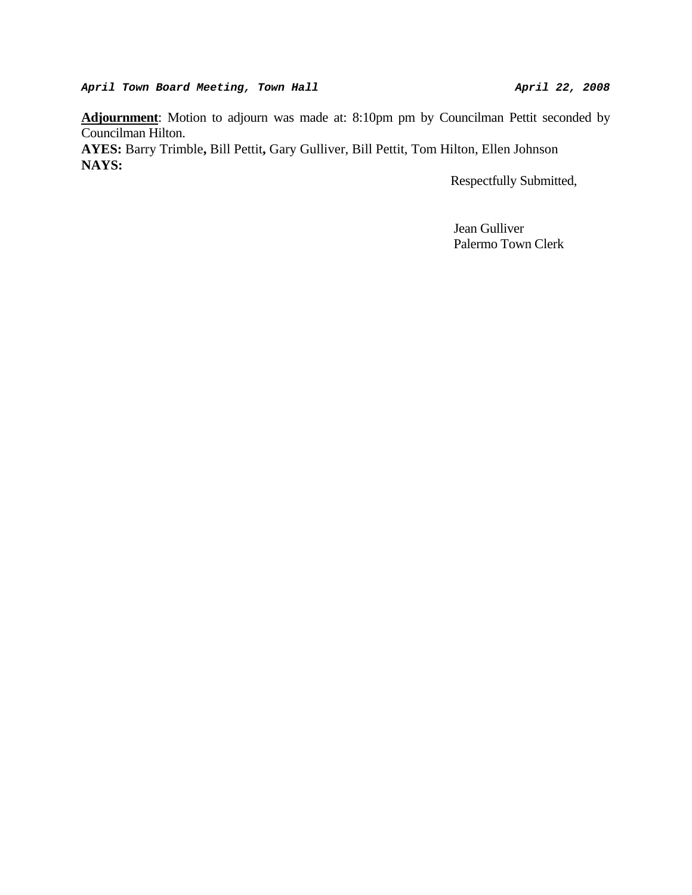**Adjournment**: Motion to adjourn was made at: 8:10pm pm by Councilman Pettit seconded by Councilman Hilton.

**AYES:** Barry Trimble**,** Bill Pettit**,** Gary Gulliver, Bill Pettit, Tom Hilton, Ellen Johnson

**NAYS:**

Respectfully Submitted,

Jean Gulliver
Palermo Town Clerk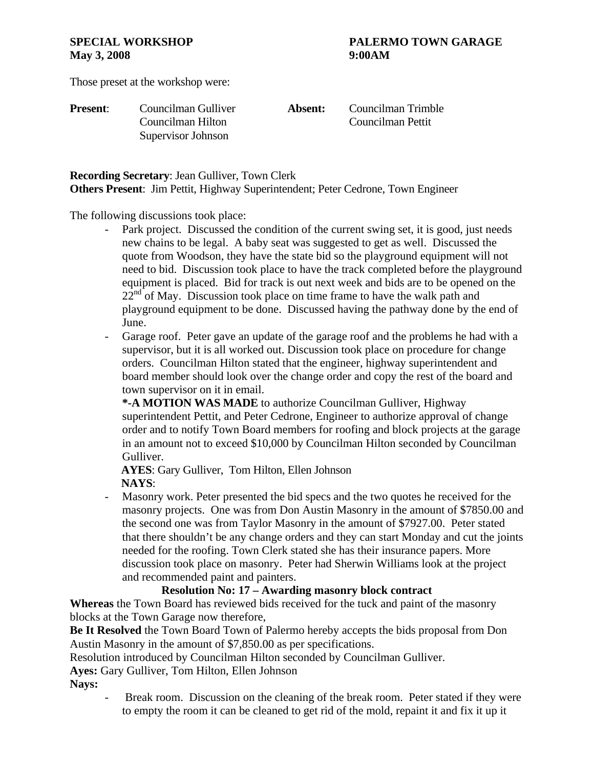**SPECIAL WORKSHOP** **PALERMO TOWN GARAGE**
**May 3, 2008** **9:00AM**

Those preset at the workshop were:

| **Present**: | Councilman Gulliver | **Absent:** | Councilman Trimble |
|---|---|---|---|
| | Councilman Hilton | | Councilman Pettit |
| | Supervisor Johnson | | |

**Recording Secretary**: Jean Gulliver, Town Clerk
**Others Present**: Jim Pettit, Highway Superintendent; Peter Cedrone, Town Engineer

The following discussions took place:

- Park project. Discussed the condition of the current swing set, it is good, just needs new chains to be legal. A baby seat was suggested to get as well. Discussed the quote from Woodson, they have the state bid so the playground equipment will not need to bid. Discussion took place to have the track completed before the playground equipment is placed. Bid for track is out next week and bids are to be opened on the 22nd of May. Discussion took place on time frame to have the walk path and playground equipment to be done. Discussed having the pathway done by the end of June.
- Garage roof. Peter gave an update of the garage roof and the problems he had with a supervisor, but it is all worked out. Discussion took place on procedure for change orders. Councilman Hilton stated that the engineer, highway superintendent and board member should look over the change order and copy the rest of the board and town supervisor on it in email.
  **\*-A MOTION WAS MADE** to authorize Councilman Gulliver, Highway superintendent Pettit, and Peter Cedrone, Engineer to authorize approval of change order and to notify Town Board members for roofing and block projects at the garage in an amount not to exceed $10,000 by Councilman Hilton seconded by Councilman Gulliver.
  **AYES**: Gary Gulliver, Tom Hilton, Ellen Johnson
  **NAYS**:
- Masonry work. Peter presented the bid specs and the two quotes he received for the masonry projects. One was from Don Austin Masonry in the amount of $7850.00 and the second one was from Taylor Masonry in the amount of $7927.00. Peter stated that there shouldn't be any change orders and they can start Monday and cut the joints needed for the roofing. Town Clerk stated she has their insurance papers. More discussion took place on masonry. Peter had Sherwin Williams look at the project and recommended paint and painters.

**Resolution No: 17 – Awarding masonry block contract**

**Whereas** the Town Board has reviewed bids received for the tuck and paint of the masonry blocks at the Town Garage now therefore,
**Be It Resolved** the Town Board Town of Palermo hereby accepts the bids proposal from Don Austin Masonry in the amount of $7,850.00 as per specifications.
Resolution introduced by Councilman Hilton seconded by Councilman Gulliver.
**Ayes:** Gary Gulliver, Tom Hilton, Ellen Johnson
**Nays:**

- Break room. Discussion on the cleaning of the break room. Peter stated if they were to empty the room it can be cleaned to get rid of the mold, repaint it and fix it up it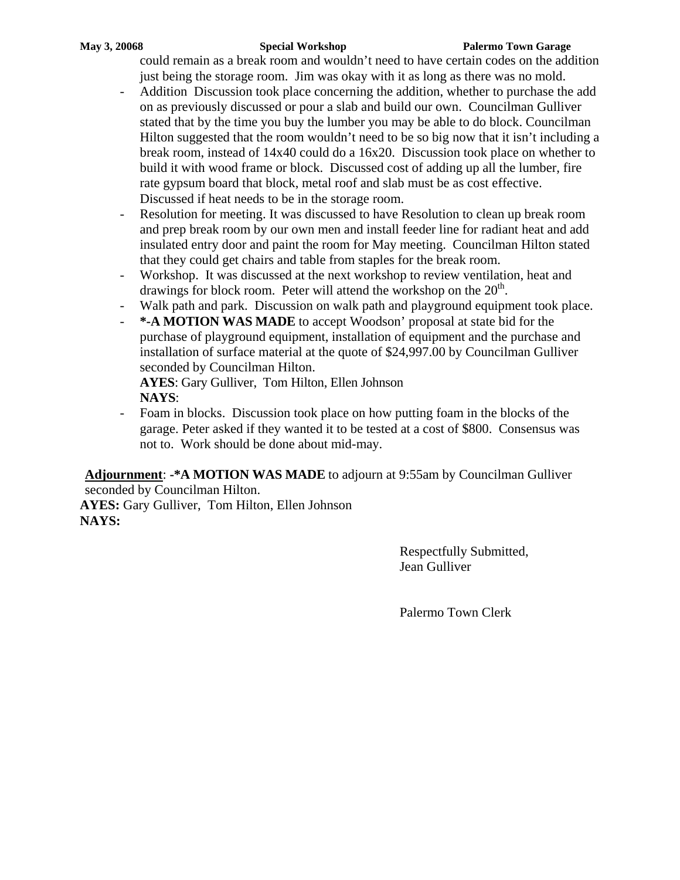could remain as a break room and wouldn't need to have certain codes on the addition just being the storage room. Jim was okay with it as long as there was no mold.

- Addition Discussion took place concerning the addition, whether to purchase the add on as previously discussed or pour a slab and build our own. Councilman Gulliver stated that by the time you buy the lumber you may be able to do block. Councilman Hilton suggested that the room wouldn't need to be so big now that it isn't including a break room, instead of 14x40 could do a 16x20. Discussion took place on whether to build it with wood frame or block. Discussed cost of adding up all the lumber, fire rate gypsum board that block, metal roof and slab must be as cost effective. Discussed if heat needs to be in the storage room.
- Resolution for meeting. It was discussed to have Resolution to clean up break room and prep break room by our own men and install feeder line for radiant heat and add insulated entry door and paint the room for May meeting. Councilman Hilton stated that they could get chairs and table from staples for the break room.
- Workshop. It was discussed at the next workshop to review ventilation, heat and drawings for block room. Peter will attend the workshop on the 20th.
- Walk path and park. Discussion on walk path and playground equipment took place.
- **\*-A MOTION WAS MADE** to accept Woodson' proposal at state bid for the purchase of playground equipment, installation of equipment and the purchase and installation of surface material at the quote of $24,997.00 by Councilman Gulliver seconded by Councilman Hilton.
  **AYES**: Gary Gulliver, Tom Hilton, Ellen Johnson
  **NAYS**:
- Foam in blocks. Discussion took place on how putting foam in the blocks of the garage. Peter asked if they wanted it to be tested at a cost of $800. Consensus was not to. Work should be done about mid-may.

**Adjournment**: **-\*A MOTION WAS MADE** to adjourn at 9:55am by Councilman Gulliver seconded by Councilman Hilton.
**AYES:** Gary Gulliver, Tom Hilton, Ellen Johnson
**NAYS:**

Respectfully Submitted,
Jean Gulliver

Palermo Town Clerk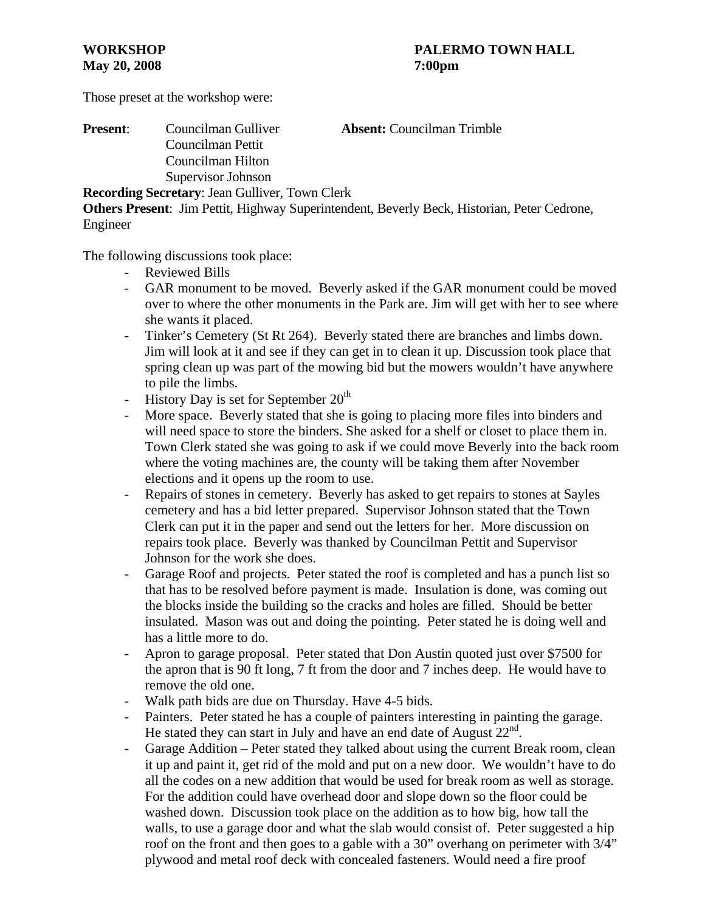**WORKSHOP** **PALERMO TOWN HALL**
**May 20, 2008** **7:00pm**

Those preset at the workshop were:

**Present**: Councilman Gulliver **Absent:** Councilman Trimble
Councilman Pettit
Councilman Hilton
Supervisor Johnson

**Recording Secretary**: Jean Gulliver, Town Clerk
**Others Present**: Jim Pettit, Highway Superintendent, Beverly Beck, Historian, Peter Cedrone, Engineer

The following discussions took place:

- Reviewed Bills
- GAR monument to be moved. Beverly asked if the GAR monument could be moved over to where the other monuments in the Park are. Jim will get with her to see where she wants it placed.
- Tinker's Cemetery (St Rt 264). Beverly stated there are branches and limbs down. Jim will look at it and see if they can get in to clean it up. Discussion took place that spring clean up was part of the mowing bid but the mowers wouldn't have anywhere to pile the limbs.
- History Day is set for September 20th
- More space. Beverly stated that she is going to placing more files into binders and will need space to store the binders. She asked for a shelf or closet to place them in. Town Clerk stated she was going to ask if we could move Beverly into the back room where the voting machines are, the county will be taking them after November elections and it opens up the room to use.
- Repairs of stones in cemetery. Beverly has asked to get repairs to stones at Sayles cemetery and has a bid letter prepared. Supervisor Johnson stated that the Town Clerk can put it in the paper and send out the letters for her. More discussion on repairs took place. Beverly was thanked by Councilman Pettit and Supervisor Johnson for the work she does.
- Garage Roof and projects. Peter stated the roof is completed and has a punch list so that has to be resolved before payment is made. Insulation is done, was coming out the blocks inside the building so the cracks and holes are filled. Should be better insulated. Mason was out and doing the pointing. Peter stated he is doing well and has a little more to do.
- Apron to garage proposal. Peter stated that Don Austin quoted just over $7500 for the apron that is 90 ft long, 7 ft from the door and 7 inches deep. He would have to remove the old one.
- Walk path bids are due on Thursday. Have 4-5 bids.
- Painters. Peter stated he has a couple of painters interesting in painting the garage. He stated they can start in July and have an end date of August 22nd.
- Garage Addition – Peter stated they talked about using the current Break room, clean it up and paint it, get rid of the mold and put on a new door. We wouldn't have to do all the codes on a new addition that would be used for break room as well as storage. For the addition could have overhead door and slope down so the floor could be washed down. Discussion took place on the addition as to how big, how tall the walls, to use a garage door and what the slab would consist of. Peter suggested a hip roof on the front and then goes to a gable with a 30" overhang on perimeter with 3/4" plywood and metal roof deck with concealed fasteners. Would need a fire proof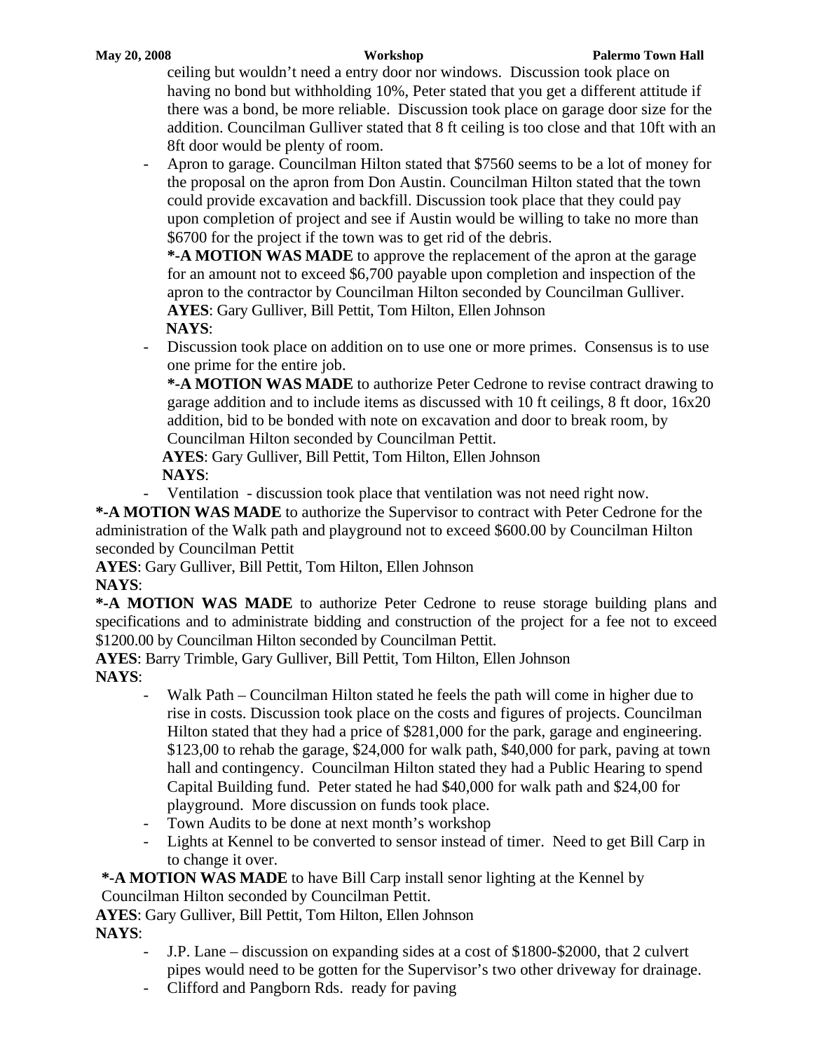ceiling but wouldn't need a entry door nor windows. Discussion took place on having no bond but withholding 10%, Peter stated that you get a different attitude if there was a bond, be more reliable. Discussion took place on garage door size for the addition. Councilman Gulliver stated that 8 ft ceiling is too close and that 10ft with an 8ft door would be plenty of room.

- Apron to garage. Councilman Hilton stated that $7560 seems to be a lot of money for the proposal on the apron from Don Austin. Councilman Hilton stated that the town could provide excavation and backfill. Discussion took place that they could pay upon completion of project and see if Austin would be willing to take no more than $6700 for the project if the town was to get rid of the debris.

  **\*-A MOTION WAS MADE** to approve the replacement of the apron at the garage for an amount not to exceed $6,700 payable upon completion and inspection of the apron to the contractor by Councilman Hilton seconded by Councilman Gulliver.
  **AYES**: Gary Gulliver, Bill Pettit, Tom Hilton, Ellen Johnson
  **NAYS**:

- Discussion took place on addition on to use one or more primes. Consensus is to use one prime for the entire job.

  **\*-A MOTION WAS MADE** to authorize Peter Cedrone to revise contract drawing to garage addition and to include items as discussed with 10 ft ceilings, 8 ft door, 16x20 addition, bid to be bonded with note on excavation and door to break room, by Councilman Hilton seconded by Councilman Pettit.
  **AYES**: Gary Gulliver, Bill Pettit, Tom Hilton, Ellen Johnson
  **NAYS**:

- Ventilation - discussion took place that ventilation was not need right now.

**\*-A MOTION WAS MADE** to authorize the Supervisor to contract with Peter Cedrone for the administration of the Walk path and playground not to exceed $600.00 by Councilman Hilton seconded by Councilman Pettit
**AYES**: Gary Gulliver, Bill Pettit, Tom Hilton, Ellen Johnson
**NAYS**:

**\*-A MOTION WAS MADE** to authorize Peter Cedrone to reuse storage building plans and specifications and to administrate bidding and construction of the project for a fee not to exceed $1200.00 by Councilman Hilton seconded by Councilman Pettit.
**AYES**: Barry Trimble, Gary Gulliver, Bill Pettit, Tom Hilton, Ellen Johnson
**NAYS**:

- Walk Path – Councilman Hilton stated he feels the path will come in higher due to rise in costs. Discussion took place on the costs and figures of projects. Councilman Hilton stated that they had a price of $281,000 for the park, garage and engineering. $123,00 to rehab the garage, $24,000 for walk path, $40,000 for park, paving at town hall and contingency. Councilman Hilton stated they had a Public Hearing to spend Capital Building fund. Peter stated he had $40,000 for walk path and $24,00 for playground. More discussion on funds took place.
- Town Audits to be done at next month's workshop
- Lights at Kennel to be converted to sensor instead of timer. Need to get Bill Carp in to change it over.

**\*-A MOTION WAS MADE** to have Bill Carp install senor lighting at the Kennel by Councilman Hilton seconded by Councilman Pettit.
**AYES**: Gary Gulliver, Bill Pettit, Tom Hilton, Ellen Johnson
**NAYS**:

- J.P. Lane – discussion on expanding sides at a cost of $1800-$2000, that 2 culvert pipes would need to be gotten for the Supervisor's two other driveway for drainage.
- Clifford and Pangborn Rds. ready for paving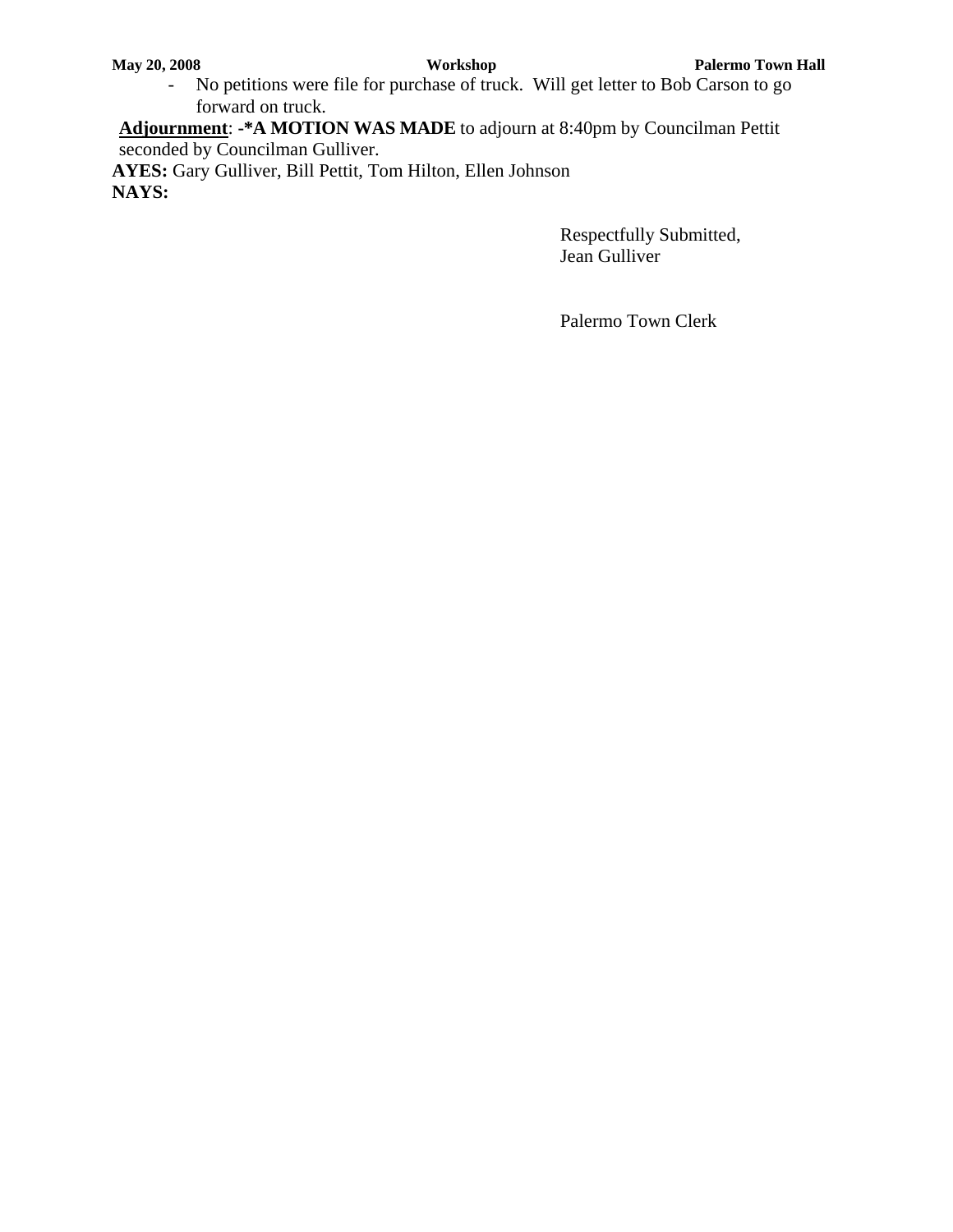- No petitions were file for purchase of truck. Will get letter to Bob Carson to go forward on truck.

**<u>Adjournment</u>**: **-*A MOTION WAS MADE** to adjourn at 8:40pm by Councilman Pettit seconded by Councilman Gulliver.

**AYES:** Gary Gulliver, Bill Pettit, Tom Hilton, Ellen Johnson

**NAYS:**

Respectfully Submitted,
Jean Gulliver

Palermo Town Clerk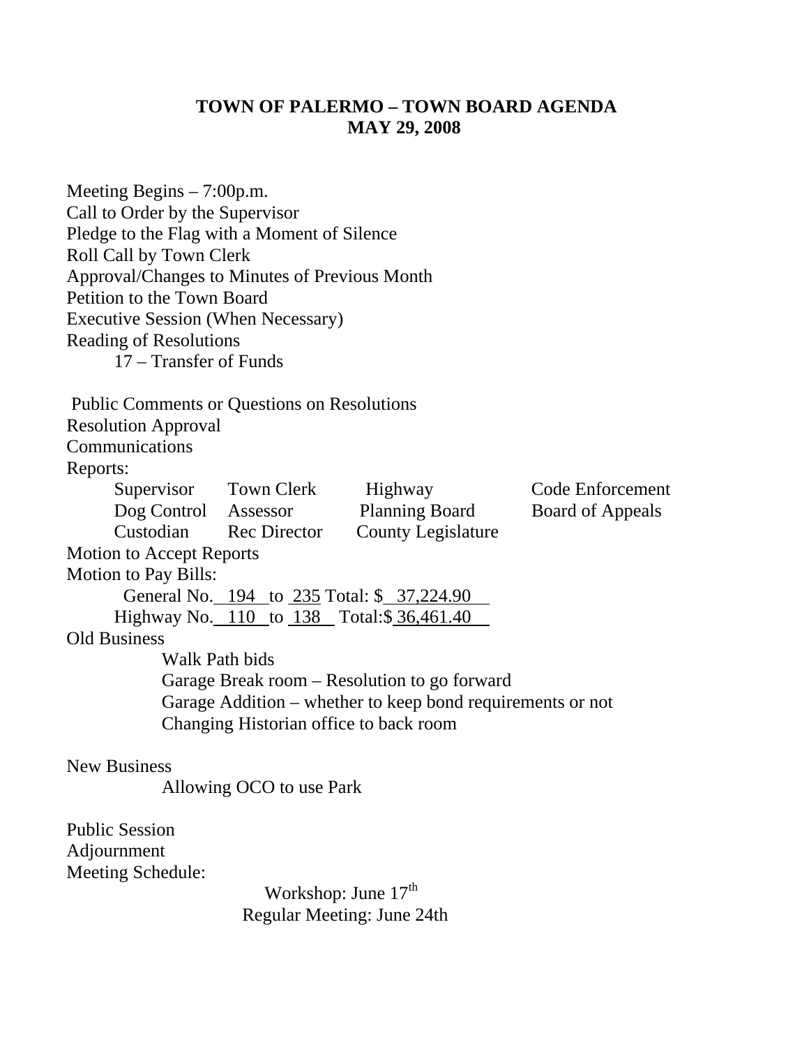# TOWN OF PALERMO – TOWN BOARD AGENDA
## MAY 29, 2008

Meeting Begins – 7:00p.m.
Call to Order by the Supervisor
Pledge to the Flag with a Moment of Silence
Roll Call by Town Clerk
Approval/Changes to Minutes of Previous Month
Petition to the Town Board
Executive Session (When Necessary)
Reading of Resolutions
    17 – Transfer of Funds

Public Comments or Questions on Resolutions
Resolution Approval
Communications
Reports:

| Supervisor | Town Clerk | Highway | Code Enforcement |
|---|---|---|---|
| Dog Control | Assessor | Planning Board | Board of Appeals |
| Custodian | Rec Director | County Legislature | |

Motion to Accept Reports
Motion to Pay Bills:
    General No. 194 to 235 Total: $ 37,224.90
    Highway No. 110 to 138 Total:$ 36,461.40

Old Business
- Walk Path bids
- Garage Break room – Resolution to go forward
- Garage Addition – whether to keep bond requirements or not
- Changing Historian office to back room

New Business
- Allowing OCO to use Park

Public Session
Adjournment
Meeting Schedule:

Workshop: June 17th
Regular Meeting: June 24th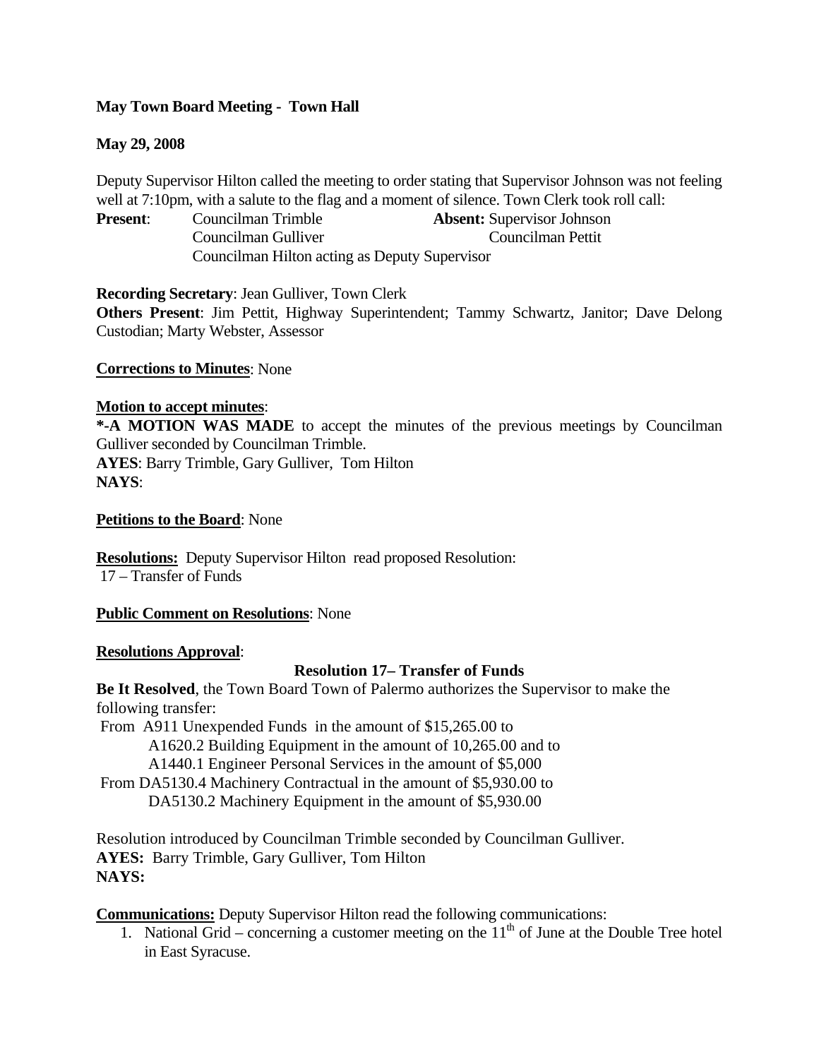**May Town Board Meeting - Town Hall**

**May 29, 2008**

Deputy Supervisor Hilton called the meeting to order stating that Supervisor Johnson was not feeling well at 7:10pm, with a salute to the flag and a moment of silence. Town Clerk took roll call:

**Present**: Councilman Trimble, Councilman Gulliver, Councilman Hilton acting as Deputy Supervisor

**Absent:** Supervisor Johnson, Councilman Pettit

**Recording Secretary**: Jean Gulliver, Town Clerk

**Others Present**: Jim Pettit, Highway Superintendent; Tammy Schwartz, Janitor; Dave Delong Custodian; Marty Webster, Assessor

**Corrections to Minutes**: None

**Motion to accept minutes**:

***-A MOTION WAS MADE** to accept the minutes of the previous meetings by Councilman Gulliver seconded by Councilman Trimble.

**AYES**: Barry Trimble, Gary Gulliver, Tom Hilton

**NAYS**:

**Petitions to the Board**: None

**Resolutions:** Deputy Supervisor Hilton read proposed Resolution:

17 – Transfer of Funds

**Public Comment on Resolutions**: None

**Resolutions Approval**:

**Resolution 17– Transfer of Funds**

**Be It Resolved**, the Town Board Town of Palermo authorizes the Supervisor to make the following transfer:

From A911 Unexpended Funds in the amount of $15,265.00 to
 A1620.2 Building Equipment in the amount of 10,265.00 and to
 A1440.1 Engineer Personal Services in the amount of $5,000
From DA5130.4 Machinery Contractual in the amount of $5,930.00 to
 DA5130.2 Machinery Equipment in the amount of $5,930.00

Resolution introduced by Councilman Trimble seconded by Councilman Gulliver.

**AYES:** Barry Trimble, Gary Gulliver, Tom Hilton

**NAYS:**

**Communications:** Deputy Supervisor Hilton read the following communications:

1. National Grid – concerning a customer meeting on the 11th of June at the Double Tree hotel in East Syracuse.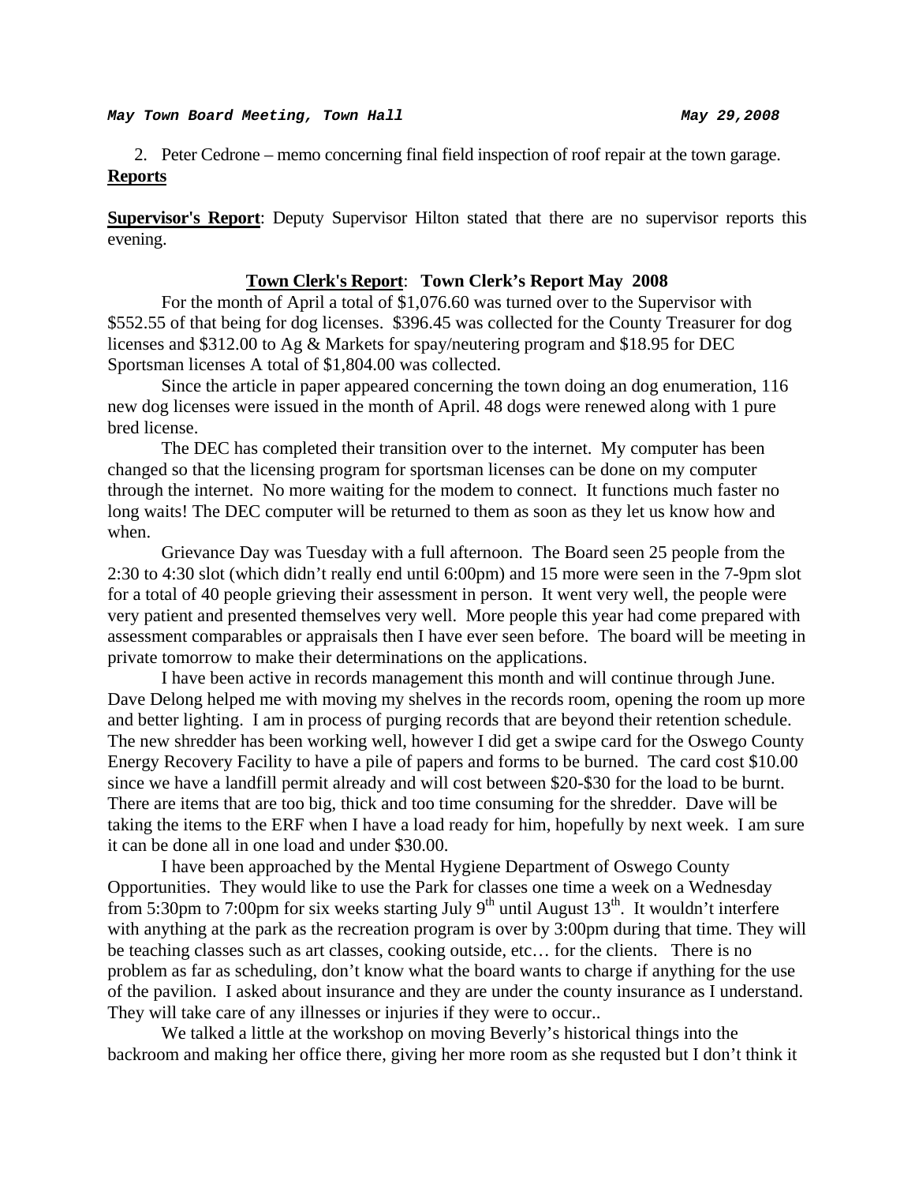2. Peter Cedrone – memo concerning final field inspection of roof repair at the town garage.

**Reports**

**Supervisor's Report**: Deputy Supervisor Hilton stated that there are no supervisor reports this evening.

**Town Clerk's Report**: **Town Clerk's Report May 2008**

For the month of April a total of $1,076.60 was turned over to the Supervisor with $552.55 of that being for dog licenses. $396.45 was collected for the County Treasurer for dog licenses and $312.00 to Ag & Markets for spay/neutering program and $18.95 for DEC Sportsman licenses A total of $1,804.00 was collected.

Since the article in paper appeared concerning the town doing an dog enumeration, 116 new dog licenses were issued in the month of April. 48 dogs were renewed along with 1 pure bred license.

The DEC has completed their transition over to the internet. My computer has been changed so that the licensing program for sportsman licenses can be done on my computer through the internet. No more waiting for the modem to connect. It functions much faster no long waits! The DEC computer will be returned to them as soon as they let us know how and when.

Grievance Day was Tuesday with a full afternoon. The Board seen 25 people from the 2:30 to 4:30 slot (which didn't really end until 6:00pm) and 15 more were seen in the 7-9pm slot for a total of 40 people grieving their assessment in person. It went very well, the people were very patient and presented themselves very well. More people this year had come prepared with assessment comparables or appraisals then I have ever seen before. The board will be meeting in private tomorrow to make their determinations on the applications.

I have been active in records management this month and will continue through June. Dave Delong helped me with moving my shelves in the records room, opening the room up more and better lighting. I am in process of purging records that are beyond their retention schedule. The new shredder has been working well, however I did get a swipe card for the Oswego County Energy Recovery Facility to have a pile of papers and forms to be burned. The card cost $10.00 since we have a landfill permit already and will cost between $20-$30 for the load to be burnt. There are items that are too big, thick and too time consuming for the shredder. Dave will be taking the items to the ERF when I have a load ready for him, hopefully by next week. I am sure it can be done all in one load and under $30.00.

I have been approached by the Mental Hygiene Department of Oswego County Opportunities. They would like to use the Park for classes one time a week on a Wednesday from 5:30pm to 7:00pm for six weeks starting July 9th until August 13th. It wouldn't interfere with anything at the park as the recreation program is over by 3:00pm during that time. They will be teaching classes such as art classes, cooking outside, etc… for the clients. There is no problem as far as scheduling, don't know what the board wants to charge if anything for the use of the pavilion. I asked about insurance and they are under the county insurance as I understand. They will take care of any illnesses or injuries if they were to occur..

We talked a little at the workshop on moving Beverly's historical things into the backroom and making her office there, giving her more room as she requsted but I don't think it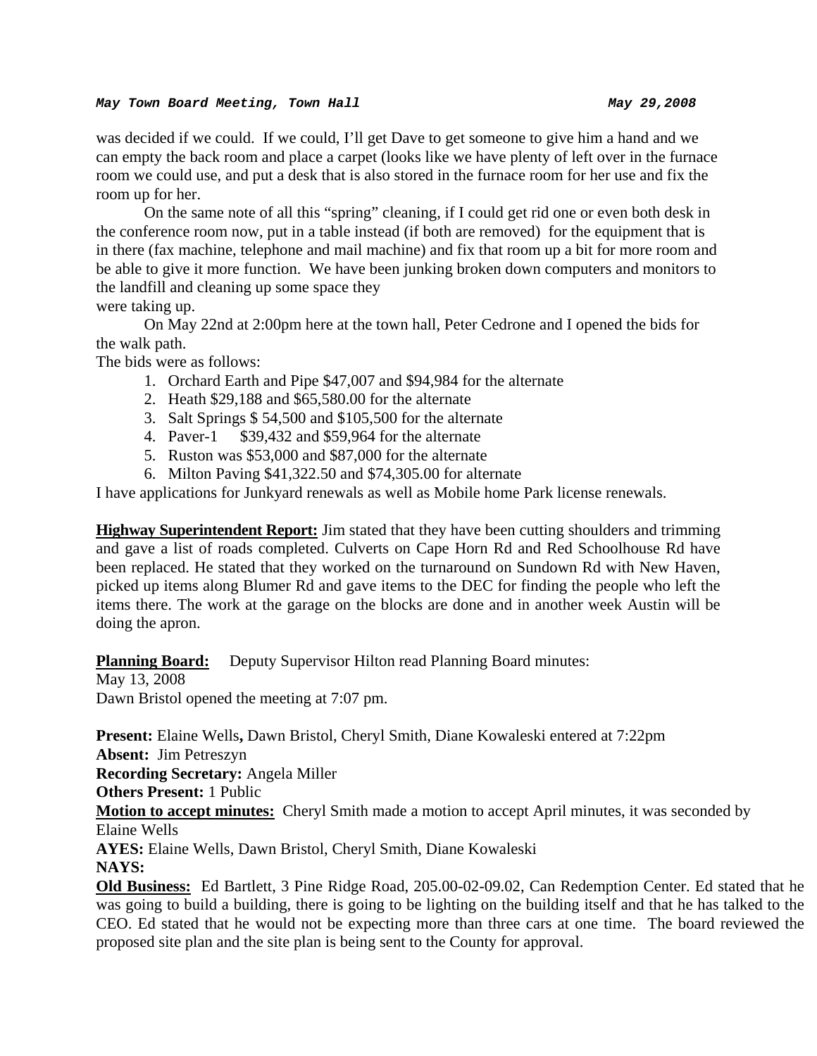was decided if we could. If we could, I'll get Dave to get someone to give him a hand and we can empty the back room and place a carpet (looks like we have plenty of left over in the furnace room we could use, and put a desk that is also stored in the furnace room for her use and fix the room up for her.

On the same note of all this "spring" cleaning, if I could get rid one or even both desk in the conference room now, put in a table instead (if both are removed) for the equipment that is in there (fax machine, telephone and mail machine) and fix that room up a bit for more room and be able to give it more function. We have been junking broken down computers and monitors to the landfill and cleaning up some space they
were taking up.

On May 22nd at 2:00pm here at the town hall, Peter Cedrone and I opened the bids for the walk path.

The bids were as follows:

1. Orchard Earth and Pipe $47,007 and $94,984 for the alternate
2. Heath $29,188 and $65,580.00 for the alternate
3. Salt Springs $ 54,500 and $105,500 for the alternate
4. Paver-1 $39,432 and $59,964 for the alternate
5. Ruston was $53,000 and $87,000 for the alternate
6. Milton Paving $41,322.50 and $74,305.00 for alternate

I have applications for Junkyard renewals as well as Mobile home Park license renewals.

**Highway Superintendent Report:** Jim stated that they have been cutting shoulders and trimming and gave a list of roads completed. Culverts on Cape Horn Rd and Red Schoolhouse Rd have been replaced. He stated that they worked on the turnaround on Sundown Rd with New Haven, picked up items along Blumer Rd and gave items to the DEC for finding the people who left the items there. The work at the garage on the blocks are done and in another week Austin will be doing the apron.

**Planning Board:** Deputy Supervisor Hilton read Planning Board minutes:

May 13, 2008

Dawn Bristol opened the meeting at 7:07 pm.

**Present:** Elaine Wells**,** Dawn Bristol, Cheryl Smith, Diane Kowaleski entered at 7:22pm

**Absent:** Jim Petreszyn

**Recording Secretary:** Angela Miller

**Others Present:** 1 Public

**Motion to accept minutes:** Cheryl Smith made a motion to accept April minutes, it was seconded by Elaine Wells

**AYES:** Elaine Wells, Dawn Bristol, Cheryl Smith, Diane Kowaleski

**NAYS:**

**Old Business:** Ed Bartlett, 3 Pine Ridge Road, 205.00-02-09.02, Can Redemption Center. Ed stated that he was going to build a building, there is going to be lighting on the building itself and that he has talked to the CEO. Ed stated that he would not be expecting more than three cars at one time. The board reviewed the proposed site plan and the site plan is being sent to the County for approval.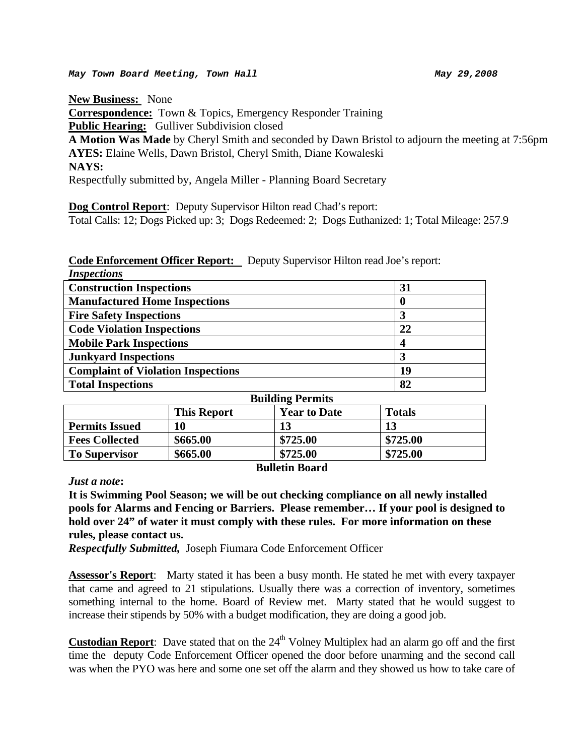*May Town Board Meeting, Town Hall* *May 29,2008*

**New Business:** None

**Correspondence:** Town & Topics, Emergency Responder Training

**Public Hearing:** Gulliver Subdivision closed

**A Motion Was Made** by Cheryl Smith and seconded by Dawn Bristol to adjourn the meeting at 7:56pm

**AYES:** Elaine Wells, Dawn Bristol, Cheryl Smith, Diane Kowaleski

**NAYS:**

Respectfully submitted by, Angela Miller - Planning Board Secretary

**Dog Control Report**: Deputy Supervisor Hilton read Chad's report:

Total Calls: 12; Dogs Picked up: 3; Dogs Redeemed: 2; Dogs Euthanized: 1; Total Mileage: 257.9

**Code Enforcement Officer Report:** Deputy Supervisor Hilton read Joe's report:

***Inspections***

| Inspections | |
|---|---|
| **Construction Inspections** | **31** |
| **Manufactured Home Inspections** | **0** |
| **Fire Safety Inspections** | **3** |
| **Code Violation Inspections** | **22** |
| **Mobile Park Inspections** | **4** |
| **Junkyard Inspections** | **3** |
| **Complaint of Violation Inspections** | **19** |
| **Total Inspections** | **82** |

**Building Permits**

| | **This Report** | **Year to Date** | **Totals** |
|---|---|---|---|
| **Permits Issued** | **10** | **13** | **13** |
| **Fees Collected** | **$665.00** | **$725.00** | **$725.00** |
| **To Supervisor** | **$665.00** | **$725.00** | **$725.00** |

**Bulletin Board**

***Just a note*:**

**It is Swimming Pool Season; we will be out checking compliance on all newly installed pools for Alarms and Fencing or Barriers. Please remember… If your pool is designed to hold over 24" of water it must comply with these rules. For more information on these rules, please contact us.**

***Respectfully Submitted,*** Joseph Fiumara Code Enforcement Officer

**Assessor's Report**: Marty stated it has been a busy month. He stated he met with every taxpayer that came and agreed to 21 stipulations. Usually there was a correction of inventory, sometimes something internal to the home. Board of Review met. Marty stated that he would suggest to increase their stipends by 50% with a budget modification, they are doing a good job.

**Custodian Report**: Dave stated that on the 24th Volney Multiplex had an alarm go off and the first time the deputy Code Enforcement Officer opened the door before unarming and the second call was when the PYO was here and some one set off the alarm and they showed us how to take care of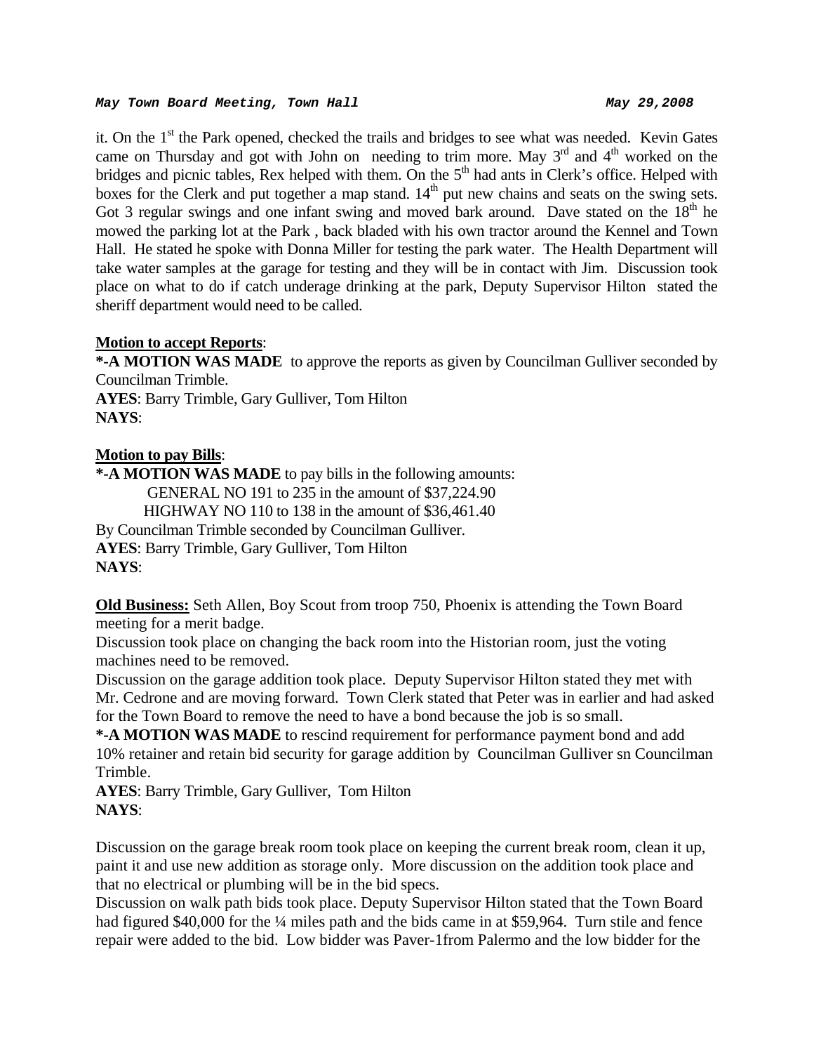it. On the 1st the Park opened, checked the trails and bridges to see what was needed. Kevin Gates came on Thursday and got with John on needing to trim more. May 3rd and 4th worked on the bridges and picnic tables, Rex helped with them. On the 5th had ants in Clerk's office. Helped with boxes for the Clerk and put together a map stand. 14th put new chains and seats on the swing sets. Got 3 regular swings and one infant swing and moved bark around. Dave stated on the 18th he mowed the parking lot at the Park , back bladed with his own tractor around the Kennel and Town Hall. He stated he spoke with Donna Miller for testing the park water. The Health Department will take water samples at the garage for testing and they will be in contact with Jim. Discussion took place on what to do if catch underage drinking at the park, Deputy Supervisor Hilton stated the sheriff department would need to be called.

**Motion to accept Reports**:

**\*-A MOTION WAS MADE** to approve the reports as given by Councilman Gulliver seconded by Councilman Trimble.
**AYES**: Barry Trimble, Gary Gulliver, Tom Hilton
**NAYS**:

**Motion to pay Bills**:

**\*-A MOTION WAS MADE** to pay bills in the following amounts:
GENERAL NO 191 to 235 in the amount of $37,224.90
HIGHWAY NO 110 to 138 in the amount of $36,461.40
By Councilman Trimble seconded by Councilman Gulliver.
**AYES**: Barry Trimble, Gary Gulliver, Tom Hilton
**NAYS**:

**Old Business:** Seth Allen, Boy Scout from troop 750, Phoenix is attending the Town Board meeting for a merit badge.
Discussion took place on changing the back room into the Historian room, just the voting machines need to be removed.
Discussion on the garage addition took place. Deputy Supervisor Hilton stated they met with Mr. Cedrone and are moving forward. Town Clerk stated that Peter was in earlier and had asked for the Town Board to remove the need to have a bond because the job is so small.

**\*-A MOTION WAS MADE** to rescind requirement for performance payment bond and add 10% retainer and retain bid security for garage addition by Councilman Gulliver sn Councilman Trimble.
**AYES**: Barry Trimble, Gary Gulliver, Tom Hilton
**NAYS**:

Discussion on the garage break room took place on keeping the current break room, clean it up, paint it and use new addition as storage only. More discussion on the addition took place and that no electrical or plumbing will be in the bid specs.
Discussion on walk path bids took place. Deputy Supervisor Hilton stated that the Town Board had figured $40,000 for the ¼ miles path and the bids came in at $59,964. Turn stile and fence repair were added to the bid. Low bidder was Paver-1from Palermo and the low bidder for the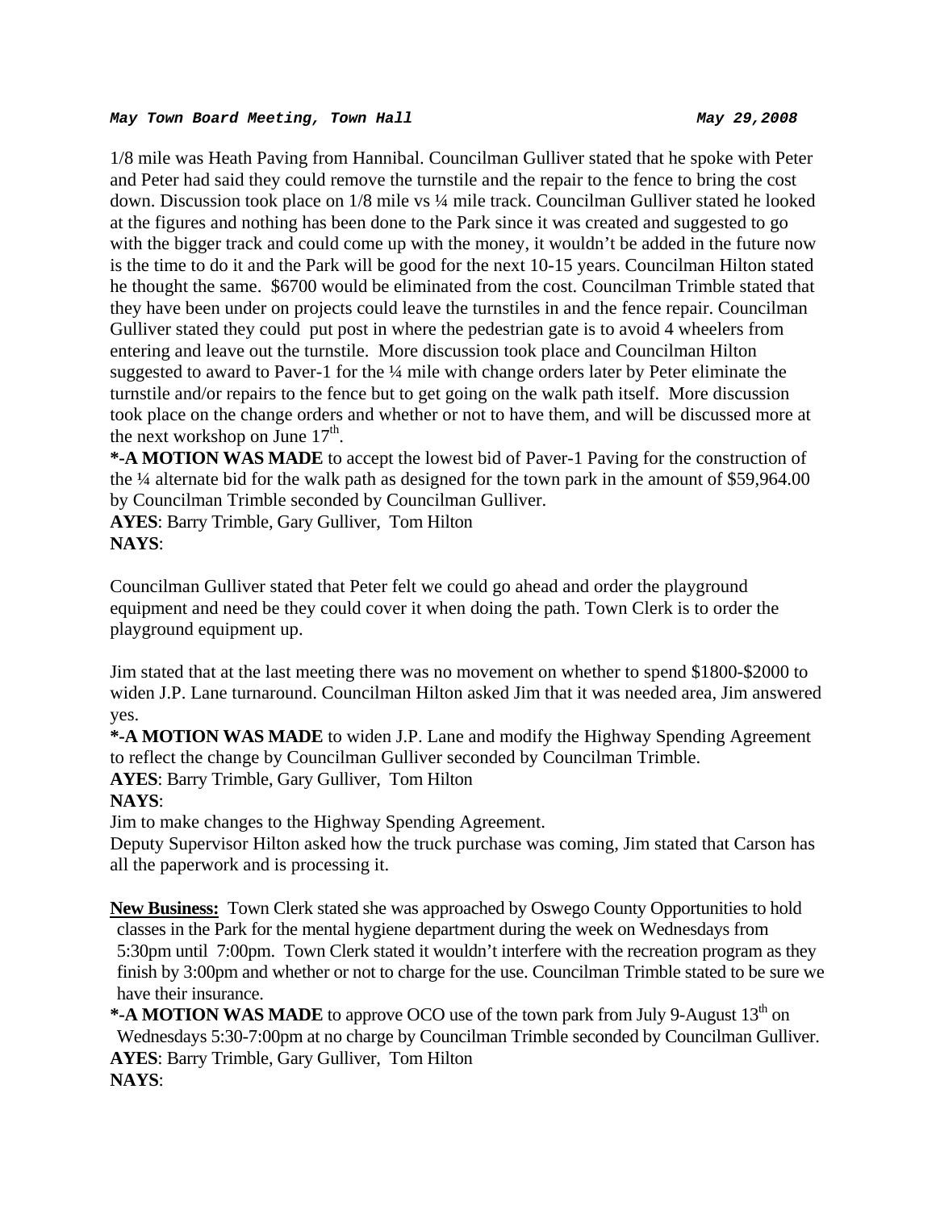1/8 mile was Heath Paving from Hannibal. Councilman Gulliver stated that he spoke with Peter and Peter had said they could remove the turnstile and the repair to the fence to bring the cost down. Discussion took place on 1/8 mile vs ¼ mile track. Councilman Gulliver stated he looked at the figures and nothing has been done to the Park since it was created and suggested to go with the bigger track and could come up with the money, it wouldn't be added in the future now is the time to do it and the Park will be good for the next 10-15 years. Councilman Hilton stated he thought the same. $6700 would be eliminated from the cost. Councilman Trimble stated that they have been under on projects could leave the turnstiles in and the fence repair. Councilman Gulliver stated they could put post in where the pedestrian gate is to avoid 4 wheelers from entering and leave out the turnstile. More discussion took place and Councilman Hilton suggested to award to Paver-1 for the ¼ mile with change orders later by Peter eliminate the turnstile and/or repairs to the fence but to get going on the walk path itself. More discussion took place on the change orders and whether or not to have them, and will be discussed more at the next workshop on June 17th.

**\*-A MOTION WAS MADE** to accept the lowest bid of Paver-1 Paving for the construction of the ¼ alternate bid for the walk path as designed for the town park in the amount of $59,964.00 by Councilman Trimble seconded by Councilman Gulliver.
**AYES**: Barry Trimble, Gary Gulliver, Tom Hilton
**NAYS**:

Councilman Gulliver stated that Peter felt we could go ahead and order the playground equipment and need be they could cover it when doing the path. Town Clerk is to order the playground equipment up.

Jim stated that at the last meeting there was no movement on whether to spend $1800-$2000 to widen J.P. Lane turnaround. Councilman Hilton asked Jim that it was needed area, Jim answered yes.

**\*-A MOTION WAS MADE** to widen J.P. Lane and modify the Highway Spending Agreement to reflect the change by Councilman Gulliver seconded by Councilman Trimble.
**AYES**: Barry Trimble, Gary Gulliver, Tom Hilton
**NAYS**:
Jim to make changes to the Highway Spending Agreement.
Deputy Supervisor Hilton asked how the truck purchase was coming, Jim stated that Carson has all the paperwork and is processing it.

**New Business:** Town Clerk stated she was approached by Oswego County Opportunities to hold classes in the Park for the mental hygiene department during the week on Wednesdays from 5:30pm until 7:00pm. Town Clerk stated it wouldn't interfere with the recreation program as they finish by 3:00pm and whether or not to charge for the use. Councilman Trimble stated to be sure we have their insurance.

**\*-A MOTION WAS MADE** to approve OCO use of the town park from July 9-August 13th on Wednesdays 5:30-7:00pm at no charge by Councilman Trimble seconded by Councilman Gulliver.
**AYES**: Barry Trimble, Gary Gulliver, Tom Hilton
**NAYS**: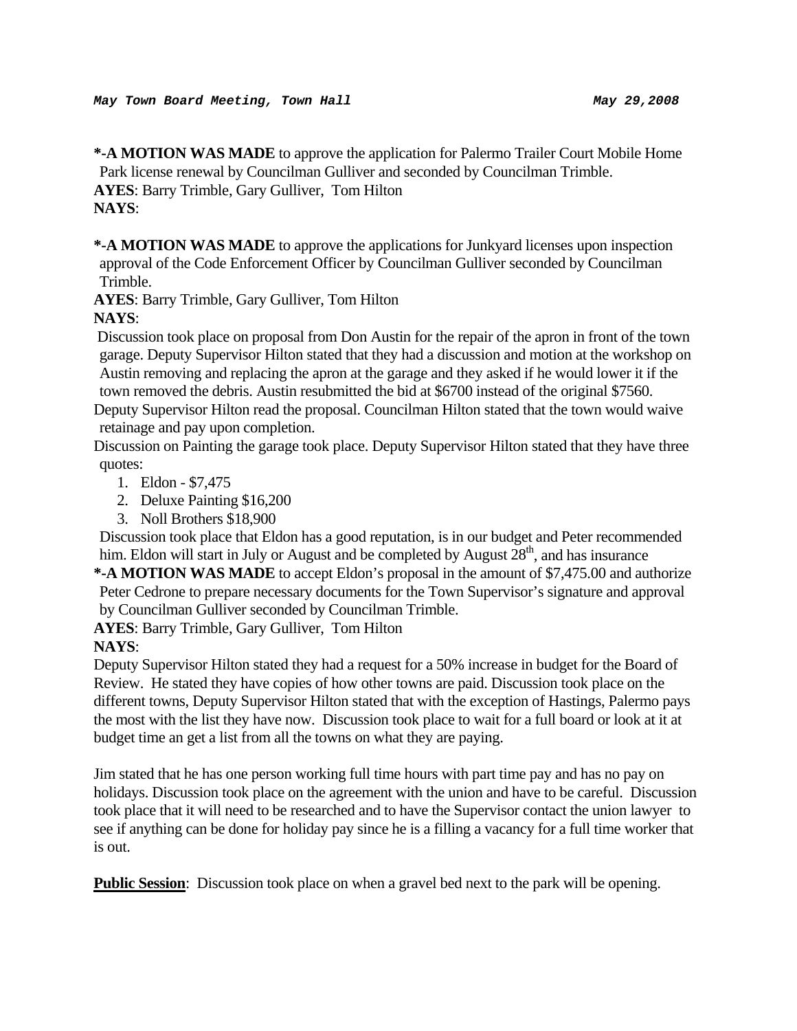***May Town Board Meeting, Town Hall*** ***May 29,2008***

**\*-A MOTION WAS MADE** to approve the application for Palermo Trailer Court Mobile Home Park license renewal by Councilman Gulliver and seconded by Councilman Trimble.
**AYES**: Barry Trimble, Gary Gulliver, Tom Hilton
**NAYS**:

**\*-A MOTION WAS MADE** to approve the applications for Junkyard licenses upon inspection approval of the Code Enforcement Officer by Councilman Gulliver seconded by Councilman Trimble.
**AYES**: Barry Trimble, Gary Gulliver, Tom Hilton
**NAYS**:

Discussion took place on proposal from Don Austin for the repair of the apron in front of the town garage. Deputy Supervisor Hilton stated that they had a discussion and motion at the workshop on Austin removing and replacing the apron at the garage and they asked if he would lower it if the town removed the debris. Austin resubmitted the bid at $6700 instead of the original $7560.
Deputy Supervisor Hilton read the proposal. Councilman Hilton stated that the town would waive retainage and pay upon completion.
Discussion on Painting the garage took place. Deputy Supervisor Hilton stated that they have three quotes:

1. Eldon - $7,475
2. Deluxe Painting $16,200
3. Noll Brothers $18,900

Discussion took place that Eldon has a good reputation, is in our budget and Peter recommended him. Eldon will start in July or August and be completed by August 28th, and has insurance
**\*-A MOTION WAS MADE** to accept Eldon's proposal in the amount of $7,475.00 and authorize Peter Cedrone to prepare necessary documents for the Town Supervisor's signature and approval by Councilman Gulliver seconded by Councilman Trimble.
**AYES**: Barry Trimble, Gary Gulliver, Tom Hilton
**NAYS**:
Deputy Supervisor Hilton stated they had a request for a 50% increase in budget for the Board of Review. He stated they have copies of how other towns are paid. Discussion took place on the different towns, Deputy Supervisor Hilton stated that with the exception of Hastings, Palermo pays the most with the list they have now. Discussion took place to wait for a full board or look at it at budget time an get a list from all the towns on what they are paying.

Jim stated that he has one person working full time hours with part time pay and has no pay on holidays. Discussion took place on the agreement with the union and have to be careful. Discussion took place that it will need to be researched and to have the Supervisor contact the union lawyer to see if anything can be done for holiday pay since he is a filling a vacancy for a full time worker that is out.

**Public Session**: Discussion took place on when a gravel bed next to the park will be opening.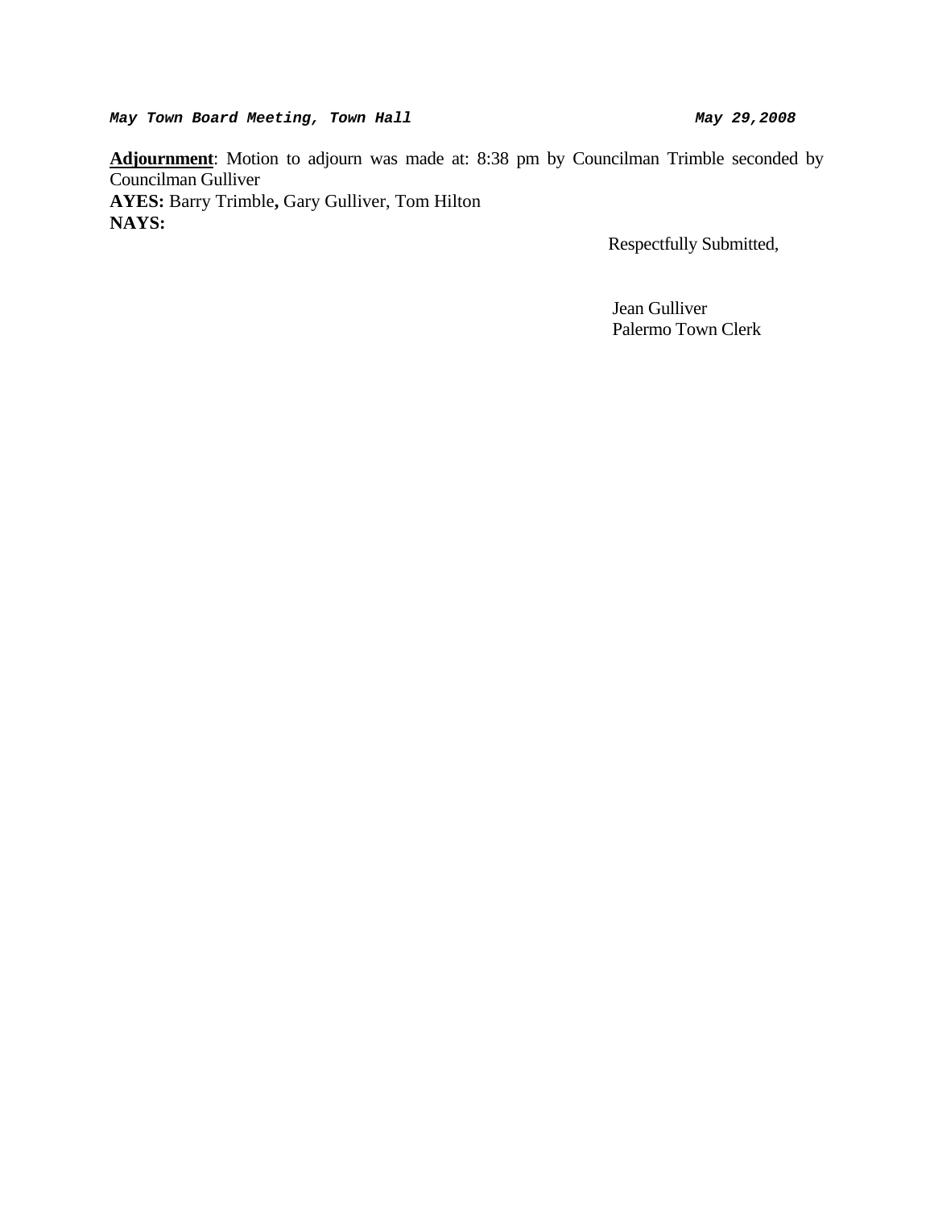**Adjournment**: Motion to adjourn was made at: 8:38 pm by Councilman Trimble seconded by Councilman Gulliver
**AYES:** Barry Trimble**,** Gary Gulliver, Tom Hilton
**NAYS:**

Respectfully Submitted,

Jean Gulliver
Palermo Town Clerk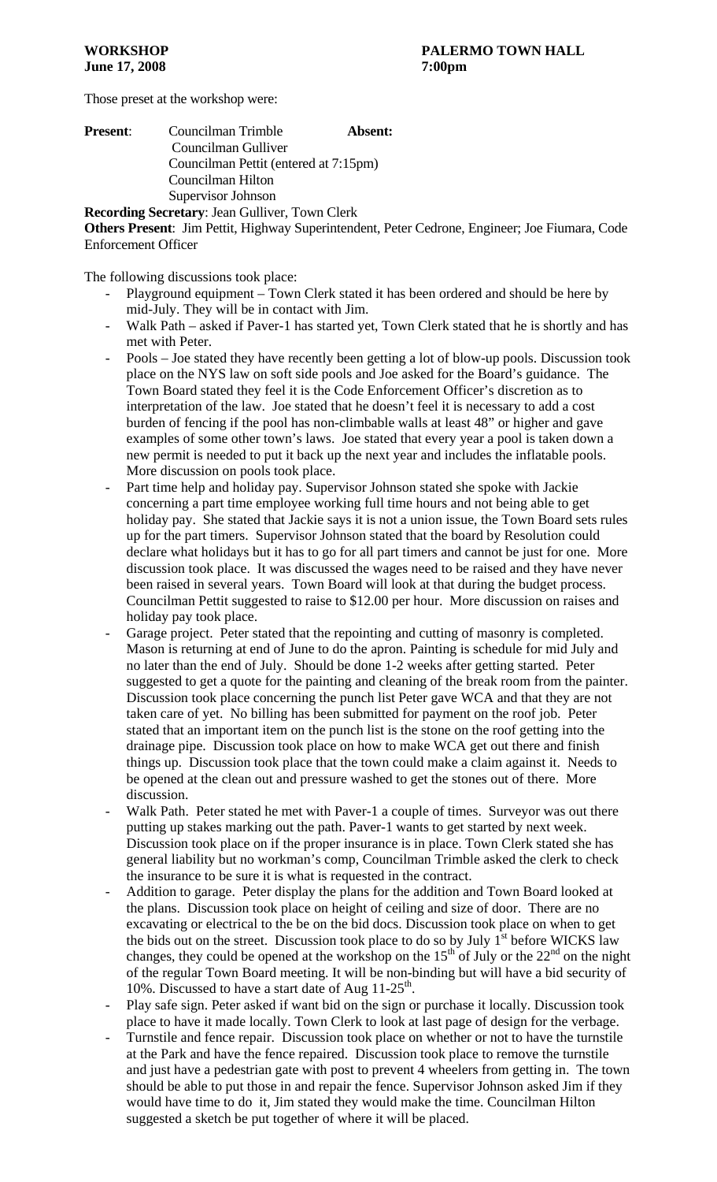**WORKSHOP** **PALERMO TOWN HALL**
**June 17, 2008** **7:00pm**

Those preset at the workshop were:

**Present**: Councilman Trimble **Absent:**
Councilman Gulliver
Councilman Pettit (entered at 7:15pm)
Councilman Hilton
Supervisor Johnson

**Recording Secretary**: Jean Gulliver, Town Clerk

**Others Present**: Jim Pettit, Highway Superintendent, Peter Cedrone, Engineer; Joe Fiumara, Code Enforcement Officer

The following discussions took place:

- Playground equipment – Town Clerk stated it has been ordered and should be here by mid-July. They will be in contact with Jim.
- Walk Path – asked if Paver-1 has started yet, Town Clerk stated that he is shortly and has met with Peter.
- Pools – Joe stated they have recently been getting a lot of blow-up pools. Discussion took place on the NYS law on soft side pools and Joe asked for the Board's guidance. The Town Board stated they feel it is the Code Enforcement Officer's discretion as to interpretation of the law. Joe stated that he doesn't feel it is necessary to add a cost burden of fencing if the pool has non-climbable walls at least 48" or higher and gave examples of some other town's laws. Joe stated that every year a pool is taken down a new permit is needed to put it back up the next year and includes the inflatable pools. More discussion on pools took place.
- Part time help and holiday pay. Supervisor Johnson stated she spoke with Jackie concerning a part time employee working full time hours and not being able to get holiday pay. She stated that Jackie says it is not a union issue, the Town Board sets rules up for the part timers. Supervisor Johnson stated that the board by Resolution could declare what holidays but it has to go for all part timers and cannot be just for one. More discussion took place. It was discussed the wages need to be raised and they have never been raised in several years. Town Board will look at that during the budget process. Councilman Pettit suggested to raise to $12.00 per hour. More discussion on raises and holiday pay took place.
- Garage project. Peter stated that the repointing and cutting of masonry is completed. Mason is returning at end of June to do the apron. Painting is schedule for mid July and no later than the end of July. Should be done 1-2 weeks after getting started. Peter suggested to get a quote for the painting and cleaning of the break room from the painter. Discussion took place concerning the punch list Peter gave WCA and that they are not taken care of yet. No billing has been submitted for payment on the roof job. Peter stated that an important item on the punch list is the stone on the roof getting into the drainage pipe. Discussion took place on how to make WCA get out there and finish things up. Discussion took place that the town could make a claim against it. Needs to be opened at the clean out and pressure washed to get the stones out of there. More discussion.
- Walk Path. Peter stated he met with Paver-1 a couple of times. Surveyor was out there putting up stakes marking out the path. Paver-1 wants to get started by next week. Discussion took place on if the proper insurance is in place. Town Clerk stated she has general liability but no workman's comp, Councilman Trimble asked the clerk to check the insurance to be sure it is what is requested in the contract.
- Addition to garage. Peter display the plans for the addition and Town Board looked at the plans. Discussion took place on height of ceiling and size of door. There are no excavating or electrical to the be on the bid docs. Discussion took place on when to get the bids out on the street. Discussion took place to do so by July 1st before WICKS law changes, they could be opened at the workshop on the 15th of July or the 22nd on the night of the regular Town Board meeting. It will be non-binding but will have a bid security of 10%. Discussed to have a start date of Aug 11-25th.
- Play safe sign. Peter asked if want bid on the sign or purchase it locally. Discussion took place to have it made locally. Town Clerk to look at last page of design for the verbage.
- Turnstile and fence repair. Discussion took place on whether or not to have the turnstile at the Park and have the fence repaired. Discussion took place to remove the turnstile and just have a pedestrian gate with post to prevent 4 wheelers from getting in. The town should be able to put those in and repair the fence. Supervisor Johnson asked Jim if they would have time to do it, Jim stated they would make the time. Councilman Hilton suggested a sketch be put together of where it will be placed.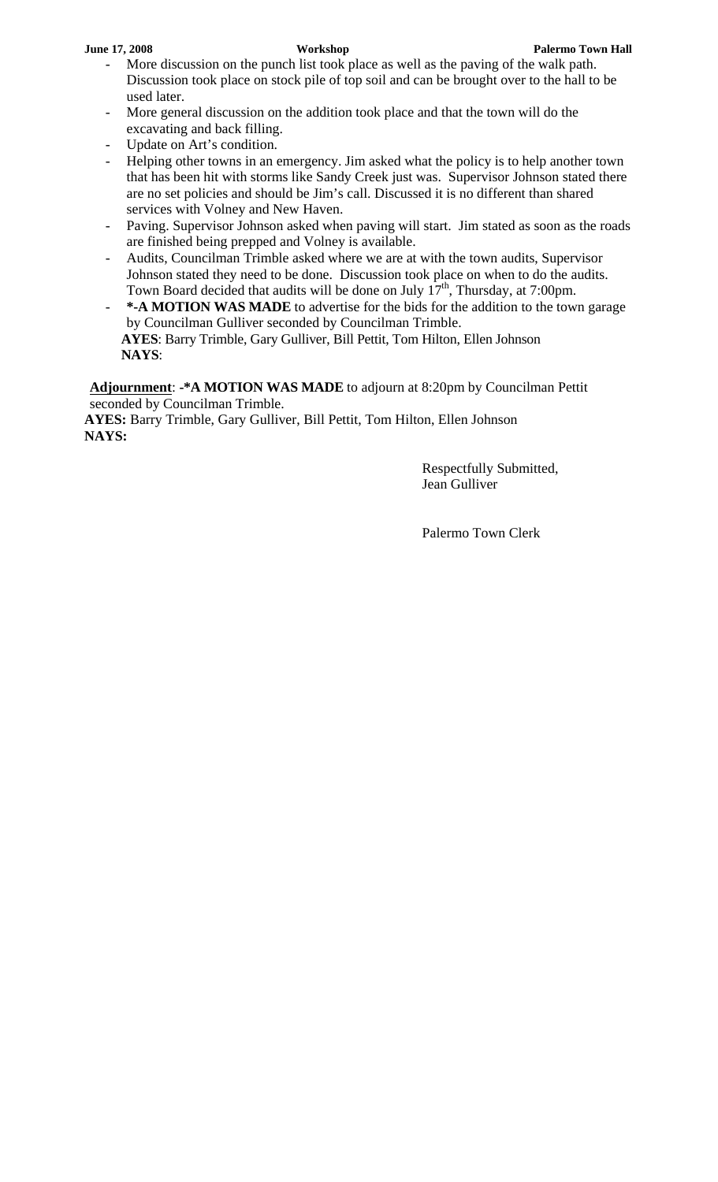- More discussion on the punch list took place as well as the paving of the walk path. Discussion took place on stock pile of top soil and can be brought over to the hall to be used later.
- More general discussion on the addition took place and that the town will do the excavating and back filling.
- Update on Art's condition.
- Helping other towns in an emergency. Jim asked what the policy is to help another town that has been hit with storms like Sandy Creek just was. Supervisor Johnson stated there are no set policies and should be Jim's call. Discussed it is no different than shared services with Volney and New Haven.
- Paving. Supervisor Johnson asked when paving will start. Jim stated as soon as the roads are finished being prepped and Volney is available.
- Audits, Councilman Trimble asked where we are at with the town audits, Supervisor Johnson stated they need to be done. Discussion took place on when to do the audits. Town Board decided that audits will be done on July 17th, Thursday, at 7:00pm.
- **\*-A MOTION WAS MADE** to advertise for the bids for the addition to the town garage by Councilman Gulliver seconded by Councilman Trimble.
  **AYES**: Barry Trimble, Gary Gulliver, Bill Pettit, Tom Hilton, Ellen Johnson
  **NAYS**:

**<u>Adjournment</u>**: **-\*A MOTION WAS MADE** to adjourn at 8:20pm by Councilman Pettit seconded by Councilman Trimble.
**AYES:** Barry Trimble, Gary Gulliver, Bill Pettit, Tom Hilton, Ellen Johnson
**NAYS:**

Respectfully Submitted,
Jean Gulliver

Palermo Town Clerk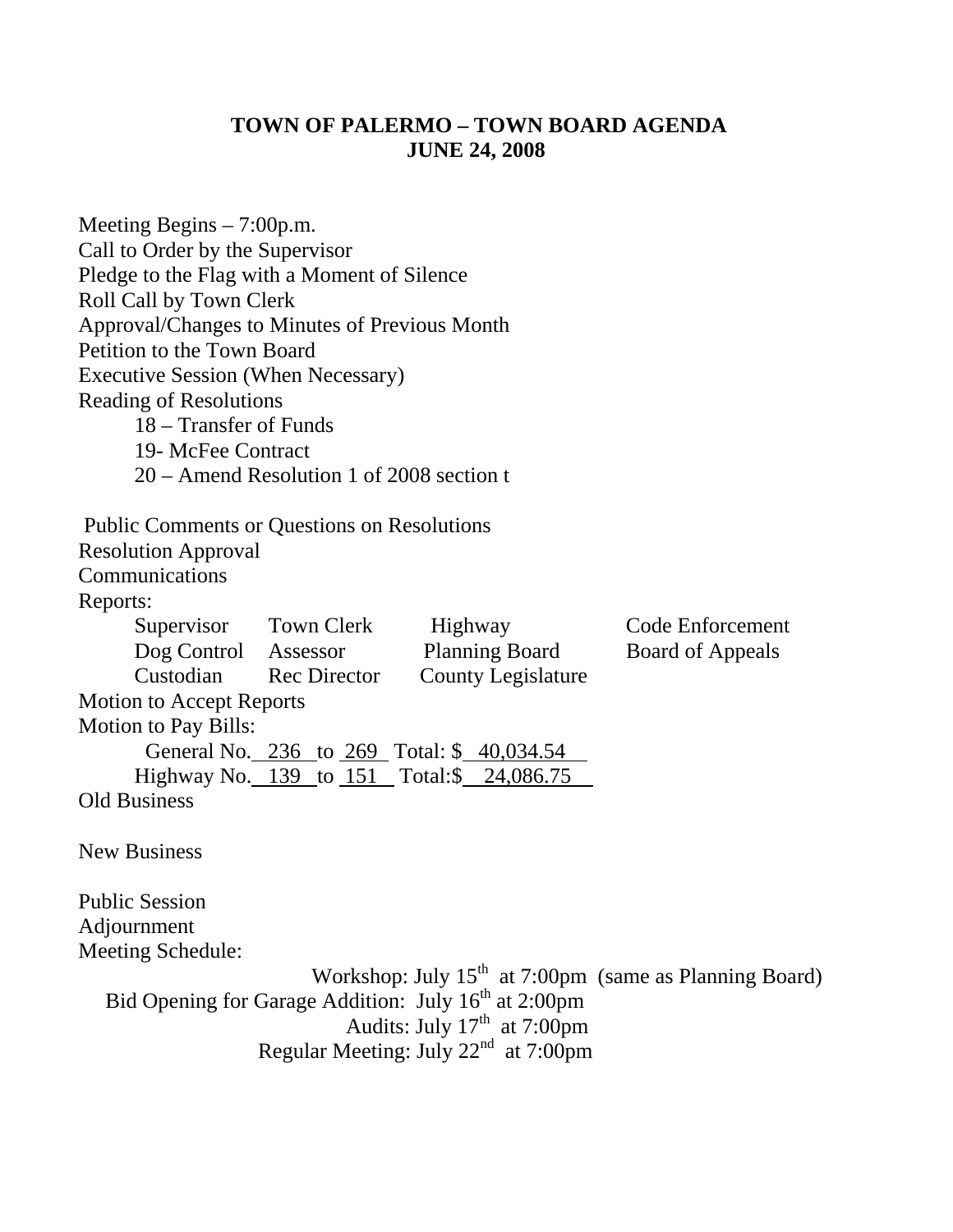**TOWN OF PALERMO – TOWN BOARD AGENDA**
**JUNE 24, 2008**

Meeting Begins – 7:00p.m.
Call to Order by the Supervisor
Pledge to the Flag with a Moment of Silence
Roll Call by Town Clerk
Approval/Changes to Minutes of Previous Month
Petition to the Town Board
Executive Session (When Necessary)
Reading of Resolutions

- 18 – Transfer of Funds
- 19- McFee Contract
- 20 – Amend Resolution 1 of 2008 section t

Public Comments or Questions on Resolutions
Resolution Approval
Communications
Reports:

| | | | |
|---|---|---|---|
| Supervisor | Town Clerk | Highway | Code Enforcement |
| Dog Control | Assessor | Planning Board | Board of Appeals |
| Custodian | Rec Director | County Legislature | |

Motion to Accept Reports
Motion to Pay Bills:

General No. 236 to 269 Total: $ 40,034.54
Highway No. 139 to 151 Total:$ 24,086.75

Old Business

New Business

Public Session
Adjournment
Meeting Schedule:

Workshop: July 15th at 7:00pm (same as Planning Board)
Bid Opening for Garage Addition: July 16th at 2:00pm
Audits: July 17th at 7:00pm
Regular Meeting: July 22nd at 7:00pm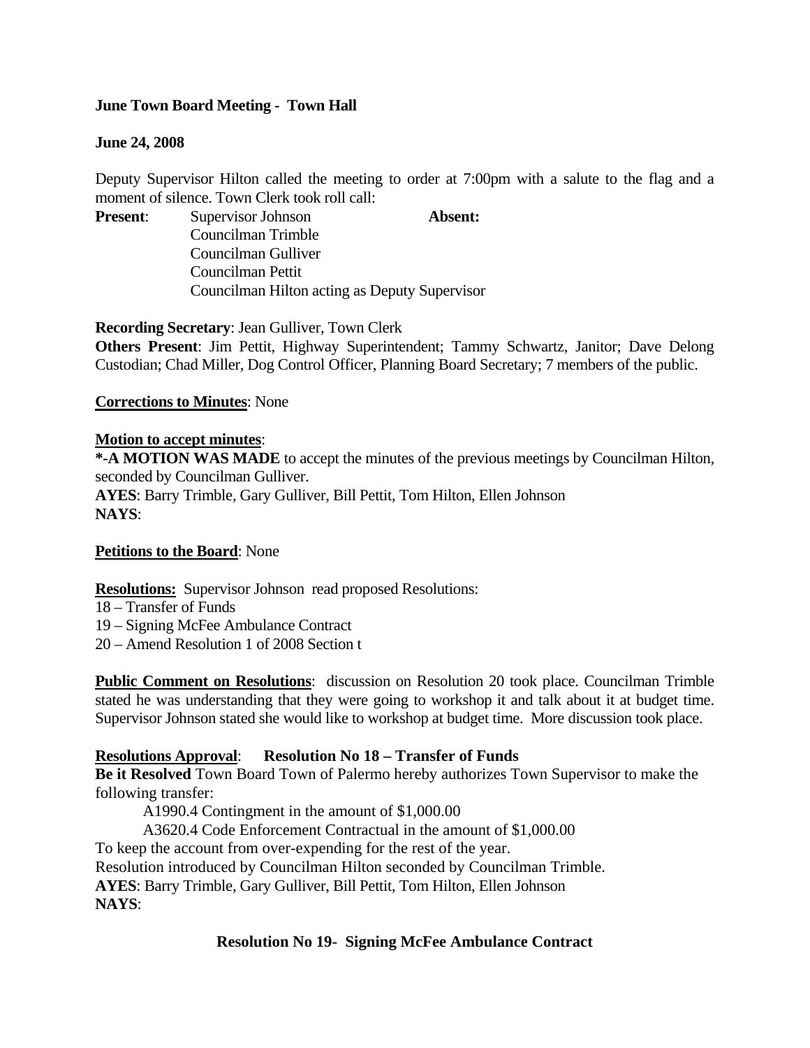**June Town Board Meeting - Town Hall**

**June 24, 2008**

Deputy Supervisor Hilton called the meeting to order at 7:00pm with a salute to the flag and a moment of silence. Town Clerk took roll call:

**Present**: Supervisor Johnson
Councilman Trimble
Councilman Gulliver
Councilman Pettit
Councilman Hilton acting as Deputy Supervisor

**Absent:**

**Recording Secretary**: Jean Gulliver, Town Clerk

**Others Present**: Jim Pettit, Highway Superintendent; Tammy Schwartz, Janitor; Dave Delong Custodian; Chad Miller, Dog Control Officer, Planning Board Secretary; 7 members of the public.

**Corrections to Minutes**: None

**Motion to accept minutes**:

**\*-A MOTION WAS MADE** to accept the minutes of the previous meetings by Councilman Hilton, seconded by Councilman Gulliver.

**AYES**: Barry Trimble, Gary Gulliver, Bill Pettit, Tom Hilton, Ellen Johnson

**NAYS**:

**Petitions to the Board**: None

**Resolutions:** Supervisor Johnson read proposed Resolutions:

18 – Transfer of Funds
19 – Signing McFee Ambulance Contract
20 – Amend Resolution 1 of 2008 Section t

**Public Comment on Resolutions**: discussion on Resolution 20 took place. Councilman Trimble stated he was understanding that they were going to workshop it and talk about it at budget time. Supervisor Johnson stated she would like to workshop at budget time. More discussion took place.

**Resolutions Approval**: **Resolution No 18 – Transfer of Funds**

**Be it Resolved** Town Board Town of Palermo hereby authorizes Town Supervisor to make the following transfer:

A1990.4 Contingment in the amount of $1,000.00
A3620.4 Code Enforcement Contractual in the amount of $1,000.00

To keep the account from over-expending for the rest of the year.

Resolution introduced by Councilman Hilton seconded by Councilman Trimble.

**AYES**: Barry Trimble, Gary Gulliver, Bill Pettit, Tom Hilton, Ellen Johnson

**NAYS**:

**Resolution No 19- Signing McFee Ambulance Contract**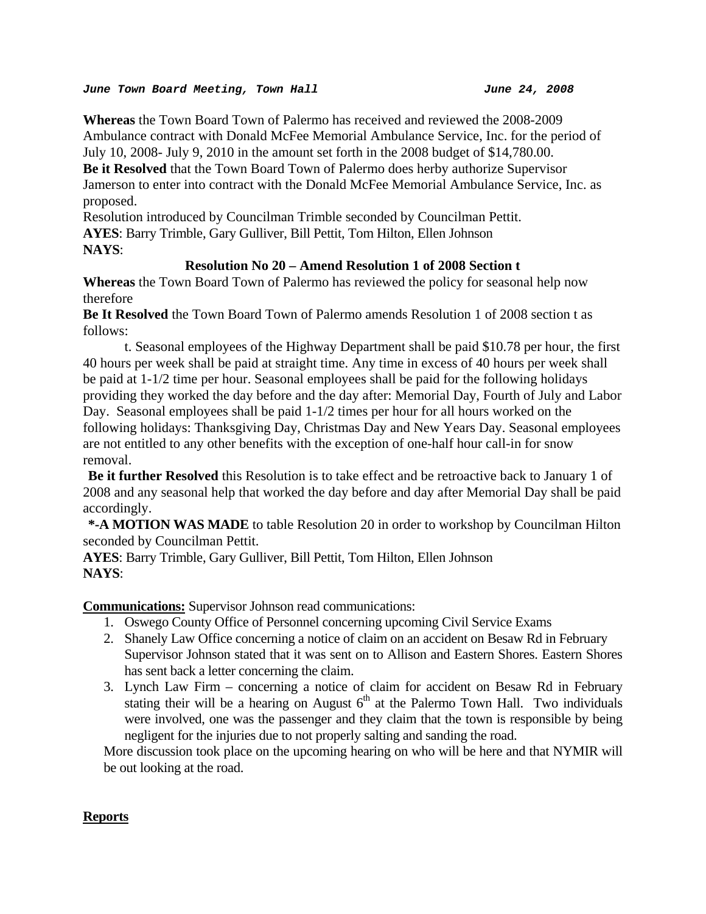*June Town Board Meeting, Town Hall* *June 24, 2008*

**Whereas** the Town Board Town of Palermo has received and reviewed the 2008-2009 Ambulance contract with Donald McFee Memorial Ambulance Service, Inc. for the period of July 10, 2008- July 9, 2010 in the amount set forth in the 2008 budget of $14,780.00.

**Be it Resolved** that the Town Board Town of Palermo does herby authorize Supervisor Jamerson to enter into contract with the Donald McFee Memorial Ambulance Service, Inc. as proposed.

Resolution introduced by Councilman Trimble seconded by Councilman Pettit.

**AYES**: Barry Trimble, Gary Gulliver, Bill Pettit, Tom Hilton, Ellen Johnson

**NAYS**:

**Resolution No 20 – Amend Resolution 1 of 2008 Section t**

**Whereas** the Town Board Town of Palermo has reviewed the policy for seasonal help now therefore

**Be It Resolved** the Town Board Town of Palermo amends Resolution 1 of 2008 section t as follows:

t. Seasonal employees of the Highway Department shall be paid $10.78 per hour, the first 40 hours per week shall be paid at straight time. Any time in excess of 40 hours per week shall be paid at 1-1/2 time per hour. Seasonal employees shall be paid for the following holidays providing they worked the day before and the day after: Memorial Day, Fourth of July and Labor Day. Seasonal employees shall be paid 1-1/2 times per hour for all hours worked on the following holidays: Thanksgiving Day, Christmas Day and New Years Day. Seasonal employees are not entitled to any other benefits with the exception of one-half hour call-in for snow removal.

**Be it further Resolved** this Resolution is to take effect and be retroactive back to January 1 of 2008 and any seasonal help that worked the day before and day after Memorial Day shall be paid accordingly.

**\*-A MOTION WAS MADE** to table Resolution 20 in order to workshop by Councilman Hilton seconded by Councilman Pettit.

**AYES**: Barry Trimble, Gary Gulliver, Bill Pettit, Tom Hilton, Ellen Johnson

**NAYS**:

**Communications:** Supervisor Johnson read communications:

1. Oswego County Office of Personnel concerning upcoming Civil Service Exams
2. Shanely Law Office concerning a notice of claim on an accident on Besaw Rd in February Supervisor Johnson stated that it was sent on to Allison and Eastern Shores. Eastern Shores has sent back a letter concerning the claim.
3. Lynch Law Firm – concerning a notice of claim for accident on Besaw Rd in February stating their will be a hearing on August 6th at the Palermo Town Hall. Two individuals were involved, one was the passenger and they claim that the town is responsible by being negligent for the injuries due to not properly salting and sanding the road.

More discussion took place on the upcoming hearing on who will be here and that NYMIR will be out looking at the road.

**Reports**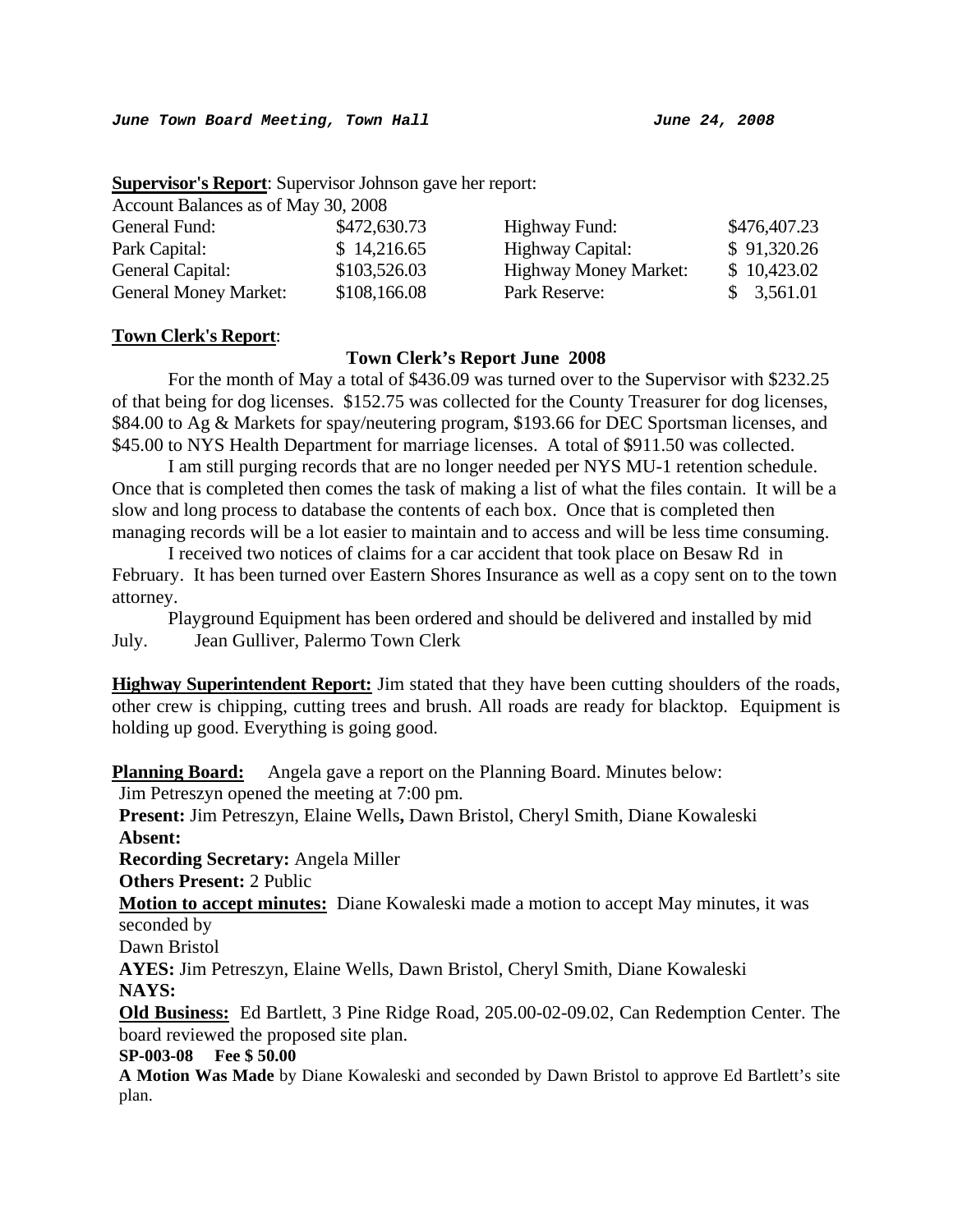***June Town Board Meeting, Town Hall*** ***June 24, 2008***

**Supervisor's Report**: Supervisor Johnson gave her report:

Account Balances as of May 30, 2008

| | | | |
|---|---|---|---|
| General Fund: | $472,630.73 | Highway Fund: | $476,407.23 |
| Park Capital: | $ 14,216.65 | Highway Capital: | $ 91,320.26 |
| General Capital: | $103,526.03 | Highway Money Market: | $ 10,423.02 |
| General Money Market: | $108,166.08 | Park Reserve: | $ 3,561.01 |

**Town Clerk's Report**:

**Town Clerk's Report June 2008**

For the month of May a total of $436.09 was turned over to the Supervisor with $232.25 of that being for dog licenses. $152.75 was collected for the County Treasurer for dog licenses, $84.00 to Ag & Markets for spay/neutering program, $193.66 for DEC Sportsman licenses, and $45.00 to NYS Health Department for marriage licenses. A total of $911.50 was collected.

I am still purging records that are no longer needed per NYS MU-1 retention schedule. Once that is completed then comes the task of making a list of what the files contain. It will be a slow and long process to database the contents of each box. Once that is completed then managing records will be a lot easier to maintain and to access and will be less time consuming.

I received two notices of claims for a car accident that took place on Besaw Rd in February. It has been turned over Eastern Shores Insurance as well as a copy sent on to the town attorney.

Playground Equipment has been ordered and should be delivered and installed by mid July. Jean Gulliver, Palermo Town Clerk

**Highway Superintendent Report:** Jim stated that they have been cutting shoulders of the roads, other crew is chipping, cutting trees and brush. All roads are ready for blacktop. Equipment is holding up good. Everything is going good.

**Planning Board:** Angela gave a report on the Planning Board. Minutes below:

Jim Petreszyn opened the meeting at 7:00 pm.

**Present:** Jim Petreszyn, Elaine Wells**,** Dawn Bristol, Cheryl Smith, Diane Kowaleski

**Absent:**

**Recording Secretary:** Angela Miller

**Others Present:** 2 Public

**Motion to accept minutes:** Diane Kowaleski made a motion to accept May minutes, it was seconded by

Dawn Bristol

**AYES:** Jim Petreszyn, Elaine Wells, Dawn Bristol, Cheryl Smith, Diane Kowaleski

**NAYS:**

**Old Business:** Ed Bartlett, 3 Pine Ridge Road, 205.00-02-09.02, Can Redemption Center. The board reviewed the proposed site plan.

**SP-003-08 Fee $ 50.00**

**A Motion Was Made** by Diane Kowaleski and seconded by Dawn Bristol to approve Ed Bartlett's site plan.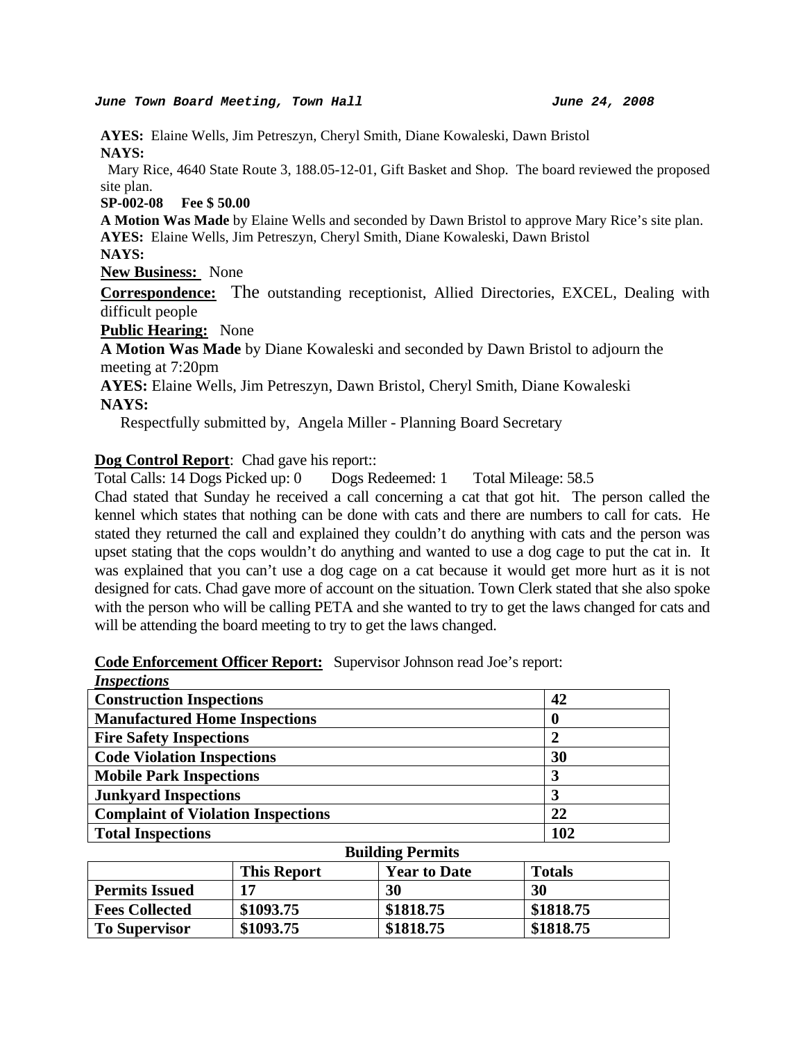*June Town Board Meeting, Town Hall June 24, 2008*

**AYES:** Elaine Wells, Jim Petreszyn, Cheryl Smith, Diane Kowaleski, Dawn Bristol
**NAYS:**

Mary Rice, 4640 State Route 3, 188.05-12-01, Gift Basket and Shop. The board reviewed the proposed site plan.

**SP-002-08 Fee $ 50.00**

**A Motion Was Made** by Elaine Wells and seconded by Dawn Bristol to approve Mary Rice's site plan.
**AYES:** Elaine Wells, Jim Petreszyn, Cheryl Smith, Diane Kowaleski, Dawn Bristol
**NAYS:**

**New Business:** None

**Correspondence:** The outstanding receptionist, Allied Directories, EXCEL, Dealing with difficult people

**Public Hearing:** None

**A Motion Was Made** by Diane Kowaleski and seconded by Dawn Bristol to adjourn the meeting at 7:20pm
**AYES:** Elaine Wells, Jim Petreszyn, Dawn Bristol, Cheryl Smith, Diane Kowaleski
**NAYS:**

Respectfully submitted by, Angela Miller - Planning Board Secretary

**Dog Control Report**: Chad gave his report::
Total Calls: 14 Dogs Picked up: 0 Dogs Redeemed: 1 Total Mileage: 58.5
Chad stated that Sunday he received a call concerning a cat that got hit. The person called the kennel which states that nothing can be done with cats and there are numbers to call for cats. He stated they returned the call and explained they couldn't do anything with cats and the person was upset stating that the cops wouldn't do anything and wanted to use a dog cage to put the cat in. It was explained that you can't use a dog cage on a cat because it would get more hurt as it is not designed for cats. Chad gave more of account on the situation. Town Clerk stated that she also spoke with the person who will be calling PETA and she wanted to try to get the laws changed for cats and will be attending the board meeting to try to get the laws changed.

**Code Enforcement Officer Report:** Supervisor Johnson read Joe's report:

***Inspections***

| **Construction Inspections** | **42** |
|---|---|
| **Manufactured Home Inspections** | **0** |
| **Fire Safety Inspections** | **2** |
| **Code Violation Inspections** | **30** |
| **Mobile Park Inspections** | **3** |
| **Junkyard Inspections** | **3** |
| **Complaint of Violation Inspections** | **22** |
| **Total Inspections** | **102** |

**Building Permits**

| | **This Report** | **Year to Date** | **Totals** |
|---|---|---|---|
| **Permits Issued** | **17** | **30** | **30** |
| **Fees Collected** | **$1093.75** | **$1818.75** | **$1818.75** |
| **To Supervisor** | **$1093.75** | **$1818.75** | **$1818.75** |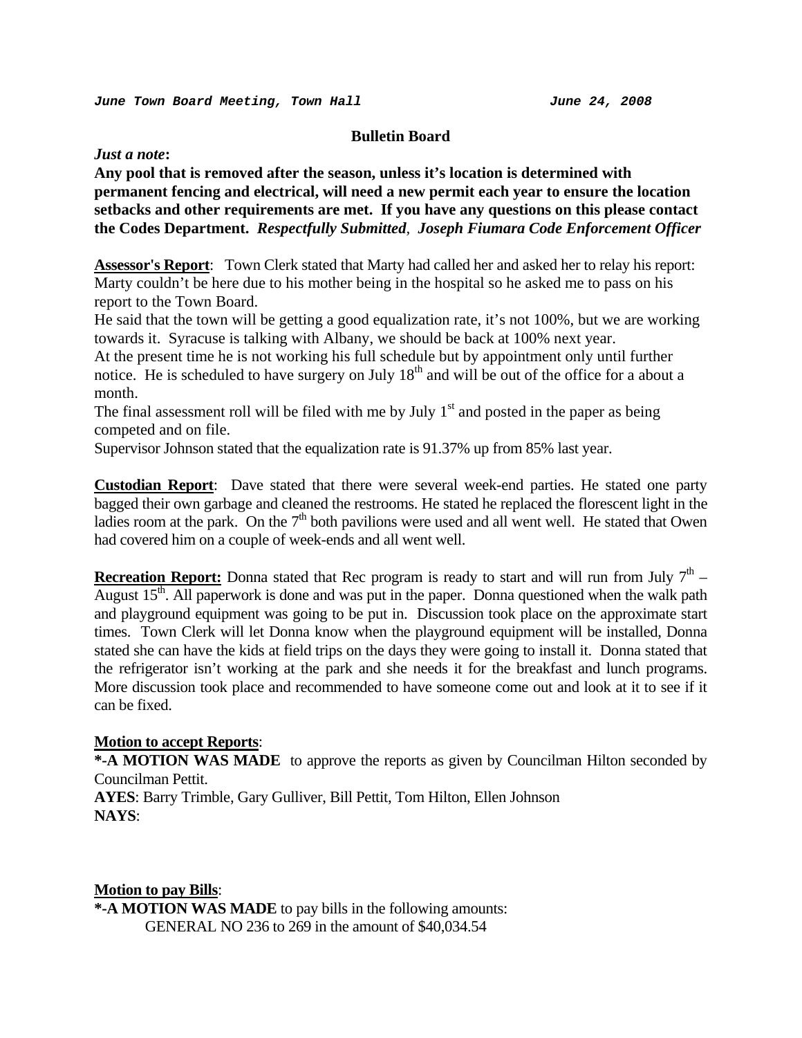*June Town Board Meeting, Town Hall* *June 24, 2008*

**Bulletin Board**

***Just a note*:**

**Any pool that is removed after the season, unless it's location is determined with permanent fencing and electrical, will need a new permit each year to ensure the location setbacks and other requirements are met. If you have any questions on this please contact the Codes Department. *Respectfully Submitted*, *Joseph Fiumara Code Enforcement Officer***

**<u>Assessor's Report</u>**: Town Clerk stated that Marty had called her and asked her to relay his report: Marty couldn't be here due to his mother being in the hospital so he asked me to pass on his report to the Town Board.

He said that the town will be getting a good equalization rate, it's not 100%, but we are working towards it. Syracuse is talking with Albany, we should be back at 100% next year.

At the present time he is not working his full schedule but by appointment only until further notice. He is scheduled to have surgery on July 18th and will be out of the office for a about a month.

The final assessment roll will be filed with me by July 1st and posted in the paper as being competed and on file.

Supervisor Johnson stated that the equalization rate is 91.37% up from 85% last year.

**<u>Custodian Report</u>**: Dave stated that there were several week-end parties. He stated one party bagged their own garbage and cleaned the restrooms. He stated he replaced the florescent light in the ladies room at the park. On the 7th both pavilions were used and all went well. He stated that Owen had covered him on a couple of week-ends and all went well.

**<u>Recreation Report:</u>** Donna stated that Rec program is ready to start and will run from July 7th – August 15th. All paperwork is done and was put in the paper. Donna questioned when the walk path and playground equipment was going to be put in. Discussion took place on the approximate start times. Town Clerk will let Donna know when the playground equipment will be installed, Donna stated she can have the kids at field trips on the days they were going to install it. Donna stated that the refrigerator isn't working at the park and she needs it for the breakfast and lunch programs. More discussion took place and recommended to have someone come out and look at it to see if it can be fixed.

**<u>Motion to accept Reports</u>**:

**\*-A MOTION WAS MADE** to approve the reports as given by Councilman Hilton seconded by Councilman Pettit.

**AYES**: Barry Trimble, Gary Gulliver, Bill Pettit, Tom Hilton, Ellen Johnson

**NAYS**:

**<u>Motion to pay Bills</u>**:

**\*-A MOTION WAS MADE** to pay bills in the following amounts:

GENERAL NO 236 to 269 in the amount of $40,034.54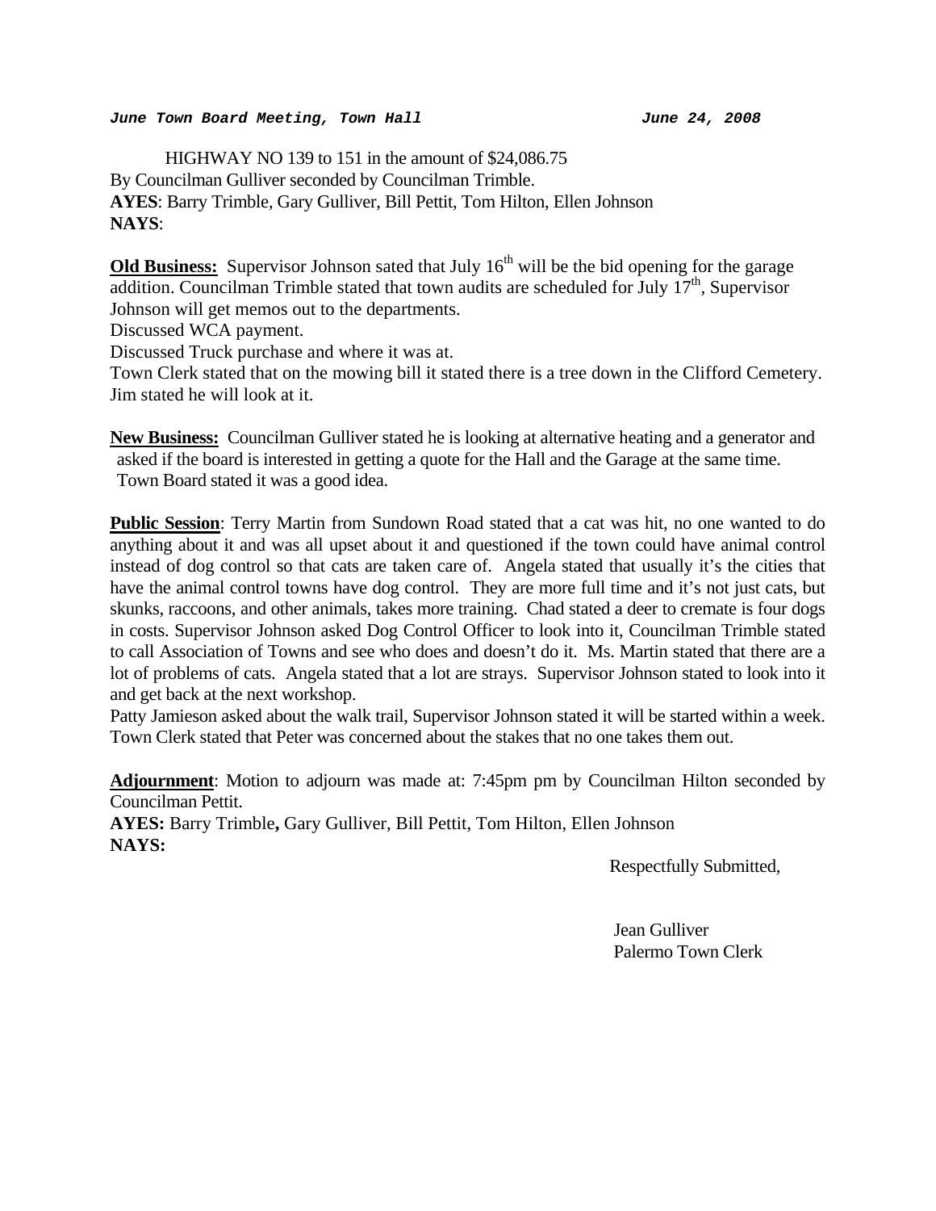HIGHWAY NO 139 to 151 in the amount of $24,086.75
By Councilman Gulliver seconded by Councilman Trimble.
**AYES**: Barry Trimble, Gary Gulliver, Bill Pettit, Tom Hilton, Ellen Johnson
**NAYS**:

**Old Business:** Supervisor Johnson sated that July 16th will be the bid opening for the garage addition. Councilman Trimble stated that town audits are scheduled for July 17th, Supervisor Johnson will get memos out to the departments.
Discussed WCA payment.
Discussed Truck purchase and where it was at.
Town Clerk stated that on the mowing bill it stated there is a tree down in the Clifford Cemetery. Jim stated he will look at it.

**New Business:** Councilman Gulliver stated he is looking at alternative heating and a generator and asked if the board is interested in getting a quote for the Hall and the Garage at the same time. Town Board stated it was a good idea.

**Public Session**: Terry Martin from Sundown Road stated that a cat was hit, no one wanted to do anything about it and was all upset about it and questioned if the town could have animal control instead of dog control so that cats are taken care of. Angela stated that usually it's the cities that have the animal control towns have dog control. They are more full time and it's not just cats, but skunks, raccoons, and other animals, takes more training. Chad stated a deer to cremate is four dogs in costs. Supervisor Johnson asked Dog Control Officer to look into it, Councilman Trimble stated to call Association of Towns and see who does and doesn't do it. Ms. Martin stated that there are a lot of problems of cats. Angela stated that a lot are strays. Supervisor Johnson stated to look into it and get back at the next workshop.
Patty Jamieson asked about the walk trail, Supervisor Johnson stated it will be started within a week. Town Clerk stated that Peter was concerned about the stakes that no one takes them out.

**Adjournment**: Motion to adjourn was made at: 7:45pm pm by Councilman Hilton seconded by Councilman Pettit.
**AYES:** Barry Trimble**,** Gary Gulliver, Bill Pettit, Tom Hilton, Ellen Johnson
**NAYS:**

Respectfully Submitted,

Jean Gulliver
Palermo Town Clerk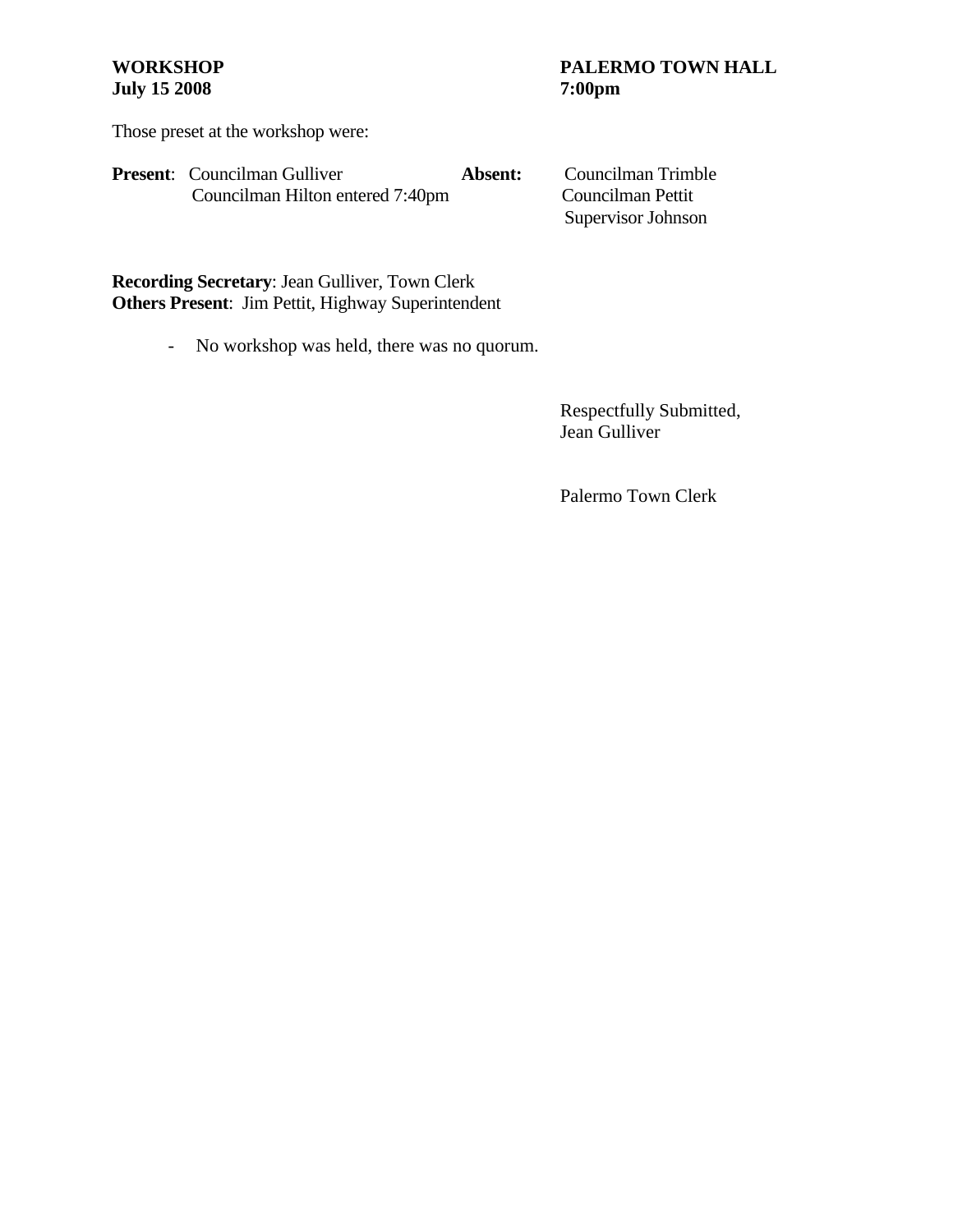**WORKSHOP** **PALERMO TOWN HALL**
**July 15 2008** **7:00pm**

Those preset at the workshop were:

| **Present**: | | **Absent:** |
|---|---|---|
| | Councilman Gulliver | Councilman Trimble |
| | Councilman Hilton entered 7:40pm | Councilman Pettit |
| | | Supervisor Johnson |

**Recording Secretary**: Jean Gulliver, Town Clerk
**Others Present**: Jim Pettit, Highway Superintendent

- No workshop was held, there was no quorum.

Respectfully Submitted,
Jean Gulliver

Palermo Town Clerk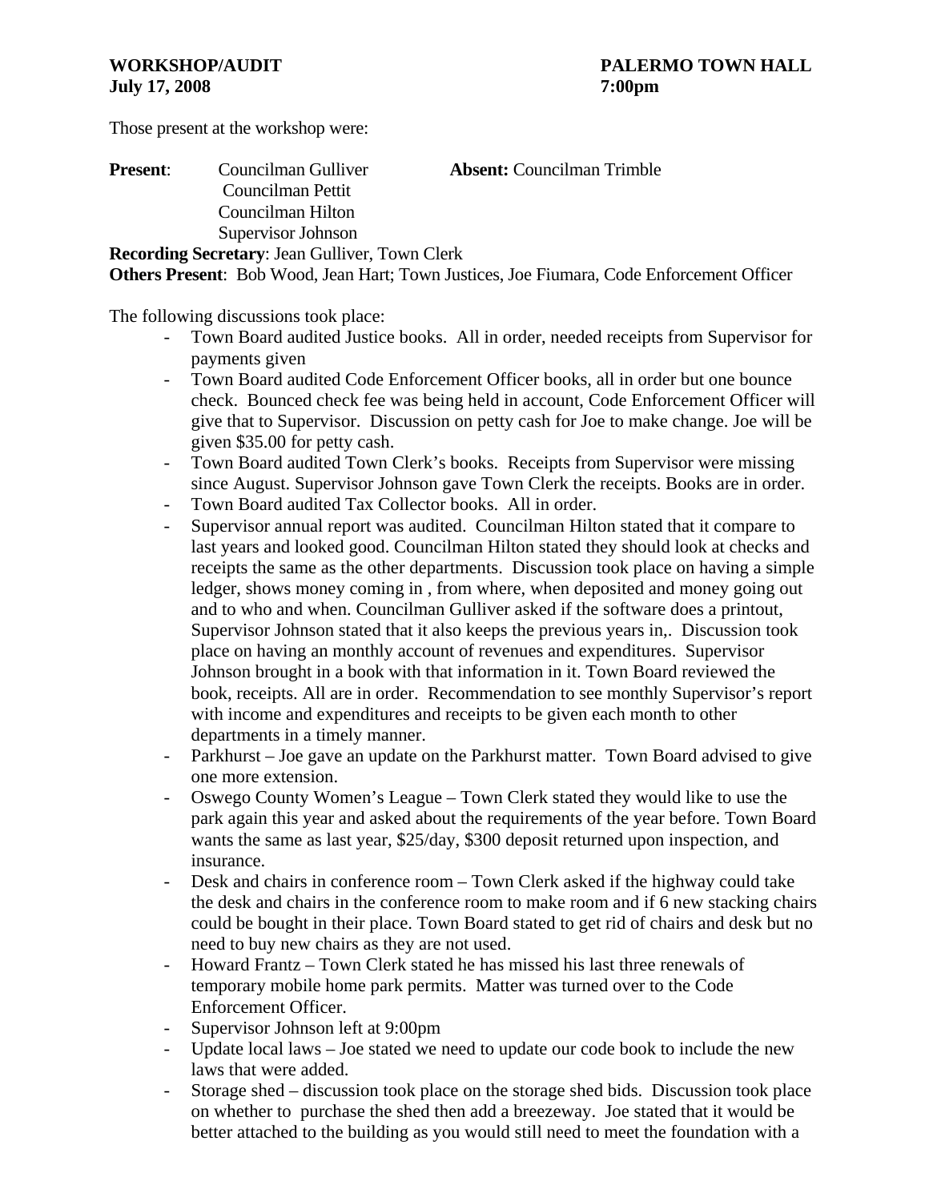**WORKSHOP/AUDIT** **PALERMO TOWN HALL**
**July 17, 2008** **7:00pm**

Those present at the workshop were:

**Present**: Councilman Gulliver **Absent:** Councilman Trimble
Councilman Pettit
Councilman Hilton
Supervisor Johnson

**Recording Secretary**: Jean Gulliver, Town Clerk
**Others Present**: Bob Wood, Jean Hart; Town Justices, Joe Fiumara, Code Enforcement Officer

The following discussions took place:

- Town Board audited Justice books. All in order, needed receipts from Supervisor for payments given
- Town Board audited Code Enforcement Officer books, all in order but one bounce check. Bounced check fee was being held in account, Code Enforcement Officer will give that to Supervisor. Discussion on petty cash for Joe to make change. Joe will be given $35.00 for petty cash.
- Town Board audited Town Clerk's books. Receipts from Supervisor were missing since August. Supervisor Johnson gave Town Clerk the receipts. Books are in order.
- Town Board audited Tax Collector books. All in order.
- Supervisor annual report was audited. Councilman Hilton stated that it compare to last years and looked good. Councilman Hilton stated they should look at checks and receipts the same as the other departments. Discussion took place on having a simple ledger, shows money coming in , from where, when deposited and money going out and to who and when. Councilman Gulliver asked if the software does a printout, Supervisor Johnson stated that it also keeps the previous years in,. Discussion took place on having an monthly account of revenues and expenditures. Supervisor Johnson brought in a book with that information in it. Town Board reviewed the book, receipts. All are in order. Recommendation to see monthly Supervisor's report with income and expenditures and receipts to be given each month to other departments in a timely manner.
- Parkhurst – Joe gave an update on the Parkhurst matter. Town Board advised to give one more extension.
- Oswego County Women's League – Town Clerk stated they would like to use the park again this year and asked about the requirements of the year before. Town Board wants the same as last year, $25/day, $300 deposit returned upon inspection, and insurance.
- Desk and chairs in conference room – Town Clerk asked if the highway could take the desk and chairs in the conference room to make room and if 6 new stacking chairs could be bought in their place. Town Board stated to get rid of chairs and desk but no need to buy new chairs as they are not used.
- Howard Frantz – Town Clerk stated he has missed his last three renewals of temporary mobile home park permits. Matter was turned over to the Code Enforcement Officer.
- Supervisor Johnson left at 9:00pm
- Update local laws – Joe stated we need to update our code book to include the new laws that were added.
- Storage shed – discussion took place on the storage shed bids. Discussion took place on whether to purchase the shed then add a breezeway. Joe stated that it would be better attached to the building as you would still need to meet the foundation with a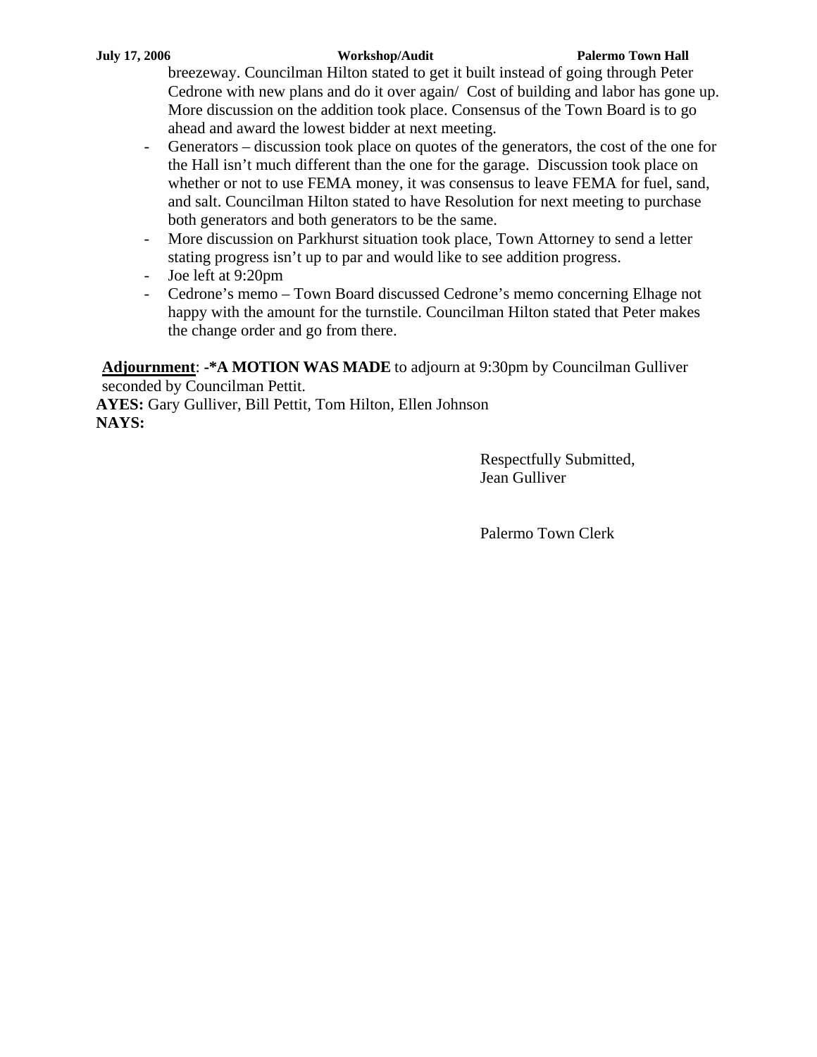breezeway. Councilman Hilton stated to get it built instead of going through Peter Cedrone with new plans and do it over again/  Cost of building and labor has gone up. More discussion on the addition took place. Consensus of the Town Board is to go ahead and award the lowest bidder at next meeting.

- Generators – discussion took place on quotes of the generators, the cost of the one for the Hall isn't much different than the one for the garage.  Discussion took place on whether or not to use FEMA money, it was consensus to leave FEMA for fuel, sand, and salt. Councilman Hilton stated to have Resolution for next meeting to purchase both generators and both generators to be the same.
- More discussion on Parkhurst situation took place, Town Attorney to send a letter stating progress isn't up to par and would like to see addition progress.
- Joe left at 9:20pm
- Cedrone's memo – Town Board discussed Cedrone's memo concerning Elhage not happy with the amount for the turnstile. Councilman Hilton stated that Peter makes the change order and go from there.

**Adjournment**: **-*A MOTION WAS MADE** to adjourn at 9:30pm by Councilman Gulliver seconded by Councilman Pettit.

**AYES:** Gary Gulliver, Bill Pettit, Tom Hilton, Ellen Johnson
**NAYS:**

Respectfully Submitted,
Jean Gulliver

Palermo Town Clerk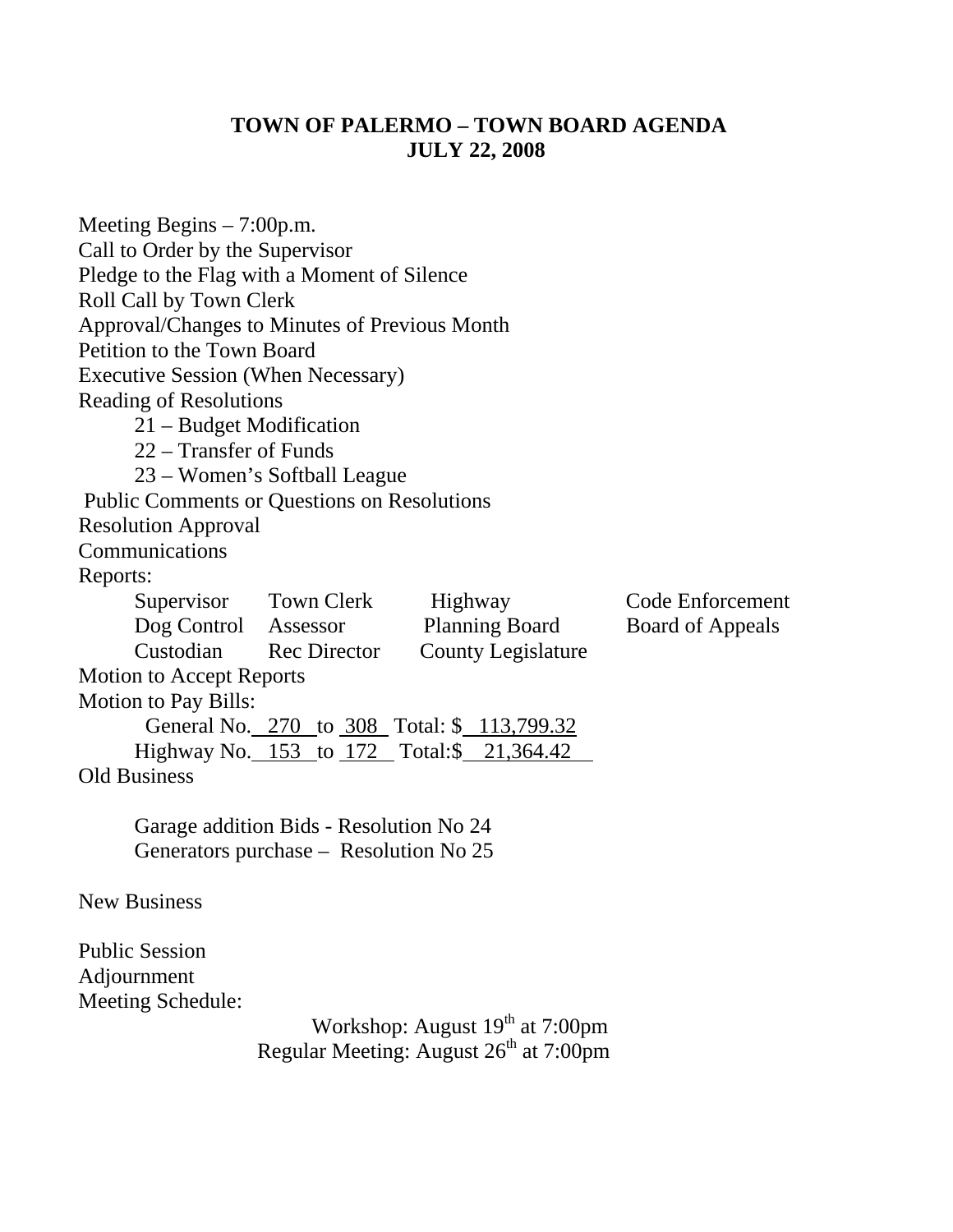# TOWN OF PALERMO – TOWN BOARD AGENDA
## JULY 22, 2008

Meeting Begins – 7:00p.m.
Call to Order by the Supervisor
Pledge to the Flag with a Moment of Silence
Roll Call by Town Clerk
Approval/Changes to Minutes of Previous Month
Petition to the Town Board
Executive Session (When Necessary)
Reading of Resolutions

- 21 – Budget Modification
- 22 – Transfer of Funds
- 23 – Women's Softball League

Public Comments or Questions on Resolutions
Resolution Approval
Communications
Reports:

| | | | |
|---|---|---|---|
| Supervisor | Town Clerk | Highway | Code Enforcement |
| Dog Control | Assessor | Planning Board | Board of Appeals |
| Custodian | Rec Director | County Legislature | |

Motion to Accept Reports
Motion to Pay Bills:

- General No. 270 to 308 Total: $ 113,799.32
- Highway No. 153 to 172 Total:$ 21,364.42

Old Business

- Garage addition Bids - Resolution No 24
- Generators purchase – Resolution No 25

New Business

Public Session
Adjournment
Meeting Schedule:

Workshop: August 19th at 7:00pm
Regular Meeting: August 26th at 7:00pm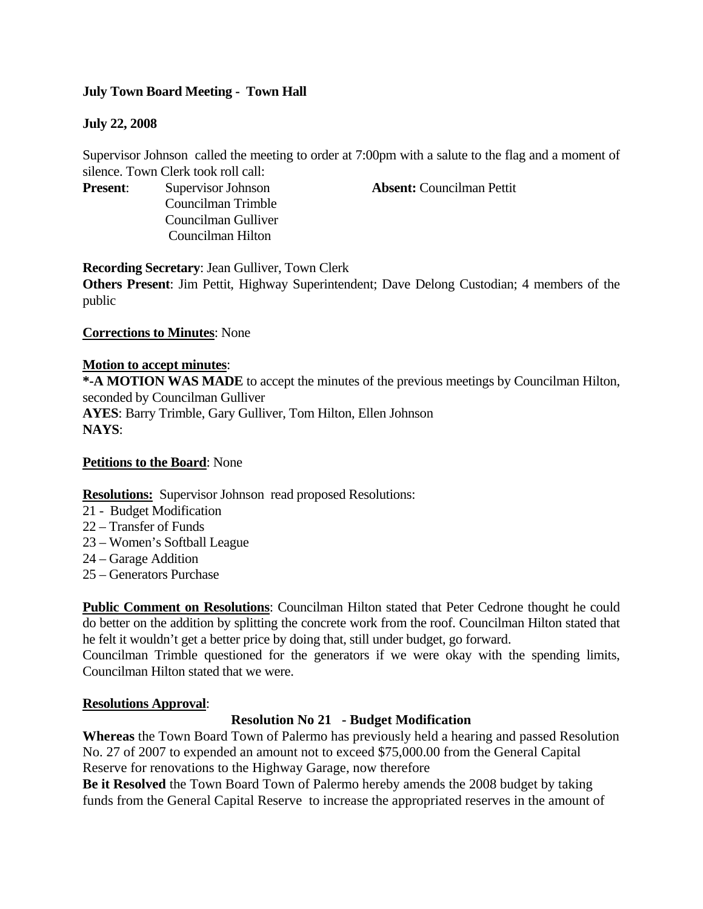**July Town Board Meeting - Town Hall**

**July 22, 2008**

Supervisor Johnson called the meeting to order at 7:00pm with a salute to the flag and a moment of silence. Town Clerk took roll call:

**Present**: Supervisor Johnson
Councilman Trimble
Councilman Gulliver
Councilman Hilton

**Absent:** Councilman Pettit

**Recording Secretary**: Jean Gulliver, Town Clerk

**Others Present**: Jim Pettit, Highway Superintendent; Dave Delong Custodian; 4 members of the public

**Corrections to Minutes**: None

**Motion to accept minutes**:

**\*-A MOTION WAS MADE** to accept the minutes of the previous meetings by Councilman Hilton, seconded by Councilman Gulliver

**AYES**: Barry Trimble, Gary Gulliver, Tom Hilton, Ellen Johnson

**NAYS**:

**Petitions to the Board**: None

**Resolutions:** Supervisor Johnson read proposed Resolutions:

21 - Budget Modification
22 – Transfer of Funds
23 – Women's Softball League
24 – Garage Addition
25 – Generators Purchase

**Public Comment on Resolutions**: Councilman Hilton stated that Peter Cedrone thought he could do better on the addition by splitting the concrete work from the roof. Councilman Hilton stated that he felt it wouldn't get a better price by doing that, still under budget, go forward.

Councilman Trimble questioned for the generators if we were okay with the spending limits, Councilman Hilton stated that we were.

**Resolutions Approval**:

**Resolution No 21 - Budget Modification**

**Whereas** the Town Board Town of Palermo has previously held a hearing and passed Resolution No. 27 of 2007 to expended an amount not to exceed $75,000.00 from the General Capital Reserve for renovations to the Highway Garage, now therefore

**Be it Resolved** the Town Board Town of Palermo hereby amends the 2008 budget by taking funds from the General Capital Reserve to increase the appropriated reserves in the amount of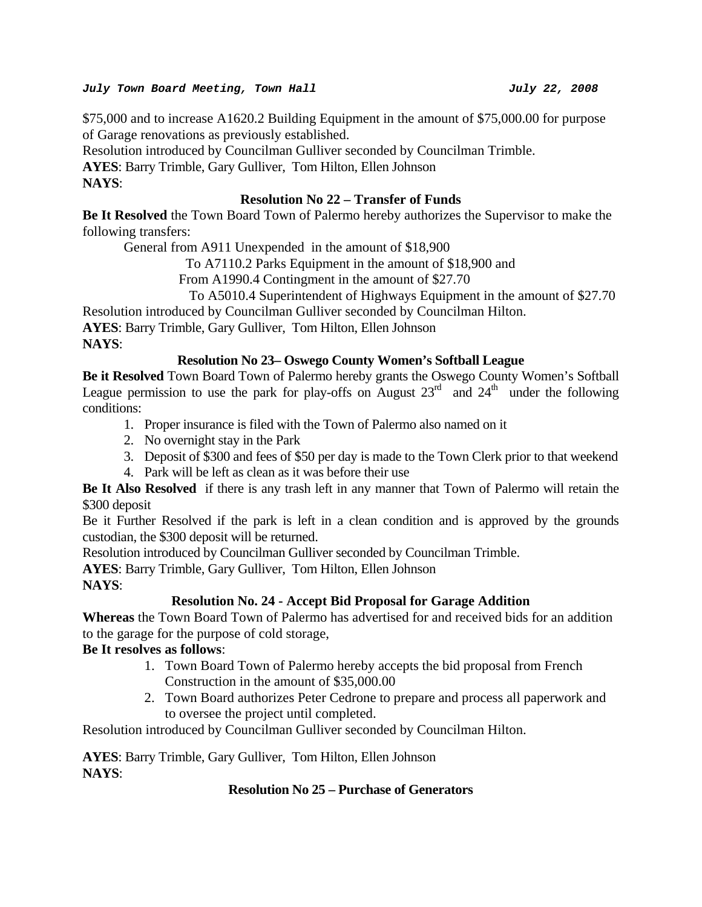$75,000 and to increase A1620.2 Building Equipment in the amount of $75,000.00 for purpose of Garage renovations as previously established.

Resolution introduced by Councilman Gulliver seconded by Councilman Trimble.

**AYES**: Barry Trimble, Gary Gulliver, Tom Hilton, Ellen Johnson

**NAYS**:

### Resolution No 22 – Transfer of Funds

**Be It Resolved** the Town Board Town of Palermo hereby authorizes the Supervisor to make the following transfers:

General from A911 Unexpended in the amount of $18,900

To A7110.2 Parks Equipment in the amount of $18,900 and

From A1990.4 Contingment in the amount of $27.70

To A5010.4 Superintendent of Highways Equipment in the amount of $27.70

Resolution introduced by Councilman Gulliver seconded by Councilman Hilton.

**AYES**: Barry Trimble, Gary Gulliver, Tom Hilton, Ellen Johnson

**NAYS**:

### Resolution No 23– Oswego County Women's Softball League

**Be it Resolved** Town Board Town of Palermo hereby grants the Oswego County Women's Softball League permission to use the park for play-offs on August 23rd and 24th under the following conditions:

1. Proper insurance is filed with the Town of Palermo also named on it
2. No overnight stay in the Park
3. Deposit of $300 and fees of $50 per day is made to the Town Clerk prior to that weekend
4. Park will be left as clean as it was before their use

**Be It Also Resolved** if there is any trash left in any manner that Town of Palermo will retain the $300 deposit

Be it Further Resolved if the park is left in a clean condition and is approved by the grounds custodian, the $300 deposit will be returned.

Resolution introduced by Councilman Gulliver seconded by Councilman Trimble.

**AYES**: Barry Trimble, Gary Gulliver, Tom Hilton, Ellen Johnson

**NAYS**:

### Resolution No. 24 - Accept Bid Proposal for Garage Addition

**Whereas** the Town Board Town of Palermo has advertised for and received bids for an addition to the garage for the purpose of cold storage,

**Be It resolves as follows**:

1. Town Board Town of Palermo hereby accepts the bid proposal from French Construction in the amount of $35,000.00
2. Town Board authorizes Peter Cedrone to prepare and process all paperwork and to oversee the project until completed.

Resolution introduced by Councilman Gulliver seconded by Councilman Hilton.

**AYES**: Barry Trimble, Gary Gulliver, Tom Hilton, Ellen Johnson

**NAYS**:

### Resolution No 25 – Purchase of Generators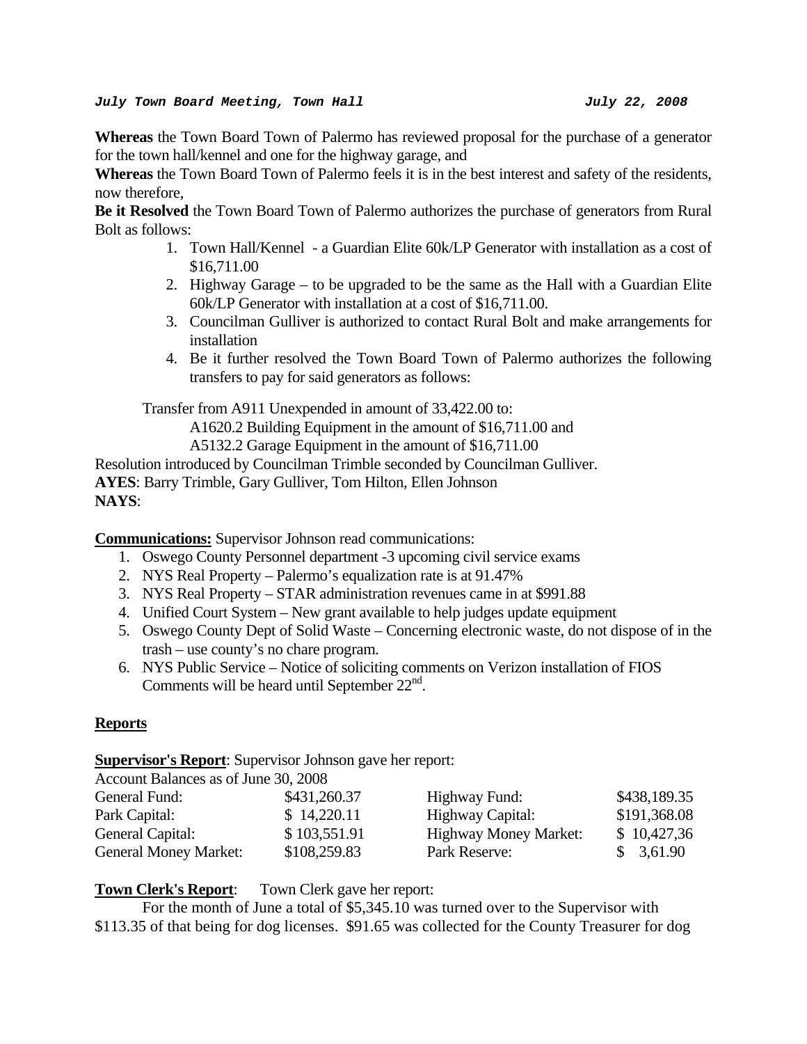*July Town Board Meeting, Town Hall* *July 22, 2008*

**Whereas** the Town Board Town of Palermo has reviewed proposal for the purchase of a generator for the town hall/kennel and one for the highway garage, and

**Whereas** the Town Board Town of Palermo feels it is in the best interest and safety of the residents, now therefore,

**Be it Resolved** the Town Board Town of Palermo authorizes the purchase of generators from Rural Bolt as follows:

1. Town Hall/Kennel - a Guardian Elite 60k/LP Generator with installation as a cost of $16,711.00
2. Highway Garage – to be upgraded to be the same as the Hall with a Guardian Elite 60k/LP Generator with installation at a cost of $16,711.00.
3. Councilman Gulliver is authorized to contact Rural Bolt and make arrangements for installation
4. Be it further resolved the Town Board Town of Palermo authorizes the following transfers to pay for said generators as follows:

Transfer from A911 Unexpended in amount of 33,422.00 to:

A1620.2 Building Equipment in the amount of $16,711.00 and

A5132.2 Garage Equipment in the amount of $16,711.00

Resolution introduced by Councilman Trimble seconded by Councilman Gulliver.

**AYES**: Barry Trimble, Gary Gulliver, Tom Hilton, Ellen Johnson

**NAYS**:

**Communications:** Supervisor Johnson read communications:

1. Oswego County Personnel department -3 upcoming civil service exams
2. NYS Real Property – Palermo's equalization rate is at 91.47%
3. NYS Real Property – STAR administration revenues came in at $991.88
4. Unified Court System – New grant available to help judges update equipment
5. Oswego County Dept of Solid Waste – Concerning electronic waste, do not dispose of in the trash – use county's no chare program.
6. NYS Public Service – Notice of soliciting comments on Verizon installation of FIOS Comments will be heard until September 22nd.

## Reports

**Supervisor's Report**: Supervisor Johnson gave her report:

Account Balances as of June 30, 2008

| | | | |
|---|---|---|---|
| General Fund: | $431,260.37 | Highway Fund: | $438,189.35 |
| Park Capital: | $ 14,220.11 | Highway Capital: | $191,368.08 |
| General Capital: | $ 103,551.91 | Highway Money Market: | $ 10,427,36 |
| General Money Market: | $108,259.83 | Park Reserve: | $ 3,61.90 |

**Town Clerk's Report**: Town Clerk gave her report:

For the month of June a total of $5,345.10 was turned over to the Supervisor with $113.35 of that being for dog licenses. $91.65 was collected for the County Treasurer for dog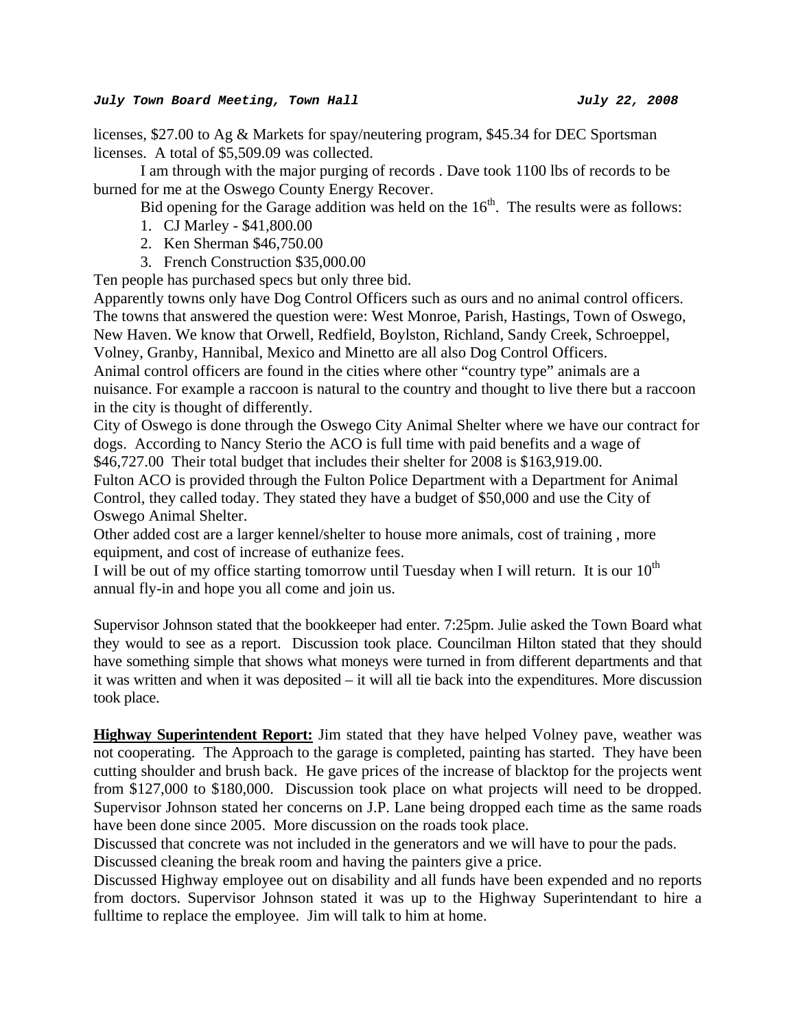licenses, $27.00 to Ag & Markets for spay/neutering program, $45.34 for DEC Sportsman licenses. A total of $5,509.09 was collected.

I am through with the major purging of records . Dave took 1100 lbs of records to be burned for me at the Oswego County Energy Recover.

Bid opening for the Garage addition was held on the 16th. The results were as follows:

1. CJ Marley - $41,800.00
2. Ken Sherman $46,750.00
3. French Construction $35,000.00

Ten people has purchased specs but only three bid.

Apparently towns only have Dog Control Officers such as ours and no animal control officers. The towns that answered the question were: West Monroe, Parish, Hastings, Town of Oswego, New Haven. We know that Orwell, Redfield, Boylston, Richland, Sandy Creek, Schroeppel, Volney, Granby, Hannibal, Mexico and Minetto are all also Dog Control Officers.

Animal control officers are found in the cities where other "country type" animals are a nuisance. For example a raccoon is natural to the country and thought to live there but a raccoon in the city is thought of differently.

City of Oswego is done through the Oswego City Animal Shelter where we have our contract for dogs. According to Nancy Sterio the ACO is full time with paid benefits and a wage of $46,727.00 Their total budget that includes their shelter for 2008 is $163,919.00.

Fulton ACO is provided through the Fulton Police Department with a Department for Animal Control, they called today. They stated they have a budget of $50,000 and use the City of Oswego Animal Shelter.

Other added cost are a larger kennel/shelter to house more animals, cost of training , more equipment, and cost of increase of euthanize fees.

I will be out of my office starting tomorrow until Tuesday when I will return. It is our 10th annual fly-in and hope you all come and join us.

Supervisor Johnson stated that the bookkeeper had enter. 7:25pm. Julie asked the Town Board what they would to see as a report. Discussion took place. Councilman Hilton stated that they should have something simple that shows what moneys were turned in from different departments and that it was written and when it was deposited – it will all tie back into the expenditures. More discussion took place.

**Highway Superintendent Report:** Jim stated that they have helped Volney pave, weather was not cooperating. The Approach to the garage is completed, painting has started. They have been cutting shoulder and brush back. He gave prices of the increase of blacktop for the projects went from $127,000 to $180,000. Discussion took place on what projects will need to be dropped. Supervisor Johnson stated her concerns on J.P. Lane being dropped each time as the same roads have been done since 2005. More discussion on the roads took place.

Discussed that concrete was not included in the generators and we will have to pour the pads.

Discussed cleaning the break room and having the painters give a price.

Discussed Highway employee out on disability and all funds have been expended and no reports from doctors. Supervisor Johnson stated it was up to the Highway Superintendant to hire a fulltime to replace the employee. Jim will talk to him at home.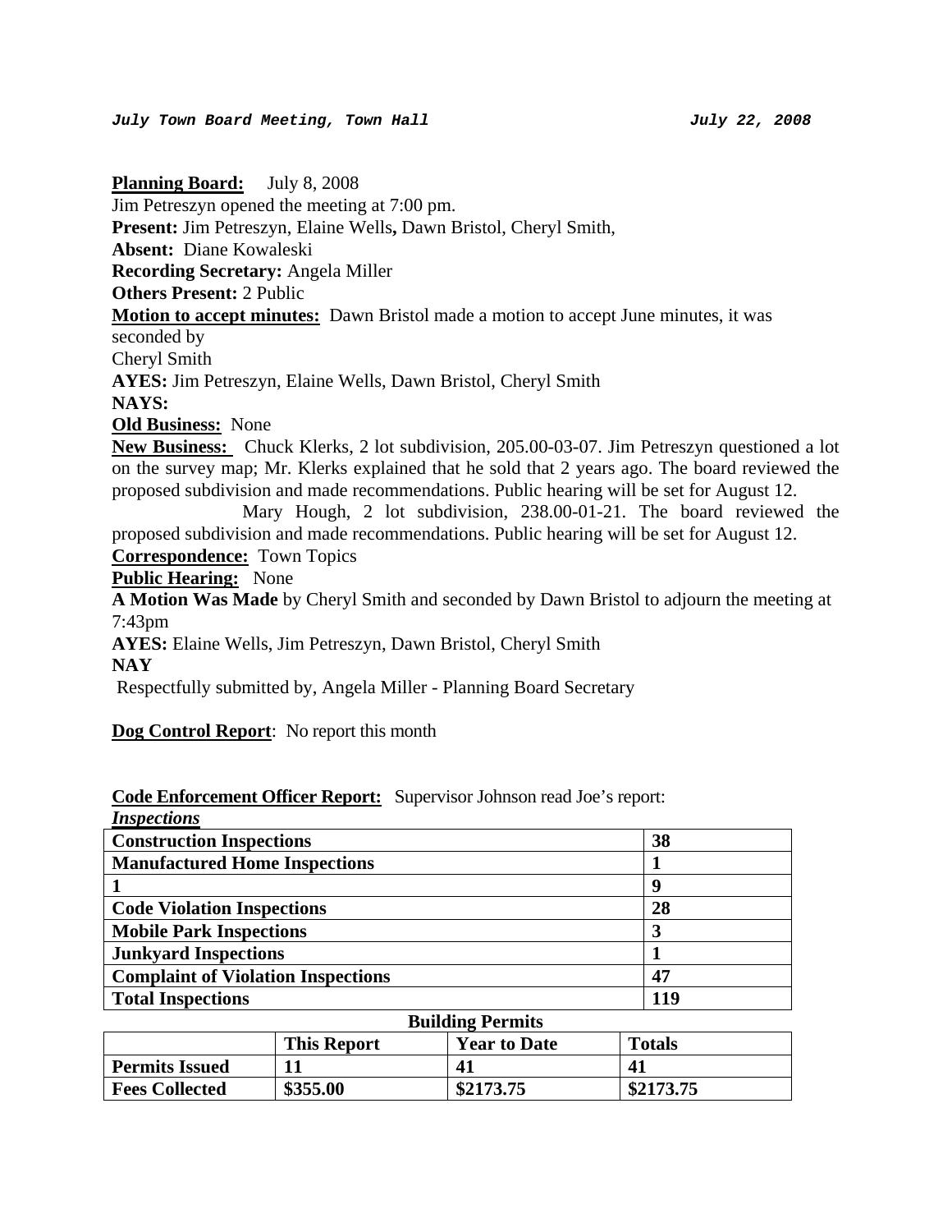*July Town Board Meeting, Town Hall* *July 22, 2008*

**Planning Board:** July 8, 2008

Jim Petreszyn opened the meeting at 7:00 pm.

**Present:** Jim Petreszyn, Elaine Wells**,** Dawn Bristol, Cheryl Smith,

**Absent:** Diane Kowaleski

**Recording Secretary:** Angela Miller

**Others Present:** 2 Public

**Motion to accept minutes:** Dawn Bristol made a motion to accept June minutes, it was seconded by

Cheryl Smith

**AYES:** Jim Petreszyn, Elaine Wells, Dawn Bristol, Cheryl Smith

**NAYS:**

**Old Business:** None

**New Business:** Chuck Klerks, 2 lot subdivision, 205.00-03-07. Jim Petreszyn questioned a lot on the survey map; Mr. Klerks explained that he sold that 2 years ago. The board reviewed the proposed subdivision and made recommendations. Public hearing will be set for August 12.

Mary Hough, 2 lot subdivision, 238.00-01-21. The board reviewed the proposed subdivision and made recommendations. Public hearing will be set for August 12.

**Correspondence:** Town Topics

**Public Hearing:** None

**A Motion Was Made** by Cheryl Smith and seconded by Dawn Bristol to adjourn the meeting at 7:43pm

**AYES:** Elaine Wells, Jim Petreszyn, Dawn Bristol, Cheryl Smith

**NAY**

Respectfully submitted by, Angela Miller - Planning Board Secretary

**Dog Control Report**: No report this month

**Code Enforcement Officer Report:** Supervisor Johnson read Joe's report:

***Inspections***

| | |
|---|---|
| **Construction Inspections** | **38** |
| **Manufactured Home Inspections** | **1** |
| **1** | **9** |
| **Code Violation Inspections** | **28** |
| **Mobile Park Inspections** | **3** |
| **Junkyard Inspections** | **1** |
| **Complaint of Violation Inspections** | **47** |
| **Total Inspections** | **119** |

**Building Permits**

| | **This Report** | **Year to Date** | **Totals** |
|---|---|---|---|
| **Permits Issued** | **11** | **41** | **41** |
| **Fees Collected** | **$355.00** | **$2173.75** | **$2173.75** |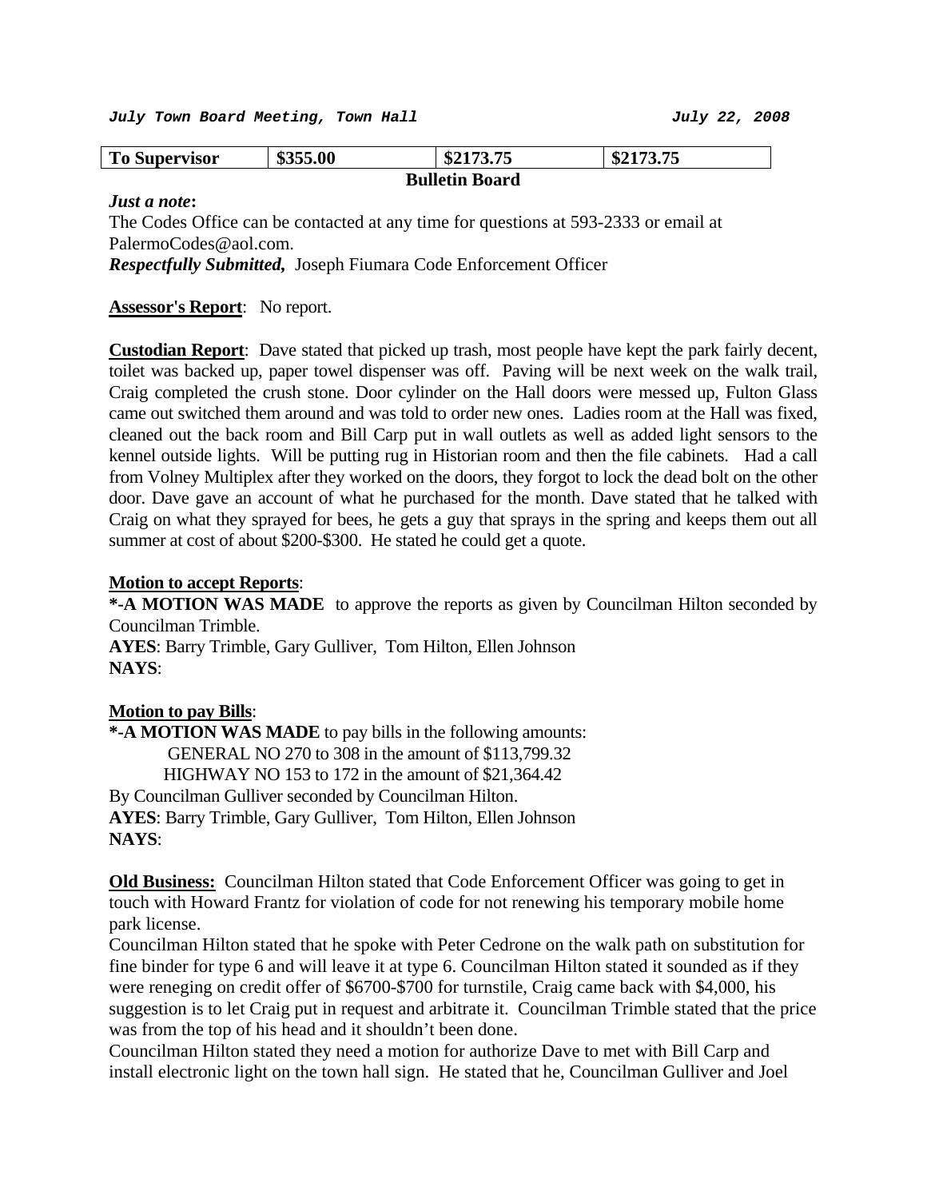| To Supervisor | $355.00 | $2173.75 | $2173.75 |
|---|---|---|---|

**Bulletin Board**

***Just a note*:**
The Codes Office can be contacted at any time for questions at 593-2333 or email at PalermoCodes@aol.com.
***Respectfully Submitted,*** Joseph Fiumara Code Enforcement Officer

**Assessor's Report**: No report.

**Custodian Report**: Dave stated that picked up trash, most people have kept the park fairly decent, toilet was backed up, paper towel dispenser was off. Paving will be next week on the walk trail, Craig completed the crush stone. Door cylinder on the Hall doors were messed up, Fulton Glass came out switched them around and was told to order new ones. Ladies room at the Hall was fixed, cleaned out the back room and Bill Carp put in wall outlets as well as added light sensors to the kennel outside lights. Will be putting rug in Historian room and then the file cabinets. Had a call from Volney Multiplex after they worked on the doors, they forgot to lock the dead bolt on the other door. Dave gave an account of what he purchased for the month. Dave stated that he talked with Craig on what they sprayed for bees, he gets a guy that sprays in the spring and keeps them out all summer at cost of about $200-$300. He stated he could get a quote.

**Motion to accept Reports**:
**\*-A MOTION WAS MADE** to approve the reports as given by Councilman Hilton seconded by Councilman Trimble.
**AYES**: Barry Trimble, Gary Gulliver, Tom Hilton, Ellen Johnson
**NAYS**:

**Motion to pay Bills**:
**\*-A MOTION WAS MADE** to pay bills in the following amounts:
GENERAL NO 270 to 308 in the amount of $113,799.32
HIGHWAY NO 153 to 172 in the amount of $21,364.42
By Councilman Gulliver seconded by Councilman Hilton.
**AYES**: Barry Trimble, Gary Gulliver, Tom Hilton, Ellen Johnson
**NAYS**:

**Old Business:** Councilman Hilton stated that Code Enforcement Officer was going to get in touch with Howard Frantz for violation of code for not renewing his temporary mobile home park license.
Councilman Hilton stated that he spoke with Peter Cedrone on the walk path on substitution for fine binder for type 6 and will leave it at type 6. Councilman Hilton stated it sounded as if they were reneging on credit offer of $6700-$700 for turnstile, Craig came back with $4,000, his suggestion is to let Craig put in request and arbitrate it. Councilman Trimble stated that the price was from the top of his head and it shouldn't been done.
Councilman Hilton stated they need a motion for authorize Dave to met with Bill Carp and install electronic light on the town hall sign. He stated that he, Councilman Gulliver and Joel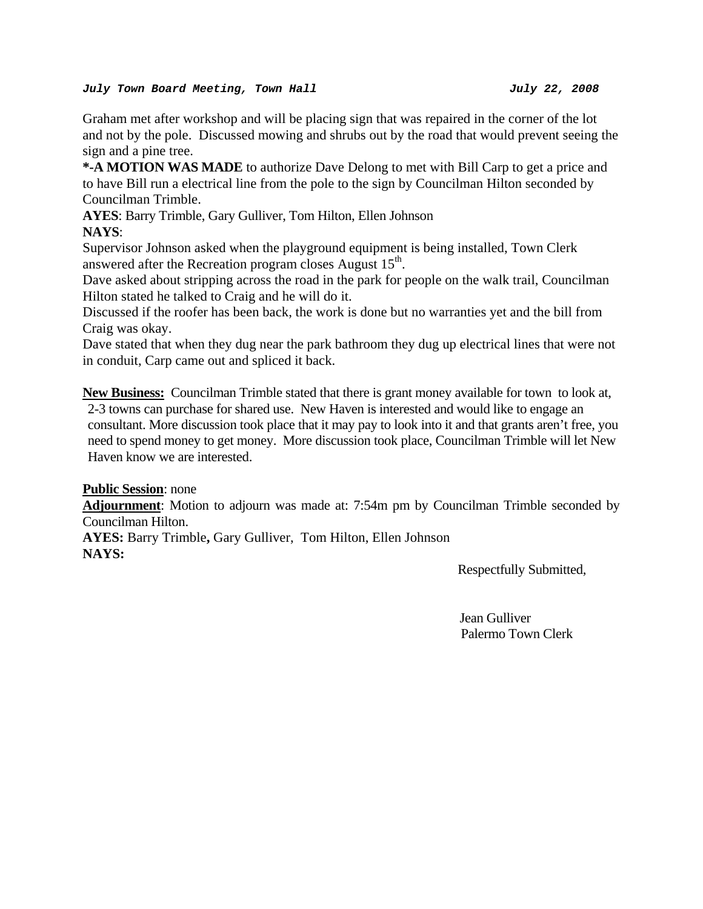Graham met after workshop and will be placing sign that was repaired in the corner of the lot and not by the pole. Discussed mowing and shrubs out by the road that would prevent seeing the sign and a pine tree.

***-A MOTION WAS MADE** to authorize Dave Delong to met with Bill Carp to get a price and to have Bill run a electrical line from the pole to the sign by Councilman Hilton seconded by Councilman Trimble.

**AYES**: Barry Trimble, Gary Gulliver, Tom Hilton, Ellen Johnson
**NAYS**:

Supervisor Johnson asked when the playground equipment is being installed, Town Clerk answered after the Recreation program closes August 15th.

Dave asked about stripping across the road in the park for people on the walk trail, Councilman Hilton stated he talked to Craig and he will do it.

Discussed if the roofer has been back, the work is done but no warranties yet and the bill from Craig was okay.

Dave stated that when they dug near the park bathroom they dug up electrical lines that were not in conduit, Carp came out and spliced it back.

**New Business:** Councilman Trimble stated that there is grant money available for town to look at, 2-3 towns can purchase for shared use. New Haven is interested and would like to engage an consultant. More discussion took place that it may pay to look into it and that grants aren't free, you need to spend money to get money. More discussion took place, Councilman Trimble will let New Haven know we are interested.

**Public Session**: none

**Adjournment**: Motion to adjourn was made at: 7:54m pm by Councilman Trimble seconded by Councilman Hilton.

**AYES:** Barry Trimble**,** Gary Gulliver, Tom Hilton, Ellen Johnson
**NAYS:**

Respectfully Submitted,

Jean Gulliver
Palermo Town Clerk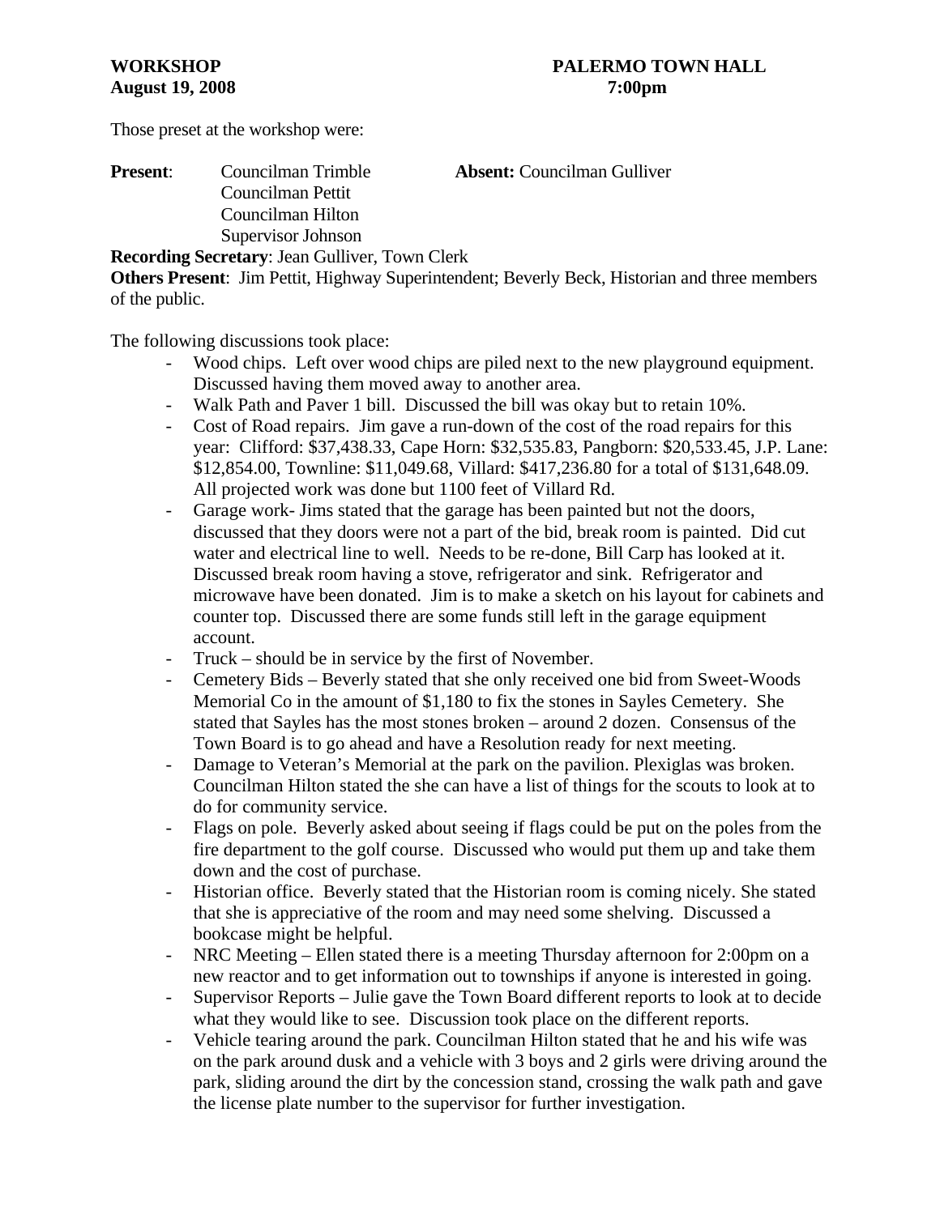**WORKSHOP** **PALERMO TOWN HALL**
**August 19, 2008** **7:00pm**

Those preset at the workshop were:

**Present**: Councilman Trimble
Councilman Pettit
Councilman Hilton
Supervisor Johnson

**Absent:** Councilman Gulliver

**Recording Secretary**: Jean Gulliver, Town Clerk
**Others Present**: Jim Pettit, Highway Superintendent; Beverly Beck, Historian and three members of the public.

The following discussions took place:

- Wood chips. Left over wood chips are piled next to the new playground equipment. Discussed having them moved away to another area.
- Walk Path and Paver 1 bill. Discussed the bill was okay but to retain 10%.
- Cost of Road repairs. Jim gave a run-down of the cost of the road repairs for this year: Clifford: $37,438.33, Cape Horn: $32,535.83, Pangborn: $20,533.45, J.P. Lane: $12,854.00, Townline: $11,049.68, Villard: $417,236.80 for a total of $131,648.09. All projected work was done but 1100 feet of Villard Rd.
- Garage work- Jims stated that the garage has been painted but not the doors, discussed that they doors were not a part of the bid, break room is painted. Did cut water and electrical line to well. Needs to be re-done, Bill Carp has looked at it. Discussed break room having a stove, refrigerator and sink. Refrigerator and microwave have been donated. Jim is to make a sketch on his layout for cabinets and counter top. Discussed there are some funds still left in the garage equipment account.
- Truck – should be in service by the first of November.
- Cemetery Bids – Beverly stated that she only received one bid from Sweet-Woods Memorial Co in the amount of $1,180 to fix the stones in Sayles Cemetery. She stated that Sayles has the most stones broken – around 2 dozen. Consensus of the Town Board is to go ahead and have a Resolution ready for next meeting.
- Damage to Veteran's Memorial at the park on the pavilion. Plexiglas was broken. Councilman Hilton stated the she can have a list of things for the scouts to look at to do for community service.
- Flags on pole. Beverly asked about seeing if flags could be put on the poles from the fire department to the golf course. Discussed who would put them up and take them down and the cost of purchase.
- Historian office. Beverly stated that the Historian room is coming nicely. She stated that she is appreciative of the room and may need some shelving. Discussed a bookcase might be helpful.
- NRC Meeting – Ellen stated there is a meeting Thursday afternoon for 2:00pm on a new reactor and to get information out to townships if anyone is interested in going.
- Supervisor Reports – Julie gave the Town Board different reports to look at to decide what they would like to see. Discussion took place on the different reports.
- Vehicle tearing around the park. Councilman Hilton stated that he and his wife was on the park around dusk and a vehicle with 3 boys and 2 girls were driving around the park, sliding around the dirt by the concession stand, crossing the walk path and gave the license plate number to the supervisor for further investigation.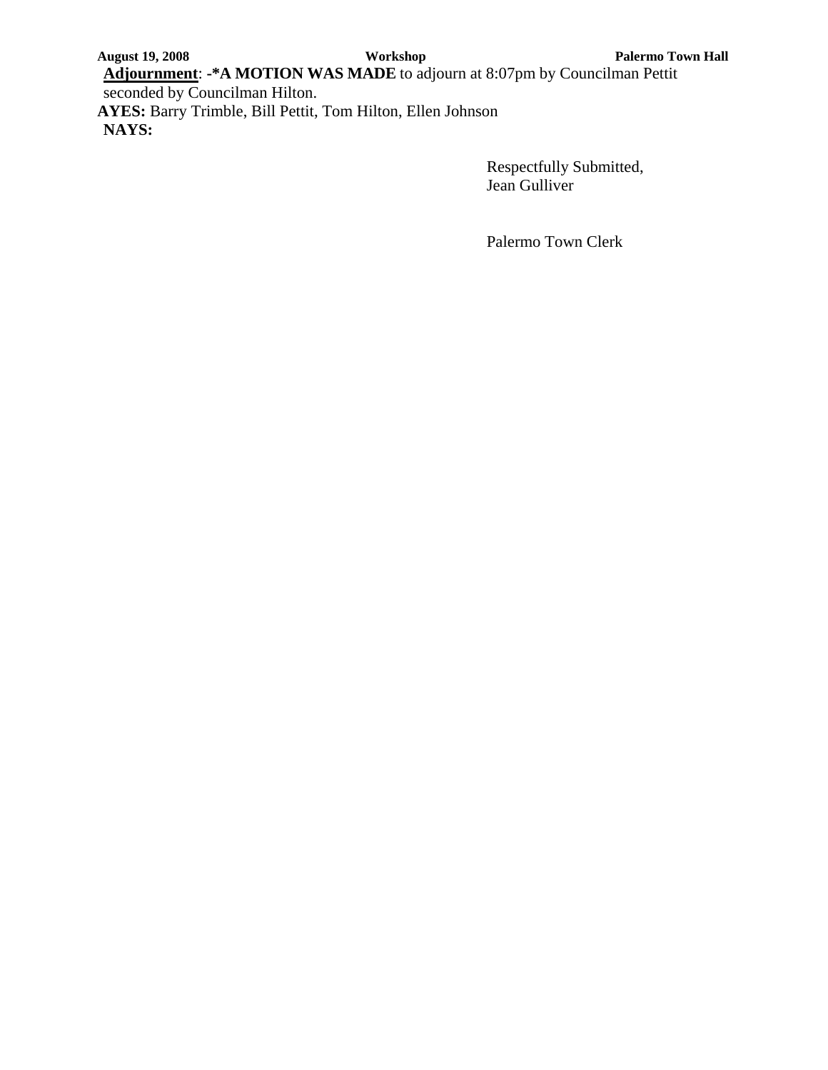**Adjournment**: **-*A MOTION WAS MADE** to adjourn at 8:07pm by Councilman Pettit seconded by Councilman Hilton.

**AYES:** Barry Trimble, Bill Pettit, Tom Hilton, Ellen Johnson

**NAYS:**

Respectfully Submitted,
Jean Gulliver

Palermo Town Clerk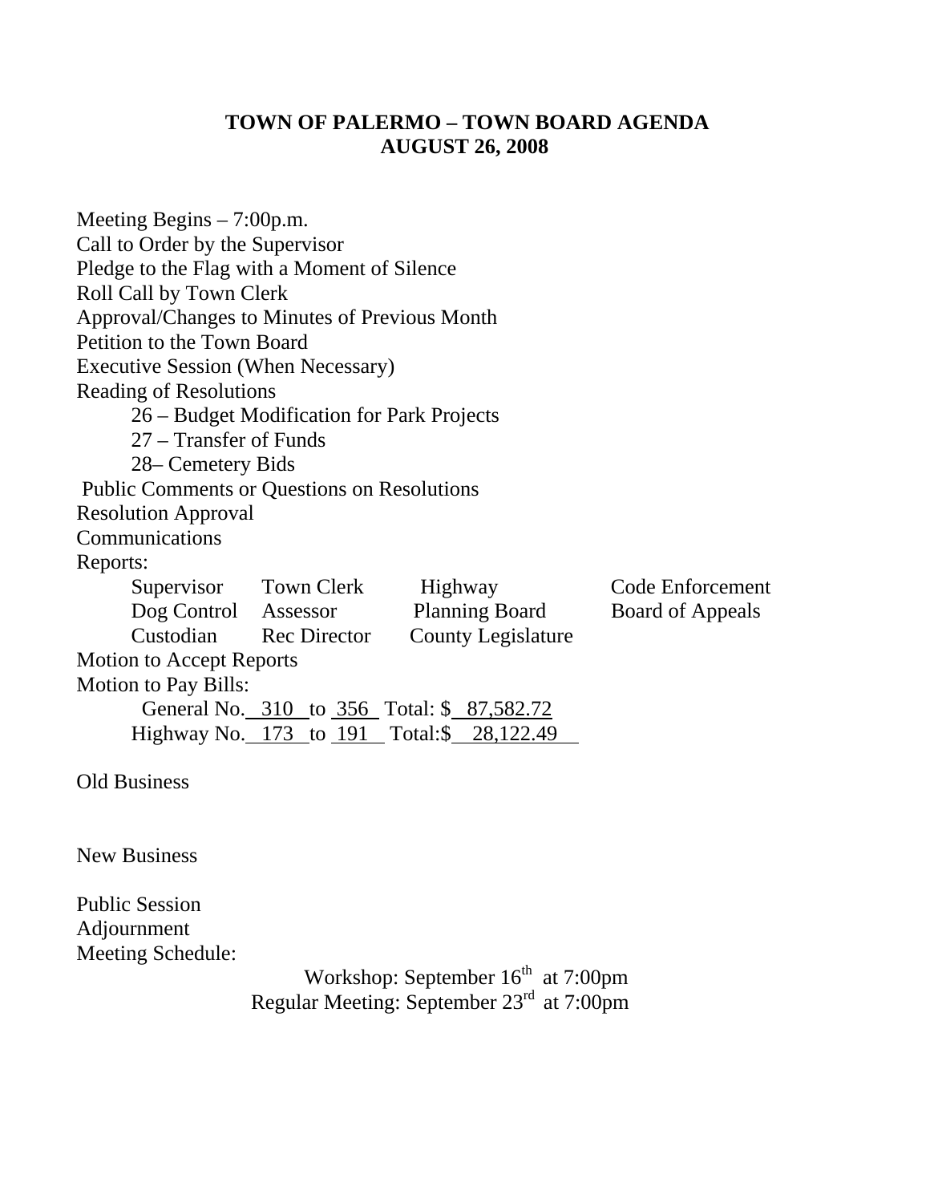# TOWN OF PALERMO – TOWN BOARD AGENDA
## AUGUST 26, 2008

Meeting Begins – 7:00p.m.
Call to Order by the Supervisor
Pledge to the Flag with a Moment of Silence
Roll Call by Town Clerk
Approval/Changes to Minutes of Previous Month
Petition to the Town Board
Executive Session (When Necessary)
Reading of Resolutions

- 26 – Budget Modification for Park Projects
- 27 – Transfer of Funds
- 28– Cemetery Bids

Public Comments or Questions on Resolutions
Resolution Approval
Communications
Reports:

| | | | |
|---|---|---|---|
| Supervisor | Town Clerk | Highway | Code Enforcement |
| Dog Control | Assessor | Planning Board | Board of Appeals |
| Custodian | Rec Director | County Legislature | |

Motion to Accept Reports
Motion to Pay Bills:

General No. 310 to 356 Total: $ 87,582.72
Highway No. 173 to 191 Total:$ 28,122.49

Old Business

New Business

Public Session
Adjournment
Meeting Schedule:

Workshop: September 16th at 7:00pm
Regular Meeting: September 23rd at 7:00pm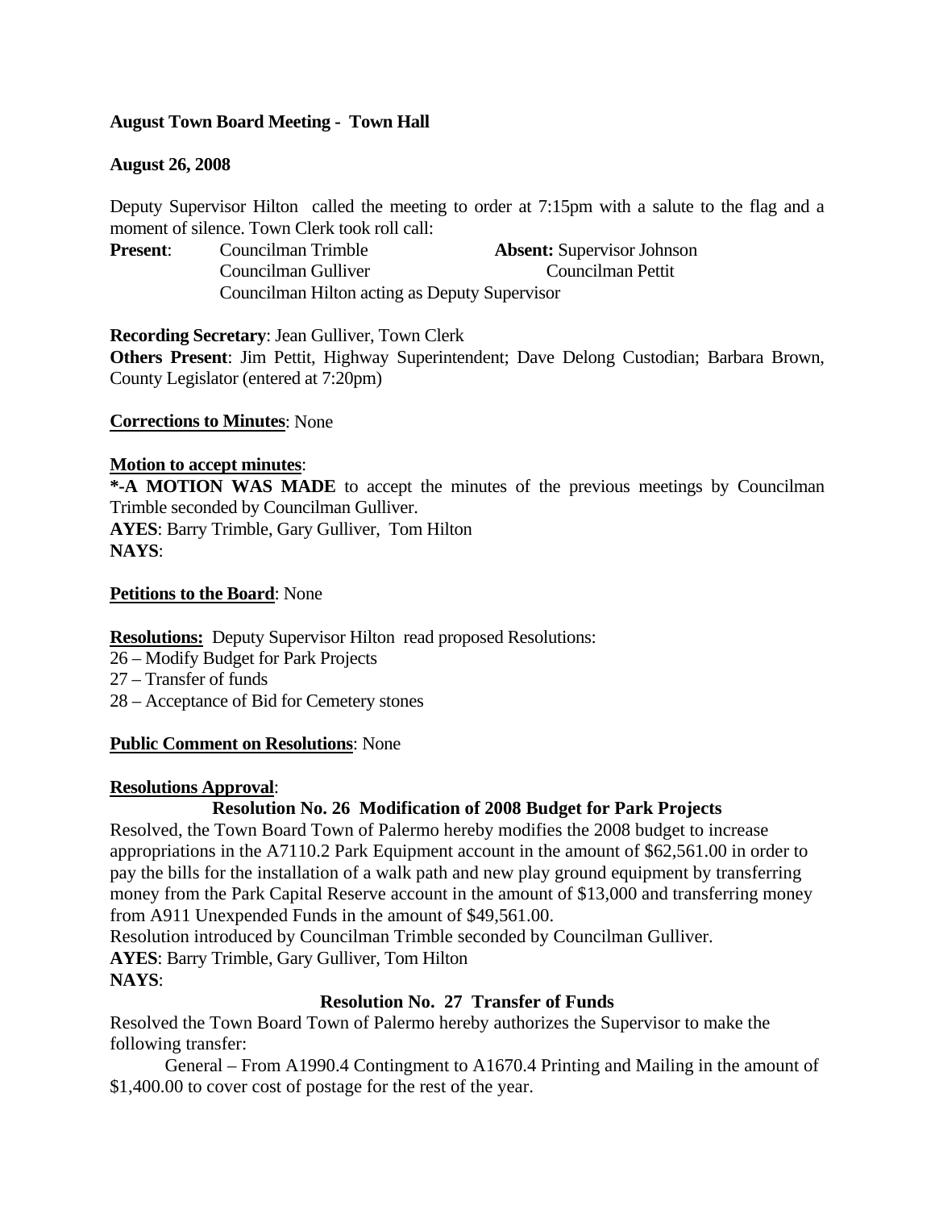**August Town Board Meeting - Town Hall**

**August 26, 2008**

Deputy Supervisor Hilton called the meeting to order at 7:15pm with a salute to the flag and a moment of silence. Town Clerk took roll call:

**Present**: Councilman Trimble; Councilman Gulliver; Councilman Hilton acting as Deputy Supervisor

**Absent:** Supervisor Johnson; Councilman Pettit

**Recording Secretary**: Jean Gulliver, Town Clerk

**Others Present**: Jim Pettit, Highway Superintendent; Dave Delong Custodian; Barbara Brown, County Legislator (entered at 7:20pm)

**Corrections to Minutes**: None

**Motion to accept minutes**:

**\*-A MOTION WAS MADE** to accept the minutes of the previous meetings by Councilman Trimble seconded by Councilman Gulliver.

**AYES**: Barry Trimble, Gary Gulliver, Tom Hilton

**NAYS**:

**Petitions to the Board**: None

**Resolutions:** Deputy Supervisor Hilton read proposed Resolutions:

26 – Modify Budget for Park Projects

27 – Transfer of funds

28 – Acceptance of Bid for Cemetery stones

**Public Comment on Resolutions**: None

**Resolutions Approval**:

**Resolution No. 26 Modification of 2008 Budget for Park Projects**

Resolved, the Town Board Town of Palermo hereby modifies the 2008 budget to increase appropriations in the A7110.2 Park Equipment account in the amount of $62,561.00 in order to pay the bills for the installation of a walk path and new play ground equipment by transferring money from the Park Capital Reserve account in the amount of $13,000 and transferring money from A911 Unexpended Funds in the amount of $49,561.00.

Resolution introduced by Councilman Trimble seconded by Councilman Gulliver.

**AYES**: Barry Trimble, Gary Gulliver, Tom Hilton

**NAYS**:

**Resolution No. 27 Transfer of Funds**

Resolved the Town Board Town of Palermo hereby authorizes the Supervisor to make the following transfer:

General – From A1990.4 Contingment to A1670.4 Printing and Mailing in the amount of $1,400.00 to cover cost of postage for the rest of the year.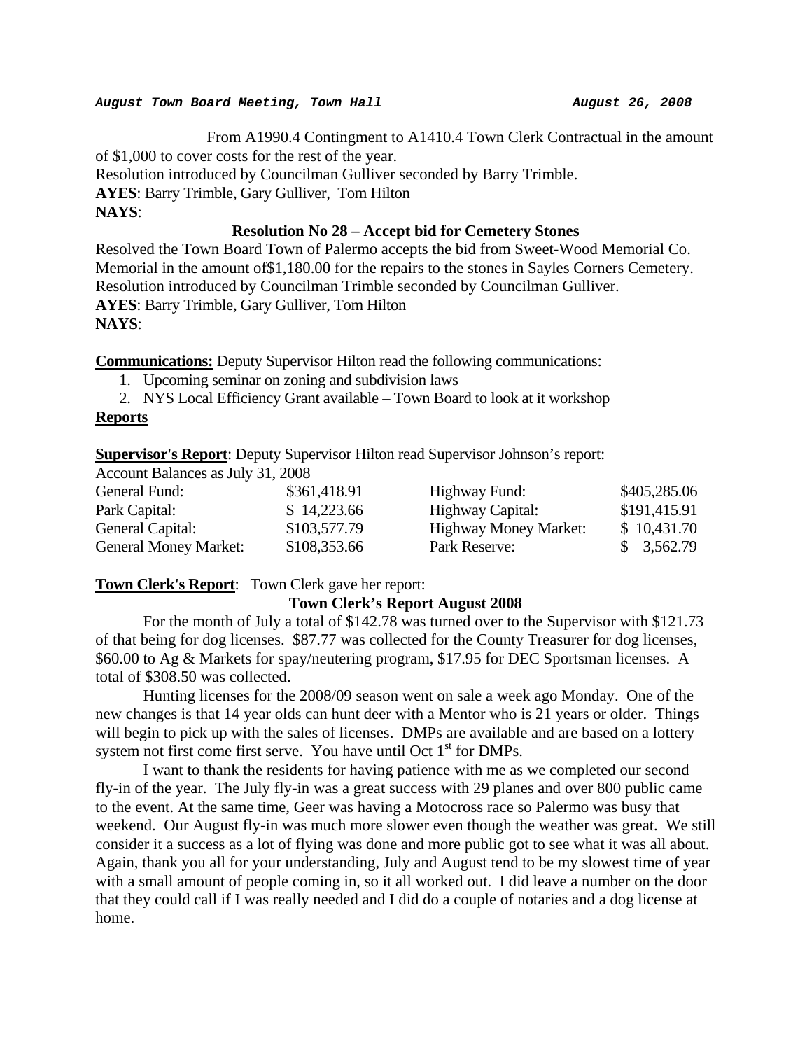From A1990.4 Contingment to A1410.4 Town Clerk Contractual in the amount of $1,000 to cover costs for the rest of the year.
Resolution introduced by Councilman Gulliver seconded by Barry Trimble.
**AYES**: Barry Trimble, Gary Gulliver, Tom Hilton
**NAYS**:

**Resolution No 28 – Accept bid for Cemetery Stones**

Resolved the Town Board Town of Palermo accepts the bid from Sweet-Wood Memorial Co. Memorial in the amount of$1,180.00 for the repairs to the stones in Sayles Corners Cemetery.
Resolution introduced by Councilman Trimble seconded by Councilman Gulliver.
**AYES**: Barry Trimble, Gary Gulliver, Tom Hilton
**NAYS**:

**Communications:** Deputy Supervisor Hilton read the following communications:

1. Upcoming seminar on zoning and subdivision laws
2. NYS Local Efficiency Grant available – Town Board to look at it workshop

**Reports**

**Supervisor's Report**: Deputy Supervisor Hilton read Supervisor Johnson's report:

Account Balances as July 31, 2008

| | | | |
|---|---|---|---|
| General Fund: | $361,418.91 | Highway Fund: | $405,285.06 |
| Park Capital: | $ 14,223.66 | Highway Capital: | $191,415.91 |
| General Capital: | $103,577.79 | Highway Money Market: | $ 10,431.70 |
| General Money Market: | $108,353.66 | Park Reserve: | $ 3,562.79 |

**Town Clerk's Report**: Town Clerk gave her report:

**Town Clerk's Report August 2008**

For the month of July a total of $142.78 was turned over to the Supervisor with $121.73 of that being for dog licenses. $87.77 was collected for the County Treasurer for dog licenses, $60.00 to Ag & Markets for spay/neutering program, $17.95 for DEC Sportsman licenses. A total of $308.50 was collected.

Hunting licenses for the 2008/09 season went on sale a week ago Monday. One of the new changes is that 14 year olds can hunt deer with a Mentor who is 21 years or older. Things will begin to pick up with the sales of licenses. DMPs are available and are based on a lottery system not first come first serve. You have until Oct 1st for DMPs.

I want to thank the residents for having patience with me as we completed our second fly-in of the year. The July fly-in was a great success with 29 planes and over 800 public came to the event. At the same time, Geer was having a Motocross race so Palermo was busy that weekend. Our August fly-in was much more slower even though the weather was great. We still consider it a success as a lot of flying was done and more public got to see what it was all about. Again, thank you all for your understanding, July and August tend to be my slowest time of year with a small amount of people coming in, so it all worked out. I did leave a number on the door that they could call if I was really needed and I did do a couple of notaries and a dog license at home.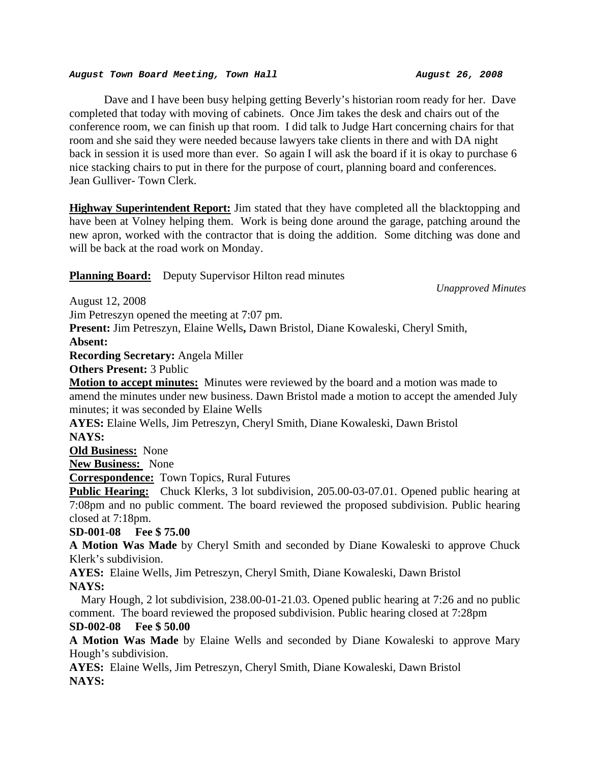Dave and I have been busy helping getting Beverly's historian room ready for her. Dave completed that today with moving of cabinets. Once Jim takes the desk and chairs out of the conference room, we can finish up that room. I did talk to Judge Hart concerning chairs for that room and she said they were needed because lawyers take clients in there and with DA night back in session it is used more than ever. So again I will ask the board if it is okay to purchase 6 nice stacking chairs to put in there for the purpose of court, planning board and conferences.
Jean Gulliver- Town Clerk.

**Highway Superintendent Report:** Jim stated that they have completed all the blacktopping and have been at Volney helping them. Work is being done around the garage, patching around the new apron, worked with the contractor that is doing the addition. Some ditching was done and will be back at the road work on Monday.

**Planning Board:** Deputy Supervisor Hilton read minutes

*Unapproved Minutes*

August 12, 2008
Jim Petreszyn opened the meeting at 7:07 pm.
**Present:** Jim Petreszyn, Elaine Wells**,** Dawn Bristol, Diane Kowaleski, Cheryl Smith,
**Absent:**
**Recording Secretary:** Angela Miller
**Others Present:** 3 Public
**Motion to accept minutes:** Minutes were reviewed by the board and a motion was made to amend the minutes under new business. Dawn Bristol made a motion to accept the amended July minutes; it was seconded by Elaine Wells
**AYES:** Elaine Wells, Jim Petreszyn, Cheryl Smith, Diane Kowaleski, Dawn Bristol
**NAYS:**
**Old Business:** None
**New Business:** None
**Correspondence:** Town Topics, Rural Futures
**Public Hearing:** Chuck Klerks, 3 lot subdivision, 205.00-03-07.01. Opened public hearing at 7:08pm and no public comment. The board reviewed the proposed subdivision. Public hearing closed at 7:18pm.
**SD-001-08 Fee $ 75.00**
**A Motion Was Made** by Cheryl Smith and seconded by Diane Kowaleski to approve Chuck Klerk's subdivision.
**AYES:** Elaine Wells, Jim Petreszyn, Cheryl Smith, Diane Kowaleski, Dawn Bristol
**NAYS:**
Mary Hough, 2 lot subdivision, 238.00-01-21.03. Opened public hearing at 7:26 and no public comment. The board reviewed the proposed subdivision. Public hearing closed at 7:28pm
**SD-002-08 Fee $ 50.00**
**A Motion Was Made** by Elaine Wells and seconded by Diane Kowaleski to approve Mary Hough's subdivision.
**AYES:** Elaine Wells, Jim Petreszyn, Cheryl Smith, Diane Kowaleski, Dawn Bristol
**NAYS:**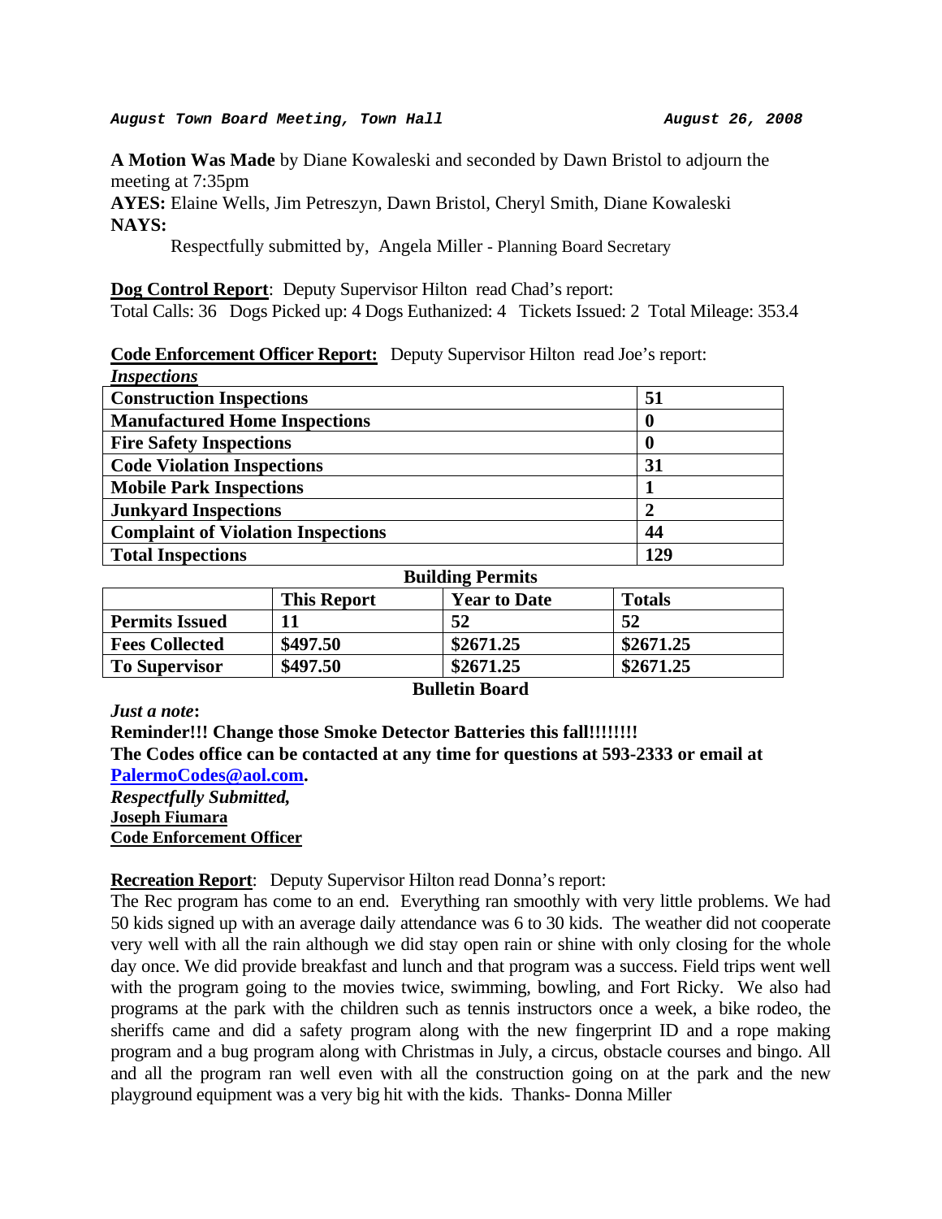***August Town Board Meeting, Town Hall*** ***August 26, 2008***

**A Motion Was Made** by Diane Kowaleski and seconded by Dawn Bristol to adjourn the meeting at 7:35pm

**AYES:** Elaine Wells, Jim Petreszyn, Dawn Bristol, Cheryl Smith, Diane Kowaleski

**NAYS:**

Respectfully submitted by, Angela Miller - Planning Board Secretary

**Dog Control Report**: Deputy Supervisor Hilton read Chad's report:

Total Calls: 36 Dogs Picked up: 4 Dogs Euthanized: 4 Tickets Issued: 2 Total Mileage: 353.4

**Code Enforcement Officer Report:** Deputy Supervisor Hilton read Joe's report:

***Inspections***

| | |
|---|---|
| **Construction Inspections** | **51** |
| **Manufactured Home Inspections** | **0** |
| **Fire Safety Inspections** | **0** |
| **Code Violation Inspections** | **31** |
| **Mobile Park Inspections** | **1** |
| **Junkyard Inspections** | **2** |
| **Complaint of Violation Inspections** | **44** |
| **Total Inspections** | **129** |

**Building Permits**

| | **This Report** | **Year to Date** | **Totals** |
|---|---|---|---|
| **Permits Issued** | **11** | **52** | **52** |
| **Fees Collected** | **$497.50** | **$2671.25** | **$2671.25** |
| **To Supervisor** | **$497.50** | **$2671.25** | **$2671.25** |

**Bulletin Board**

***Just a note*:**

**Reminder!!! Change those Smoke Detector Batteries this fall!!!!!!!!**

**The Codes office can be contacted at any time for questions at 593-2333 or email at PalermoCodes@aol.com.**

***Respectfully Submitted,***

**Joseph Fiumara**

**Code Enforcement Officer**

**Recreation Report**: Deputy Supervisor Hilton read Donna's report:

The Rec program has come to an end. Everything ran smoothly with very little problems. We had 50 kids signed up with an average daily attendance was 6 to 30 kids. The weather did not cooperate very well with all the rain although we did stay open rain or shine with only closing for the whole day once. We did provide breakfast and lunch and that program was a success. Field trips went well with the program going to the movies twice, swimming, bowling, and Fort Ricky. We also had programs at the park with the children such as tennis instructors once a week, a bike rodeo, the sheriffs came and did a safety program along with the new fingerprint ID and a rope making program and a bug program along with Christmas in July, a circus, obstacle courses and bingo. All and all the program ran well even with all the construction going on at the park and the new playground equipment was a very big hit with the kids. Thanks- Donna Miller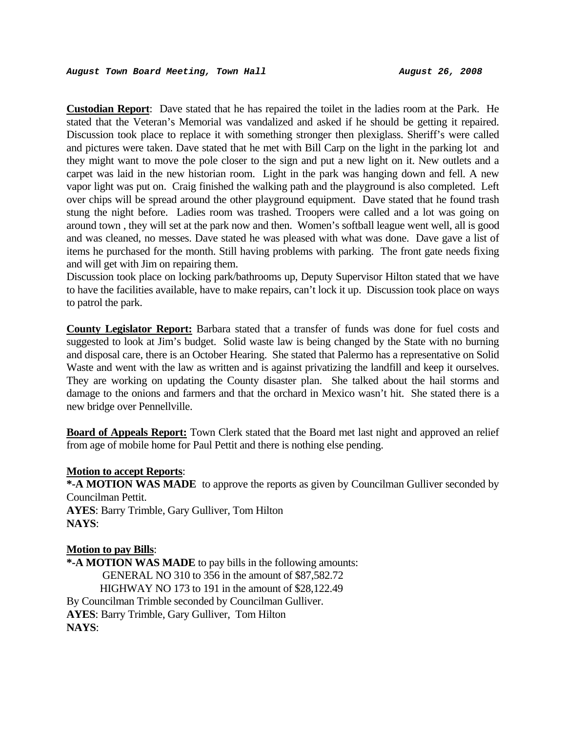**Custodian Report**: Dave stated that he has repaired the toilet in the ladies room at the Park. He stated that the Veteran's Memorial was vandalized and asked if he should be getting it repaired. Discussion took place to replace it with something stronger then plexiglass. Sheriff's were called and pictures were taken. Dave stated that he met with Bill Carp on the light in the parking lot and they might want to move the pole closer to the sign and put a new light on it. New outlets and a carpet was laid in the new historian room. Light in the park was hanging down and fell. A new vapor light was put on. Craig finished the walking path and the playground is also completed. Left over chips will be spread around the other playground equipment. Dave stated that he found trash stung the night before. Ladies room was trashed. Troopers were called and a lot was going on around town , they will set at the park now and then. Women's softball league went well, all is good and was cleaned, no messes. Dave stated he was pleased with what was done. Dave gave a list of items he purchased for the month. Still having problems with parking. The front gate needs fixing and will get with Jim on repairing them.
Discussion took place on locking park/bathrooms up, Deputy Supervisor Hilton stated that we have to have the facilities available, have to make repairs, can't lock it up. Discussion took place on ways to patrol the park.

**County Legislator Report:** Barbara stated that a transfer of funds was done for fuel costs and suggested to look at Jim's budget. Solid waste law is being changed by the State with no burning and disposal care, there is an October Hearing. She stated that Palermo has a representative on Solid Waste and went with the law as written and is against privatizing the landfill and keep it ourselves. They are working on updating the County disaster plan. She talked about the hail storms and damage to the onions and farmers and that the orchard in Mexico wasn't hit. She stated there is a new bridge over Pennellville.

**Board of Appeals Report:** Town Clerk stated that the Board met last night and approved an relief from age of mobile home for Paul Pettit and there is nothing else pending.

**Motion to accept Reports**:
**\*-A MOTION WAS MADE** to approve the reports as given by Councilman Gulliver seconded by Councilman Pettit.
**AYES**: Barry Trimble, Gary Gulliver, Tom Hilton
**NAYS**:

**Motion to pay Bills**:
**\*-A MOTION WAS MADE** to pay bills in the following amounts:
GENERAL NO 310 to 356 in the amount of $87,582.72
HIGHWAY NO 173 to 191 in the amount of $28,122.49
By Councilman Trimble seconded by Councilman Gulliver.
**AYES**: Barry Trimble, Gary Gulliver, Tom Hilton
**NAYS**: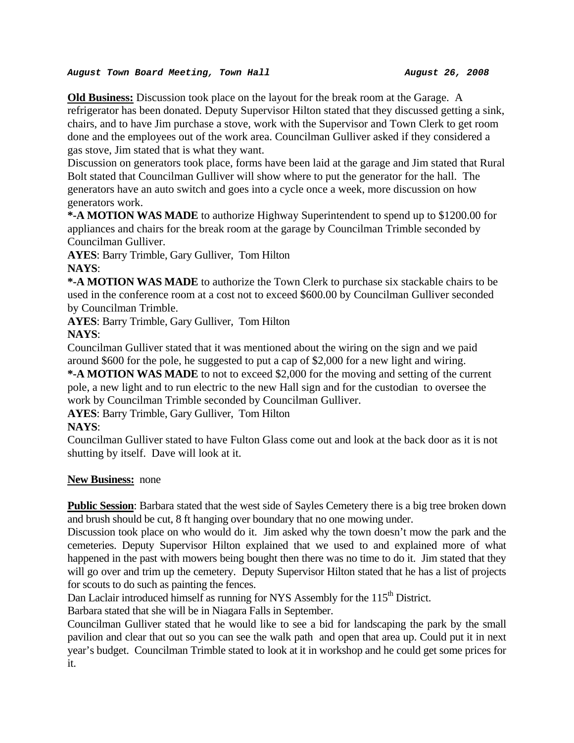***August Town Board Meeting, Town Hall*** ***August 26, 2008***

**Old Business:** Discussion took place on the layout for the break room at the Garage. A refrigerator has been donated. Deputy Supervisor Hilton stated that they discussed getting a sink, chairs, and to have Jim purchase a stove, work with the Supervisor and Town Clerk to get room done and the employees out of the work area. Councilman Gulliver asked if they considered a gas stove, Jim stated that is what they want.

Discussion on generators took place, forms have been laid at the garage and Jim stated that Rural Bolt stated that Councilman Gulliver will show where to put the generator for the hall. The generators have an auto switch and goes into a cycle once a week, more discussion on how generators work.

**\*-A MOTION WAS MADE** to authorize Highway Superintendent to spend up to $1200.00 for appliances and chairs for the break room at the garage by Councilman Trimble seconded by Councilman Gulliver.

**AYES**: Barry Trimble, Gary Gulliver, Tom Hilton

**NAYS**:

**\*-A MOTION WAS MADE** to authorize the Town Clerk to purchase six stackable chairs to be used in the conference room at a cost not to exceed $600.00 by Councilman Gulliver seconded by Councilman Trimble.

**AYES**: Barry Trimble, Gary Gulliver, Tom Hilton

**NAYS**:

Councilman Gulliver stated that it was mentioned about the wiring on the sign and we paid around $600 for the pole, he suggested to put a cap of $2,000 for a new light and wiring.

**\*-A MOTION WAS MADE** to not to exceed $2,000 for the moving and setting of the current pole, a new light and to run electric to the new Hall sign and for the custodian to oversee the work by Councilman Trimble seconded by Councilman Gulliver.

**AYES**: Barry Trimble, Gary Gulliver, Tom Hilton

**NAYS**:

Councilman Gulliver stated to have Fulton Glass come out and look at the back door as it is not shutting by itself. Dave will look at it.

**New Business:** none

**Public Session**: Barbara stated that the west side of Sayles Cemetery there is a big tree broken down and brush should be cut, 8 ft hanging over boundary that no one mowing under.

Discussion took place on who would do it. Jim asked why the town doesn't mow the park and the cemeteries. Deputy Supervisor Hilton explained that we used to and explained more of what happened in the past with mowers being bought then there was no time to do it. Jim stated that they will go over and trim up the cemetery. Deputy Supervisor Hilton stated that he has a list of projects for scouts to do such as painting the fences.

Dan Laclair introduced himself as running for NYS Assembly for the 115th District.

Barbara stated that she will be in Niagara Falls in September.

Councilman Gulliver stated that he would like to see a bid for landscaping the park by the small pavilion and clear that out so you can see the walk path and open that area up. Could put it in next year's budget. Councilman Trimble stated to look at it in workshop and he could get some prices for it.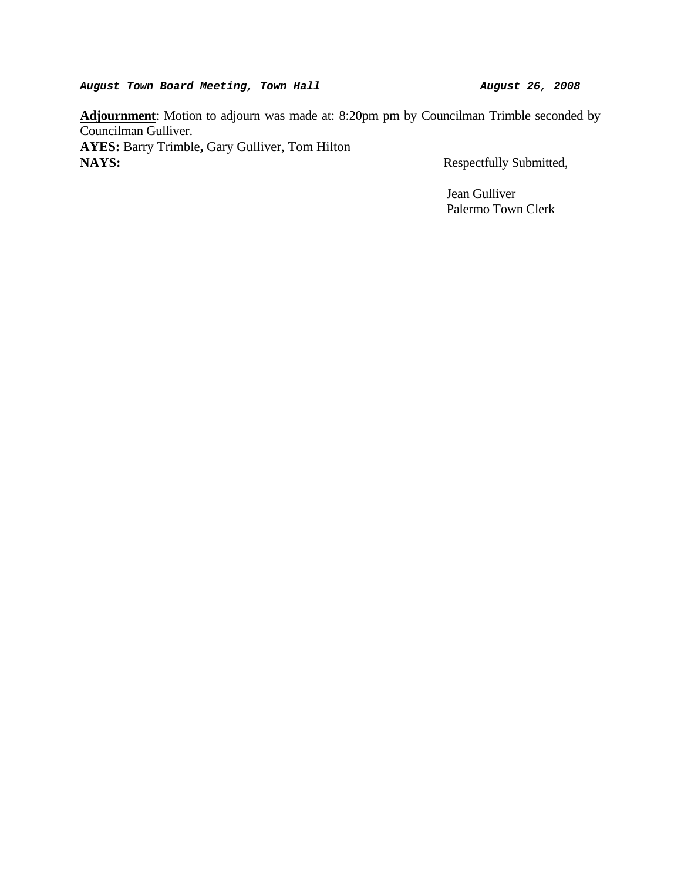**Adjournment**: Motion to adjourn was made at: 8:20pm pm by Councilman Trimble seconded by Councilman Gulliver.

**AYES:** Barry Trimble**,** Gary Gulliver, Tom Hilton

**NAYS:**

Respectfully Submitted,

Jean Gulliver
Palermo Town Clerk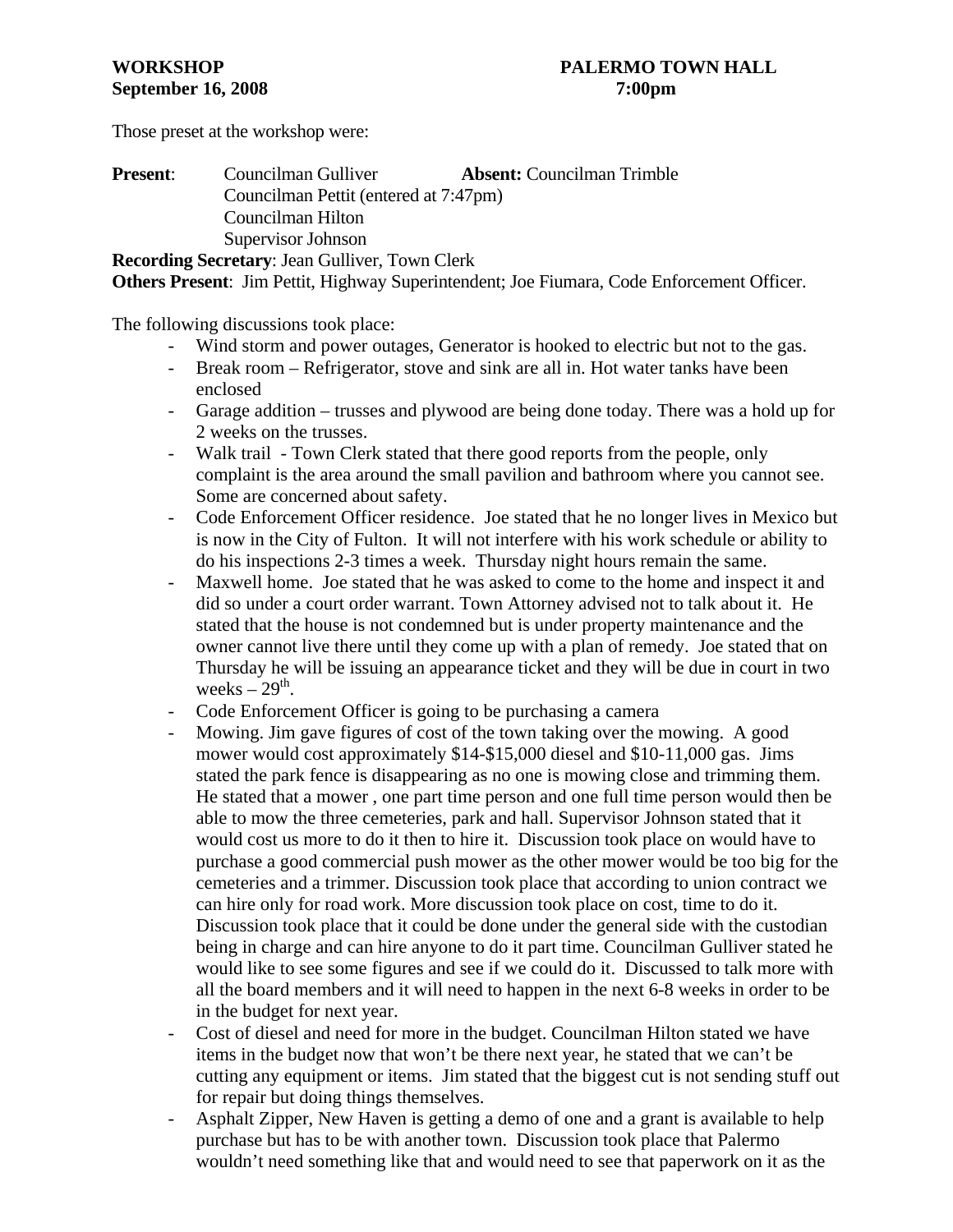**WORKSHOP** **PALERMO TOWN HALL**
**September 16, 2008** **7:00pm**

Those preset at the workshop were:

**Present**: Councilman Gulliver **Absent:** Councilman Trimble
Councilman Pettit (entered at 7:47pm)
Councilman Hilton
Supervisor Johnson

**Recording Secretary**: Jean Gulliver, Town Clerk
**Others Present**: Jim Pettit, Highway Superintendent; Joe Fiumara, Code Enforcement Officer.

The following discussions took place:

- Wind storm and power outages, Generator is hooked to electric but not to the gas.
- Break room – Refrigerator, stove and sink are all in. Hot water tanks have been enclosed
- Garage addition – trusses and plywood are being done today. There was a hold up for 2 weeks on the trusses.
- Walk trail - Town Clerk stated that there good reports from the people, only complaint is the area around the small pavilion and bathroom where you cannot see. Some are concerned about safety.
- Code Enforcement Officer residence. Joe stated that he no longer lives in Mexico but is now in the City of Fulton. It will not interfere with his work schedule or ability to do his inspections 2-3 times a week. Thursday night hours remain the same.
- Maxwell home. Joe stated that he was asked to come to the home and inspect it and did so under a court order warrant. Town Attorney advised not to talk about it. He stated that the house is not condemned but is under property maintenance and the owner cannot live there until they come up with a plan of remedy. Joe stated that on Thursday he will be issuing an appearance ticket and they will be due in court in two weeks – 29th.
- Code Enforcement Officer is going to be purchasing a camera
- Mowing. Jim gave figures of cost of the town taking over the mowing. A good mower would cost approximately $14-$15,000 diesel and $10-11,000 gas. Jims stated the park fence is disappearing as no one is mowing close and trimming them. He stated that a mower , one part time person and one full time person would then be able to mow the three cemeteries, park and hall. Supervisor Johnson stated that it would cost us more to do it then to hire it. Discussion took place on would have to purchase a good commercial push mower as the other mower would be too big for the cemeteries and a trimmer. Discussion took place that according to union contract we can hire only for road work. More discussion took place on cost, time to do it. Discussion took place that it could be done under the general side with the custodian being in charge and can hire anyone to do it part time. Councilman Gulliver stated he would like to see some figures and see if we could do it. Discussed to talk more with all the board members and it will need to happen in the next 6-8 weeks in order to be in the budget for next year.
- Cost of diesel and need for more in the budget. Councilman Hilton stated we have items in the budget now that won't be there next year, he stated that we can't be cutting any equipment or items. Jim stated that the biggest cut is not sending stuff out for repair but doing things themselves.
- Asphalt Zipper, New Haven is getting a demo of one and a grant is available to help purchase but has to be with another town. Discussion took place that Palermo wouldn't need something like that and would need to see that paperwork on it as the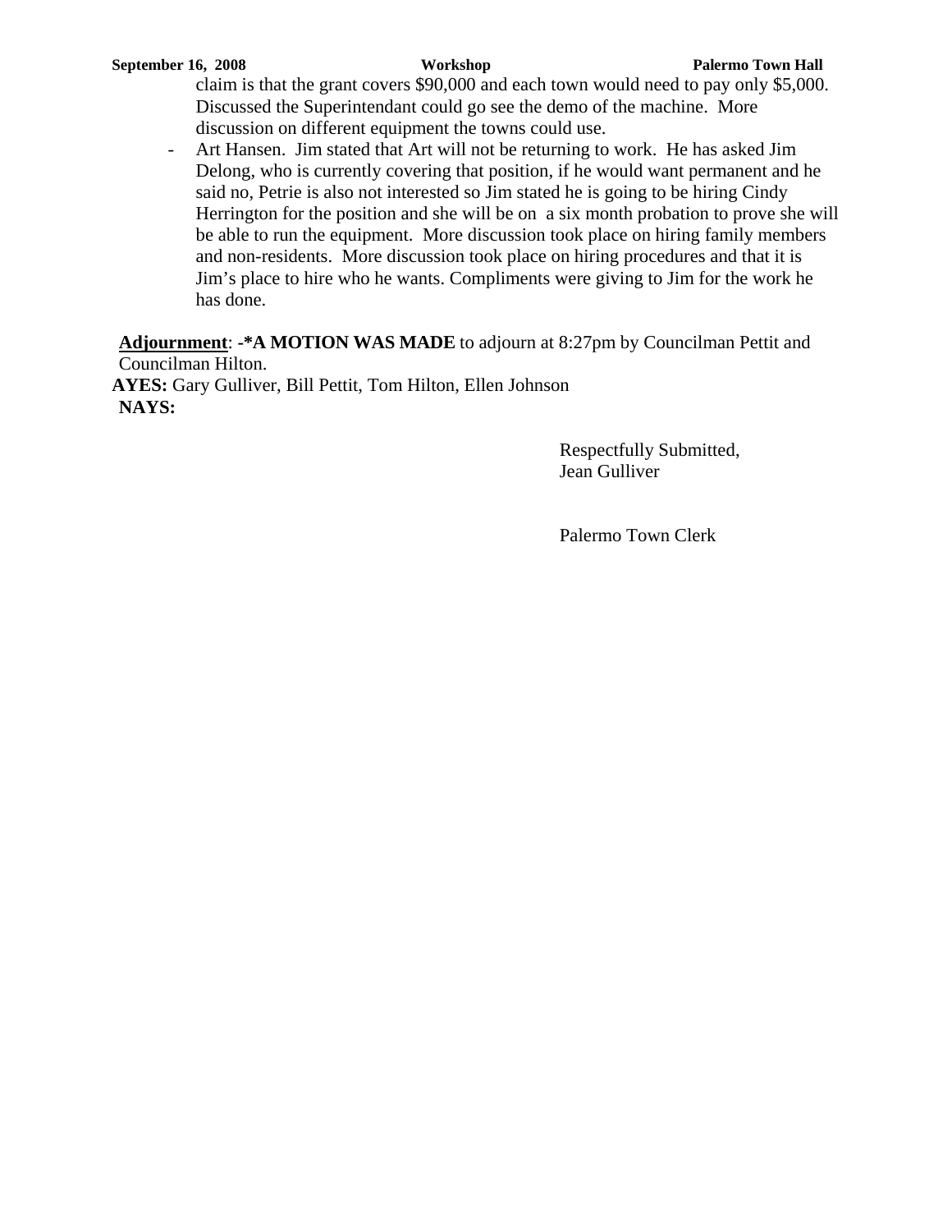claim is that the grant covers $90,000 and each town would need to pay only $5,000. Discussed the Superintendant could go see the demo of the machine. More discussion on different equipment the towns could use.

- Art Hansen. Jim stated that Art will not be returning to work. He has asked Jim Delong, who is currently covering that position, if he would want permanent and he said no, Petrie is also not interested so Jim stated he is going to be hiring Cindy Herrington for the position and she will be on a six month probation to prove she will be able to run the equipment. More discussion took place on hiring family members and non-residents. More discussion took place on hiring procedures and that it is Jim's place to hire who he wants. Compliments were giving to Jim for the work he has done.

**Adjournment**: **-*A MOTION WAS MADE** to adjourn at 8:27pm by Councilman Pettit and Councilman Hilton.

**AYES:** Gary Gulliver, Bill Pettit, Tom Hilton, Ellen Johnson

**NAYS:**

Respectfully Submitted,
Jean Gulliver

Palermo Town Clerk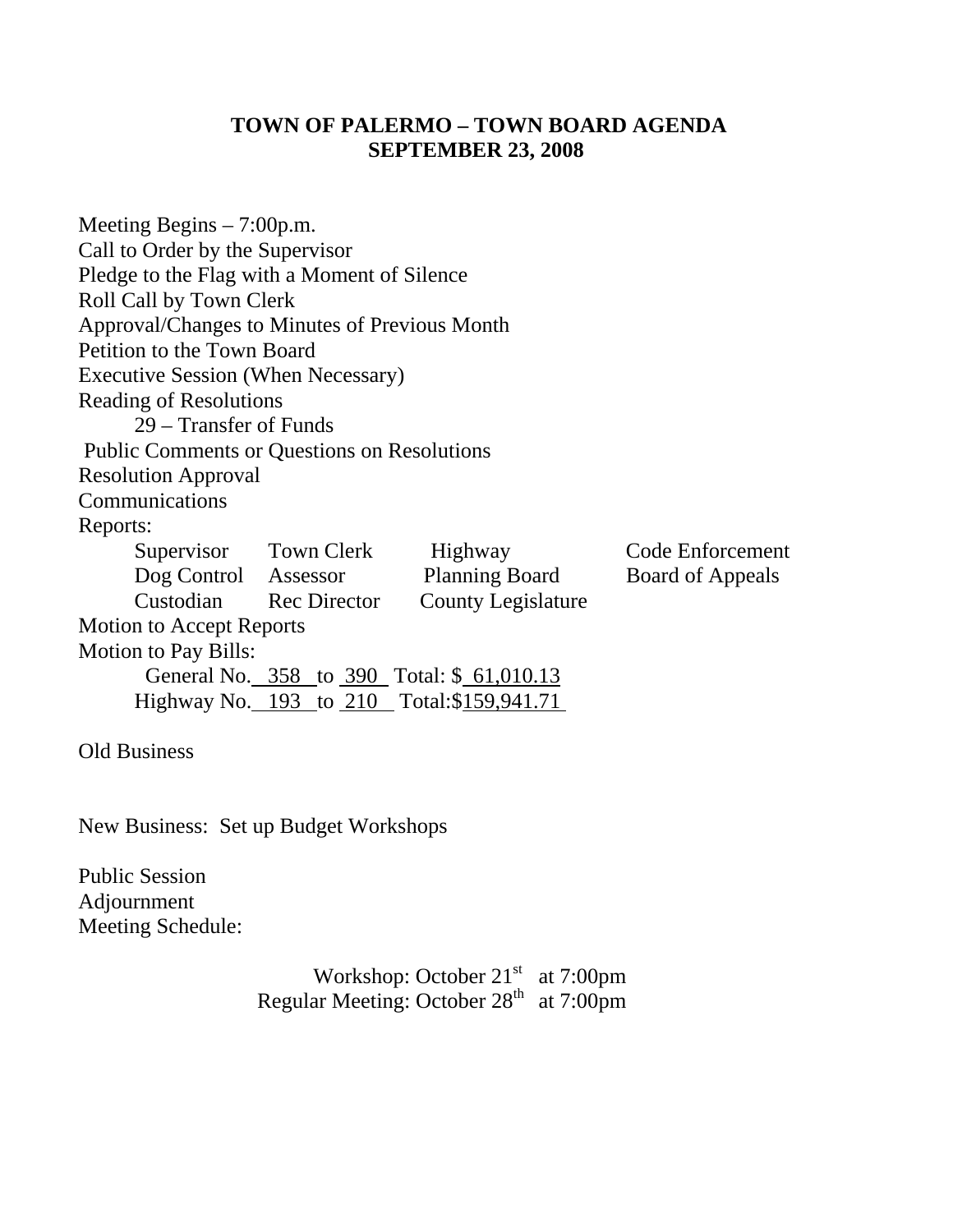**TOWN OF PALERMO – TOWN BOARD AGENDA**
**SEPTEMBER 23, 2008**

Meeting Begins – 7:00p.m.
Call to Order by the Supervisor
Pledge to the Flag with a Moment of Silence
Roll Call by Town Clerk
Approval/Changes to Minutes of Previous Month
Petition to the Town Board
Executive Session (When Necessary)
Reading of Resolutions

29 – Transfer of Funds

Public Comments or Questions on Resolutions
Resolution Approval
Communications
Reports:

| | | | |
|---|---|---|---|
| Supervisor | Town Clerk | Highway | Code Enforcement |
| Dog Control | Assessor | Planning Board | Board of Appeals |
| Custodian | Rec Director | County Legislature | |

Motion to Accept Reports
Motion to Pay Bills:

General No. 358 to 390 Total: $ 61,010.13
Highway No. 193 to 210 Total:$159,941.71

Old Business

New Business: Set up Budget Workshops

Public Session
Adjournment
Meeting Schedule:

Workshop: October 21st at 7:00pm
Regular Meeting: October 28th at 7:00pm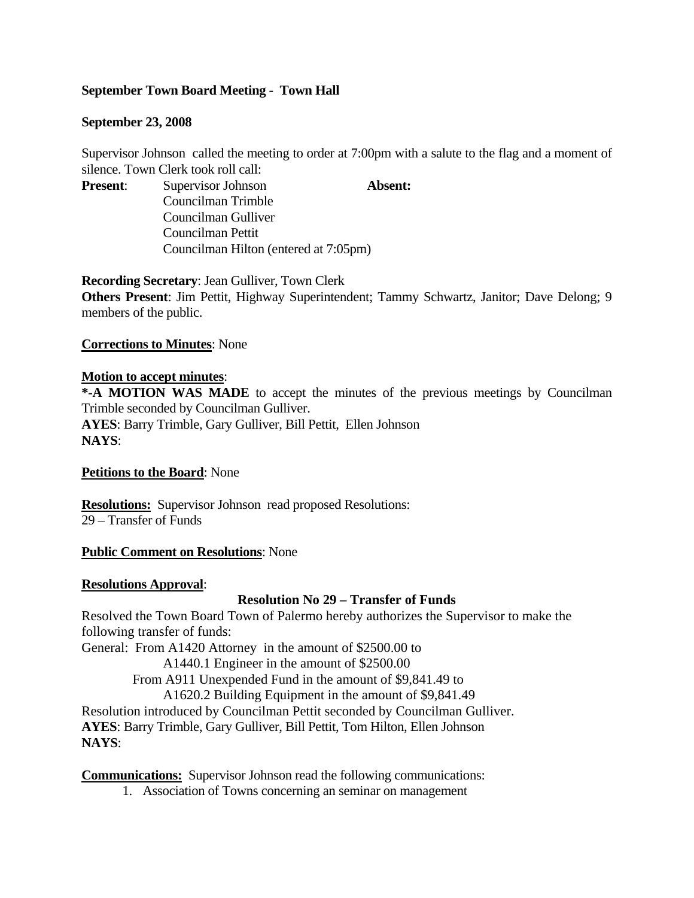**September Town Board Meeting - Town Hall**

**September 23, 2008**

Supervisor Johnson called the meeting to order at 7:00pm with a salute to the flag and a moment of silence. Town Clerk took roll call:

**Present**: Supervisor Johnson
Councilman Trimble
Councilman Gulliver
Councilman Pettit
Councilman Hilton (entered at 7:05pm)

**Absent:**

**Recording Secretary**: Jean Gulliver, Town Clerk
**Others Present**: Jim Pettit, Highway Superintendent; Tammy Schwartz, Janitor; Dave Delong; 9 members of the public.

**Corrections to Minutes**: None

**Motion to accept minutes**:
**\*-A MOTION WAS MADE** to accept the minutes of the previous meetings by Councilman Trimble seconded by Councilman Gulliver.
**AYES**: Barry Trimble, Gary Gulliver, Bill Pettit, Ellen Johnson
**NAYS**:

**Petitions to the Board**: None

**Resolutions:** Supervisor Johnson read proposed Resolutions:
29 – Transfer of Funds

**Public Comment on Resolutions**: None

**Resolutions Approval**:

**Resolution No 29 – Transfer of Funds**

Resolved the Town Board Town of Palermo hereby authorizes the Supervisor to make the following transfer of funds:
General: From A1420 Attorney in the amount of $2500.00 to
A1440.1 Engineer in the amount of $2500.00
From A911 Unexpended Fund in the amount of $9,841.49 to
A1620.2 Building Equipment in the amount of $9,841.49
Resolution introduced by Councilman Pettit seconded by Councilman Gulliver.
**AYES**: Barry Trimble, Gary Gulliver, Bill Pettit, Tom Hilton, Ellen Johnson
**NAYS**:

**Communications:** Supervisor Johnson read the following communications:

1. Association of Towns concerning an seminar on management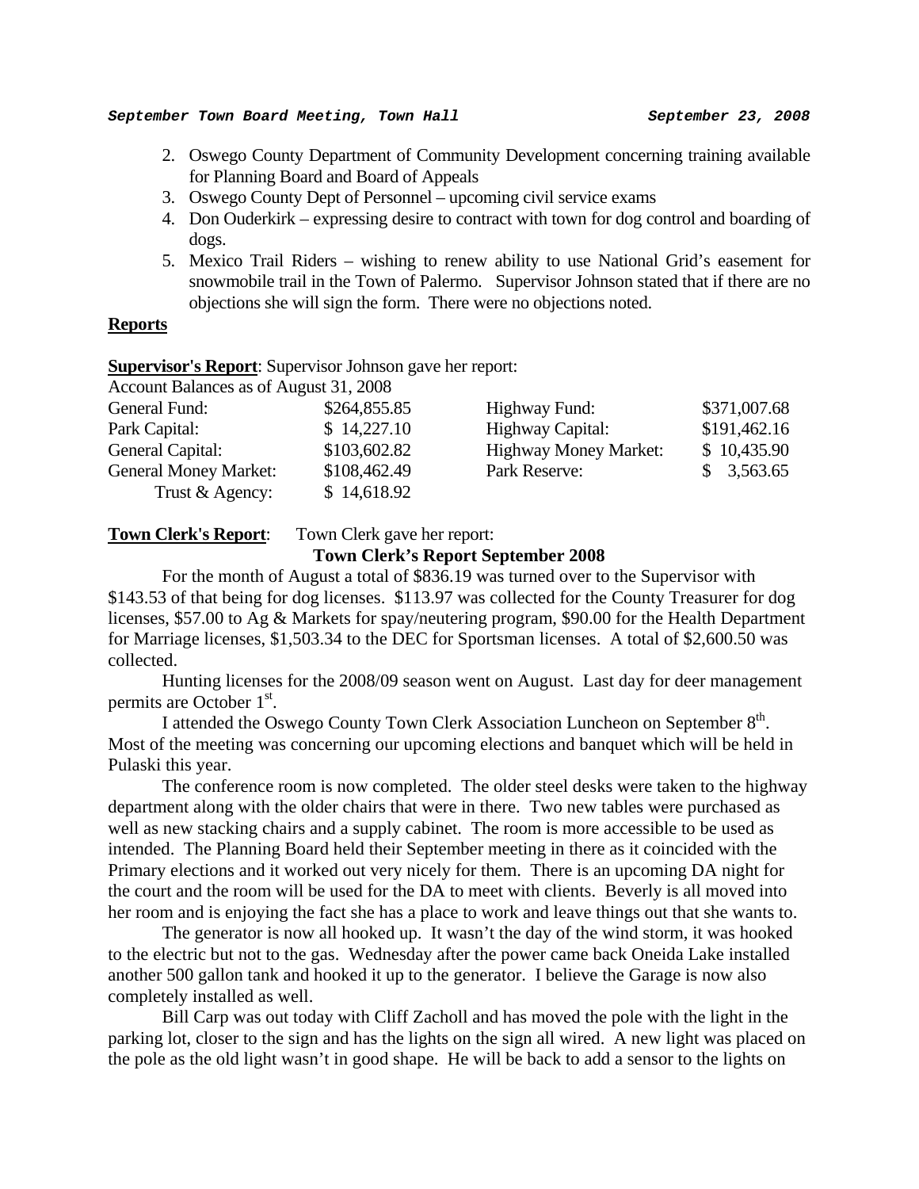2. Oswego County Department of Community Development concerning training available for Planning Board and Board of Appeals
3. Oswego County Dept of Personnel – upcoming civil service exams
4. Don Ouderkirk – expressing desire to contract with town for dog control and boarding of dogs.
5. Mexico Trail Riders – wishing to renew ability to use National Grid's easement for snowmobile trail in the Town of Palermo. Supervisor Johnson stated that if there are no objections she will sign the form. There were no objections noted.

## Reports

**Supervisor's Report**: Supervisor Johnson gave her report:

Account Balances as of August 31, 2008

| | | | |
|---|---|---|---|
| General Fund: | \$264,855.85 | Highway Fund: | \$371,007.68 |
| Park Capital: | \$ 14,227.10 | Highway Capital: | \$191,462.16 |
| General Capital: | \$103,602.82 | Highway Money Market: | \$ 10,435.90 |
| General Money Market: | \$108,462.49 | Park Reserve: | \$ 3,563.65 |
| Trust & Agency: | \$ 14,618.92 | | |

**Town Clerk's Report**: Town Clerk gave her report:

**Town Clerk's Report September 2008**

For the month of August a total of \$836.19 was turned over to the Supervisor with \$143.53 of that being for dog licenses. \$113.97 was collected for the County Treasurer for dog licenses, \$57.00 to Ag & Markets for spay/neutering program, \$90.00 for the Health Department for Marriage licenses, \$1,503.34 to the DEC for Sportsman licenses. A total of \$2,600.50 was collected.

Hunting licenses for the 2008/09 season went on August. Last day for deer management permits are October 1st.

I attended the Oswego County Town Clerk Association Luncheon on September 8th. Most of the meeting was concerning our upcoming elections and banquet which will be held in Pulaski this year.

The conference room is now completed. The older steel desks were taken to the highway department along with the older chairs that were in there. Two new tables were purchased as well as new stacking chairs and a supply cabinet. The room is more accessible to be used as intended. The Planning Board held their September meeting in there as it coincided with the Primary elections and it worked out very nicely for them. There is an upcoming DA night for the court and the room will be used for the DA to meet with clients. Beverly is all moved into her room and is enjoying the fact she has a place to work and leave things out that she wants to.

The generator is now all hooked up. It wasn't the day of the wind storm, it was hooked to the electric but not to the gas. Wednesday after the power came back Oneida Lake installed another 500 gallon tank and hooked it up to the generator. I believe the Garage is now also completely installed as well.

Bill Carp was out today with Cliff Zacholl and has moved the pole with the light in the parking lot, closer to the sign and has the lights on the sign all wired. A new light was placed on the pole as the old light wasn't in good shape. He will be back to add a sensor to the lights on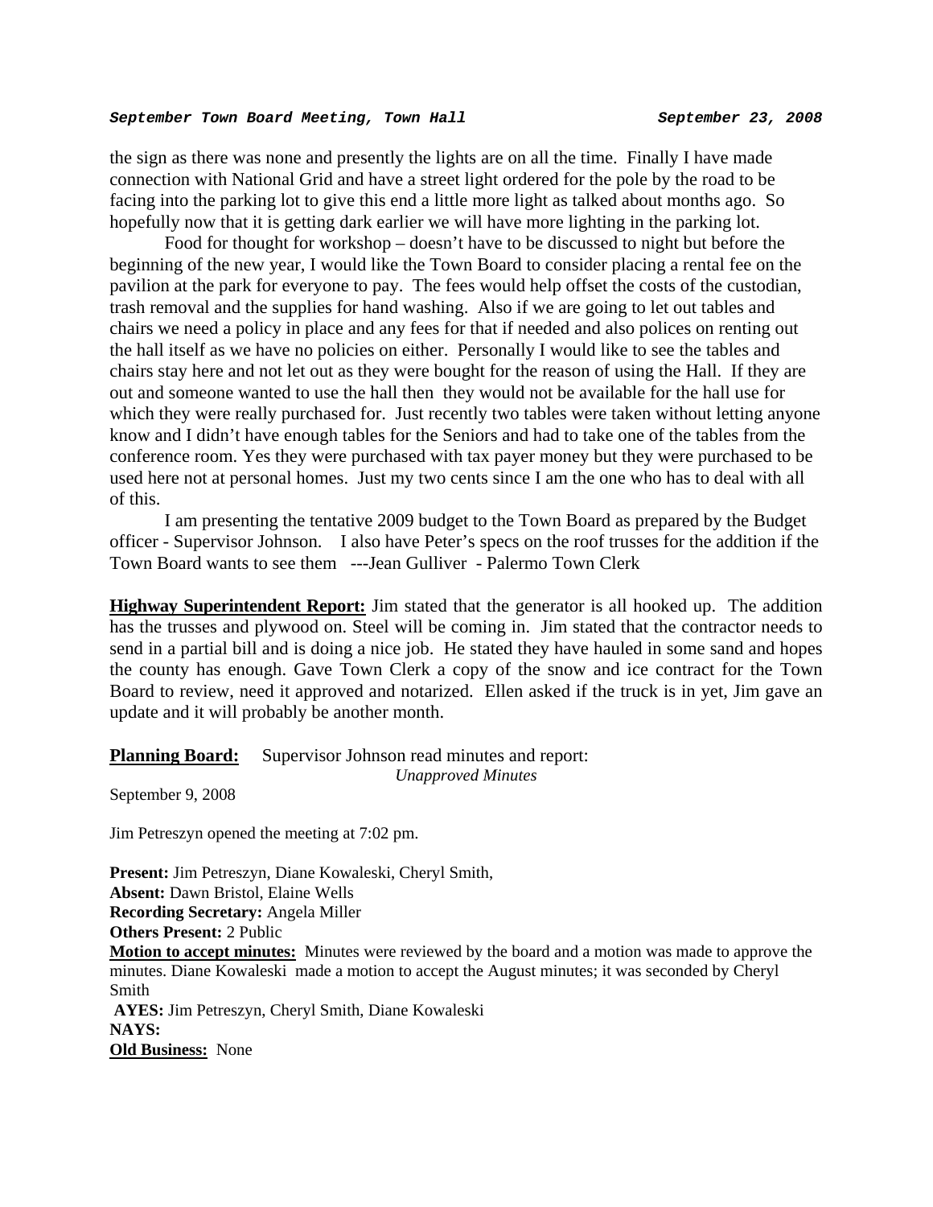the sign as there was none and presently the lights are on all the time. Finally I have made connection with National Grid and have a street light ordered for the pole by the road to be facing into the parking lot to give this end a little more light as talked about months ago. So hopefully now that it is getting dark earlier we will have more lighting in the parking lot.

Food for thought for workshop – doesn't have to be discussed to night but before the beginning of the new year, I would like the Town Board to consider placing a rental fee on the pavilion at the park for everyone to pay. The fees would help offset the costs of the custodian, trash removal and the supplies for hand washing. Also if we are going to let out tables and chairs we need a policy in place and any fees for that if needed and also polices on renting out the hall itself as we have no policies on either. Personally I would like to see the tables and chairs stay here and not let out as they were bought for the reason of using the Hall. If they are out and someone wanted to use the hall then they would not be available for the hall use for which they were really purchased for. Just recently two tables were taken without letting anyone know and I didn't have enough tables for the Seniors and had to take one of the tables from the conference room. Yes they were purchased with tax payer money but they were purchased to be used here not at personal homes. Just my two cents since I am the one who has to deal with all of this.

I am presenting the tentative 2009 budget to the Town Board as prepared by the Budget officer - Supervisor Johnson. I also have Peter's specs on the roof trusses for the addition if the Town Board wants to see them ---Jean Gulliver - Palermo Town Clerk

**Highway Superintendent Report:** Jim stated that the generator is all hooked up. The addition has the trusses and plywood on. Steel will be coming in. Jim stated that the contractor needs to send in a partial bill and is doing a nice job. He stated they have hauled in some sand and hopes the county has enough. Gave Town Clerk a copy of the snow and ice contract for the Town Board to review, need it approved and notarized. Ellen asked if the truck is in yet, Jim gave an update and it will probably be another month.

**Planning Board:** Supervisor Johnson read minutes and report:

*Unapproved Minutes*

September 9, 2008

Jim Petreszyn opened the meeting at 7:02 pm.

**Present:** Jim Petreszyn, Diane Kowaleski, Cheryl Smith,
**Absent:** Dawn Bristol, Elaine Wells
**Recording Secretary:** Angela Miller
**Others Present:** 2 Public
**Motion to accept minutes:** Minutes were reviewed by the board and a motion was made to approve the minutes. Diane Kowaleski made a motion to accept the August minutes; it was seconded by Cheryl Smith
**AYES:** Jim Petreszyn, Cheryl Smith, Diane Kowaleski
**NAYS:**
**Old Business:** None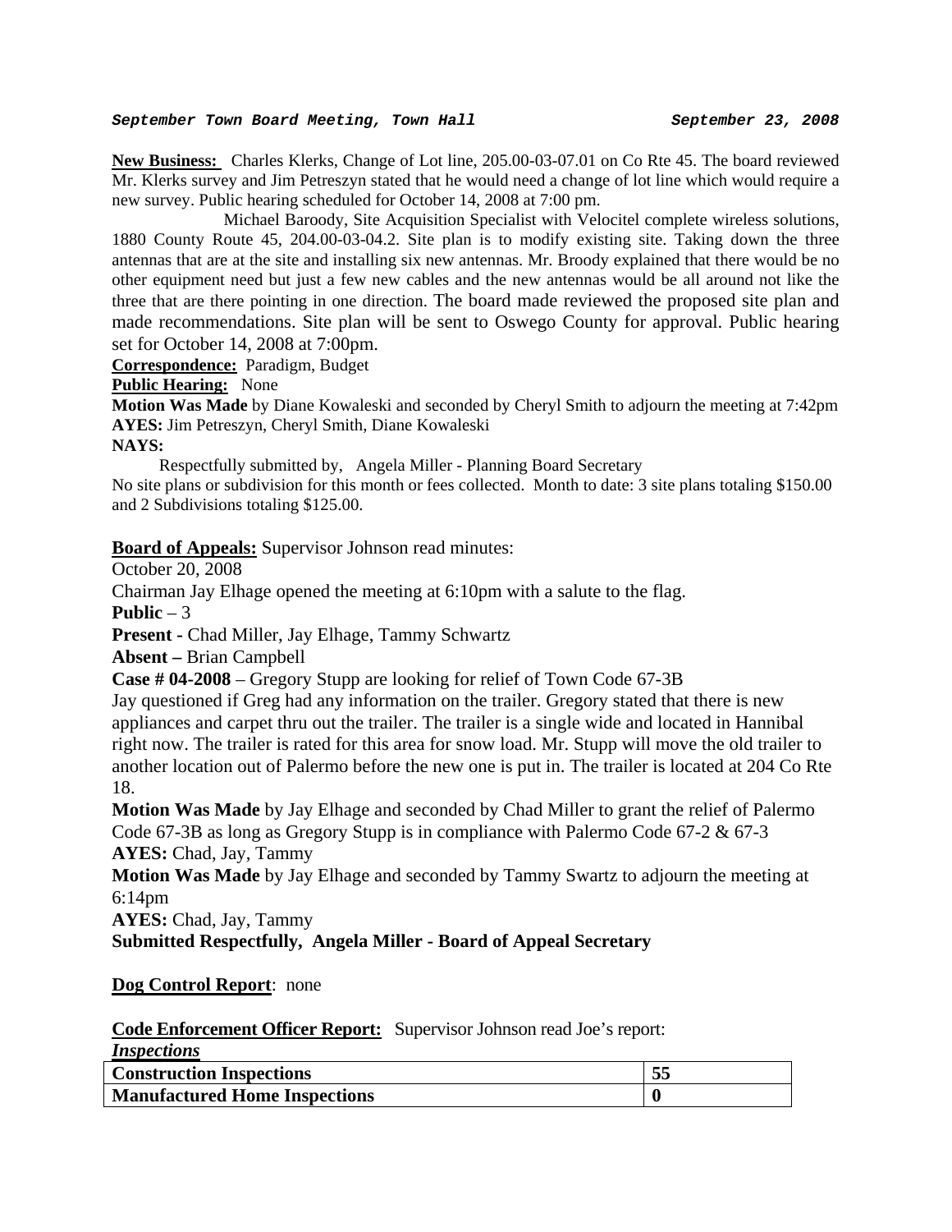**New Business:** Charles Klerks, Change of Lot line, 205.00-03-07.01 on Co Rte 45. The board reviewed Mr. Klerks survey and Jim Petreszyn stated that he would need a change of lot line which would require a new survey. Public hearing scheduled for October 14, 2008 at 7:00 pm.

Michael Baroody, Site Acquisition Specialist with Velocitel complete wireless solutions, 1880 County Route 45, 204.00-03-04.2. Site plan is to modify existing site. Taking down the three antennas that are at the site and installing six new antennas. Mr. Broody explained that there would be no other equipment need but just a few new cables and the new antennas would be all around not like the three that are there pointing in one direction. The board made reviewed the proposed site plan and made recommendations. Site plan will be sent to Oswego County for approval. Public hearing set for October 14, 2008 at 7:00pm.

**Correspondence:** Paradigm, Budget

**Public Hearing:** None

**Motion Was Made** by Diane Kowaleski and seconded by Cheryl Smith to adjourn the meeting at 7:42pm

**AYES:** Jim Petreszyn, Cheryl Smith, Diane Kowaleski

**NAYS:**

Respectfully submitted by, Angela Miller - Planning Board Secretary

No site plans or subdivision for this month or fees collected. Month to date: 3 site plans totaling $150.00 and 2 Subdivisions totaling $125.00.

**Board of Appeals:** Supervisor Johnson read minutes:

October 20, 2008

Chairman Jay Elhage opened the meeting at 6:10pm with a salute to the flag.

**Public** – 3

**Present -** Chad Miller, Jay Elhage, Tammy Schwartz

**Absent –** Brian Campbell

**Case # 04-2008** – Gregory Stupp are looking for relief of Town Code 67-3B

Jay questioned if Greg had any information on the trailer. Gregory stated that there is new appliances and carpet thru out the trailer. The trailer is a single wide and located in Hannibal right now. The trailer is rated for this area for snow load. Mr. Stupp will move the old trailer to another location out of Palermo before the new one is put in. The trailer is located at 204 Co Rte 18.

**Motion Was Made** by Jay Elhage and seconded by Chad Miller to grant the relief of Palermo Code 67-3B as long as Gregory Stupp is in compliance with Palermo Code 67-2 & 67-3

**AYES:** Chad, Jay, Tammy

**Motion Was Made** by Jay Elhage and seconded by Tammy Swartz to adjourn the meeting at 6:14pm

**AYES:** Chad, Jay, Tammy

**Submitted Respectfully, Angela Miller - Board of Appeal Secretary**

**Dog Control Report**: none

**Code Enforcement Officer Report:** Supervisor Johnson read Joe's report:

***Inspections***

| Construction Inspections | 55 |
|---|---|
| Manufactured Home Inspections | 0 |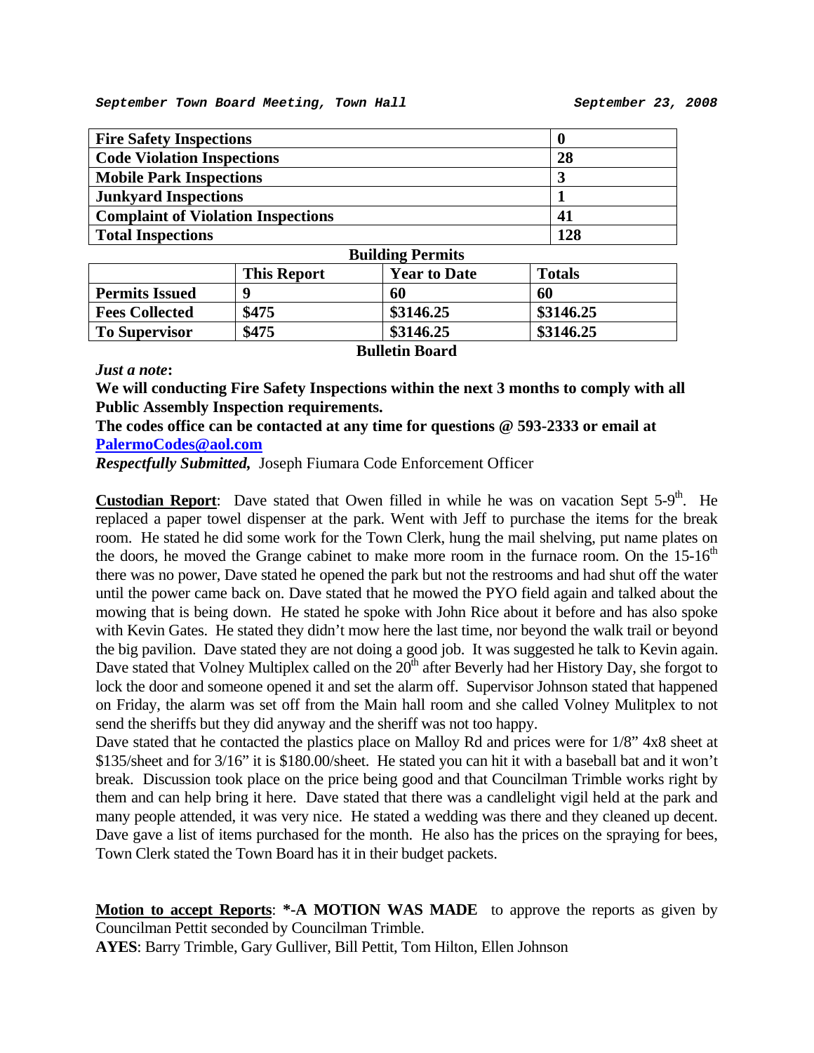| Fire Safety Inspections | 0 |
|---|---|
| Code Violation Inspections | 28 |
| Mobile Park Inspections | 3 |
| Junkyard Inspections | 1 |
| Complaint of Violation Inspections | 41 |
| Total Inspections | 128 |

**Building Permits**

| | This Report | Year to Date | Totals |
|---|---|---|---|
| Permits Issued | 9 | 60 | 60 |
| Fees Collected | $475 | $3146.25 | $3146.25 |
| To Supervisor | $475 | $3146.25 | $3146.25 |

**Bulletin Board**

***Just a note*:**

**We will conducting Fire Safety Inspections within the next 3 months to comply with all Public Assembly Inspection requirements.**

**The codes office can be contacted at any time for questions @ 593-2333 or email at [PalermoCodes@aol.com](mailto:PalermoCodes@aol.com)**

***Respectfully Submitted,*** Joseph Fiumara Code Enforcement Officer

**Custodian Report**: Dave stated that Owen filled in while he was on vacation Sept 5-9th. He replaced a paper towel dispenser at the park. Went with Jeff to purchase the items for the break room. He stated he did some work for the Town Clerk, hung the mail shelving, put name plates on the doors, he moved the Grange cabinet to make more room in the furnace room. On the 15-16th there was no power, Dave stated he opened the park but not the restrooms and had shut off the water until the power came back on. Dave stated that he mowed the PYO field again and talked about the mowing that is being down. He stated he spoke with John Rice about it before and has also spoke with Kevin Gates. He stated they didn't mow here the last time, nor beyond the walk trail or beyond the big pavilion. Dave stated they are not doing a good job. It was suggested he talk to Kevin again. Dave stated that Volney Multiplex called on the 20th after Beverly had her History Day, she forgot to lock the door and someone opened it and set the alarm off. Supervisor Johnson stated that happened on Friday, the alarm was set off from the Main hall room and she called Volney Mulitplex to not send the sheriffs but they did anyway and the sheriff was not too happy.

Dave stated that he contacted the plastics place on Malloy Rd and prices were for 1/8" 4x8 sheet at $135/sheet and for 3/16" it is $180.00/sheet. He stated you can hit it with a baseball bat and it won't break. Discussion took place on the price being good and that Councilman Trimble works right by them and can help bring it here. Dave stated that there was a candlelight vigil held at the park and many people attended, it was very nice. He stated a wedding was there and they cleaned up decent. Dave gave a list of items purchased for the month. He also has the prices on the spraying for bees, Town Clerk stated the Town Board has it in their budget packets.

**Motion to accept Reports**: **\*-A MOTION WAS MADE** to approve the reports as given by Councilman Pettit seconded by Councilman Trimble.

**AYES**: Barry Trimble, Gary Gulliver, Bill Pettit, Tom Hilton, Ellen Johnson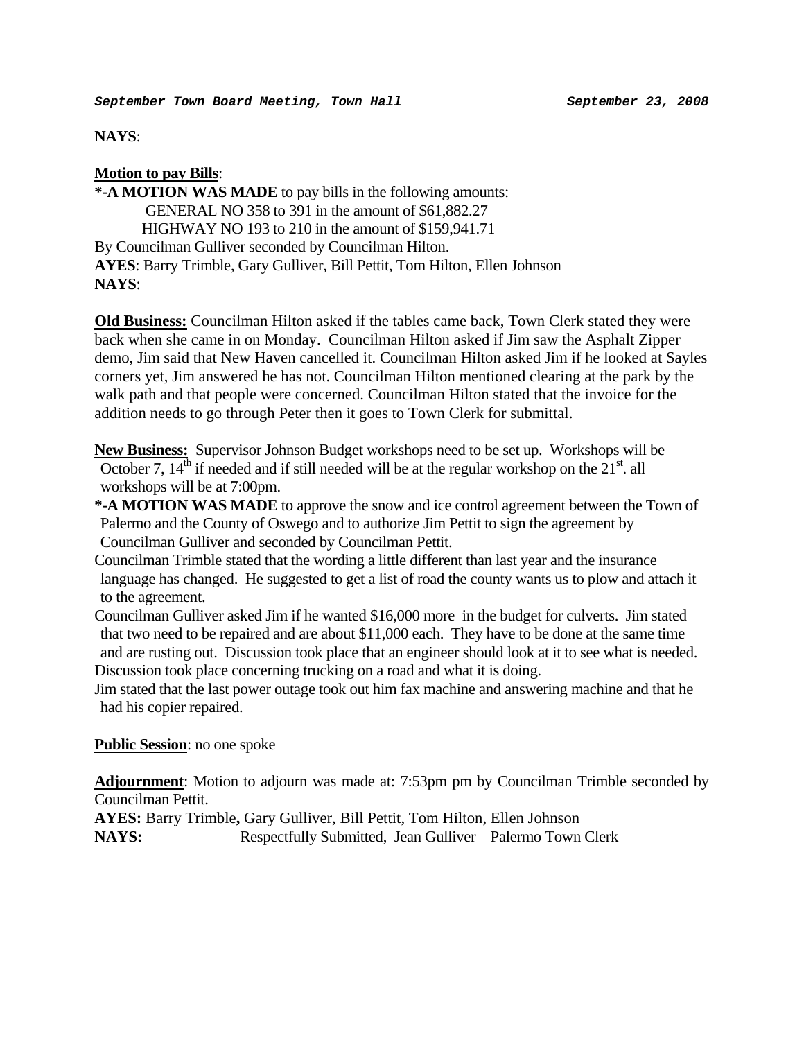**NAYS**:

**Motion to pay Bills**:

***-A MOTION WAS MADE** to pay bills in the following amounts:

GENERAL NO 358 to 391 in the amount of $61,882.27

HIGHWAY NO 193 to 210 in the amount of $159,941.71

By Councilman Gulliver seconded by Councilman Hilton.

**AYES**: Barry Trimble, Gary Gulliver, Bill Pettit, Tom Hilton, Ellen Johnson

**NAYS**:

**Old Business:** Councilman Hilton asked if the tables came back, Town Clerk stated they were back when she came in on Monday. Councilman Hilton asked if Jim saw the Asphalt Zipper demo, Jim said that New Haven cancelled it. Councilman Hilton asked Jim if he looked at Sayles corners yet, Jim answered he has not. Councilman Hilton mentioned clearing at the park by the walk path and that people were concerned. Councilman Hilton stated that the invoice for the addition needs to go through Peter then it goes to Town Clerk for submittal.

**New Business:** Supervisor Johnson Budget workshops need to be set up. Workshops will be October 7, 14th if needed and if still needed will be at the regular workshop on the 21st. all workshops will be at 7:00pm.

***-A MOTION WAS MADE** to approve the snow and ice control agreement between the Town of Palermo and the County of Oswego and to authorize Jim Pettit to sign the agreement by Councilman Gulliver and seconded by Councilman Pettit.

Councilman Trimble stated that the wording a little different than last year and the insurance language has changed. He suggested to get a list of road the county wants us to plow and attach it to the agreement.

Councilman Gulliver asked Jim if he wanted $16,000 more in the budget for culverts. Jim stated that two need to be repaired and are about $11,000 each. They have to be done at the same time and are rusting out. Discussion took place that an engineer should look at it to see what is needed.

Discussion took place concerning trucking on a road and what it is doing.

Jim stated that the last power outage took out him fax machine and answering machine and that he had his copier repaired.

**Public Session**: no one spoke

**Adjournment**: Motion to adjourn was made at: 7:53pm pm by Councilman Trimble seconded by Councilman Pettit.

**AYES:** Barry Trimble**,** Gary Gulliver, Bill Pettit, Tom Hilton, Ellen Johnson

**NAYS:** Respectfully Submitted, Jean Gulliver Palermo Town Clerk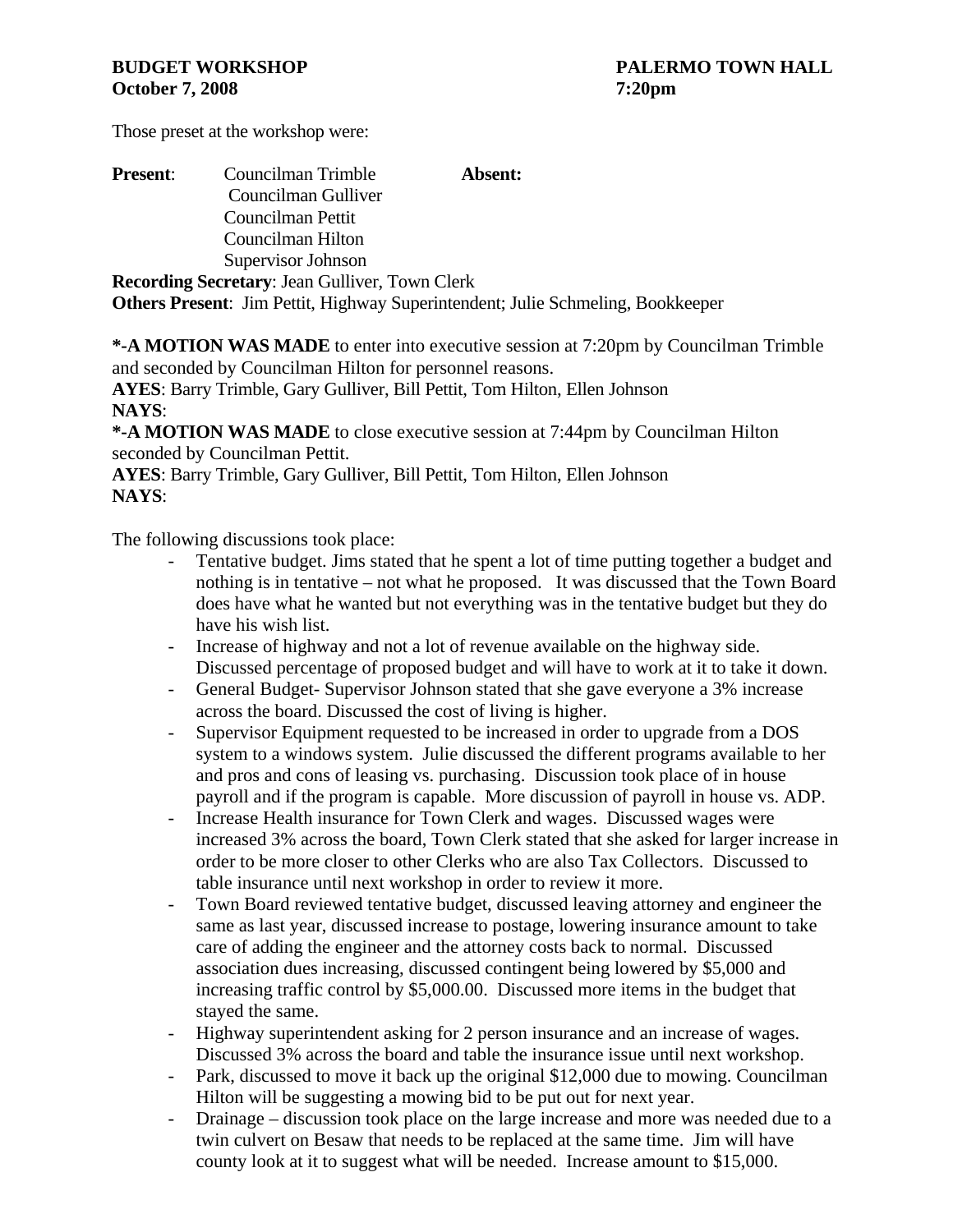**BUDGET WORKSHOP** **PALERMO TOWN HALL**
**October 7, 2008** **7:20pm**

Those preset at the workshop were:

**Present**: Councilman Trimble
Councilman Gulliver
Councilman Pettit
Councilman Hilton
Supervisor Johnson

**Absent:**

**Recording Secretary**: Jean Gulliver, Town Clerk
**Others Present**: Jim Pettit, Highway Superintendent; Julie Schmeling, Bookkeeper

***-A MOTION WAS MADE** to enter into executive session at 7:20pm by Councilman Trimble and seconded by Councilman Hilton for personnel reasons.
**AYES**: Barry Trimble, Gary Gulliver, Bill Pettit, Tom Hilton, Ellen Johnson
**NAYS**:
***-A MOTION WAS MADE** to close executive session at 7:44pm by Councilman Hilton seconded by Councilman Pettit.
**AYES**: Barry Trimble, Gary Gulliver, Bill Pettit, Tom Hilton, Ellen Johnson
**NAYS**:

The following discussions took place:

- Tentative budget. Jims stated that he spent a lot of time putting together a budget and nothing is in tentative – not what he proposed. It was discussed that the Town Board does have what he wanted but not everything was in the tentative budget but they do have his wish list.
- Increase of highway and not a lot of revenue available on the highway side. Discussed percentage of proposed budget and will have to work at it to take it down.
- General Budget- Supervisor Johnson stated that she gave everyone a 3% increase across the board. Discussed the cost of living is higher.
- Supervisor Equipment requested to be increased in order to upgrade from a DOS system to a windows system. Julie discussed the different programs available to her and pros and cons of leasing vs. purchasing. Discussion took place of in house payroll and if the program is capable. More discussion of payroll in house vs. ADP.
- Increase Health insurance for Town Clerk and wages. Discussed wages were increased 3% across the board, Town Clerk stated that she asked for larger increase in order to be more closer to other Clerks who are also Tax Collectors. Discussed to table insurance until next workshop in order to review it more.
- Town Board reviewed tentative budget, discussed leaving attorney and engineer the same as last year, discussed increase to postage, lowering insurance amount to take care of adding the engineer and the attorney costs back to normal. Discussed association dues increasing, discussed contingent being lowered by $5,000 and increasing traffic control by $5,000.00. Discussed more items in the budget that stayed the same.
- Highway superintendent asking for 2 person insurance and an increase of wages. Discussed 3% across the board and table the insurance issue until next workshop.
- Park, discussed to move it back up the original $12,000 due to mowing. Councilman Hilton will be suggesting a mowing bid to be put out for next year.
- Drainage – discussion took place on the large increase and more was needed due to a twin culvert on Besaw that needs to be replaced at the same time. Jim will have county look at it to suggest what will be needed. Increase amount to $15,000.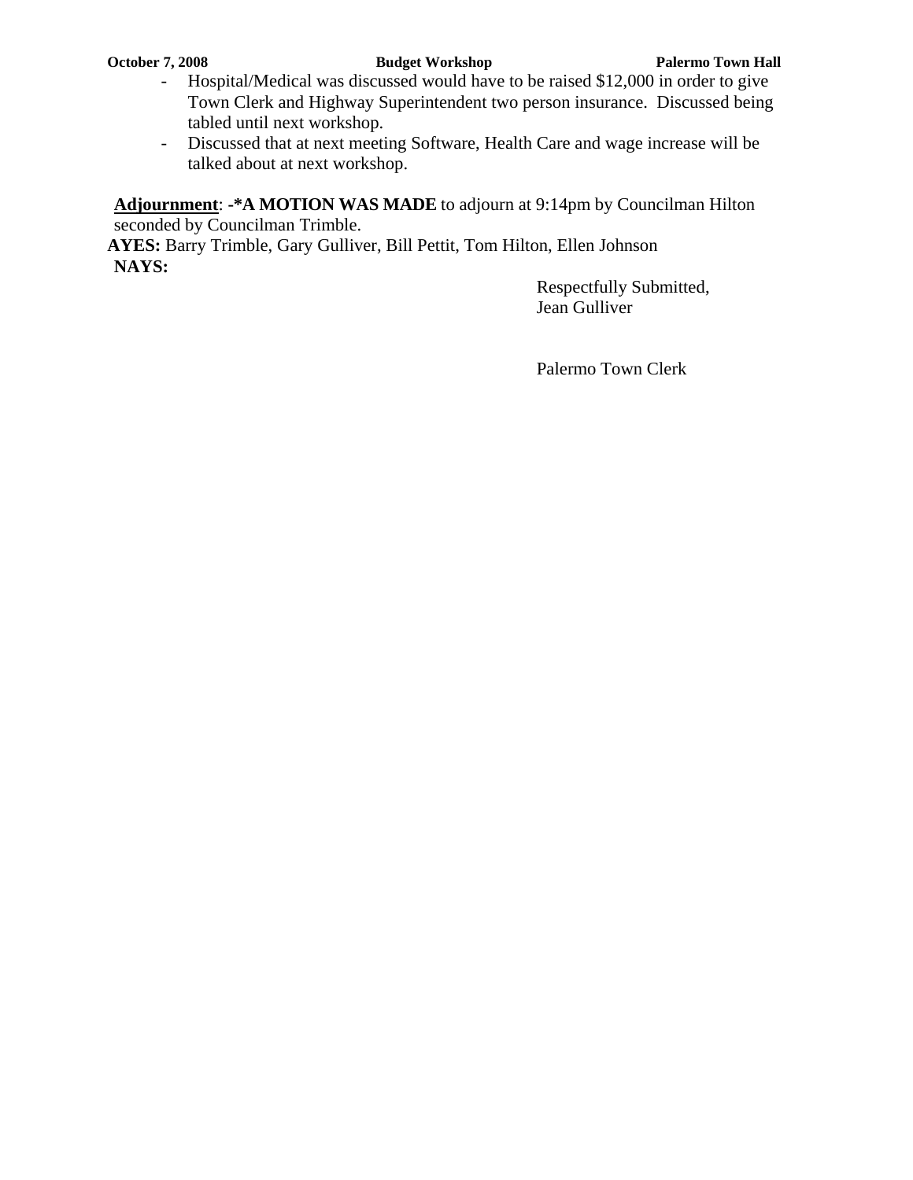- Hospital/Medical was discussed would have to be raised $12,000 in order to give Town Clerk and Highway Superintendent two person insurance. Discussed being tabled until next workshop.
- Discussed that at next meeting Software, Health Care and wage increase will be talked about at next workshop.

**Adjournment**: **-*A MOTION WAS MADE** to adjourn at 9:14pm by Councilman Hilton seconded by Councilman Trimble.

**AYES:** Barry Trimble, Gary Gulliver, Bill Pettit, Tom Hilton, Ellen Johnson

**NAYS:**

Respectfully Submitted,
Jean Gulliver

Palermo Town Clerk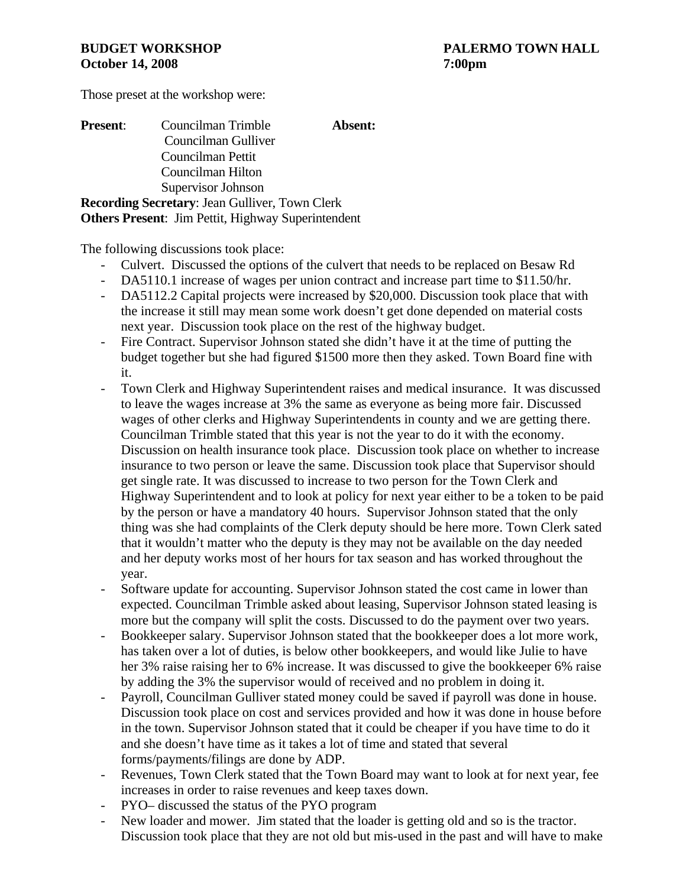**BUDGET WORKSHOP** **PALERMO TOWN HALL**
**October 14, 2008** **7:00pm**

Those preset at the workshop were:

| **Present**: | Councilman Trimble | **Absent:** |
|---|---|---|
| | Councilman Gulliver | |
| | Councilman Pettit | |
| | Councilman Hilton | |
| | Supervisor Johnson | |

**Recording Secretary**: Jean Gulliver, Town Clerk
**Others Present**: Jim Pettit, Highway Superintendent

The following discussions took place:

- Culvert. Discussed the options of the culvert that needs to be replaced on Besaw Rd
- DA5110.1 increase of wages per union contract and increase part time to $11.50/hr.
- DA5112.2 Capital projects were increased by $20,000. Discussion took place that with the increase it still may mean some work doesn't get done depended on material costs next year. Discussion took place on the rest of the highway budget.
- Fire Contract. Supervisor Johnson stated she didn't have it at the time of putting the budget together but she had figured $1500 more then they asked. Town Board fine with it.
- Town Clerk and Highway Superintendent raises and medical insurance. It was discussed to leave the wages increase at 3% the same as everyone as being more fair. Discussed wages of other clerks and Highway Superintendents in county and we are getting there. Councilman Trimble stated that this year is not the year to do it with the economy. Discussion on health insurance took place. Discussion took place on whether to increase insurance to two person or leave the same. Discussion took place that Supervisor should get single rate. It was discussed to increase to two person for the Town Clerk and Highway Superintendent and to look at policy for next year either to be a token to be paid by the person or have a mandatory 40 hours. Supervisor Johnson stated that the only thing was she had complaints of the Clerk deputy should be here more. Town Clerk sated that it wouldn't matter who the deputy is they may not be available on the day needed and her deputy works most of her hours for tax season and has worked throughout the year.
- Software update for accounting. Supervisor Johnson stated the cost came in lower than expected. Councilman Trimble asked about leasing, Supervisor Johnson stated leasing is more but the company will split the costs. Discussed to do the payment over two years.
- Bookkeeper salary. Supervisor Johnson stated that the bookkeeper does a lot more work, has taken over a lot of duties, is below other bookkeepers, and would like Julie to have her 3% raise raising her to 6% increase. It was discussed to give the bookkeeper 6% raise by adding the 3% the supervisor would of received and no problem in doing it.
- Payroll, Councilman Gulliver stated money could be saved if payroll was done in house. Discussion took place on cost and services provided and how it was done in house before in the town. Supervisor Johnson stated that it could be cheaper if you have time to do it and she doesn't have time as it takes a lot of time and stated that several forms/payments/filings are done by ADP.
- Revenues, Town Clerk stated that the Town Board may want to look at for next year, fee increases in order to raise revenues and keep taxes down.
- PYO– discussed the status of the PYO program
- New loader and mower. Jim stated that the loader is getting old and so is the tractor. Discussion took place that they are not old but mis-used in the past and will have to make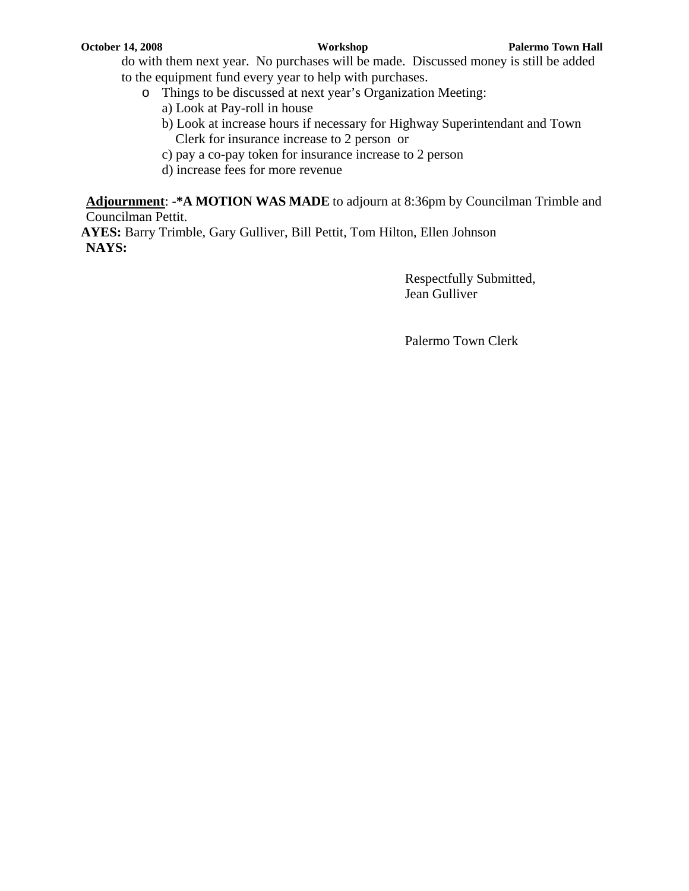do with them next year. No purchases will be made. Discussed money is still be added to the equipment fund every year to help with purchases.

- Things to be discussed at next year's Organization Meeting:
  - a) Look at Pay-roll in house
  - b) Look at increase hours if necessary for Highway Superintendant and Town Clerk for insurance increase to 2 person or
  - c) pay a co-pay token for insurance increase to 2 person
  - d) increase fees for more revenue

<u>**Adjournment**</u>: **-*A MOTION WAS MADE** to adjourn at 8:36pm by Councilman Trimble and Councilman Pettit.

**AYES:** Barry Trimble, Gary Gulliver, Bill Pettit, Tom Hilton, Ellen Johnson

**NAYS:**

Respectfully Submitted,
Jean Gulliver

Palermo Town Clerk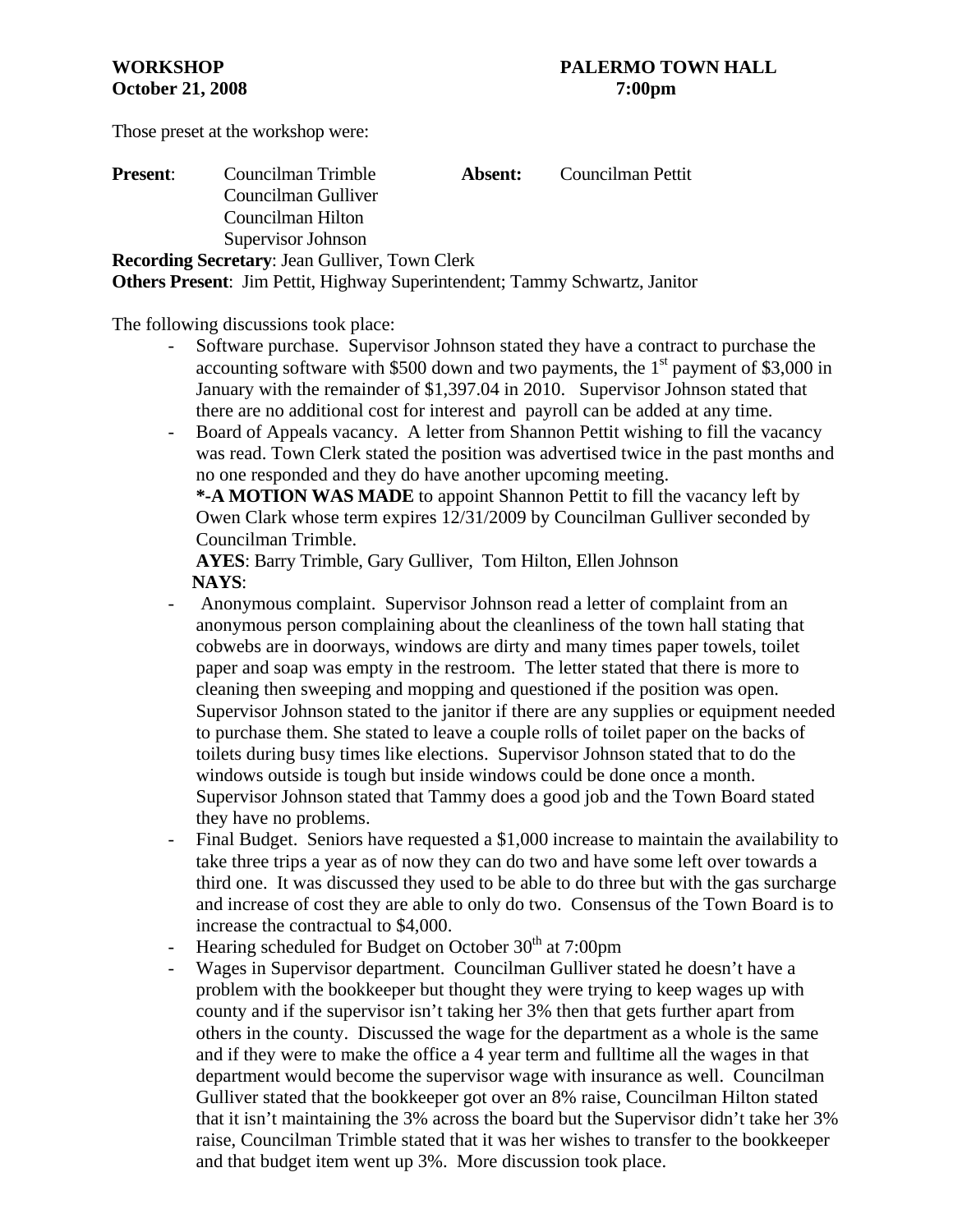**WORKSHOP** **PALERMO TOWN HALL**
**October 21, 2008** **7:00pm**

Those preset at the workshop were:

**Present**: Councilman Trimble
Councilman Gulliver
Councilman Hilton
Supervisor Johnson

**Absent:** Councilman Pettit

**Recording Secretary**: Jean Gulliver, Town Clerk
**Others Present**: Jim Pettit, Highway Superintendent; Tammy Schwartz, Janitor

The following discussions took place:

- Software purchase. Supervisor Johnson stated they have a contract to purchase the accounting software with $500 down and two payments, the 1st payment of $3,000 in January with the remainder of $1,397.04 in 2010. Supervisor Johnson stated that there are no additional cost for interest and payroll can be added at any time.
- Board of Appeals vacancy. A letter from Shannon Pettit wishing to fill the vacancy was read. Town Clerk stated the position was advertised twice in the past months and no one responded and they do have another upcoming meeting.
  **\*-A MOTION WAS MADE** to appoint Shannon Pettit to fill the vacancy left by Owen Clark whose term expires 12/31/2009 by Councilman Gulliver seconded by Councilman Trimble.
  **AYES**: Barry Trimble, Gary Gulliver, Tom Hilton, Ellen Johnson
  **NAYS**:
- Anonymous complaint. Supervisor Johnson read a letter of complaint from an anonymous person complaining about the cleanliness of the town hall stating that cobwebs are in doorways, windows are dirty and many times paper towels, toilet paper and soap was empty in the restroom. The letter stated that there is more to cleaning then sweeping and mopping and questioned if the position was open. Supervisor Johnson stated to the janitor if there are any supplies or equipment needed to purchase them. She stated to leave a couple rolls of toilet paper on the backs of toilets during busy times like elections. Supervisor Johnson stated that to do the windows outside is tough but inside windows could be done once a month. Supervisor Johnson stated that Tammy does a good job and the Town Board stated they have no problems.
- Final Budget. Seniors have requested a $1,000 increase to maintain the availability to take three trips a year as of now they can do two and have some left over towards a third one. It was discussed they used to be able to do three but with the gas surcharge and increase of cost they are able to only do two. Consensus of the Town Board is to increase the contractual to $4,000.
- Hearing scheduled for Budget on October 30th at 7:00pm
- Wages in Supervisor department. Councilman Gulliver stated he doesn't have a problem with the bookkeeper but thought they were trying to keep wages up with county and if the supervisor isn't taking her 3% then that gets further apart from others in the county. Discussed the wage for the department as a whole is the same and if they were to make the office a 4 year term and fulltime all the wages in that department would become the supervisor wage with insurance as well. Councilman Gulliver stated that the bookkeeper got over an 8% raise, Councilman Hilton stated that it isn't maintaining the 3% across the board but the Supervisor didn't take her 3% raise, Councilman Trimble stated that it was her wishes to transfer to the bookkeeper and that budget item went up 3%. More discussion took place.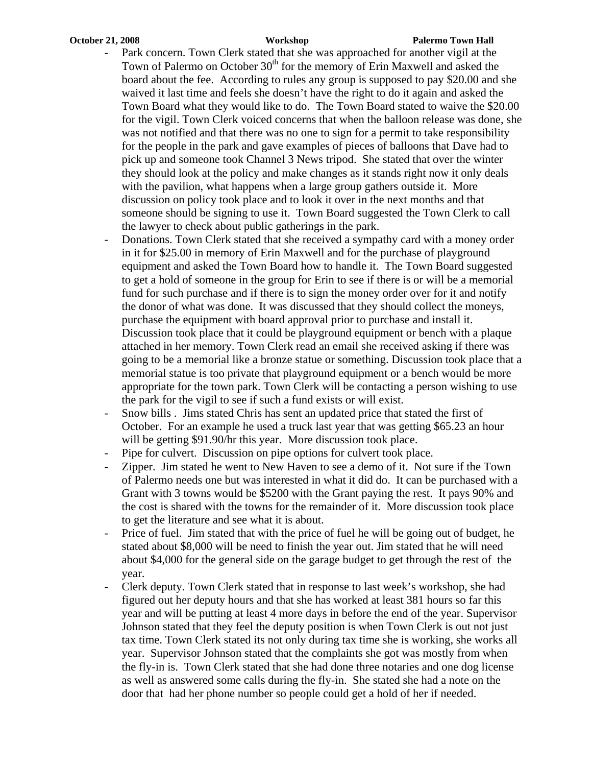- Park concern. Town Clerk stated that she was approached for another vigil at the Town of Palermo on October 30th for the memory of Erin Maxwell and asked the board about the fee. According to rules any group is supposed to pay $20.00 and she waived it last time and feels she doesn't have the right to do it again and asked the Town Board what they would like to do. The Town Board stated to waive the $20.00 for the vigil. Town Clerk voiced concerns that when the balloon release was done, she was not notified and that there was no one to sign for a permit to take responsibility for the people in the park and gave examples of pieces of balloons that Dave had to pick up and someone took Channel 3 News tripod. She stated that over the winter they should look at the policy and make changes as it stands right now it only deals with the pavilion, what happens when a large group gathers outside it. More discussion on policy took place and to look it over in the next months and that someone should be signing to use it. Town Board suggested the Town Clerk to call the lawyer to check about public gatherings in the park.
- Donations. Town Clerk stated that she received a sympathy card with a money order in it for $25.00 in memory of Erin Maxwell and for the purchase of playground equipment and asked the Town Board how to handle it. The Town Board suggested to get a hold of someone in the group for Erin to see if there is or will be a memorial fund for such purchase and if there is to sign the money order over for it and notify the donor of what was done. It was discussed that they should collect the moneys, purchase the equipment with board approval prior to purchase and install it. Discussion took place that it could be playground equipment or bench with a plaque attached in her memory. Town Clerk read an email she received asking if there was going to be a memorial like a bronze statue or something. Discussion took place that a memorial statue is too private that playground equipment or a bench would be more appropriate for the town park. Town Clerk will be contacting a person wishing to use the park for the vigil to see if such a fund exists or will exist.
- Snow bills . Jims stated Chris has sent an updated price that stated the first of October. For an example he used a truck last year that was getting $65.23 an hour will be getting $91.90/hr this year. More discussion took place.
- Pipe for culvert. Discussion on pipe options for culvert took place.
- Zipper. Jim stated he went to New Haven to see a demo of it. Not sure if the Town of Palermo needs one but was interested in what it did do. It can be purchased with a Grant with 3 towns would be $5200 with the Grant paying the rest. It pays 90% and the cost is shared with the towns for the remainder of it. More discussion took place to get the literature and see what it is about.
- Price of fuel. Jim stated that with the price of fuel he will be going out of budget, he stated about $8,000 will be need to finish the year out. Jim stated that he will need about $4,000 for the general side on the garage budget to get through the rest of the year.
- Clerk deputy. Town Clerk stated that in response to last week's workshop, she had figured out her deputy hours and that she has worked at least 381 hours so far this year and will be putting at least 4 more days in before the end of the year. Supervisor Johnson stated that they feel the deputy position is when Town Clerk is out not just tax time. Town Clerk stated its not only during tax time she is working, she works all year. Supervisor Johnson stated that the complaints she got was mostly from when the fly-in is. Town Clerk stated that she had done three notaries and one dog license as well as answered some calls during the fly-in. She stated she had a note on the door that had her phone number so people could get a hold of her if needed.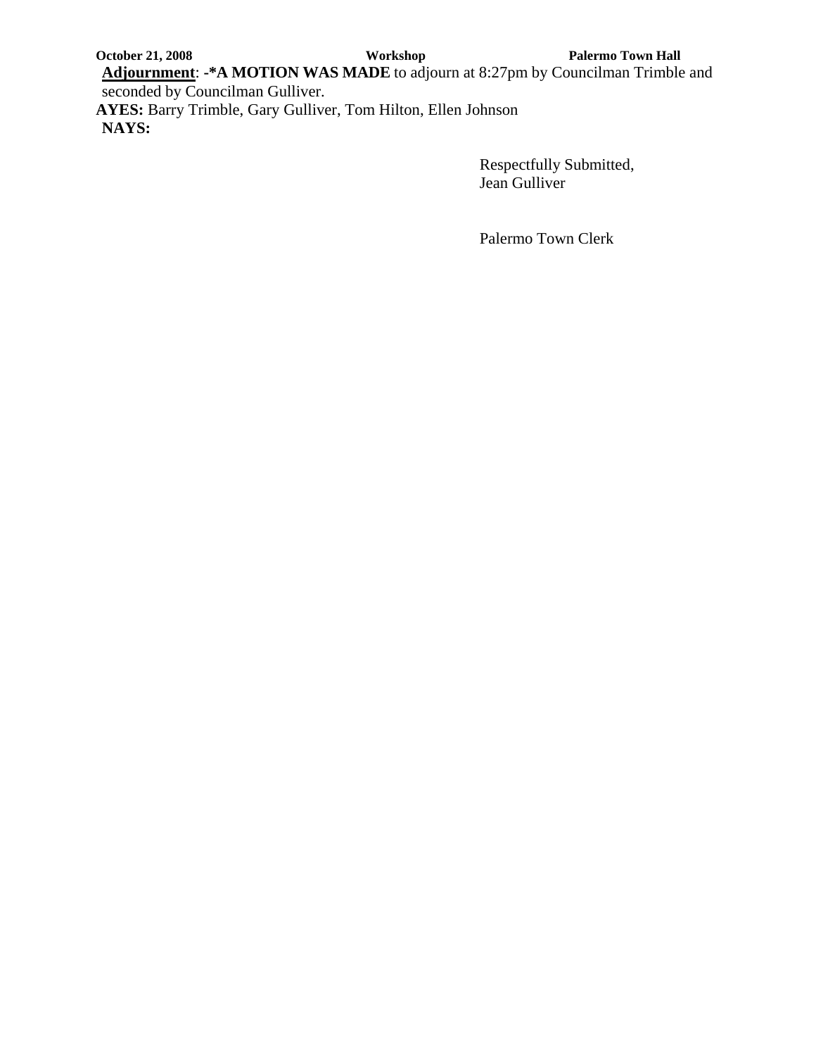**Adjournment**: -***A MOTION WAS MADE** to adjourn at 8:27pm by Councilman Trimble and seconded by Councilman Gulliver.

**AYES:** Barry Trimble, Gary Gulliver, Tom Hilton, Ellen Johnson

**NAYS:**

Respectfully Submitted,
Jean Gulliver

Palermo Town Clerk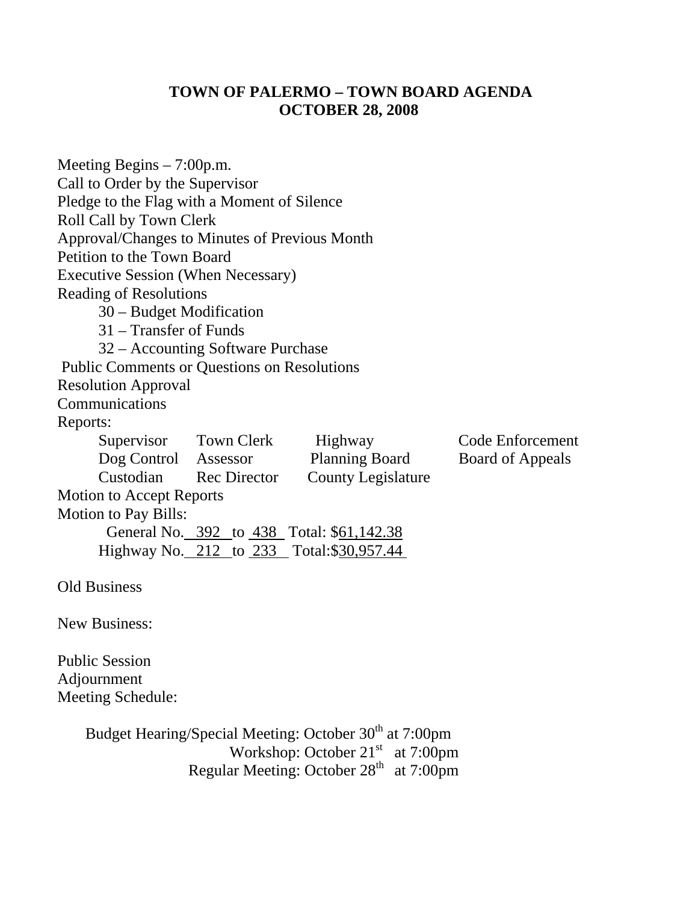# TOWN OF PALERMO – TOWN BOARD AGENDA
## OCTOBER 28, 2008

Meeting Begins – 7:00p.m.
Call to Order by the Supervisor
Pledge to the Flag with a Moment of Silence
Roll Call by Town Clerk
Approval/Changes to Minutes of Previous Month
Petition to the Town Board
Executive Session (When Necessary)
Reading of Resolutions

- 30 – Budget Modification
- 31 – Transfer of Funds
- 32 – Accounting Software Purchase

Public Comments or Questions on Resolutions
Resolution Approval
Communications
Reports:

| | | | |
|---|---|---|---|
| Supervisor | Town Clerk | Highway | Code Enforcement |
| Dog Control | Assessor | Planning Board | Board of Appeals |
| Custodian | Rec Director | County Legislature | |

Motion to Accept Reports
Motion to Pay Bills:

General No. 392 to 438 Total: $61,142.38
Highway No. 212 to 233 Total:$30,957.44

Old Business

New Business:

Public Session
Adjournment
Meeting Schedule:

Budget Hearing/Special Meeting: October 30th at 7:00pm
Workshop: October 21st at 7:00pm
Regular Meeting: October 28th at 7:00pm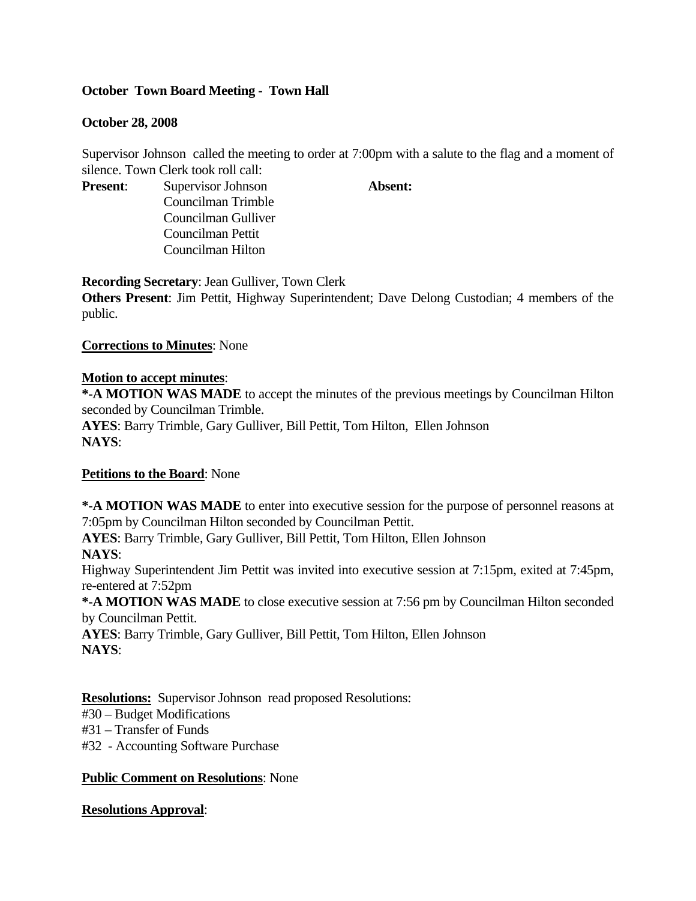**October Town Board Meeting - Town Hall**

**October 28, 2008**

Supervisor Johnson called the meeting to order at 7:00pm with a salute to the flag and a moment of silence. Town Clerk took roll call:

**Present**: Supervisor Johnson
Councilman Trimble
Councilman Gulliver
Councilman Pettit
Councilman Hilton

**Absent:**

**Recording Secretary**: Jean Gulliver, Town Clerk
**Others Present**: Jim Pettit, Highway Superintendent; Dave Delong Custodian; 4 members of the public.

**Corrections to Minutes**: None

**Motion to accept minutes**:
**\*-A MOTION WAS MADE** to accept the minutes of the previous meetings by Councilman Hilton seconded by Councilman Trimble.
**AYES**: Barry Trimble, Gary Gulliver, Bill Pettit, Tom Hilton, Ellen Johnson
**NAYS**:

**Petitions to the Board**: None

**\*-A MOTION WAS MADE** to enter into executive session for the purpose of personnel reasons at 7:05pm by Councilman Hilton seconded by Councilman Pettit.
**AYES**: Barry Trimble, Gary Gulliver, Bill Pettit, Tom Hilton, Ellen Johnson
**NAYS**:
Highway Superintendent Jim Pettit was invited into executive session at 7:15pm, exited at 7:45pm, re-entered at 7:52pm
**\*-A MOTION WAS MADE** to close executive session at 7:56 pm by Councilman Hilton seconded by Councilman Pettit.
**AYES**: Barry Trimble, Gary Gulliver, Bill Pettit, Tom Hilton, Ellen Johnson
**NAYS**:

**Resolutions:** Supervisor Johnson read proposed Resolutions:
#30 – Budget Modifications
#31 – Transfer of Funds
#32 - Accounting Software Purchase

**Public Comment on Resolutions**: None

**Resolutions Approval**: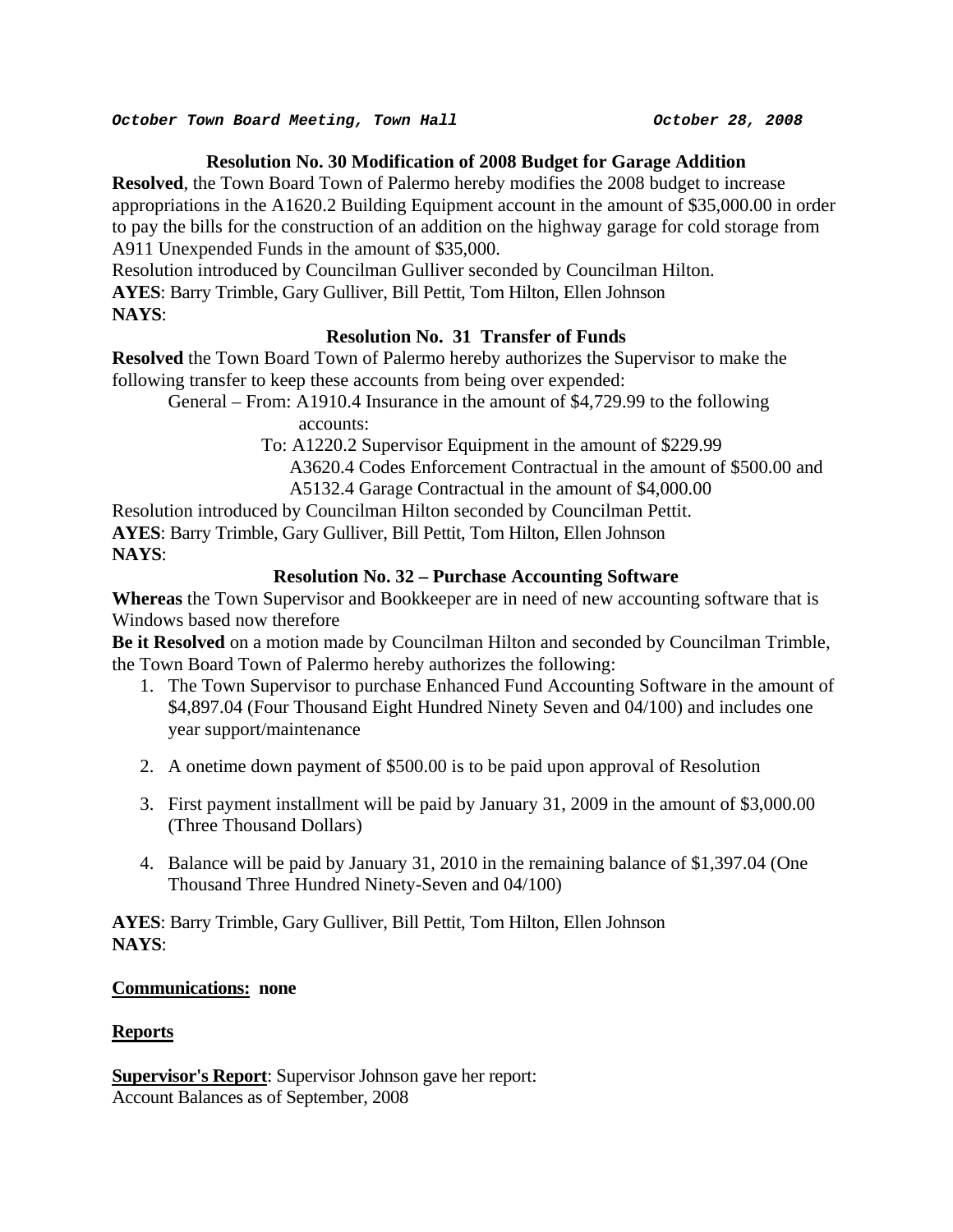***October Town Board Meeting, Town Hall October 28, 2008***

**Resolution No. 30 Modification of 2008 Budget for Garage Addition**

**Resolved**, the Town Board Town of Palermo hereby modifies the 2008 budget to increase appropriations in the A1620.2 Building Equipment account in the amount of $35,000.00 in order to pay the bills for the construction of an addition on the highway garage for cold storage from A911 Unexpended Funds in the amount of $35,000.

Resolution introduced by Councilman Gulliver seconded by Councilman Hilton.

**AYES**: Barry Trimble, Gary Gulliver, Bill Pettit, Tom Hilton, Ellen Johnson

**NAYS**:

**Resolution No. 31 Transfer of Funds**

**Resolved** the Town Board Town of Palermo hereby authorizes the Supervisor to make the following transfer to keep these accounts from being over expended:

General – From: A1910.4 Insurance in the amount of $4,729.99 to the following accounts:

To: A1220.2 Supervisor Equipment in the amount of $229.99
A3620.4 Codes Enforcement Contractual in the amount of $500.00 and
A5132.4 Garage Contractual in the amount of $4,000.00

Resolution introduced by Councilman Hilton seconded by Councilman Pettit.

**AYES**: Barry Trimble, Gary Gulliver, Bill Pettit, Tom Hilton, Ellen Johnson

**NAYS**:

**Resolution No. 32 – Purchase Accounting Software**

**Whereas** the Town Supervisor and Bookkeeper are in need of new accounting software that is Windows based now therefore

**Be it Resolved** on a motion made by Councilman Hilton and seconded by Councilman Trimble, the Town Board Town of Palermo hereby authorizes the following:

1. The Town Supervisor to purchase Enhanced Fund Accounting Software in the amount of $4,897.04 (Four Thousand Eight Hundred Ninety Seven and 04/100) and includes one year support/maintenance

2. A onetime down payment of $500.00 is to be paid upon approval of Resolution

3. First payment installment will be paid by January 31, 2009 in the amount of $3,000.00 (Three Thousand Dollars)

4. Balance will be paid by January 31, 2010 in the remaining balance of $1,397.04 (One Thousand Three Hundred Ninety-Seven and 04/100)

**AYES**: Barry Trimble, Gary Gulliver, Bill Pettit, Tom Hilton, Ellen Johnson

**NAYS**:

**Communications: none**

**Reports**

**Supervisor's Report**: Supervisor Johnson gave her report:

Account Balances as of September, 2008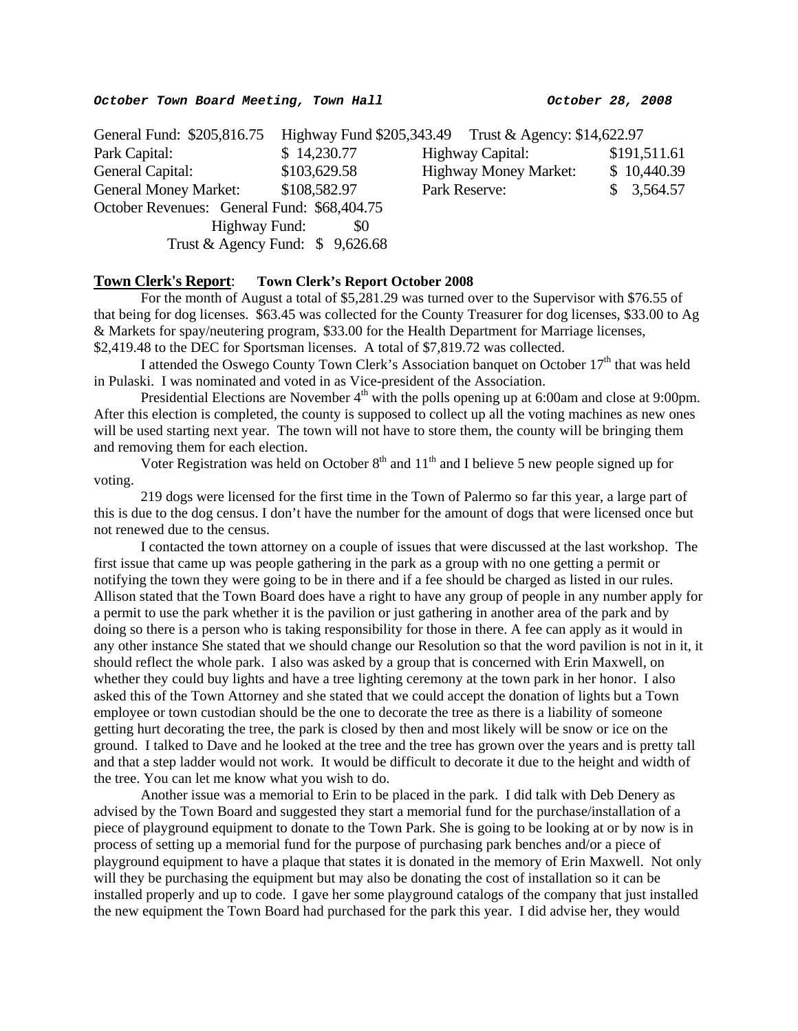***October Town Board Meeting, Town Hall*** ***October 28, 2008***

General Fund: $205,816.75 Highway Fund $205,343.49 Trust & Agency: $14,622.97

| | | | |
|---|---|---|---|
| Park Capital: | $ 14,230.77 | Highway Capital: | $191,511.61 |
| General Capital: | $103,629.58 | Highway Money Market: | $ 10,440.39 |
| General Money Market: | $108,582.97 | Park Reserve: | $ 3,564.57 |

October Revenues: General Fund: $68,404.75
Highway Fund: $0
Trust & Agency Fund: $ 9,626.68

**Town Clerk's Report**: **Town Clerk's Report October 2008**

For the month of August a total of $5,281.29 was turned over to the Supervisor with $76.55 of that being for dog licenses. $63.45 was collected for the County Treasurer for dog licenses, $33.00 to Ag & Markets for spay/neutering program, $33.00 for the Health Department for Marriage licenses, $2,419.48 to the DEC for Sportsman licenses. A total of $7,819.72 was collected.

I attended the Oswego County Town Clerk's Association banquet on October 17th that was held in Pulaski. I was nominated and voted in as Vice-president of the Association.

Presidential Elections are November 4th with the polls opening up at 6:00am and close at 9:00pm. After this election is completed, the county is supposed to collect up all the voting machines as new ones will be used starting next year. The town will not have to store them, the county will be bringing them and removing them for each election.

Voter Registration was held on October 8th and 11th and I believe 5 new people signed up for voting.

219 dogs were licensed for the first time in the Town of Palermo so far this year, a large part of this is due to the dog census. I don't have the number for the amount of dogs that were licensed once but not renewed due to the census.

I contacted the town attorney on a couple of issues that were discussed at the last workshop. The first issue that came up was people gathering in the park as a group with no one getting a permit or notifying the town they were going to be in there and if a fee should be charged as listed in our rules. Allison stated that the Town Board does have a right to have any group of people in any number apply for a permit to use the park whether it is the pavilion or just gathering in another area of the park and by doing so there is a person who is taking responsibility for those in there. A fee can apply as it would in any other instance She stated that we should change our Resolution so that the word pavilion is not in it, it should reflect the whole park. I also was asked by a group that is concerned with Erin Maxwell, on whether they could buy lights and have a tree lighting ceremony at the town park in her honor. I also asked this of the Town Attorney and she stated that we could accept the donation of lights but a Town employee or town custodian should be the one to decorate the tree as there is a liability of someone getting hurt decorating the tree, the park is closed by then and most likely will be snow or ice on the ground. I talked to Dave and he looked at the tree and the tree has grown over the years and is pretty tall and that a step ladder would not work. It would be difficult to decorate it due to the height and width of the tree. You can let me know what you wish to do.

Another issue was a memorial to Erin to be placed in the park. I did talk with Deb Denery as advised by the Town Board and suggested they start a memorial fund for the purchase/installation of a piece of playground equipment to donate to the Town Park. She is going to be looking at or by now is in process of setting up a memorial fund for the purpose of purchasing park benches and/or a piece of playground equipment to have a plaque that states it is donated in the memory of Erin Maxwell. Not only will they be purchasing the equipment but may also be donating the cost of installation so it can be installed properly and up to code. I gave her some playground catalogs of the company that just installed the new equipment the Town Board had purchased for the park this year. I did advise her, they would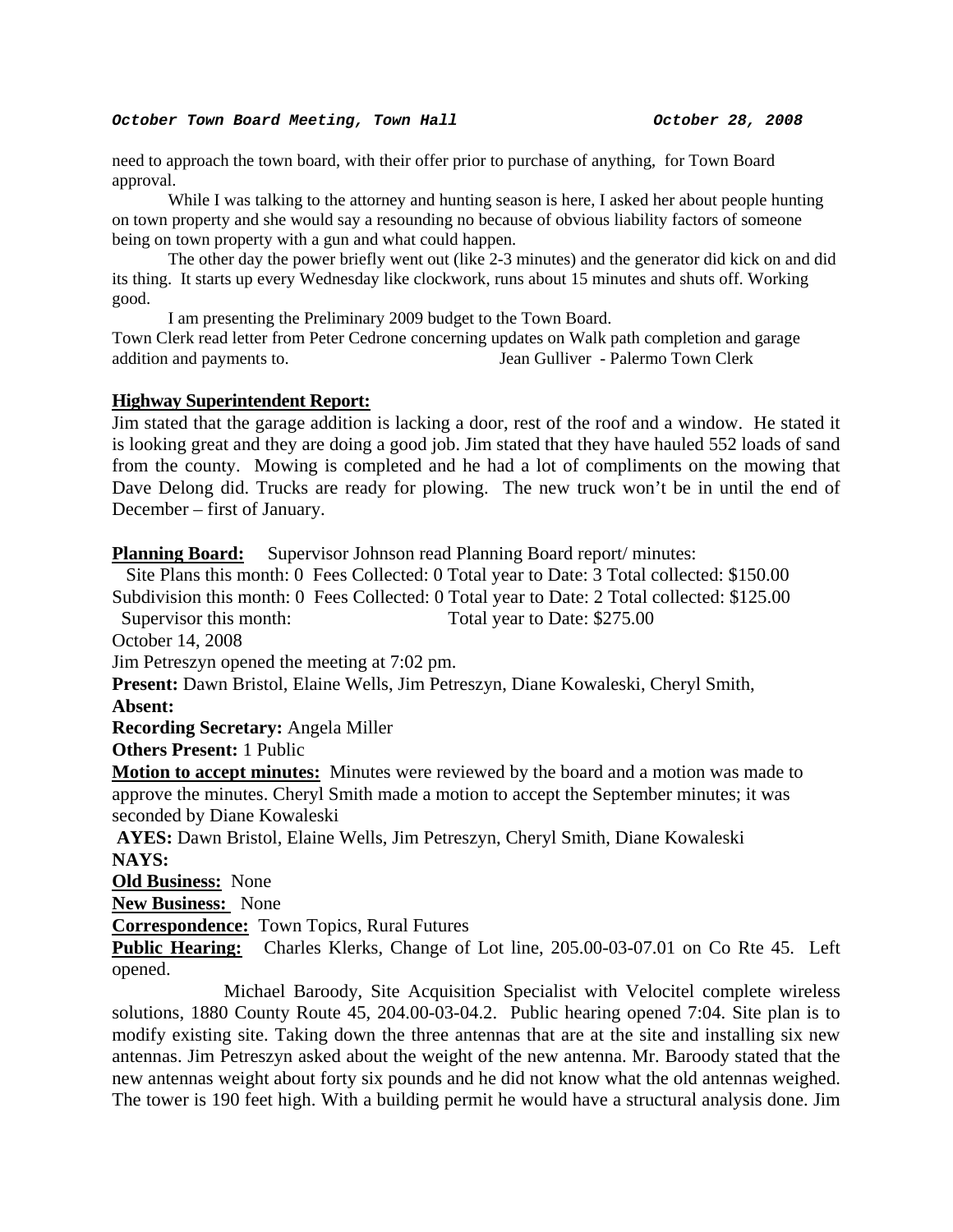need to approach the town board, with their offer prior to purchase of anything, for Town Board approval.

While I was talking to the attorney and hunting season is here, I asked her about people hunting on town property and she would say a resounding no because of obvious liability factors of someone being on town property with a gun and what could happen.

The other day the power briefly went out (like 2-3 minutes) and the generator did kick on and did its thing. It starts up every Wednesday like clockwork, runs about 15 minutes and shuts off. Working good.

I am presenting the Preliminary 2009 budget to the Town Board.

Town Clerk read letter from Peter Cedrone concerning updates on Walk path completion and garage addition and payments to. Jean Gulliver - Palermo Town Clerk

**Highway Superintendent Report:**

Jim stated that the garage addition is lacking a door, rest of the roof and a window. He stated it is looking great and they are doing a good job. Jim stated that they have hauled 552 loads of sand from the county. Mowing is completed and he had a lot of compliments on the mowing that Dave Delong did. Trucks are ready for plowing. The new truck won't be in until the end of December – first of January.

**Planning Board:** Supervisor Johnson read Planning Board report/ minutes:

Site Plans this month: 0 Fees Collected: 0 Total year to Date: 3 Total collected: $150.00
Subdivision this month: 0 Fees Collected: 0 Total year to Date: 2 Total collected: $125.00
Supervisor this month: Total year to Date: $275.00

October 14, 2008

Jim Petreszyn opened the meeting at 7:02 pm.

**Present:** Dawn Bristol, Elaine Wells, Jim Petreszyn, Diane Kowaleski, Cheryl Smith,

**Absent:**

**Recording Secretary:** Angela Miller

**Others Present:** 1 Public

**Motion to accept minutes:** Minutes were reviewed by the board and a motion was made to approve the minutes. Cheryl Smith made a motion to accept the September minutes; it was seconded by Diane Kowaleski

**AYES:** Dawn Bristol, Elaine Wells, Jim Petreszyn, Cheryl Smith, Diane Kowaleski

**NAYS:**

**Old Business:** None

**New Business:** None

**Correspondence:** Town Topics, Rural Futures

**Public Hearing:** Charles Klerks, Change of Lot line, 205.00-03-07.01 on Co Rte 45. Left opened.

Michael Baroody, Site Acquisition Specialist with Velocitel complete wireless solutions, 1880 County Route 45, 204.00-03-04.2. Public hearing opened 7:04. Site plan is to modify existing site. Taking down the three antennas that are at the site and installing six new antennas. Jim Petreszyn asked about the weight of the new antenna. Mr. Baroody stated that the new antennas weight about forty six pounds and he did not know what the old antennas weighed. The tower is 190 feet high. With a building permit he would have a structural analysis done. Jim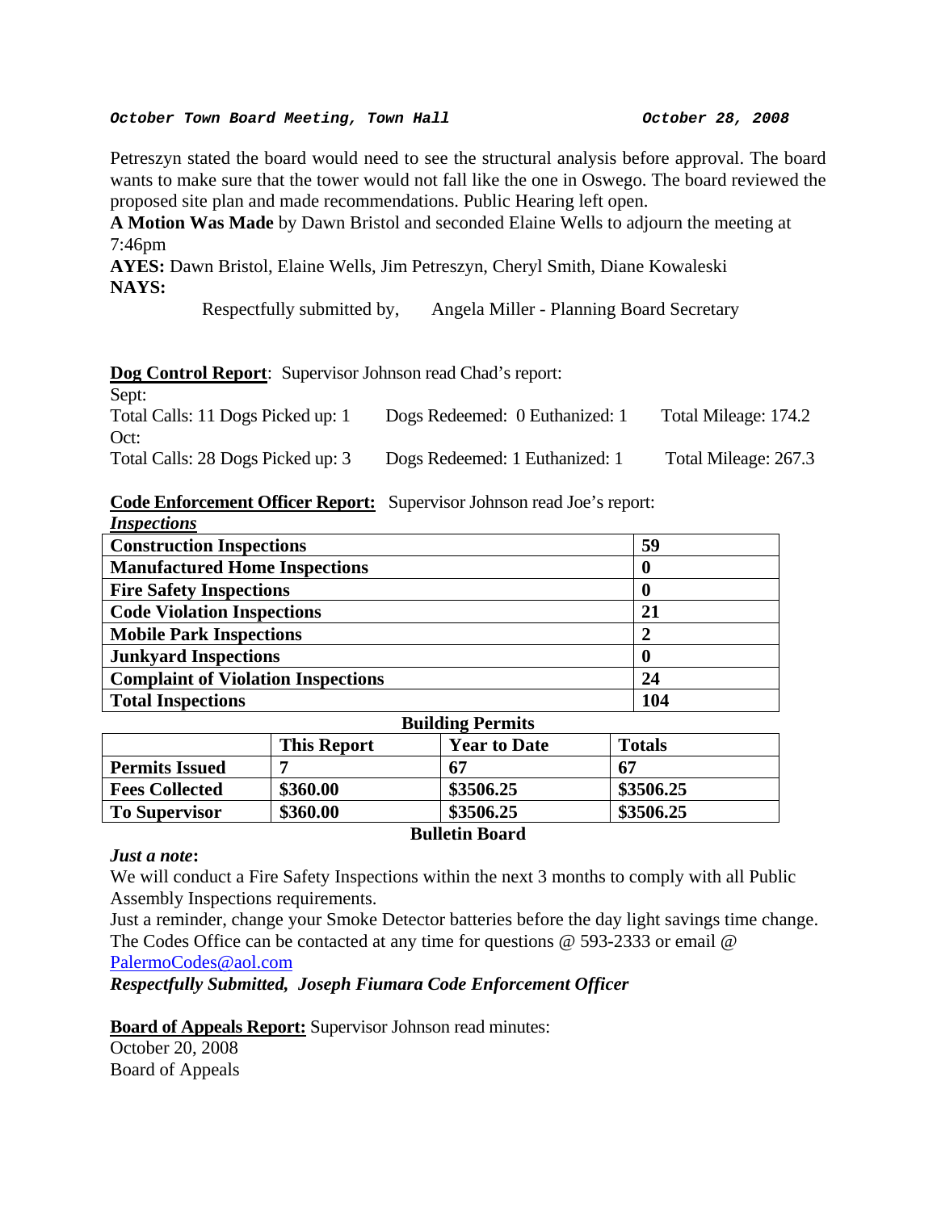Petreszyn stated the board would need to see the structural analysis before approval. The board wants to make sure that the tower would not fall like the one in Oswego. The board reviewed the proposed site plan and made recommendations. Public Hearing left open.

**A Motion Was Made** by Dawn Bristol and seconded Elaine Wells to adjourn the meeting at 7:46pm

**AYES:** Dawn Bristol, Elaine Wells, Jim Petreszyn, Cheryl Smith, Diane Kowaleski

**NAYS:**

Respectfully submitted by, Angela Miller - Planning Board Secretary

**Dog Control Report**: Supervisor Johnson read Chad's report:

Sept:

Total Calls: 11 Dogs Picked up: 1 Dogs Redeemed: 0 Euthanized: 1 Total Mileage: 174.2

Oct:

Total Calls: 28 Dogs Picked up: 3 Dogs Redeemed: 1 Euthanized: 1 Total Mileage: 267.3

**Code Enforcement Officer Report:** Supervisor Johnson read Joe's report:

***Inspections***

| **Construction Inspections** | **59** |
|---|---|
| **Manufactured Home Inspections** | **0** |
| **Fire Safety Inspections** | **0** |
| **Code Violation Inspections** | **21** |
| **Mobile Park Inspections** | **2** |
| **Junkyard Inspections** | **0** |
| **Complaint of Violation Inspections** | **24** |
| **Total Inspections** | **104** |

**Building Permits**

| | **This Report** | **Year to Date** | **Totals** |
|---|---|---|---|
| **Permits Issued** | **7** | **67** | **67** |
| **Fees Collected** | **$360.00** | **$3506.25** | **$3506.25** |
| **To Supervisor** | **$360.00** | **$3506.25** | **$3506.25** |

**Bulletin Board**

***Just a note*:**

We will conduct a Fire Safety Inspections within the next 3 months to comply with all Public Assembly Inspections requirements.

Just a reminder, change your Smoke Detector batteries before the day light savings time change.

The Codes Office can be contacted at any time for questions @ 593-2333 or email @ PalermoCodes@aol.com

***Respectfully Submitted, Joseph Fiumara Code Enforcement Officer***

**Board of Appeals Report:** Supervisor Johnson read minutes:

October 20, 2008

Board of Appeals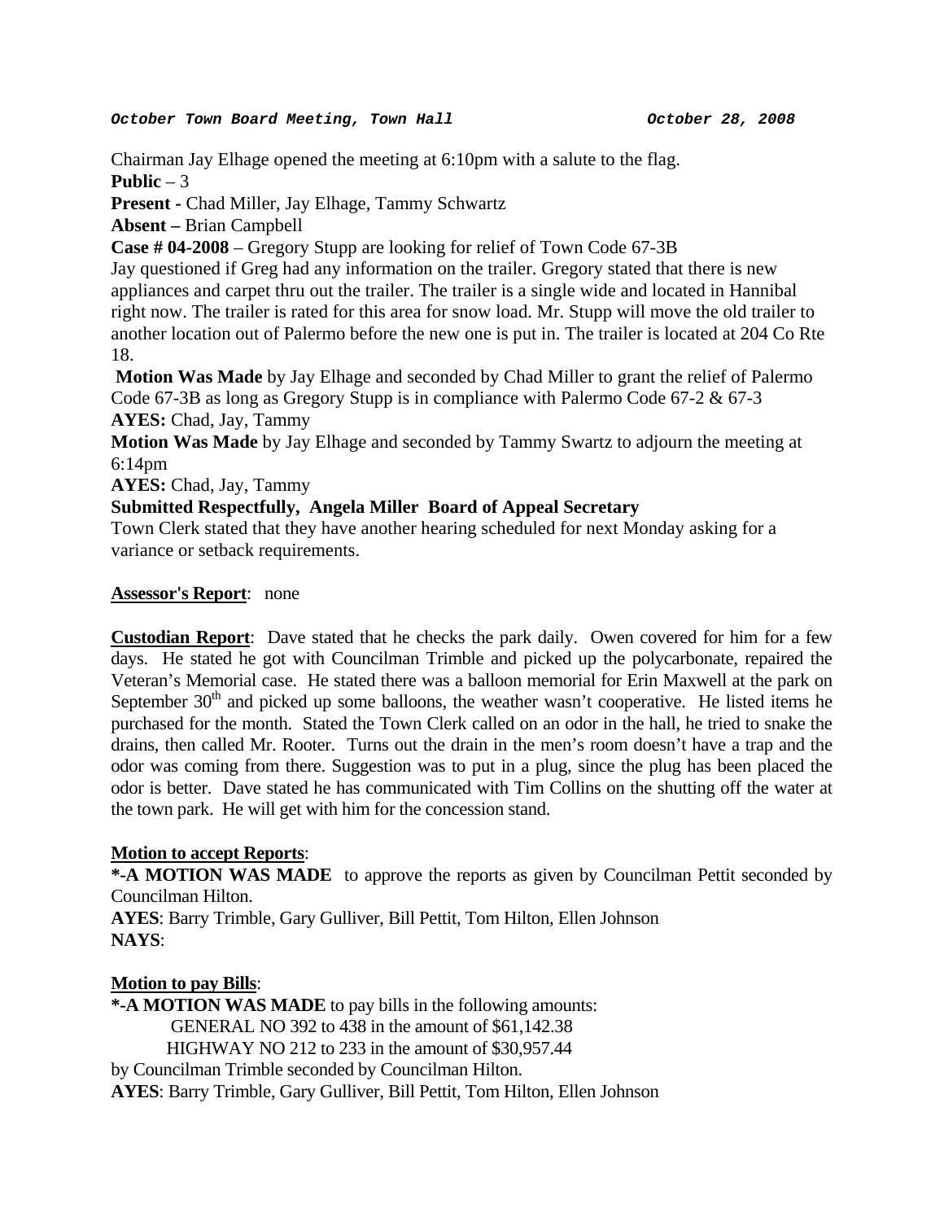***October Town Board Meeting, Town Hall*** ***October 28, 2008***

Chairman Jay Elhage opened the meeting at 6:10pm with a salute to the flag.
**Public** – 3
**Present -** Chad Miller, Jay Elhage, Tammy Schwartz
**Absent –** Brian Campbell
**Case # 04-2008** – Gregory Stupp are looking for relief of Town Code 67-3B
Jay questioned if Greg had any information on the trailer. Gregory stated that there is new appliances and carpet thru out the trailer. The trailer is a single wide and located in Hannibal right now. The trailer is rated for this area for snow load. Mr. Stupp will move the old trailer to another location out of Palermo before the new one is put in. The trailer is located at 204 Co Rte 18.
**Motion Was Made** by Jay Elhage and seconded by Chad Miller to grant the relief of Palermo Code 67-3B as long as Gregory Stupp is in compliance with Palermo Code 67-2 & 67-3
**AYES:** Chad, Jay, Tammy
**Motion Was Made** by Jay Elhage and seconded by Tammy Swartz to adjourn the meeting at 6:14pm
**AYES:** Chad, Jay, Tammy
**Submitted Respectfully, Angela Miller Board of Appeal Secretary**
Town Clerk stated that they have another hearing scheduled for next Monday asking for a variance or setback requirements.

**Assessor's Report**: none

**Custodian Report**: Dave stated that he checks the park daily. Owen covered for him for a few days. He stated he got with Councilman Trimble and picked up the polycarbonate, repaired the Veteran's Memorial case. He stated there was a balloon memorial for Erin Maxwell at the park on September 30th and picked up some balloons, the weather wasn't cooperative. He listed items he purchased for the month. Stated the Town Clerk called on an odor in the hall, he tried to snake the drains, then called Mr. Rooter. Turns out the drain in the men's room doesn't have a trap and the odor was coming from there. Suggestion was to put in a plug, since the plug has been placed the odor is better. Dave stated he has communicated with Tim Collins on the shutting off the water at the town park. He will get with him for the concession stand.

**Motion to accept Reports**:
**\*-A MOTION WAS MADE** to approve the reports as given by Councilman Pettit seconded by Councilman Hilton.
**AYES**: Barry Trimble, Gary Gulliver, Bill Pettit, Tom Hilton, Ellen Johnson
**NAYS**:

**Motion to pay Bills**:
**\*-A MOTION WAS MADE** to pay bills in the following amounts:
GENERAL NO 392 to 438 in the amount of $61,142.38
HIGHWAY NO 212 to 233 in the amount of $30,957.44
by Councilman Trimble seconded by Councilman Hilton.
**AYES**: Barry Trimble, Gary Gulliver, Bill Pettit, Tom Hilton, Ellen Johnson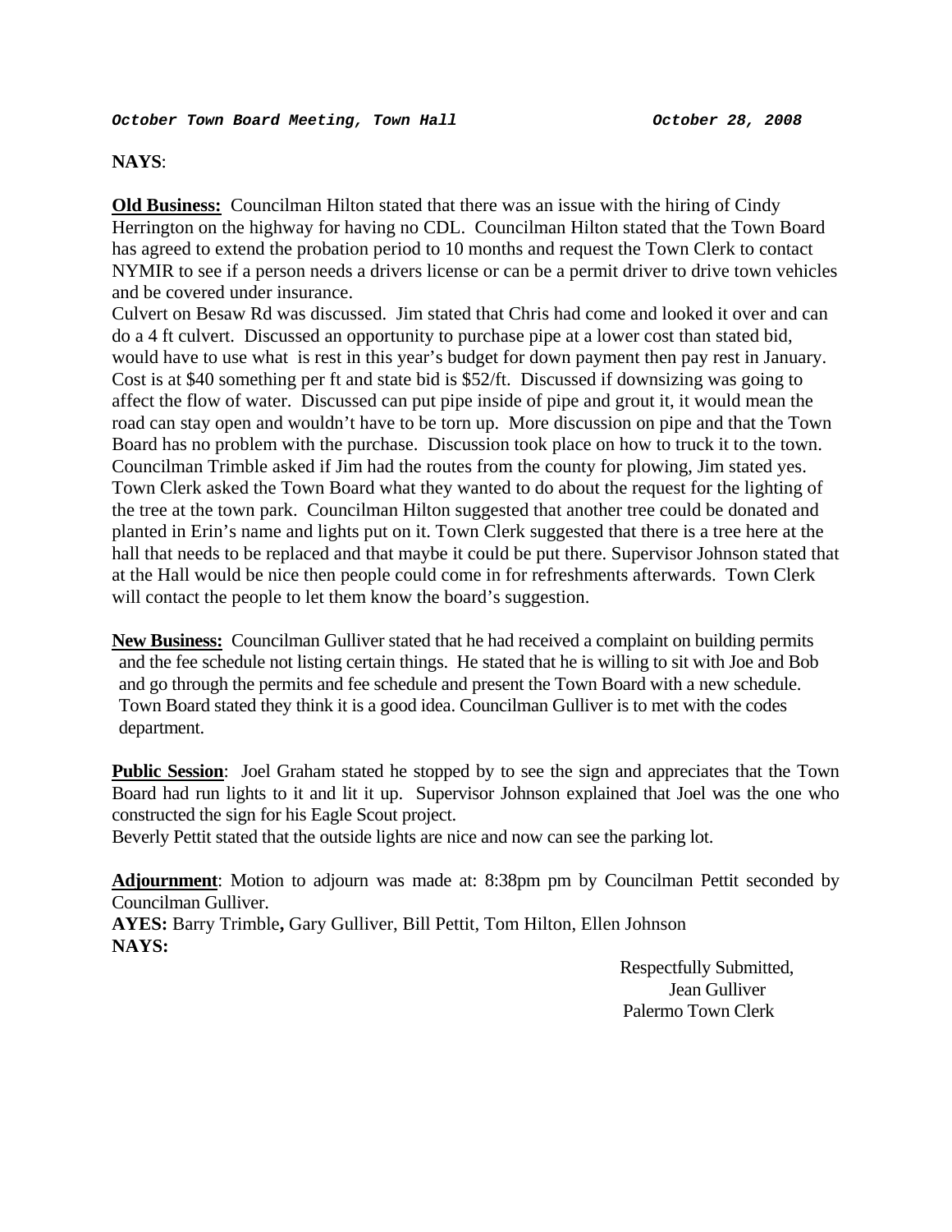**NAYS**:

**Old Business:** Councilman Hilton stated that there was an issue with the hiring of Cindy Herrington on the highway for having no CDL. Councilman Hilton stated that the Town Board has agreed to extend the probation period to 10 months and request the Town Clerk to contact NYMIR to see if a person needs a drivers license or can be a permit driver to drive town vehicles and be covered under insurance.

Culvert on Besaw Rd was discussed. Jim stated that Chris had come and looked it over and can do a 4 ft culvert. Discussed an opportunity to purchase pipe at a lower cost than stated bid, would have to use what is rest in this year's budget for down payment then pay rest in January. Cost is at $40 something per ft and state bid is $52/ft. Discussed if downsizing was going to affect the flow of water. Discussed can put pipe inside of pipe and grout it, it would mean the road can stay open and wouldn't have to be torn up. More discussion on pipe and that the Town Board has no problem with the purchase. Discussion took place on how to truck it to the town.

Councilman Trimble asked if Jim had the routes from the county for plowing, Jim stated yes.

Town Clerk asked the Town Board what they wanted to do about the request for the lighting of the tree at the town park. Councilman Hilton suggested that another tree could be donated and planted in Erin's name and lights put on it. Town Clerk suggested that there is a tree here at the hall that needs to be replaced and that maybe it could be put there. Supervisor Johnson stated that at the Hall would be nice then people could come in for refreshments afterwards. Town Clerk will contact the people to let them know the board's suggestion.

**New Business:** Councilman Gulliver stated that he had received a complaint on building permits and the fee schedule not listing certain things. He stated that he is willing to sit with Joe and Bob and go through the permits and fee schedule and present the Town Board with a new schedule. Town Board stated they think it is a good idea. Councilman Gulliver is to met with the codes department.

**Public Session**: Joel Graham stated he stopped by to see the sign and appreciates that the Town Board had run lights to it and lit it up. Supervisor Johnson explained that Joel was the one who constructed the sign for his Eagle Scout project.

Beverly Pettit stated that the outside lights are nice and now can see the parking lot.

**Adjournment**: Motion to adjourn was made at: 8:38pm pm by Councilman Pettit seconded by Councilman Gulliver.

**AYES:** Barry Trimble**,** Gary Gulliver, Bill Pettit, Tom Hilton, Ellen Johnson

**NAYS:**

Respectfully Submitted,
Jean Gulliver
Palermo Town Clerk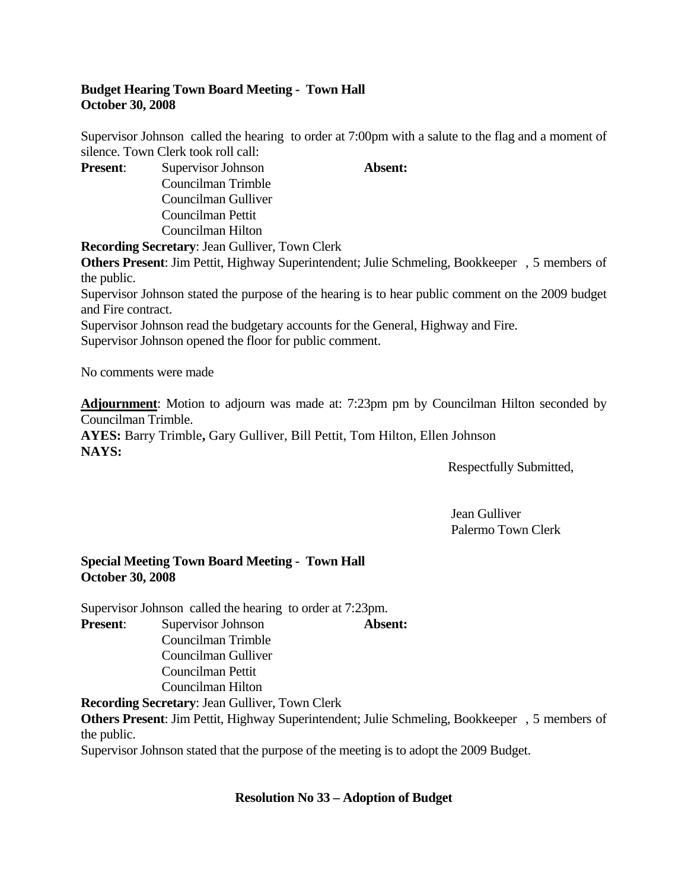**Budget Hearing Town Board Meeting - Town Hall**
**October 30, 2008**

Supervisor Johnson called the hearing to order at 7:00pm with a salute to the flag and a moment of silence. Town Clerk took roll call:

**Present**: Supervisor Johnson
Councilman Trimble
Councilman Gulliver
Councilman Pettit
Councilman Hilton

**Absent:**

**Recording Secretary**: Jean Gulliver, Town Clerk

**Others Present**: Jim Pettit, Highway Superintendent; Julie Schmeling, Bookkeeper , 5 members of the public.

Supervisor Johnson stated the purpose of the hearing is to hear public comment on the 2009 budget and Fire contract.

Supervisor Johnson read the budgetary accounts for the General, Highway and Fire.

Supervisor Johnson opened the floor for public comment.

No comments were made

**Adjournment**: Motion to adjourn was made at: 7:23pm pm by Councilman Hilton seconded by Councilman Trimble.

**AYES:** Barry Trimble**,** Gary Gulliver, Bill Pettit, Tom Hilton, Ellen Johnson

**NAYS:**

Respectfully Submitted,

Jean Gulliver
Palermo Town Clerk

**Special Meeting Town Board Meeting - Town Hall**
**October 30, 2008**

Supervisor Johnson called the hearing to order at 7:23pm.

**Present**: Supervisor Johnson
Councilman Trimble
Councilman Gulliver
Councilman Pettit
Councilman Hilton

**Absent:**

**Recording Secretary**: Jean Gulliver, Town Clerk

**Others Present**: Jim Pettit, Highway Superintendent; Julie Schmeling, Bookkeeper , 5 members of the public.

Supervisor Johnson stated that the purpose of the meeting is to adopt the 2009 Budget.

**Resolution No 33 – Adoption of Budget**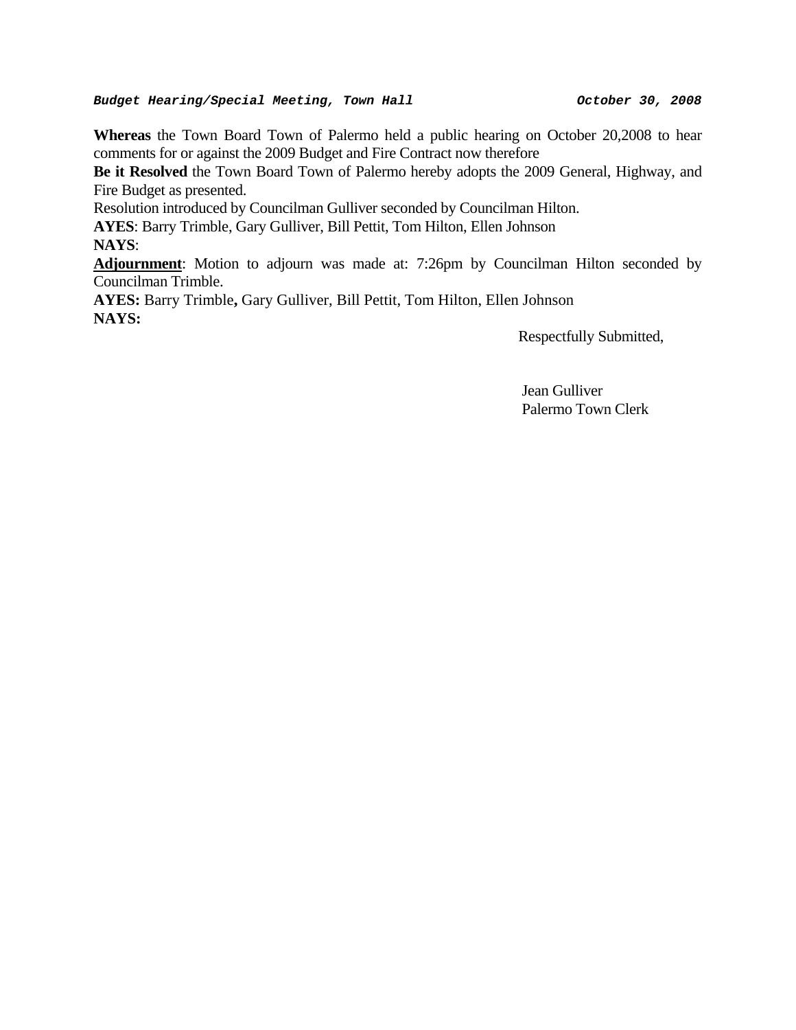***Budget Hearing/Special Meeting, Town Hall*** ***October 30, 2008***

**Whereas** the Town Board Town of Palermo held a public hearing on October 20,2008 to hear comments for or against the 2009 Budget and Fire Contract now therefore

**Be it Resolved** the Town Board Town of Palermo hereby adopts the 2009 General, Highway, and Fire Budget as presented.

Resolution introduced by Councilman Gulliver seconded by Councilman Hilton.

**AYES**: Barry Trimble, Gary Gulliver, Bill Pettit, Tom Hilton, Ellen Johnson

**NAYS**:

**Adjournment**: Motion to adjourn was made at: 7:26pm by Councilman Hilton seconded by Councilman Trimble.

**AYES:** Barry Trimble**,** Gary Gulliver, Bill Pettit, Tom Hilton, Ellen Johnson

**NAYS:**

Respectfully Submitted,

Jean Gulliver
Palermo Town Clerk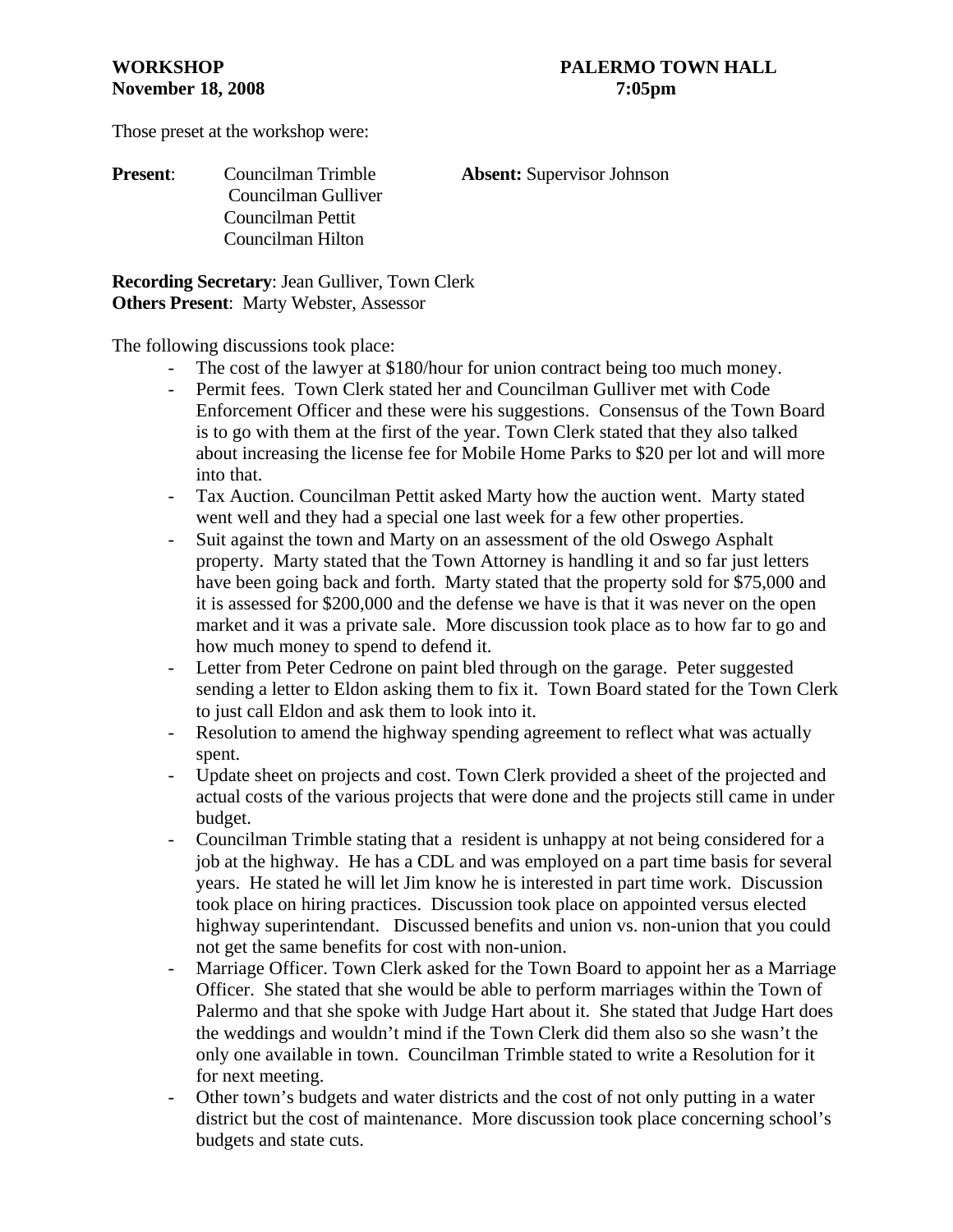**WORKSHOP** **PALERMO TOWN HALL**
**November 18, 2008** **7:05pm**

Those preset at the workshop were:

**Present**: Councilman Trimble
Councilman Gulliver
Councilman Pettit
Councilman Hilton

**Absent:** Supervisor Johnson

**Recording Secretary**: Jean Gulliver, Town Clerk
**Others Present**: Marty Webster, Assessor

The following discussions took place:

- The cost of the lawyer at $180/hour for union contract being too much money.
- Permit fees. Town Clerk stated her and Councilman Gulliver met with Code Enforcement Officer and these were his suggestions. Consensus of the Town Board is to go with them at the first of the year. Town Clerk stated that they also talked about increasing the license fee for Mobile Home Parks to $20 per lot and will more into that.
- Tax Auction. Councilman Pettit asked Marty how the auction went. Marty stated went well and they had a special one last week for a few other properties.
- Suit against the town and Marty on an assessment of the old Oswego Asphalt property. Marty stated that the Town Attorney is handling it and so far just letters have been going back and forth. Marty stated that the property sold for $75,000 and it is assessed for $200,000 and the defense we have is that it was never on the open market and it was a private sale. More discussion took place as to how far to go and how much money to spend to defend it.
- Letter from Peter Cedrone on paint bled through on the garage. Peter suggested sending a letter to Eldon asking them to fix it. Town Board stated for the Town Clerk to just call Eldon and ask them to look into it.
- Resolution to amend the highway spending agreement to reflect what was actually spent.
- Update sheet on projects and cost. Town Clerk provided a sheet of the projected and actual costs of the various projects that were done and the projects still came in under budget.
- Councilman Trimble stating that a resident is unhappy at not being considered for a job at the highway. He has a CDL and was employed on a part time basis for several years. He stated he will let Jim know he is interested in part time work. Discussion took place on hiring practices. Discussion took place on appointed versus elected highway superintendant. Discussed benefits and union vs. non-union that you could not get the same benefits for cost with non-union.
- Marriage Officer. Town Clerk asked for the Town Board to appoint her as a Marriage Officer. She stated that she would be able to perform marriages within the Town of Palermo and that she spoke with Judge Hart about it. She stated that Judge Hart does the weddings and wouldn't mind if the Town Clerk did them also so she wasn't the only one available in town. Councilman Trimble stated to write a Resolution for it for next meeting.
- Other town's budgets and water districts and the cost of not only putting in a water district but the cost of maintenance. More discussion took place concerning school's budgets and state cuts.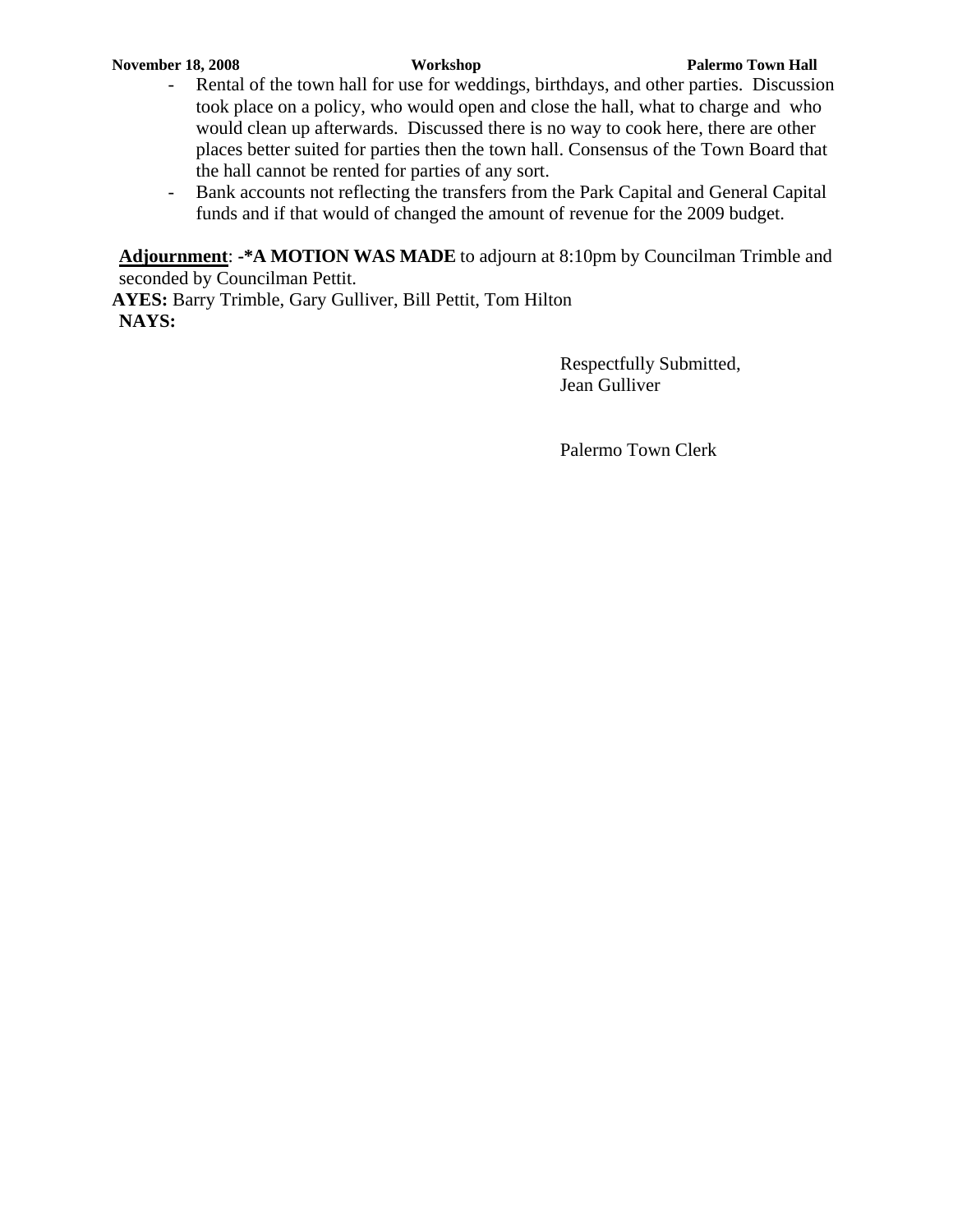- Rental of the town hall for use for weddings, birthdays, and other parties. Discussion took place on a policy, who would open and close the hall, what to charge and who would clean up afterwards. Discussed there is no way to cook here, there are other places better suited for parties then the town hall. Consensus of the Town Board that the hall cannot be rented for parties of any sort.
- Bank accounts not reflecting the transfers from the Park Capital and General Capital funds and if that would of changed the amount of revenue for the 2009 budget.

**Adjournment**: **-*A MOTION WAS MADE** to adjourn at 8:10pm by Councilman Trimble and seconded by Councilman Pettit.

**AYES:** Barry Trimble, Gary Gulliver, Bill Pettit, Tom Hilton

**NAYS:**

Respectfully Submitted,
Jean Gulliver

Palermo Town Clerk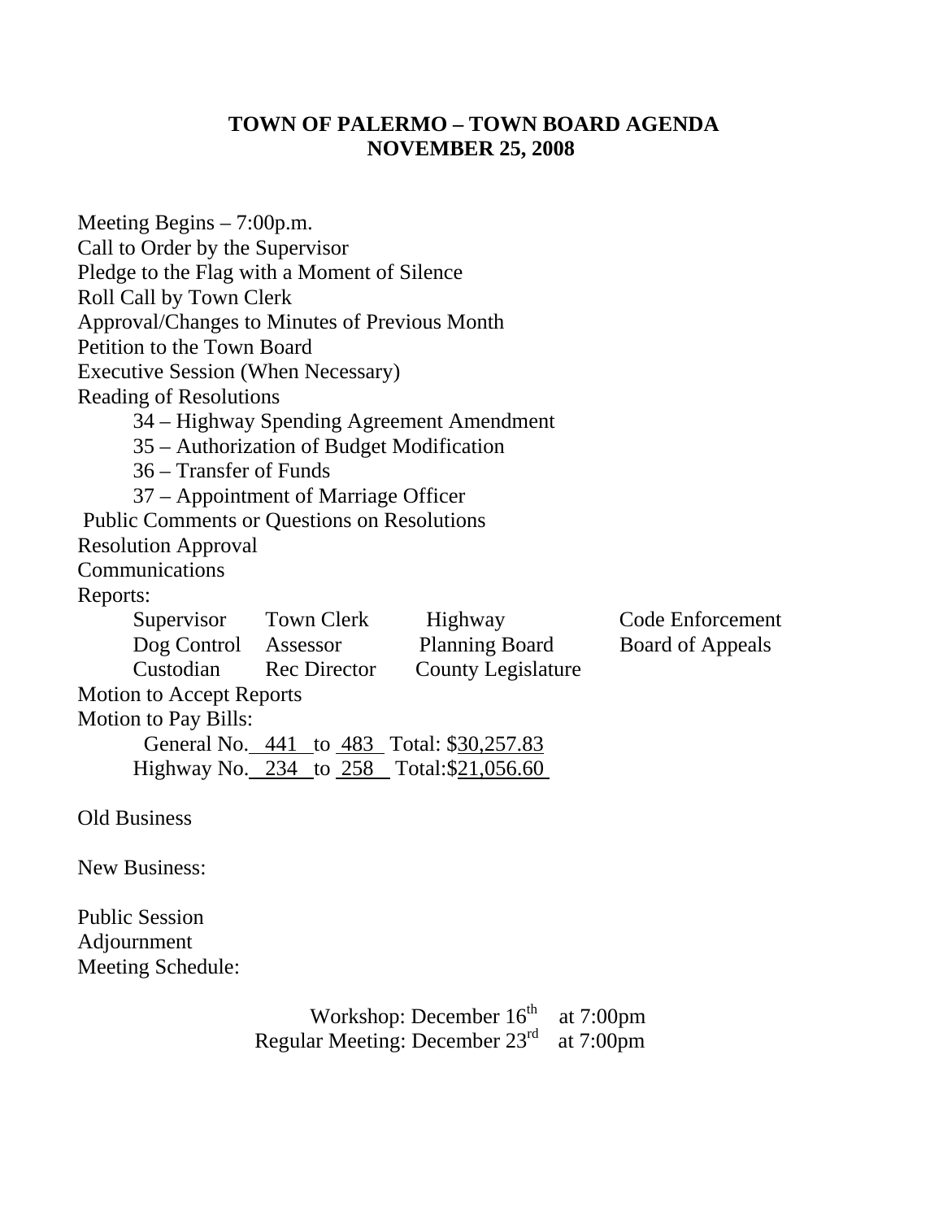# TOWN OF PALERMO – TOWN BOARD AGENDA
## NOVEMBER 25, 2008

Meeting Begins – 7:00p.m.
Call to Order by the Supervisor
Pledge to the Flag with a Moment of Silence
Roll Call by Town Clerk
Approval/Changes to Minutes of Previous Month
Petition to the Town Board
Executive Session (When Necessary)
Reading of Resolutions

- 34 – Highway Spending Agreement Amendment
- 35 – Authorization of Budget Modification
- 36 – Transfer of Funds
- 37 – Appointment of Marriage Officer

Public Comments or Questions on Resolutions
Resolution Approval
Communications
Reports:

| | | | |
|---|---|---|---|
| Supervisor | Town Clerk | Highway | Code Enforcement |
| Dog Control | Assessor | Planning Board | Board of Appeals |
| Custodian | Rec Director | County Legislature | |

Motion to Accept Reports
Motion to Pay Bills:

- General No. 441 to 483 Total: $30,257.83
- Highway No. 234 to 258 Total: $21,056.60

Old Business

New Business:

Public Session
Adjournment
Meeting Schedule:

Workshop: December 16th at 7:00pm
Regular Meeting: December 23rd at 7:00pm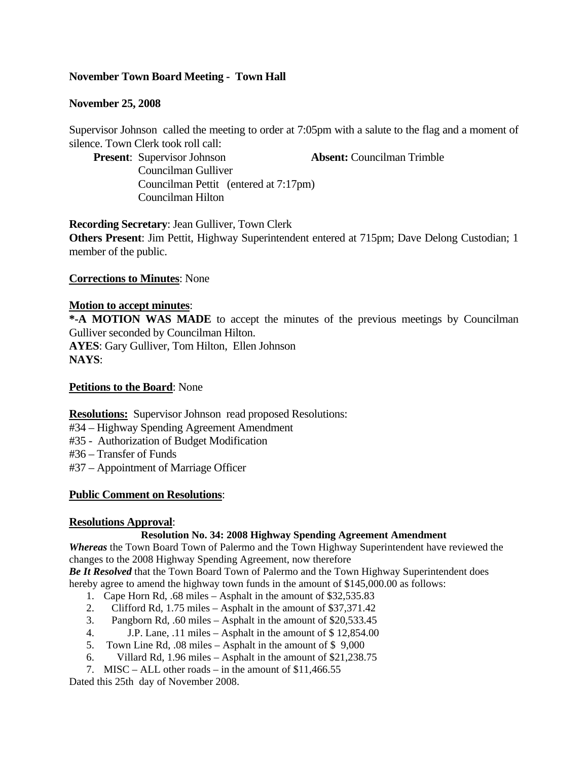**November Town Board Meeting - Town Hall**

**November 25, 2008**

Supervisor Johnson called the meeting to order at 7:05pm with a salute to the flag and a moment of silence. Town Clerk took roll call:

**Present**: Supervisor Johnson
Councilman Gulliver
Councilman Pettit (entered at 7:17pm)
Councilman Hilton

**Absent:** Councilman Trimble

**Recording Secretary**: Jean Gulliver, Town Clerk
**Others Present**: Jim Pettit, Highway Superintendent entered at 715pm; Dave Delong Custodian; 1 member of the public.

**Corrections to Minutes**: None

**Motion to accept minutes**:
**\*-A MOTION WAS MADE** to accept the minutes of the previous meetings by Councilman Gulliver seconded by Councilman Hilton.
**AYES**: Gary Gulliver, Tom Hilton, Ellen Johnson
**NAYS**:

**Petitions to the Board**: None

**Resolutions:** Supervisor Johnson read proposed Resolutions:
#34 – Highway Spending Agreement Amendment
#35 - Authorization of Budget Modification
#36 – Transfer of Funds
#37 – Appointment of Marriage Officer

**Public Comment on Resolutions**:

**Resolutions Approval**:

**Resolution No. 34: 2008 Highway Spending Agreement Amendment**

***Whereas*** the Town Board Town of Palermo and the Town Highway Superintendent have reviewed the changes to the 2008 Highway Spending Agreement, now therefore
***Be It Resolved*** that the Town Board Town of Palermo and the Town Highway Superintendent does hereby agree to amend the highway town funds in the amount of $145,000.00 as follows:

1. Cape Horn Rd, .68 miles – Asphalt in the amount of $32,535.83
2. Clifford Rd, 1.75 miles – Asphalt in the amount of $37,371.42
3. Pangborn Rd, .60 miles – Asphalt in the amount of $20,533.45
4. J.P. Lane, .11 miles – Asphalt in the amount of $ 12,854.00
5. Town Line Rd, .08 miles – Asphalt in the amount of $ 9,000
6. Villard Rd, 1.96 miles – Asphalt in the amount of $21,238.75
7. MISC – ALL other roads – in the amount of $11,466.55

Dated this 25th day of November 2008.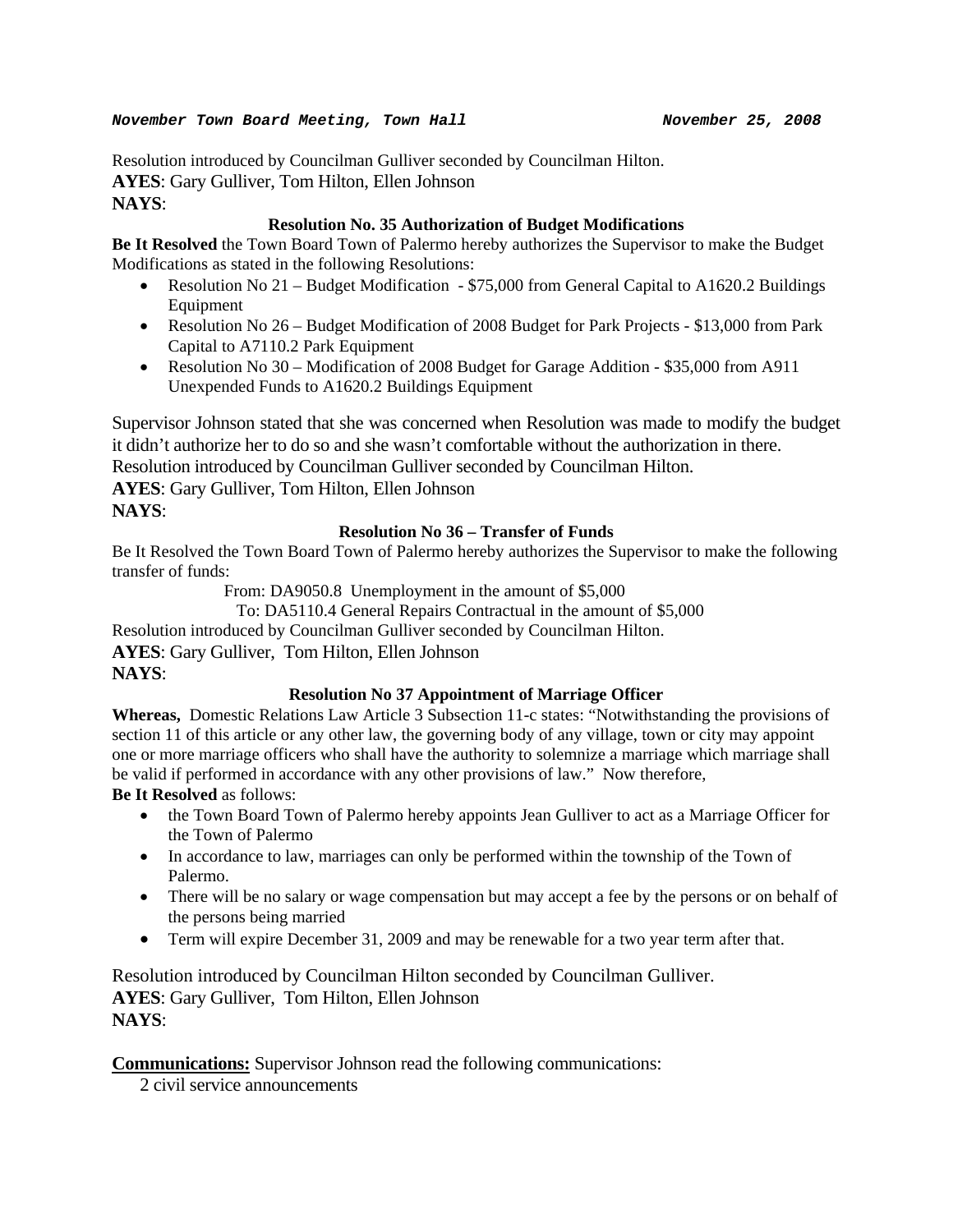Resolution introduced by Councilman Gulliver seconded by Councilman Hilton.
**AYES**: Gary Gulliver, Tom Hilton, Ellen Johnson
**NAYS**:

**Resolution No. 35 Authorization of Budget Modifications**

**Be It Resolved** the Town Board Town of Palermo hereby authorizes the Supervisor to make the Budget Modifications as stated in the following Resolutions:

- Resolution No 21 – Budget Modification - $75,000 from General Capital to A1620.2 Buildings Equipment
- Resolution No 26 – Budget Modification of 2008 Budget for Park Projects - $13,000 from Park Capital to A7110.2 Park Equipment
- Resolution No 30 – Modification of 2008 Budget for Garage Addition - $35,000 from A911 Unexpended Funds to A1620.2 Buildings Equipment

Supervisor Johnson stated that she was concerned when Resolution was made to modify the budget it didn't authorize her to do so and she wasn't comfortable without the authorization in there.
Resolution introduced by Councilman Gulliver seconded by Councilman Hilton.
**AYES**: Gary Gulliver, Tom Hilton, Ellen Johnson
**NAYS**:

**Resolution No 36 – Transfer of Funds**

Be It Resolved the Town Board Town of Palermo hereby authorizes the Supervisor to make the following transfer of funds:

From: DA9050.8 Unemployment in the amount of $5,000
To: DA5110.4 General Repairs Contractual in the amount of $5,000

Resolution introduced by Councilman Gulliver seconded by Councilman Hilton.
**AYES**: Gary Gulliver, Tom Hilton, Ellen Johnson
**NAYS**:

**Resolution No 37 Appointment of Marriage Officer**

**Whereas,** Domestic Relations Law Article 3 Subsection 11-c states: "Notwithstanding the provisions of section 11 of this article or any other law, the governing body of any village, town or city may appoint one or more marriage officers who shall have the authority to solemnize a marriage which marriage shall be valid if performed in accordance with any other provisions of law." Now therefore,

**Be It Resolved** as follows:

- the Town Board Town of Palermo hereby appoints Jean Gulliver to act as a Marriage Officer for the Town of Palermo
- In accordance to law, marriages can only be performed within the township of the Town of Palermo.
- There will be no salary or wage compensation but may accept a fee by the persons or on behalf of the persons being married
- Term will expire December 31, 2009 and may be renewable for a two year term after that.

Resolution introduced by Councilman Hilton seconded by Councilman Gulliver.
**AYES**: Gary Gulliver, Tom Hilton, Ellen Johnson
**NAYS**:

**Communications:** Supervisor Johnson read the following communications:

2 civil service announcements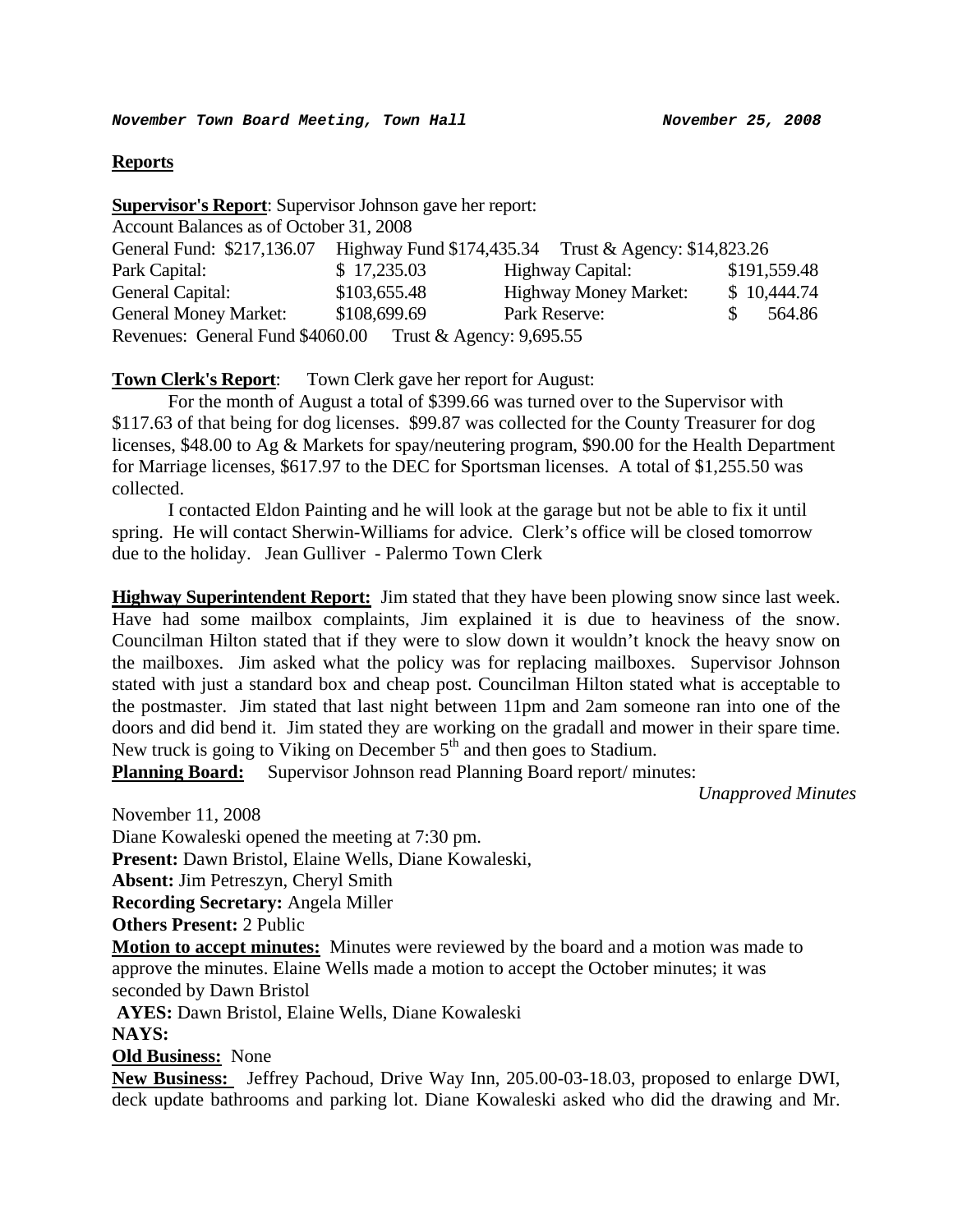*November Town Board Meeting, Town Hall* *November 25, 2008*

**Reports**

**Supervisor's Report**: Supervisor Johnson gave her report:

Account Balances as of October 31, 2008

| | | | |
|---|---|---|---|
| General Fund: $217,136.07 | Highway Fund $174,435.34 | Trust & Agency: $14,823.26 | |
| Park Capital: | $ 17,235.03 | Highway Capital: | $191,559.48 |
| General Capital: | $103,655.48 | Highway Money Market: | $ 10,444.74 |
| General Money Market: | $108,699.69 | Park Reserve: | $ 564.86 |

Revenues: General Fund $4060.00 Trust & Agency: 9,695.55

**Town Clerk's Report**: Town Clerk gave her report for August:

For the month of August a total of $399.66 was turned over to the Supervisor with $117.63 of that being for dog licenses. $99.87 was collected for the County Treasurer for dog licenses, $48.00 to Ag & Markets for spay/neutering program, $90.00 for the Health Department for Marriage licenses, $617.97 to the DEC for Sportsman licenses. A total of $1,255.50 was collected.

I contacted Eldon Painting and he will look at the garage but not be able to fix it until spring. He will contact Sherwin-Williams for advice. Clerk's office will be closed tomorrow due to the holiday. Jean Gulliver - Palermo Town Clerk

**Highway Superintendent Report:** Jim stated that they have been plowing snow since last week. Have had some mailbox complaints, Jim explained it is due to heaviness of the snow. Councilman Hilton stated that if they were to slow down it wouldn't knock the heavy snow on the mailboxes. Jim asked what the policy was for replacing mailboxes. Supervisor Johnson stated with just a standard box and cheap post. Councilman Hilton stated what is acceptable to the postmaster. Jim stated that last night between 11pm and 2am someone ran into one of the doors and did bend it. Jim stated they are working on the gradall and mower in their spare time. New truck is going to Viking on December 5th and then goes to Stadium.

**Planning Board:** Supervisor Johnson read Planning Board report/ minutes:

*Unapproved Minutes*

November 11, 2008

Diane Kowaleski opened the meeting at 7:30 pm.

**Present:** Dawn Bristol, Elaine Wells, Diane Kowaleski,

**Absent:** Jim Petreszyn, Cheryl Smith

**Recording Secretary:** Angela Miller

**Others Present:** 2 Public

**Motion to accept minutes:** Minutes were reviewed by the board and a motion was made to approve the minutes. Elaine Wells made a motion to accept the October minutes; it was seconded by Dawn Bristol

**AYES:** Dawn Bristol, Elaine Wells, Diane Kowaleski

**NAYS:**

**Old Business:** None

**New Business:** Jeffrey Pachoud, Drive Way Inn, 205.00-03-18.03, proposed to enlarge DWI, deck update bathrooms and parking lot. Diane Kowaleski asked who did the drawing and Mr.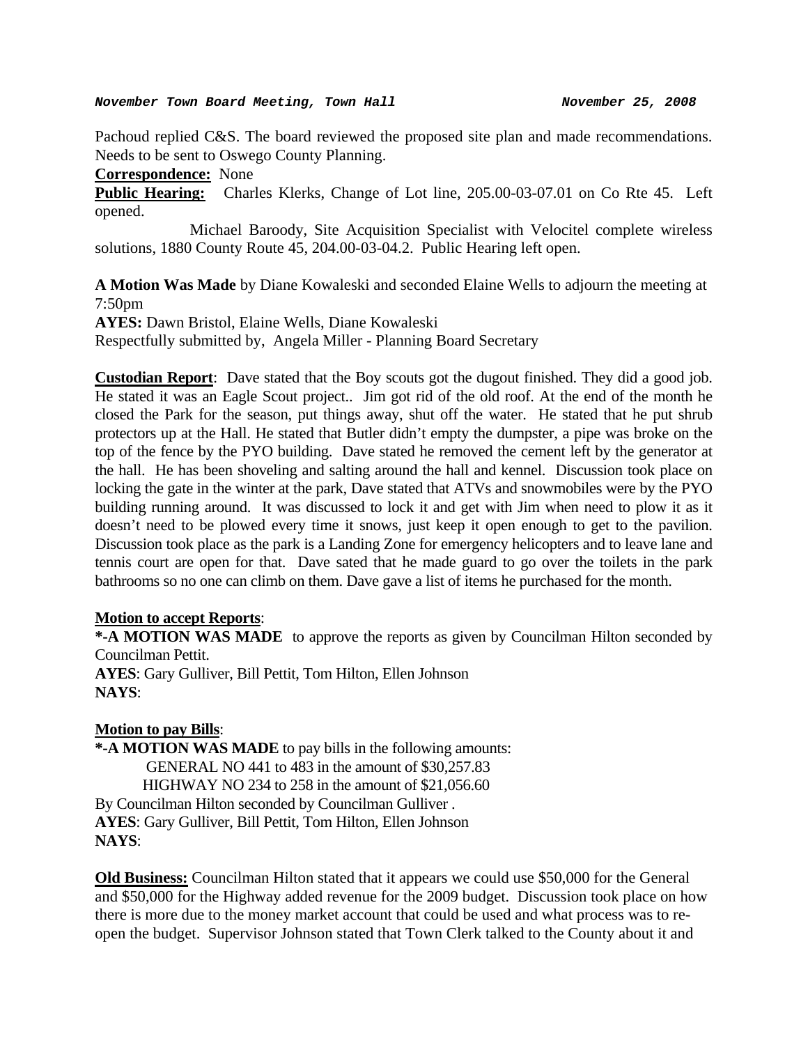Pachoud replied C&S. The board reviewed the proposed site plan and made recommendations. Needs to be sent to Oswego County Planning.

**Correspondence:** None

**Public Hearing:** Charles Klerks, Change of Lot line, 205.00-03-07.01 on Co Rte 45. Left opened.

Michael Baroody, Site Acquisition Specialist with Velocitel complete wireless solutions, 1880 County Route 45, 204.00-03-04.2. Public Hearing left open.

**A Motion Was Made** by Diane Kowaleski and seconded Elaine Wells to adjourn the meeting at 7:50pm

**AYES:** Dawn Bristol, Elaine Wells, Diane Kowaleski

Respectfully submitted by, Angela Miller - Planning Board Secretary

**Custodian Report**: Dave stated that the Boy scouts got the dugout finished. They did a good job. He stated it was an Eagle Scout project.. Jim got rid of the old roof. At the end of the month he closed the Park for the season, put things away, shut off the water. He stated that he put shrub protectors up at the Hall. He stated that Butler didn't empty the dumpster, a pipe was broke on the top of the fence by the PYO building. Dave stated he removed the cement left by the generator at the hall. He has been shoveling and salting around the hall and kennel. Discussion took place on locking the gate in the winter at the park, Dave stated that ATVs and snowmobiles were by the PYO building running around. It was discussed to lock it and get with Jim when need to plow it as it doesn't need to be plowed every time it snows, just keep it open enough to get to the pavilion. Discussion took place as the park is a Landing Zone for emergency helicopters and to leave lane and tennis court are open for that. Dave sated that he made guard to go over the toilets in the park bathrooms so no one can climb on them. Dave gave a list of items he purchased for the month.

**Motion to accept Reports**:

**\*-A MOTION WAS MADE** to approve the reports as given by Councilman Hilton seconded by Councilman Pettit.

**AYES**: Gary Gulliver, Bill Pettit, Tom Hilton, Ellen Johnson

**NAYS**:

**Motion to pay Bills**:

**\*-A MOTION WAS MADE** to pay bills in the following amounts:

GENERAL NO 441 to 483 in the amount of $30,257.83

HIGHWAY NO 234 to 258 in the amount of $21,056.60

By Councilman Hilton seconded by Councilman Gulliver .

**AYES**: Gary Gulliver, Bill Pettit, Tom Hilton, Ellen Johnson

**NAYS**:

**Old Business:** Councilman Hilton stated that it appears we could use $50,000 for the General and $50,000 for the Highway added revenue for the 2009 budget. Discussion took place on how there is more due to the money market account that could be used and what process was to re-open the budget. Supervisor Johnson stated that Town Clerk talked to the County about it and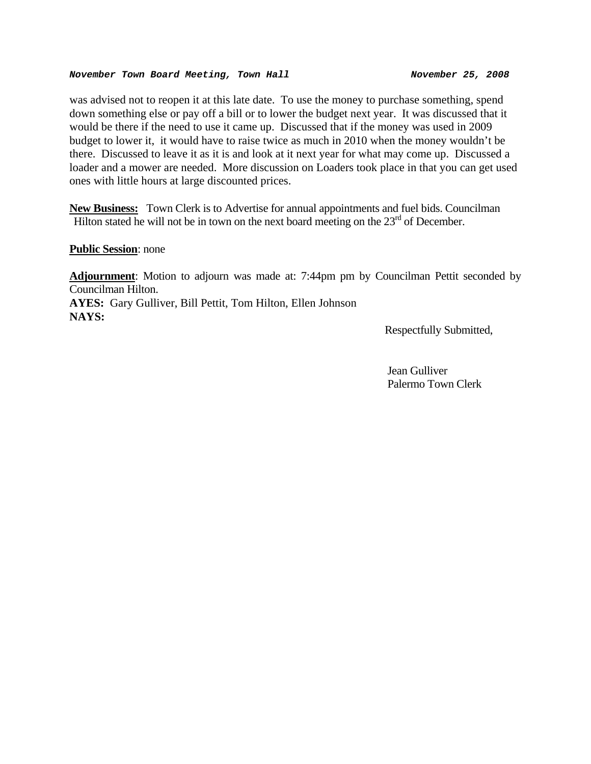was advised not to reopen it at this late date. To use the money to purchase something, spend down something else or pay off a bill or to lower the budget next year. It was discussed that it would be there if the need to use it came up. Discussed that if the money was used in 2009 budget to lower it, it would have to raise twice as much in 2010 when the money wouldn't be there. Discussed to leave it as it is and look at it next year for what may come up. Discussed a loader and a mower are needed. More discussion on Loaders took place in that you can get used ones with little hours at large discounted prices.

**New Business:** Town Clerk is to Advertise for annual appointments and fuel bids. Councilman Hilton stated he will not be in town on the next board meeting on the 23rd of December.

**Public Session**: none

**Adjournment**: Motion to adjourn was made at: 7:44pm pm by Councilman Pettit seconded by Councilman Hilton.
**AYES:** Gary Gulliver, Bill Pettit, Tom Hilton, Ellen Johnson
**NAYS:**

Respectfully Submitted,

Jean Gulliver
Palermo Town Clerk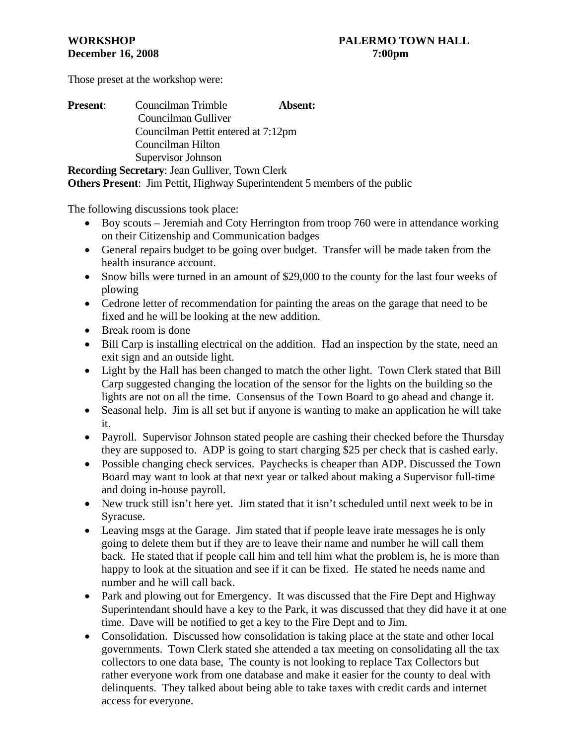**WORKSHOP** **PALERMO TOWN HALL**
**December 16, 2008** **7:00pm**

Those preset at the workshop were:

**Present**: Councilman Trimble **Absent:**
Councilman Gulliver
Councilman Pettit entered at 7:12pm
Councilman Hilton
Supervisor Johnson

**Recording Secretary**: Jean Gulliver, Town Clerk
**Others Present**: Jim Pettit, Highway Superintendent 5 members of the public

The following discussions took place:

- Boy scouts – Jeremiah and Coty Herrington from troop 760 were in attendance working on their Citizenship and Communication badges
- General repairs budget to be going over budget. Transfer will be made taken from the health insurance account.
- Snow bills were turned in an amount of $29,000 to the county for the last four weeks of plowing
- Cedrone letter of recommendation for painting the areas on the garage that need to be fixed and he will be looking at the new addition.
- Break room is done
- Bill Carp is installing electrical on the addition. Had an inspection by the state, need an exit sign and an outside light.
- Light by the Hall has been changed to match the other light. Town Clerk stated that Bill Carp suggested changing the location of the sensor for the lights on the building so the lights are not on all the time. Consensus of the Town Board to go ahead and change it.
- Seasonal help. Jim is all set but if anyone is wanting to make an application he will take it.
- Payroll. Supervisor Johnson stated people are cashing their checked before the Thursday they are supposed to. ADP is going to start charging $25 per check that is cashed early.
- Possible changing check services. Paychecks is cheaper than ADP. Discussed the Town Board may want to look at that next year or talked about making a Supervisor full-time and doing in-house payroll.
- New truck still isn't here yet. Jim stated that it isn't scheduled until next week to be in Syracuse.
- Leaving msgs at the Garage. Jim stated that if people leave irate messages he is only going to delete them but if they are to leave their name and number he will call them back. He stated that if people call him and tell him what the problem is, he is more than happy to look at the situation and see if it can be fixed. He stated he needs name and number and he will call back.
- Park and plowing out for Emergency. It was discussed that the Fire Dept and Highway Superintendant should have a key to the Park, it was discussed that they did have it at one time. Dave will be notified to get a key to the Fire Dept and to Jim.
- Consolidation. Discussed how consolidation is taking place at the state and other local governments. Town Clerk stated she attended a tax meeting on consolidating all the tax collectors to one data base, The county is not looking to replace Tax Collectors but rather everyone work from one database and make it easier for the county to deal with delinquents. They talked about being able to take taxes with credit cards and internet access for everyone.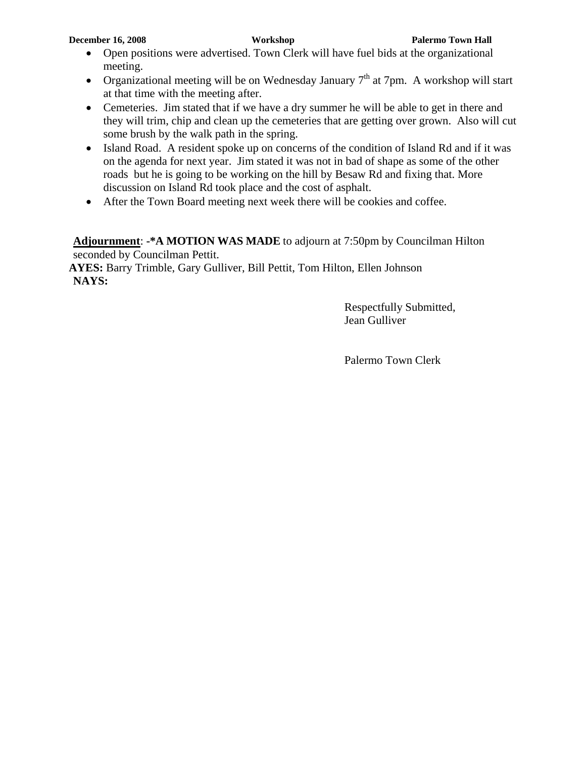- Open positions were advertised. Town Clerk will have fuel bids at the organizational meeting.
- Organizational meeting will be on Wednesday January 7th at 7pm. A workshop will start at that time with the meeting after.
- Cemeteries. Jim stated that if we have a dry summer he will be able to get in there and they will trim, chip and clean up the cemeteries that are getting over grown. Also will cut some brush by the walk path in the spring.
- Island Road. A resident spoke up on concerns of the condition of Island Rd and if it was on the agenda for next year. Jim stated it was not in bad of shape as some of the other roads but he is going to be working on the hill by Besaw Rd and fixing that. More discussion on Island Rd took place and the cost of asphalt.
- After the Town Board meeting next week there will be cookies and coffee.

**Adjournment**: **-*A MOTION WAS MADE** to adjourn at 7:50pm by Councilman Hilton seconded by Councilman Pettit.
**AYES:** Barry Trimble, Gary Gulliver, Bill Pettit, Tom Hilton, Ellen Johnson
**NAYS:**

Respectfully Submitted,
Jean Gulliver

Palermo Town Clerk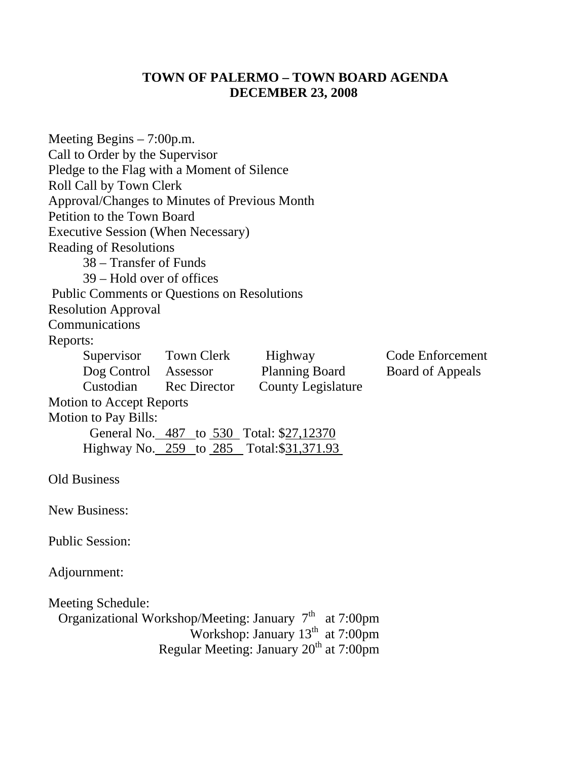# TOWN OF PALERMO – TOWN BOARD AGENDA
## DECEMBER 23, 2008

Meeting Begins – 7:00p.m.
Call to Order by the Supervisor
Pledge to the Flag with a Moment of Silence
Roll Call by Town Clerk
Approval/Changes to Minutes of Previous Month
Petition to the Town Board
Executive Session (When Necessary)
Reading of Resolutions

- 38 – Transfer of Funds
- 39 – Hold over of offices

Public Comments or Questions on Resolutions
Resolution Approval
Communications
Reports:

| | | | |
|---|---|---|---|
| Supervisor | Town Clerk | Highway | Code Enforcement |
| Dog Control | Assessor | Planning Board | Board of Appeals |
| Custodian | Rec Director | County Legislature | |

Motion to Accept Reports
Motion to Pay Bills:

General No. 487 to 530 Total: $27,12370
Highway No. 259 to 285 Total:$31,371.93

Old Business

New Business:

Public Session:

Adjournment:

Meeting Schedule:
Organizational Workshop/Meeting: January 7th at 7:00pm
Workshop: January 13th at 7:00pm
Regular Meeting: January 20th at 7:00pm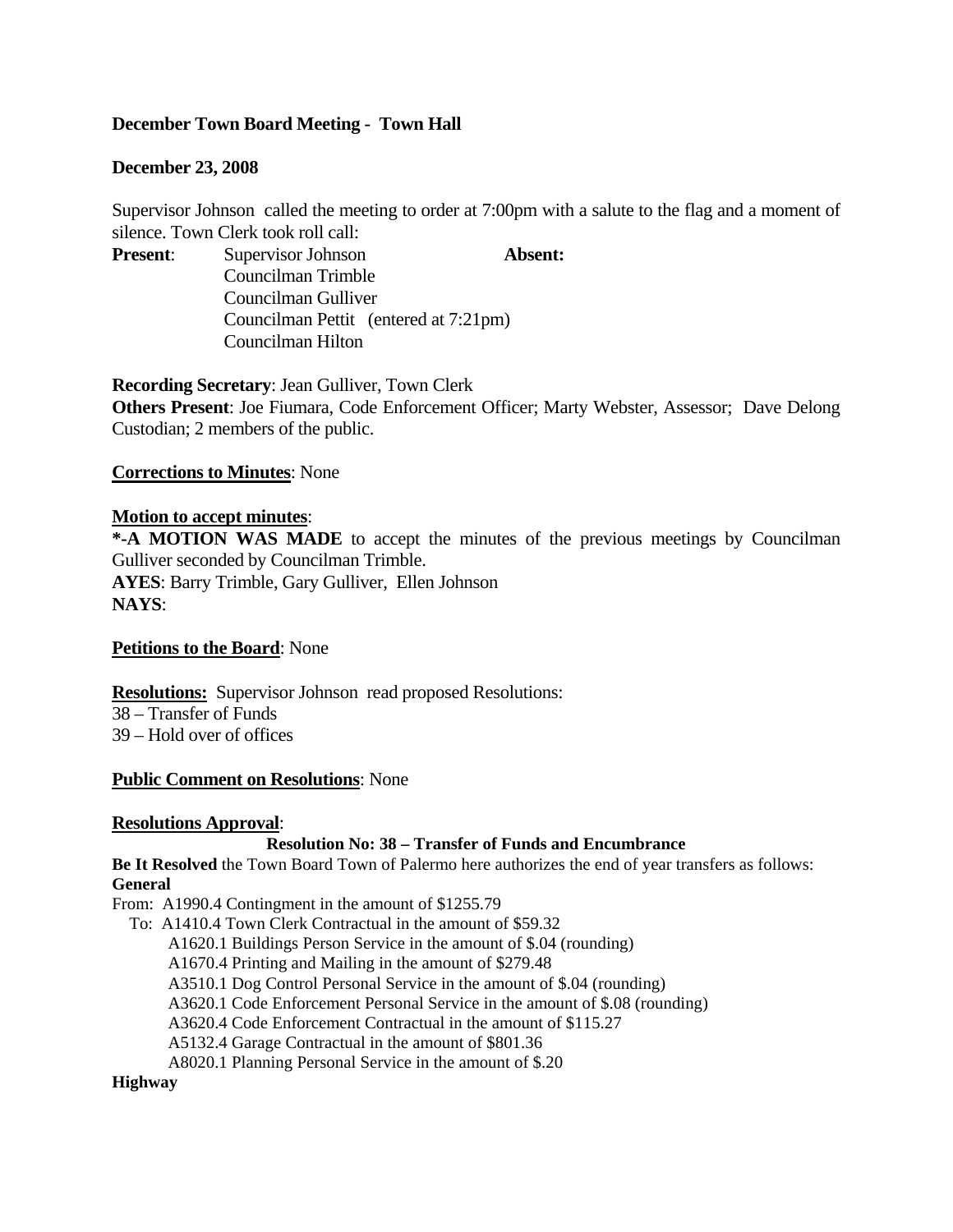**December Town Board Meeting - Town Hall**

**December 23, 2008**

Supervisor Johnson called the meeting to order at 7:00pm with a salute to the flag and a moment of silence. Town Clerk took roll call:

**Present**: Supervisor Johnson
Councilman Trimble
Councilman Gulliver
Councilman Pettit (entered at 7:21pm)
Councilman Hilton

**Absent:**

**Recording Secretary**: Jean Gulliver, Town Clerk
**Others Present**: Joe Fiumara, Code Enforcement Officer; Marty Webster, Assessor; Dave Delong Custodian; 2 members of the public.

**Corrections to Minutes**: None

**Motion to accept minutes**:
***-A MOTION WAS MADE** to accept the minutes of the previous meetings by Councilman Gulliver seconded by Councilman Trimble.
**AYES**: Barry Trimble, Gary Gulliver, Ellen Johnson
**NAYS**:

**Petitions to the Board**: None

**Resolutions:** Supervisor Johnson read proposed Resolutions:
38 – Transfer of Funds
39 – Hold over of offices

**Public Comment on Resolutions**: None

**Resolutions Approval**:

**Resolution No: 38 – Transfer of Funds and Encumbrance**

**Be It Resolved** the Town Board Town of Palermo here authorizes the end of year transfers as follows:
**General**
From: A1990.4 Contingment in the amount of $1255.79
To: A1410.4 Town Clerk Contractual in the amount of $59.32
A1620.1 Buildings Person Service in the amount of $.04 (rounding)
A1670.4 Printing and Mailing in the amount of $279.48
A3510.1 Dog Control Personal Service in the amount of $.04 (rounding)
A3620.1 Code Enforcement Personal Service in the amount of $.08 (rounding)
A3620.4 Code Enforcement Contractual in the amount of $115.27
A5132.4 Garage Contractual in the amount of $801.36
A8020.1 Planning Personal Service in the amount of $.20
**Highway**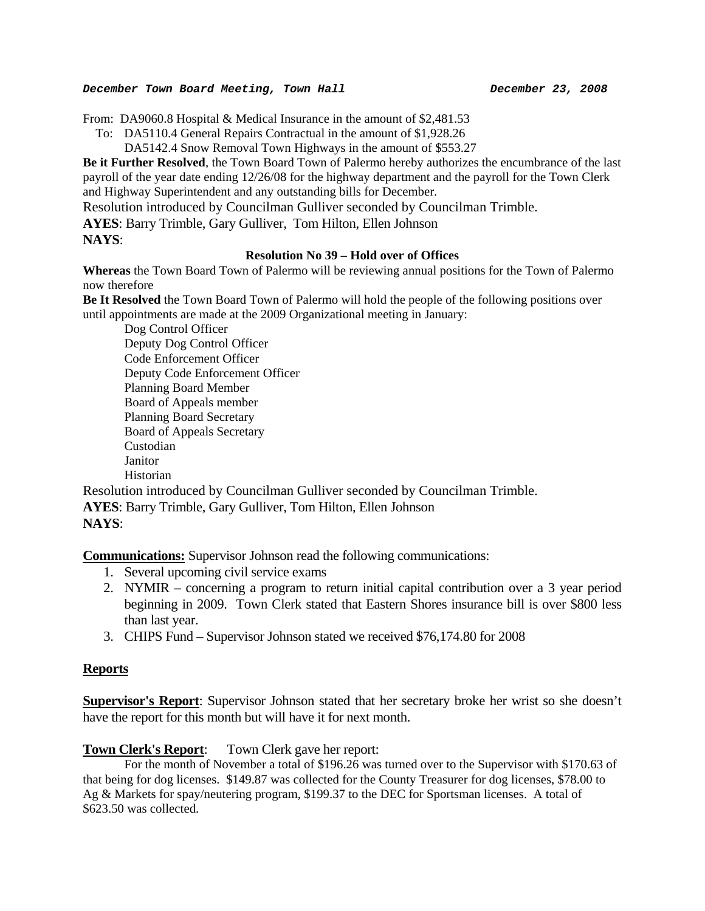From: DA9060.8 Hospital & Medical Insurance in the amount of $2,481.53

To: DA5110.4 General Repairs Contractual in the amount of $1,928.26

DA5142.4 Snow Removal Town Highways in the amount of $553.27

**Be it Further Resolved**, the Town Board Town of Palermo hereby authorizes the encumbrance of the last payroll of the year date ending 12/26/08 for the highway department and the payroll for the Town Clerk and Highway Superintendent and any outstanding bills for December.

Resolution introduced by Councilman Gulliver seconded by Councilman Trimble.

**AYES**: Barry Trimble, Gary Gulliver, Tom Hilton, Ellen Johnson

**NAYS**:

**Resolution No 39 – Hold over of Offices**

**Whereas** the Town Board Town of Palermo will be reviewing annual positions for the Town of Palermo now therefore

**Be It Resolved** the Town Board Town of Palermo will hold the people of the following positions over until appointments are made at the 2009 Organizational meeting in January:

Dog Control Officer
Deputy Dog Control Officer
Code Enforcement Officer
Deputy Code Enforcement Officer
Planning Board Member
Board of Appeals member
Planning Board Secretary
Board of Appeals Secretary
Custodian
Janitor
Historian

Resolution introduced by Councilman Gulliver seconded by Councilman Trimble.

**AYES**: Barry Trimble, Gary Gulliver, Tom Hilton, Ellen Johnson

**NAYS**:

**Communications:** Supervisor Johnson read the following communications:

1. Several upcoming civil service exams
2. NYMIR – concerning a program to return initial capital contribution over a 3 year period beginning in 2009. Town Clerk stated that Eastern Shores insurance bill is over $800 less than last year.
3. CHIPS Fund – Supervisor Johnson stated we received $76,174.80 for 2008

## Reports

**Supervisor's Report**: Supervisor Johnson stated that her secretary broke her wrist so she doesn't have the report for this month but will have it for next month.

**Town Clerk's Report**: Town Clerk gave her report:

For the month of November a total of $196.26 was turned over to the Supervisor with $170.63 of that being for dog licenses. $149.87 was collected for the County Treasurer for dog licenses, $78.00 to Ag & Markets for spay/neutering program, $199.37 to the DEC for Sportsman licenses. A total of $623.50 was collected.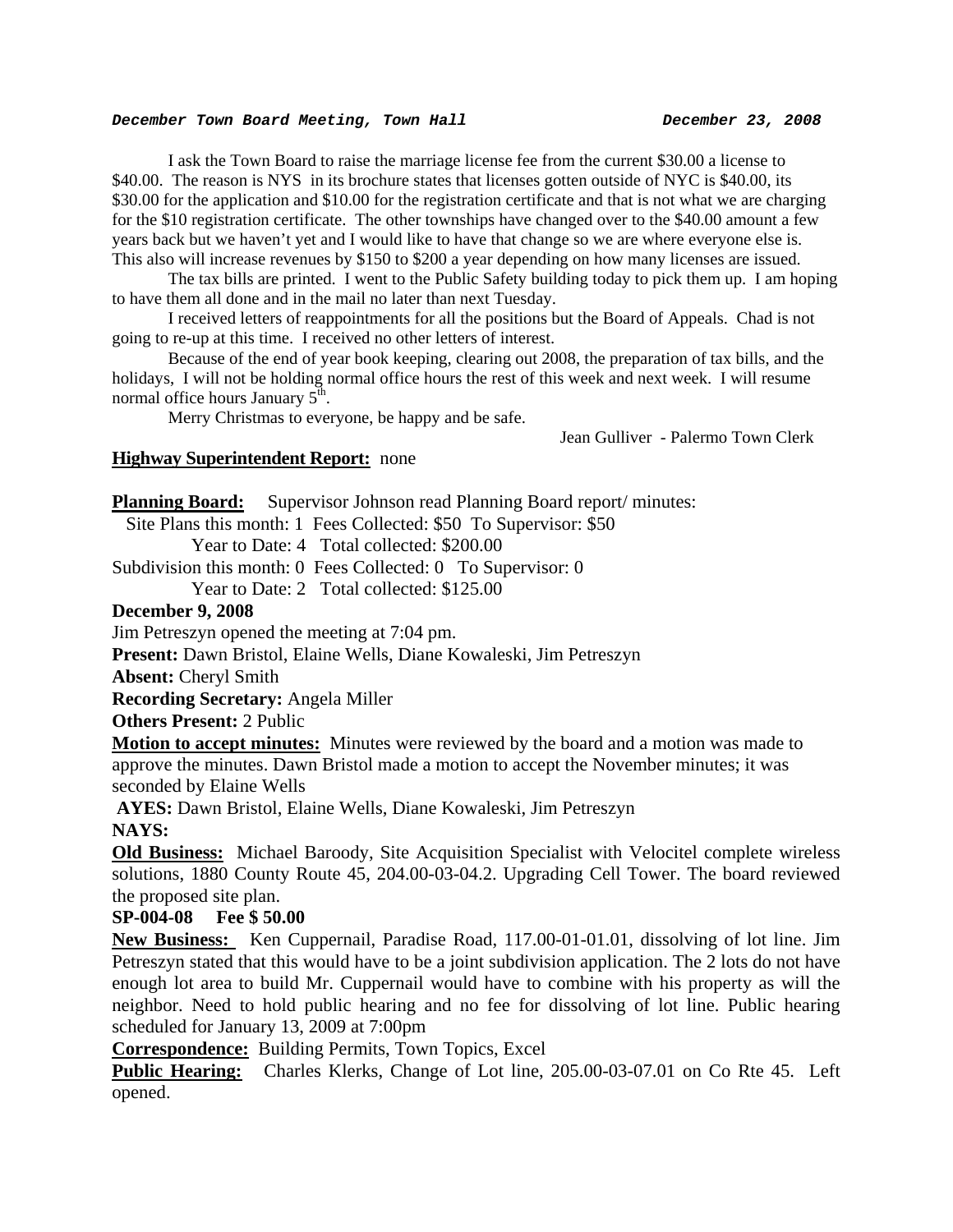***December Town Board Meeting, Town Hall*** ***December 23, 2008***

I ask the Town Board to raise the marriage license fee from the current $30.00 a license to $40.00. The reason is NYS in its brochure states that licenses gotten outside of NYC is $40.00, its $30.00 for the application and $10.00 for the registration certificate and that is not what we are charging for the $10 registration certificate. The other townships have changed over to the $40.00 amount a few years back but we haven't yet and I would like to have that change so we are where everyone else is. This also will increase revenues by $150 to $200 a year depending on how many licenses are issued.

The tax bills are printed. I went to the Public Safety building today to pick them up. I am hoping to have them all done and in the mail no later than next Tuesday.

I received letters of reappointments for all the positions but the Board of Appeals. Chad is not going to re-up at this time. I received no other letters of interest.

Because of the end of year book keeping, clearing out 2008, the preparation of tax bills, and the holidays, I will not be holding normal office hours the rest of this week and next week. I will resume normal office hours January 5th.

Merry Christmas to everyone, be happy and be safe.

Jean Gulliver - Palermo Town Clerk

**Highway Superintendent Report:** none

**Planning Board:** Supervisor Johnson read Planning Board report/ minutes:

Site Plans this month: 1 Fees Collected: $50 To Supervisor: $50

Year to Date: 4 Total collected: $200.00

Subdivision this month: 0 Fees Collected: 0 To Supervisor: 0

Year to Date: 2 Total collected: $125.00

**December 9, 2008**

Jim Petreszyn opened the meeting at 7:04 pm.

**Present:** Dawn Bristol, Elaine Wells, Diane Kowaleski, Jim Petreszyn

**Absent:** Cheryl Smith

**Recording Secretary:** Angela Miller

**Others Present:** 2 Public

**Motion to accept minutes:** Minutes were reviewed by the board and a motion was made to approve the minutes. Dawn Bristol made a motion to accept the November minutes; it was seconded by Elaine Wells

**AYES:** Dawn Bristol, Elaine Wells, Diane Kowaleski, Jim Petreszyn

**NAYS:**

**Old Business:** Michael Baroody, Site Acquisition Specialist with Velocitel complete wireless solutions, 1880 County Route 45, 204.00-03-04.2. Upgrading Cell Tower. The board reviewed the proposed site plan.

**SP-004-08 Fee $ 50.00**

**New Business:** Ken Cuppernail, Paradise Road, 117.00-01-01.01, dissolving of lot line. Jim Petreszyn stated that this would have to be a joint subdivision application. The 2 lots do not have enough lot area to build Mr. Cuppernail would have to combine with his property as will the neighbor. Need to hold public hearing and no fee for dissolving of lot line. Public hearing scheduled for January 13, 2009 at 7:00pm

**Correspondence:** Building Permits, Town Topics, Excel

**Public Hearing:** Charles Klerks, Change of Lot line, 205.00-03-07.01 on Co Rte 45. Left opened.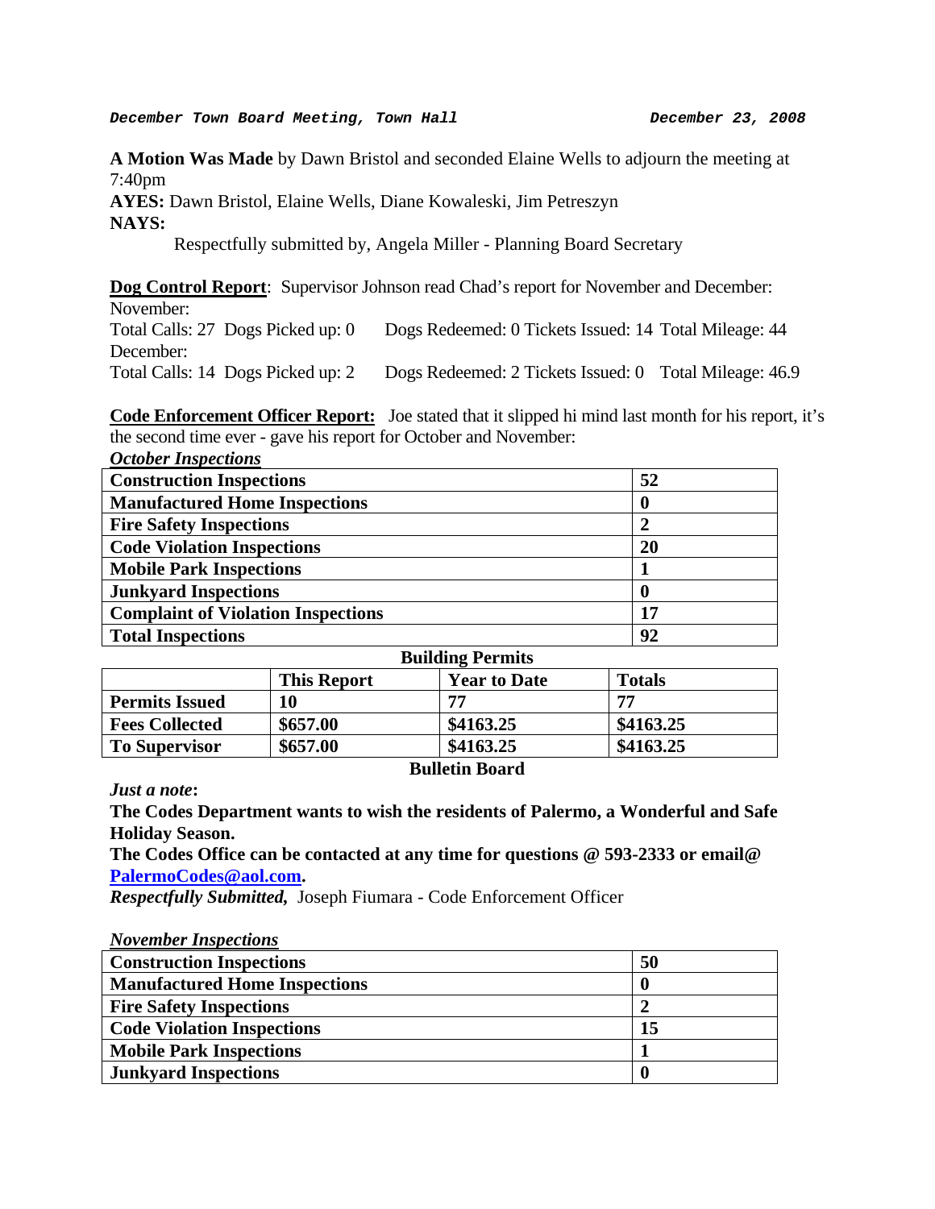**December Town Board Meeting, Town Hall** **December 23, 2008**

**A Motion Was Made** by Dawn Bristol and seconded Elaine Wells to adjourn the meeting at 7:40pm

**AYES:** Dawn Bristol, Elaine Wells, Diane Kowaleski, Jim Petreszyn

**NAYS:**

Respectfully submitted by, Angela Miller - Planning Board Secretary

**Dog Control Report**: Supervisor Johnson read Chad's report for November and December:

November:
Total Calls: 27 Dogs Picked up: 0 Dogs Redeemed: 0 Tickets Issued: 14 Total Mileage: 44

December:
Total Calls: 14 Dogs Picked up: 2 Dogs Redeemed: 2 Tickets Issued: 0 Total Mileage: 46.9

**Code Enforcement Officer Report:** Joe stated that it slipped hi mind last month for his report, it's the second time ever - gave his report for October and November:

***October Inspections***

| | |
|---|---|
| **Construction Inspections** | **52** |
| **Manufactured Home Inspections** | **0** |
| **Fire Safety Inspections** | **2** |
| **Code Violation Inspections** | **20** |
| **Mobile Park Inspections** | **1** |
| **Junkyard Inspections** | **0** |
| **Complaint of Violation Inspections** | **17** |
| **Total Inspections** | **92** |

**Building Permits**

| | This Report | Year to Date | Totals |
|---|---|---|---|
| **Permits Issued** | **10** | **77** | **77** |
| **Fees Collected** | **$657.00** | **$4163.25** | **$4163.25** |
| **To Supervisor** | **$657.00** | **$4163.25** | **$4163.25** |

**Bulletin Board**

***Just a note*:**

**The Codes Department wants to wish the residents of Palermo, a Wonderful and Safe Holiday Season.**

**The Codes Office can be contacted at any time for questions @ 593-2333 or email@ PalermoCodes@aol.com.**

***Respectfully Submitted,*** Joseph Fiumara - Code Enforcement Officer

***November Inspections***

| | |
|---|---|
| **Construction Inspections** | **50** |
| **Manufactured Home Inspections** | **0** |
| **Fire Safety Inspections** | **2** |
| **Code Violation Inspections** | **15** |
| **Mobile Park Inspections** | **1** |
| **Junkyard Inspections** | **0** |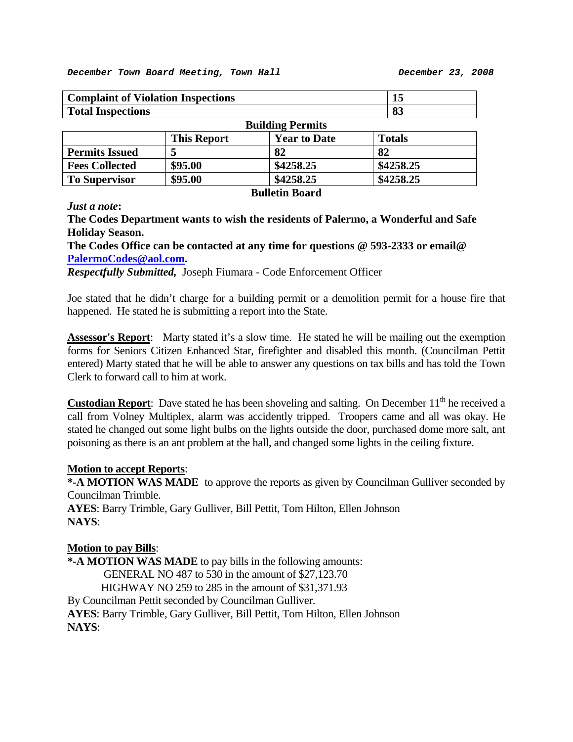| Complaint of Violation Inspections | 15 |
|---|---|
| Total Inspections | 83 |

**Building Permits**

| | This Report | Year to Date | Totals |
|---|---|---|---|
| **Permits Issued** | 5 | 82 | 82 |
| **Fees Collected** | $95.00 | $4258.25 | $4258.25 |
| **To Supervisor** | $95.00 | $4258.25 | $4258.25 |

**Bulletin Board**

***Just a note*:**

**The Codes Department wants to wish the residents of Palermo, a Wonderful and Safe Holiday Season.**

**The Codes Office can be contacted at any time for questions @ 593-2333 or email@ PalermoCodes@aol.com.**

***Respectfully Submitted,*** Joseph Fiumara - Code Enforcement Officer

Joe stated that he didn't charge for a building permit or a demolition permit for a house fire that happened. He stated he is submitting a report into the State.

**Assessor's Report**: Marty stated it's a slow time. He stated he will be mailing out the exemption forms for Seniors Citizen Enhanced Star, firefighter and disabled this month. (Councilman Pettit entered) Marty stated that he will be able to answer any questions on tax bills and has told the Town Clerk to forward call to him at work.

**Custodian Report**: Dave stated he has been shoveling and salting. On December 11th he received a call from Volney Multiplex, alarm was accidently tripped. Troopers came and all was okay. He stated he changed out some light bulbs on the lights outside the door, purchased dome more salt, ant poisoning as there is an ant problem at the hall, and changed some lights in the ceiling fixture.

**Motion to accept Reports**:

**\*-A MOTION WAS MADE** to approve the reports as given by Councilman Gulliver seconded by Councilman Trimble.

**AYES**: Barry Trimble, Gary Gulliver, Bill Pettit, Tom Hilton, Ellen Johnson

**NAYS**:

**Motion to pay Bills**:

**\*-A MOTION WAS MADE** to pay bills in the following amounts:

GENERAL NO 487 to 530 in the amount of $27,123.70

HIGHWAY NO 259 to 285 in the amount of $31,371.93

By Councilman Pettit seconded by Councilman Gulliver.

**AYES**: Barry Trimble, Gary Gulliver, Bill Pettit, Tom Hilton, Ellen Johnson

**NAYS**: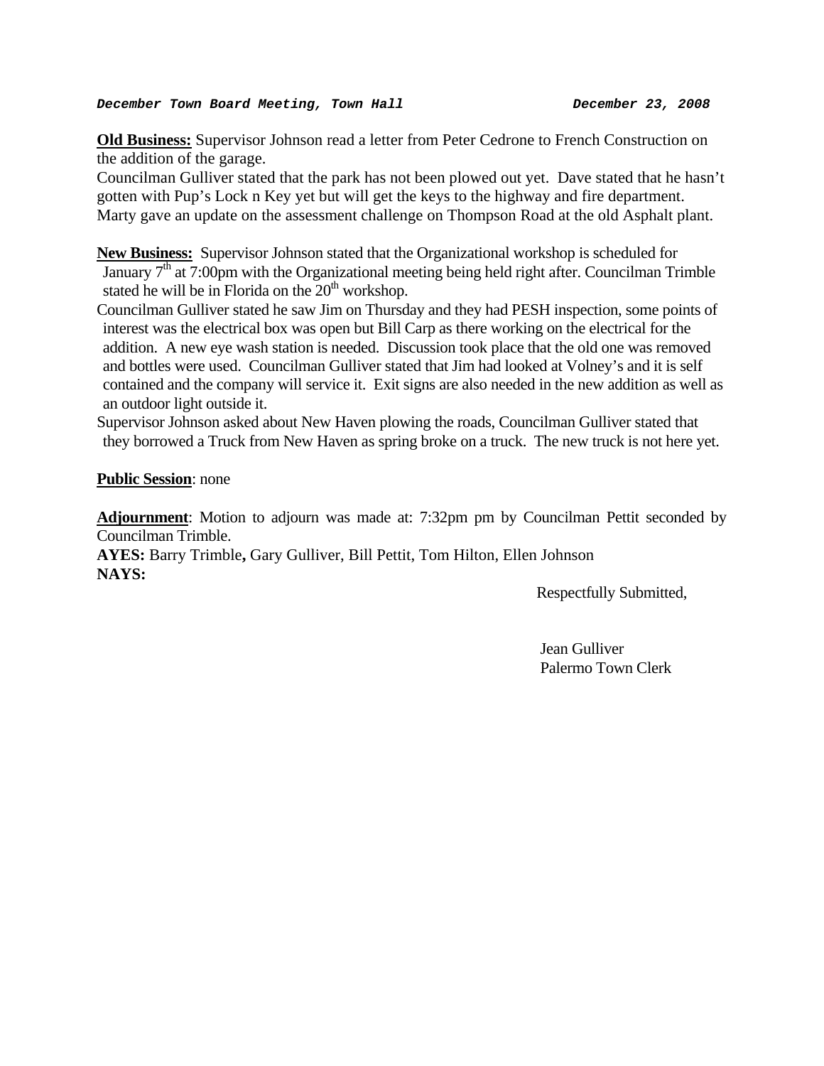***December Town Board Meeting, Town Hall*** ***December 23, 2008***

**Old Business:** Supervisor Johnson read a letter from Peter Cedrone to French Construction on the addition of the garage.
Councilman Gulliver stated that the park has not been plowed out yet. Dave stated that he hasn't gotten with Pup's Lock n Key yet but will get the keys to the highway and fire department. Marty gave an update on the assessment challenge on Thompson Road at the old Asphalt plant.

**New Business:** Supervisor Johnson stated that the Organizational workshop is scheduled for January 7th at 7:00pm with the Organizational meeting being held right after. Councilman Trimble stated he will be in Florida on the 20th workshop.
Councilman Gulliver stated he saw Jim on Thursday and they had PESH inspection, some points of interest was the electrical box was open but Bill Carp as there working on the electrical for the addition. A new eye wash station is needed. Discussion took place that the old one was removed and bottles were used. Councilman Gulliver stated that Jim had looked at Volney's and it is self contained and the company will service it. Exit signs are also needed in the new addition as well as an outdoor light outside it.
Supervisor Johnson asked about New Haven plowing the roads, Councilman Gulliver stated that they borrowed a Truck from New Haven as spring broke on a truck. The new truck is not here yet.

**Public Session**: none

**Adjournment**: Motion to adjourn was made at: 7:32pm pm by Councilman Pettit seconded by Councilman Trimble.
**AYES:** Barry Trimble**,** Gary Gulliver, Bill Pettit, Tom Hilton, Ellen Johnson
**NAYS:**

Respectfully Submitted,

Jean Gulliver
Palermo Town Clerk